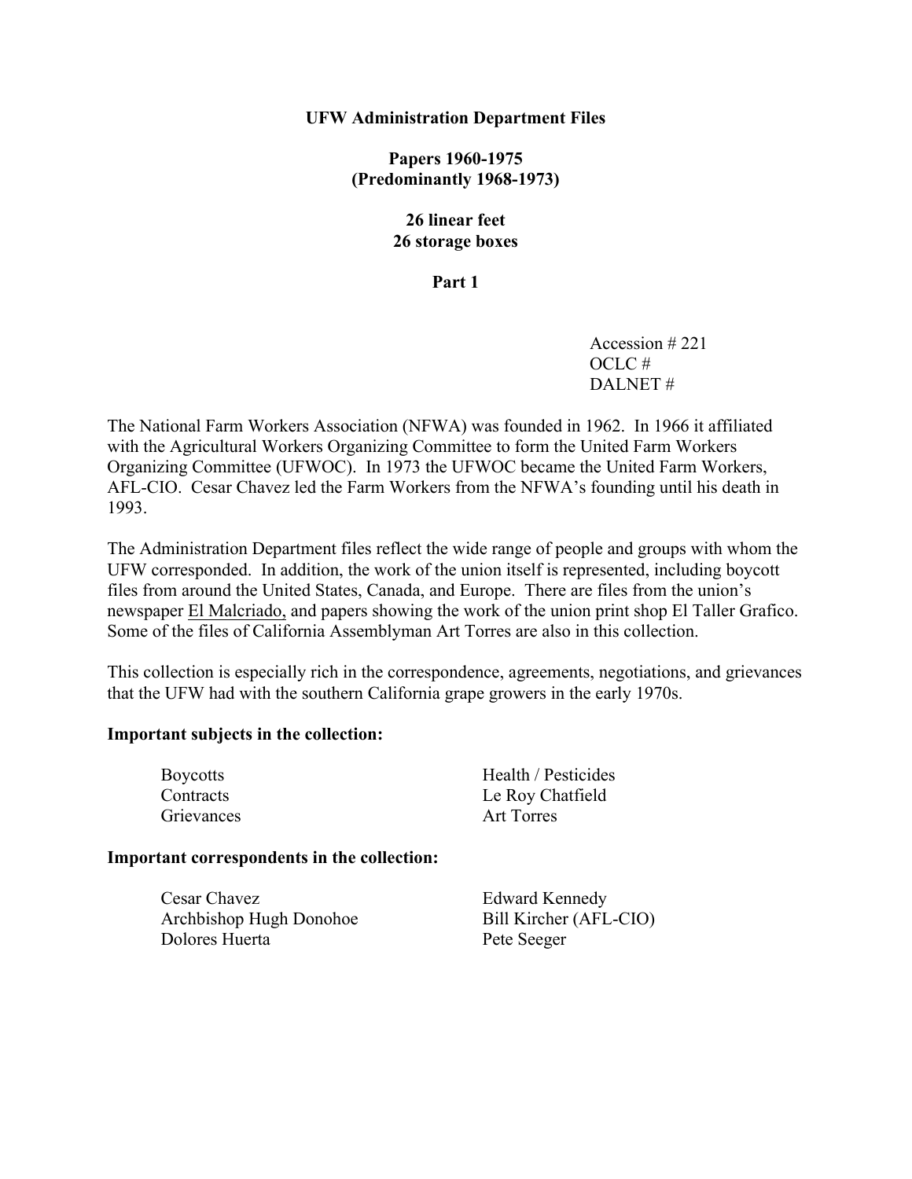# UFW Administration Department Files

**Papers 1960-1975**
**(Predominantly 1968-1973)**

**26 linear feet**
**26 storage boxes**

**Part 1**

Accession # 221
OCLC #
DALNET #

The National Farm Workers Association (NFWA) was founded in 1962. In 1966 it affiliated with the Agricultural Workers Organizing Committee to form the United Farm Workers Organizing Committee (UFWOC). In 1973 the UFWOC became the United Farm Workers, AFL-CIO. Cesar Chavez led the Farm Workers from the NFWA's founding until his death in 1993.

The Administration Department files reflect the wide range of people and groups with whom the UFW corresponded. In addition, the work of the union itself is represented, including boycott files from around the United States, Canada, and Europe. There are files from the union's newspaper El Malcriado, and papers showing the work of the union print shop El Taller Grafico. Some of the files of California Assemblyman Art Torres are also in this collection.

This collection is especially rich in the correspondence, agreements, negotiations, and grievances that the UFW had with the southern California grape growers in the early 1970s.

**Important subjects in the collection:**

- Boycotts
- Contracts
- Grievances
- Health / Pesticides
- Le Roy Chatfield
- Art Torres

**Important correspondents in the collection:**

- Cesar Chavez
- Archbishop Hugh Donohoe
- Dolores Huerta
- Edward Kennedy
- Bill Kircher (AFL-CIO)
- Pete Seeger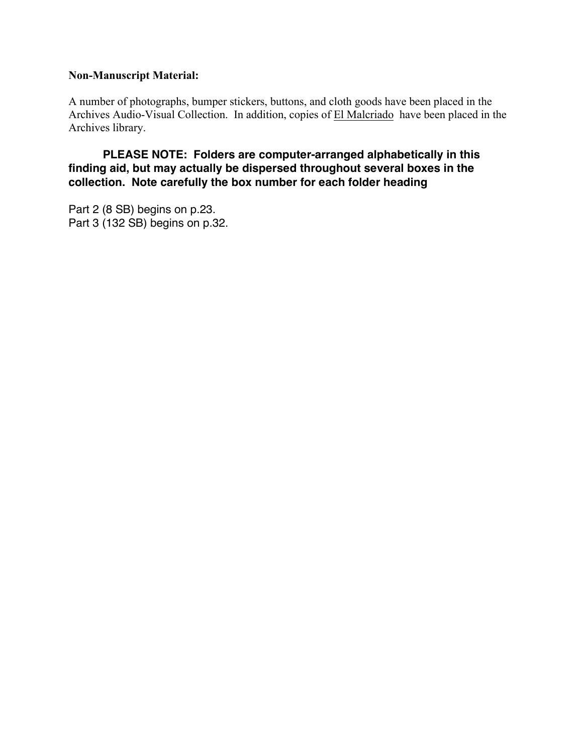**Non-Manuscript Material:**

A number of photographs, bumper stickers, buttons, and cloth goods have been placed in the Archives Audio-Visual Collection. In addition, copies of El Malcriado have been placed in the Archives library.

**PLEASE NOTE: Folders are computer-arranged alphabetically in this finding aid, but may actually be dispersed throughout several boxes in the collection. Note carefully the box number for each folder heading**

Part 2 (8 SB) begins on p.23.
Part 3 (132 SB) begins on p.32.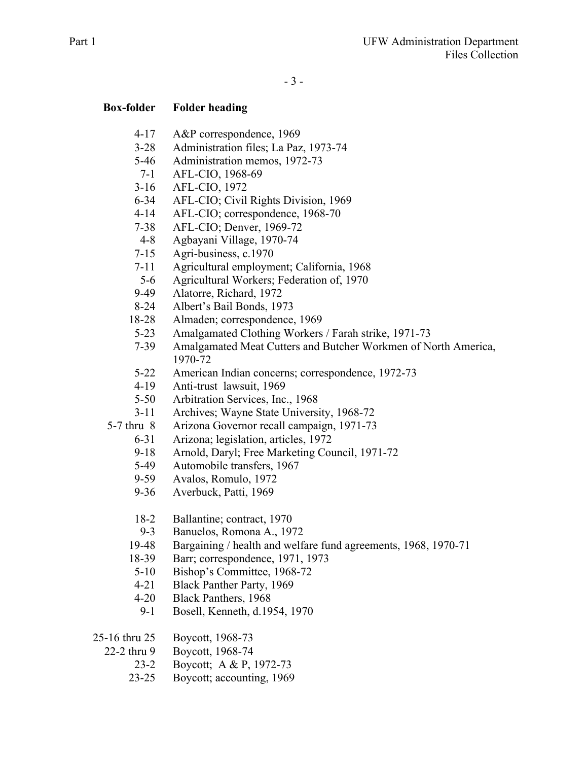| Box-folder | Folder heading |
|---|---|
| 4-17 | A&P correspondence, 1969 |
| 3-28 | Administration files; La Paz, 1973-74 |
| 5-46 | Administration memos, 1972-73 |
| 7-1 | AFL-CIO, 1968-69 |
| 3-16 | AFL-CIO, 1972 |
| 6-34 | AFL-CIO; Civil Rights Division, 1969 |
| 4-14 | AFL-CIO; correspondence, 1968-70 |
| 7-38 | AFL-CIO; Denver, 1969-72 |
| 4-8 | Agbayani Village, 1970-74 |
| 7-15 | Agri-business, c.1970 |
| 7-11 | Agricultural employment; California, 1968 |
| 5-6 | Agricultural Workers; Federation of, 1970 |
| 9-49 | Alatorre, Richard, 1972 |
| 8-24 | Albert's Bail Bonds, 1973 |
| 18-28 | Almaden; correspondence, 1969 |
| 5-23 | Amalgamated Clothing Workers / Farah strike, 1971-73 |
| 7-39 | Amalgamated Meat Cutters and Butcher Workmen of North America, 1970-72 |
| 5-22 | American Indian concerns; correspondence, 1972-73 |
| 4-19 | Anti-trust lawsuit, 1969 |
| 5-50 | Arbitration Services, Inc., 1968 |
| 3-11 | Archives; Wayne State University, 1968-72 |
| 5-7 thru 8 | Arizona Governor recall campaign, 1971-73 |
| 6-31 | Arizona; legislation, articles, 1972 |
| 9-18 | Arnold, Daryl; Free Marketing Council, 1971-72 |
| 5-49 | Automobile transfers, 1967 |
| 9-59 | Avalos, Romulo, 1972 |
| 9-36 | Averbuck, Patti, 1969 |
| 18-2 | Ballantine; contract, 1970 |
| 9-3 | Banuelos, Romona A., 1972 |
| 19-48 | Bargaining / health and welfare fund agreements, 1968, 1970-71 |
| 18-39 | Barr; correspondence, 1971, 1973 |
| 5-10 | Bishop's Committee, 1968-72 |
| 4-21 | Black Panther Party, 1969 |
| 4-20 | Black Panthers, 1968 |
| 9-1 | Bosell, Kenneth, d.1954, 1970 |
| 25-16 thru 25 | Boycott, 1968-73 |
| 22-2 thru 9 | Boycott, 1968-74 |
| 23-2 | Boycott; A & P, 1972-73 |
| 23-25 | Boycott; accounting, 1969 |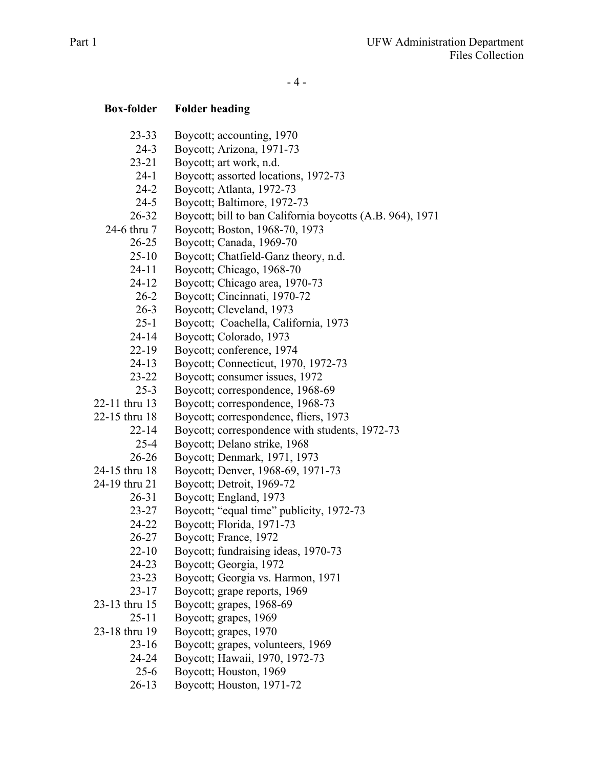| Box-folder | Folder heading |
|---|---|
| 23-33 | Boycott; accounting, 1970 |
| 24-3 | Boycott; Arizona, 1971-73 |
| 23-21 | Boycott; art work, n.d. |
| 24-1 | Boycott; assorted locations, 1972-73 |
| 24-2 | Boycott; Atlanta, 1972-73 |
| 24-5 | Boycott; Baltimore, 1972-73 |
| 26-32 | Boycott; bill to ban California boycotts (A.B. 964), 1971 |
| 24-6 thru 7 | Boycott; Boston, 1968-70, 1973 |
| 26-25 | Boycott; Canada, 1969-70 |
| 25-10 | Boycott; Chatfield-Ganz theory, n.d. |
| 24-11 | Boycott; Chicago, 1968-70 |
| 24-12 | Boycott; Chicago area, 1970-73 |
| 26-2 | Boycott; Cincinnati, 1970-72 |
| 26-3 | Boycott; Cleveland, 1973 |
| 25-1 | Boycott; Coachella, California, 1973 |
| 24-14 | Boycott; Colorado, 1973 |
| 22-19 | Boycott; conference, 1974 |
| 24-13 | Boycott; Connecticut, 1970, 1972-73 |
| 23-22 | Boycott; consumer issues, 1972 |
| 25-3 | Boycott; correspondence, 1968-69 |
| 22-11 thru 13 | Boycott; correspondence, 1968-73 |
| 22-15 thru 18 | Boycott; correspondence, fliers, 1973 |
| 22-14 | Boycott; correspondence with students, 1972-73 |
| 25-4 | Boycott; Delano strike, 1968 |
| 26-26 | Boycott; Denmark, 1971, 1973 |
| 24-15 thru 18 | Boycott; Denver, 1968-69, 1971-73 |
| 24-19 thru 21 | Boycott; Detroit, 1969-72 |
| 26-31 | Boycott; England, 1973 |
| 23-27 | Boycott; "equal time" publicity, 1972-73 |
| 24-22 | Boycott; Florida, 1971-73 |
| 26-27 | Boycott; France, 1972 |
| 22-10 | Boycott; fundraising ideas, 1970-73 |
| 24-23 | Boycott; Georgia, 1972 |
| 23-23 | Boycott; Georgia vs. Harmon, 1971 |
| 23-17 | Boycott; grape reports, 1969 |
| 23-13 thru 15 | Boycott; grapes, 1968-69 |
| 25-11 | Boycott; grapes, 1969 |
| 23-18 thru 19 | Boycott; grapes, 1970 |
| 23-16 | Boycott; grapes, volunteers, 1969 |
| 24-24 | Boycott; Hawaii, 1970, 1972-73 |
| 25-6 | Boycott; Houston, 1969 |
| 26-13 | Boycott; Houston, 1971-72 |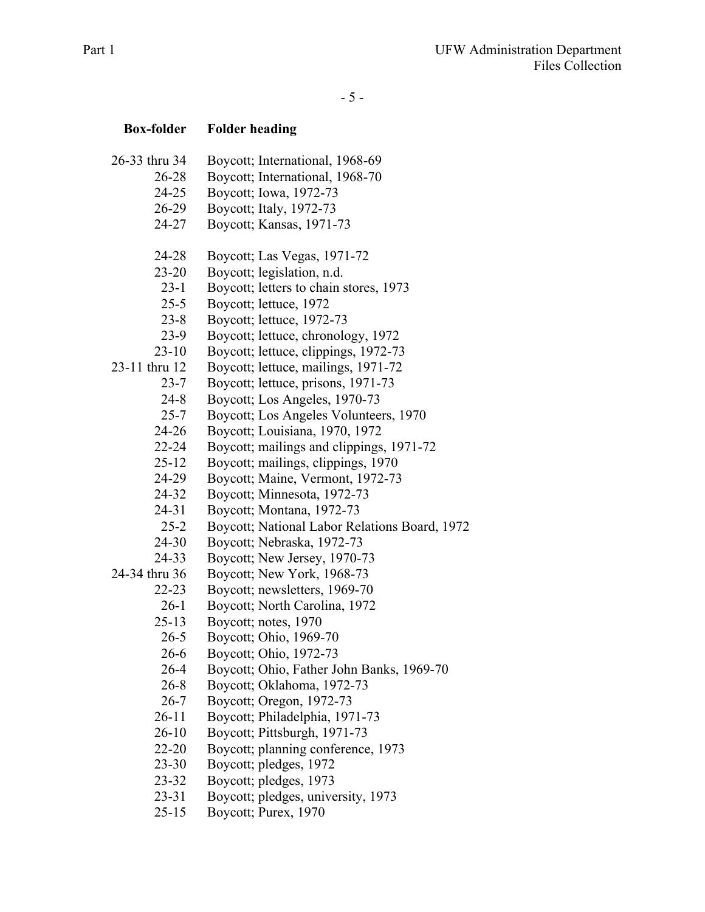| Box-folder | Folder heading |
|---|---|
| 26-33 thru 34 | Boycott; International, 1968-69 |
| 26-28 | Boycott; International, 1968-70 |
| 24-25 | Boycott; Iowa, 1972-73 |
| 26-29 | Boycott; Italy, 1972-73 |
| 24-27 | Boycott; Kansas, 1971-73 |
| 24-28 | Boycott; Las Vegas, 1971-72 |
| 23-20 | Boycott; legislation, n.d. |
| 23-1 | Boycott; letters to chain stores, 1973 |
| 25-5 | Boycott; lettuce, 1972 |
| 23-8 | Boycott; lettuce, 1972-73 |
| 23-9 | Boycott; lettuce, chronology, 1972 |
| 23-10 | Boycott; lettuce, clippings, 1972-73 |
| 23-11 thru 12 | Boycott; lettuce, mailings, 1971-72 |
| 23-7 | Boycott; lettuce, prisons, 1971-73 |
| 24-8 | Boycott; Los Angeles, 1970-73 |
| 25-7 | Boycott; Los Angeles Volunteers, 1970 |
| 24-26 | Boycott; Louisiana, 1970, 1972 |
| 22-24 | Boycott; mailings and clippings, 1971-72 |
| 25-12 | Boycott; mailings, clippings, 1970 |
| 24-29 | Boycott; Maine, Vermont, 1972-73 |
| 24-32 | Boycott; Minnesota, 1972-73 |
| 24-31 | Boycott; Montana, 1972-73 |
| 25-2 | Boycott; National Labor Relations Board, 1972 |
| 24-30 | Boycott; Nebraska, 1972-73 |
| 24-33 | Boycott; New Jersey, 1970-73 |
| 24-34 thru 36 | Boycott; New York, 1968-73 |
| 22-23 | Boycott; newsletters, 1969-70 |
| 26-1 | Boycott; North Carolina, 1972 |
| 25-13 | Boycott; notes, 1970 |
| 26-5 | Boycott; Ohio, 1969-70 |
| 26-6 | Boycott; Ohio, 1972-73 |
| 26-4 | Boycott; Ohio, Father John Banks, 1969-70 |
| 26-8 | Boycott; Oklahoma, 1972-73 |
| 26-7 | Boycott; Oregon, 1972-73 |
| 26-11 | Boycott; Philadelphia, 1971-73 |
| 26-10 | Boycott; Pittsburgh, 1971-73 |
| 22-20 | Boycott; planning conference, 1973 |
| 23-30 | Boycott; pledges, 1972 |
| 23-32 | Boycott; pledges, 1973 |
| 23-31 | Boycott; pledges, university, 1973 |
| 25-15 | Boycott; Purex, 1970 |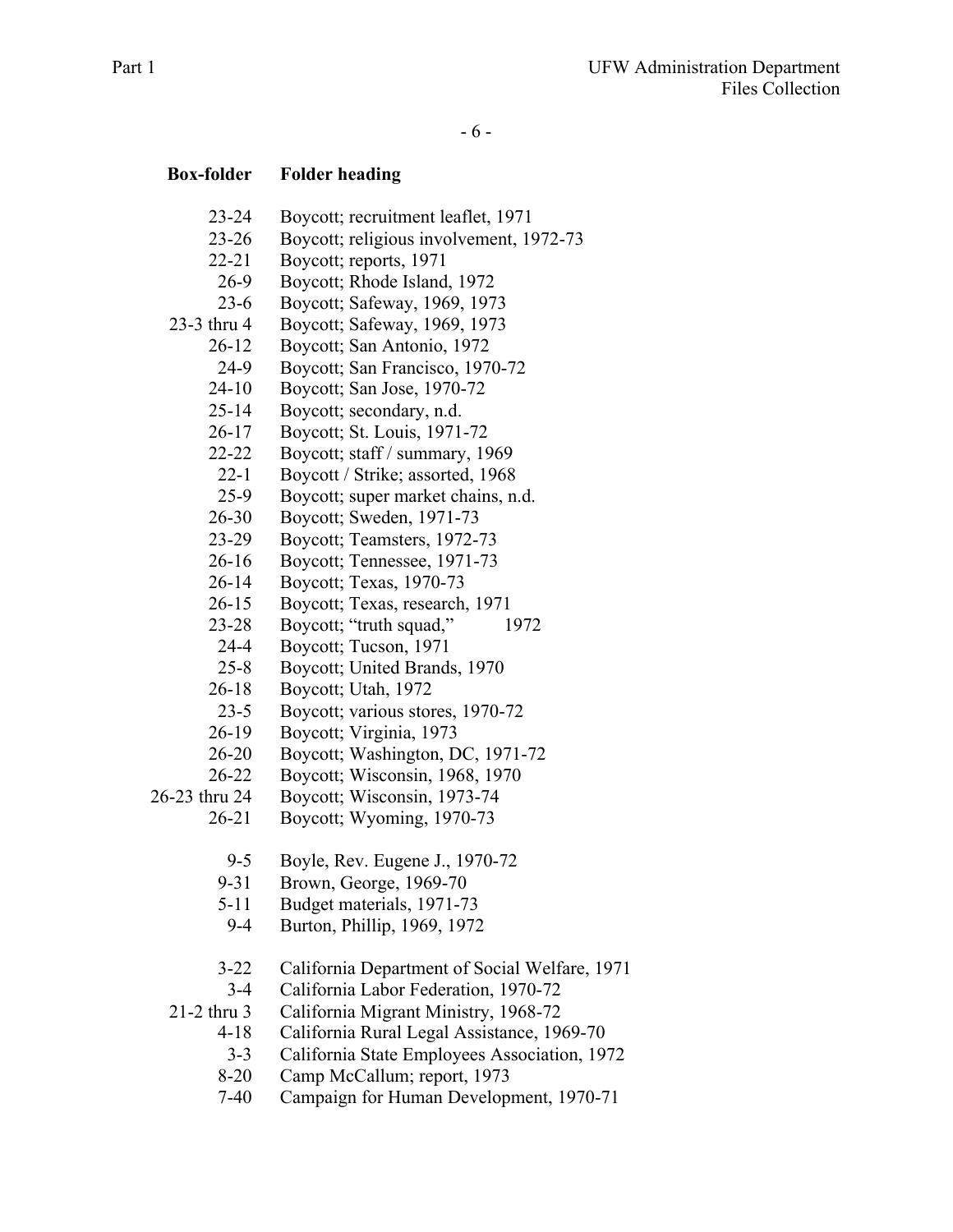| Box-folder | Folder heading |
|---|---|
| 23-24 | Boycott; recruitment leaflet, 1971 |
| 23-26 | Boycott; religious involvement, 1972-73 |
| 22-21 | Boycott; reports, 1971 |
| 26-9 | Boycott; Rhode Island, 1972 |
| 23-6 | Boycott; Safeway, 1969, 1973 |
| 23-3 thru 4 | Boycott; Safeway, 1969, 1973 |
| 26-12 | Boycott; San Antonio, 1972 |
| 24-9 | Boycott; San Francisco, 1970-72 |
| 24-10 | Boycott; San Jose, 1970-72 |
| 25-14 | Boycott; secondary, n.d. |
| 26-17 | Boycott; St. Louis, 1971-72 |
| 22-22 | Boycott; staff / summary, 1969 |
| 22-1 | Boycott / Strike; assorted, 1968 |
| 25-9 | Boycott; super market chains, n.d. |
| 26-30 | Boycott; Sweden, 1971-73 |
| 23-29 | Boycott; Teamsters, 1972-73 |
| 26-16 | Boycott; Tennessee, 1971-73 |
| 26-14 | Boycott; Texas, 1970-73 |
| 26-15 | Boycott; Texas, research, 1971 |
| 23-28 | Boycott; "truth squad," 1972 |
| 24-4 | Boycott; Tucson, 1971 |
| 25-8 | Boycott; United Brands, 1970 |
| 26-18 | Boycott; Utah, 1972 |
| 23-5 | Boycott; various stores, 1970-72 |
| 26-19 | Boycott; Virginia, 1973 |
| 26-20 | Boycott; Washington, DC, 1971-72 |
| 26-22 | Boycott; Wisconsin, 1968, 1970 |
| 26-23 thru 24 | Boycott; Wisconsin, 1973-74 |
| 26-21 | Boycott; Wyoming, 1970-73 |
| | |
| 9-5 | Boyle, Rev. Eugene J., 1970-72 |
| 9-31 | Brown, George, 1969-70 |
| 5-11 | Budget materials, 1971-73 |
| 9-4 | Burton, Phillip, 1969, 1972 |
| | |
| 3-22 | California Department of Social Welfare, 1971 |
| 3-4 | California Labor Federation, 1970-72 |
| 21-2 thru 3 | California Migrant Ministry, 1968-72 |
| 4-18 | California Rural Legal Assistance, 1969-70 |
| 3-3 | California State Employees Association, 1972 |
| 8-20 | Camp McCallum; report, 1973 |
| 7-40 | Campaign for Human Development, 1970-71 |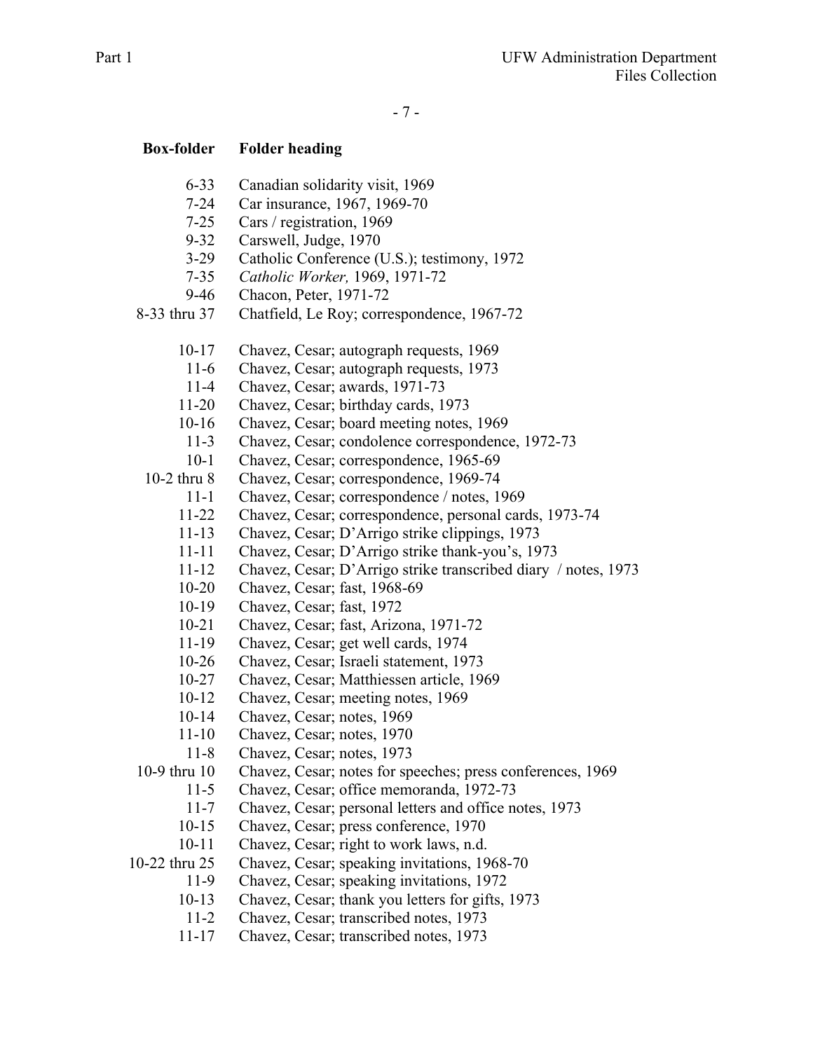| Box-folder | Folder heading |
|---|---|
| 6-33 | Canadian solidarity visit, 1969 |
| 7-24 | Car insurance, 1967, 1969-70 |
| 7-25 | Cars / registration, 1969 |
| 9-32 | Carswell, Judge, 1970 |
| 3-29 | Catholic Conference (U.S.); testimony, 1972 |
| 7-35 | *Catholic Worker,* 1969, 1971-72 |
| 9-46 | Chacon, Peter, 1971-72 |
| 8-33 thru 37 | Chatfield, Le Roy; correspondence, 1967-72 |
| 10-17 | Chavez, Cesar; autograph requests, 1969 |
| 11-6 | Chavez, Cesar; autograph requests, 1973 |
| 11-4 | Chavez, Cesar; awards, 1971-73 |
| 11-20 | Chavez, Cesar; birthday cards, 1973 |
| 10-16 | Chavez, Cesar; board meeting notes, 1969 |
| 11-3 | Chavez, Cesar; condolence correspondence, 1972-73 |
| 10-1 | Chavez, Cesar; correspondence, 1965-69 |
| 10-2 thru 8 | Chavez, Cesar; correspondence, 1969-74 |
| 11-1 | Chavez, Cesar; correspondence / notes, 1969 |
| 11-22 | Chavez, Cesar; correspondence, personal cards, 1973-74 |
| 11-13 | Chavez, Cesar; D'Arrigo strike clippings, 1973 |
| 11-11 | Chavez, Cesar; D'Arrigo strike thank-you's, 1973 |
| 11-12 | Chavez, Cesar; D'Arrigo strike transcribed diary / notes, 1973 |
| 10-20 | Chavez, Cesar; fast, 1968-69 |
| 10-19 | Chavez, Cesar; fast, 1972 |
| 10-21 | Chavez, Cesar; fast, Arizona, 1971-72 |
| 11-19 | Chavez, Cesar; get well cards, 1974 |
| 10-26 | Chavez, Cesar; Israeli statement, 1973 |
| 10-27 | Chavez, Cesar; Matthiessen article, 1969 |
| 10-12 | Chavez, Cesar; meeting notes, 1969 |
| 10-14 | Chavez, Cesar; notes, 1969 |
| 11-10 | Chavez, Cesar; notes, 1970 |
| 11-8 | Chavez, Cesar; notes, 1973 |
| 10-9 thru 10 | Chavez, Cesar; notes for speeches; press conferences, 1969 |
| 11-5 | Chavez, Cesar; office memoranda, 1972-73 |
| 11-7 | Chavez, Cesar; personal letters and office notes, 1973 |
| 10-15 | Chavez, Cesar; press conference, 1970 |
| 10-11 | Chavez, Cesar; right to work laws, n.d. |
| 10-22 thru 25 | Chavez, Cesar; speaking invitations, 1968-70 |
| 11-9 | Chavez, Cesar; speaking invitations, 1972 |
| 10-13 | Chavez, Cesar; thank you letters for gifts, 1973 |
| 11-2 | Chavez, Cesar; transcribed notes, 1973 |
| 11-17 | Chavez, Cesar; transcribed notes, 1973 |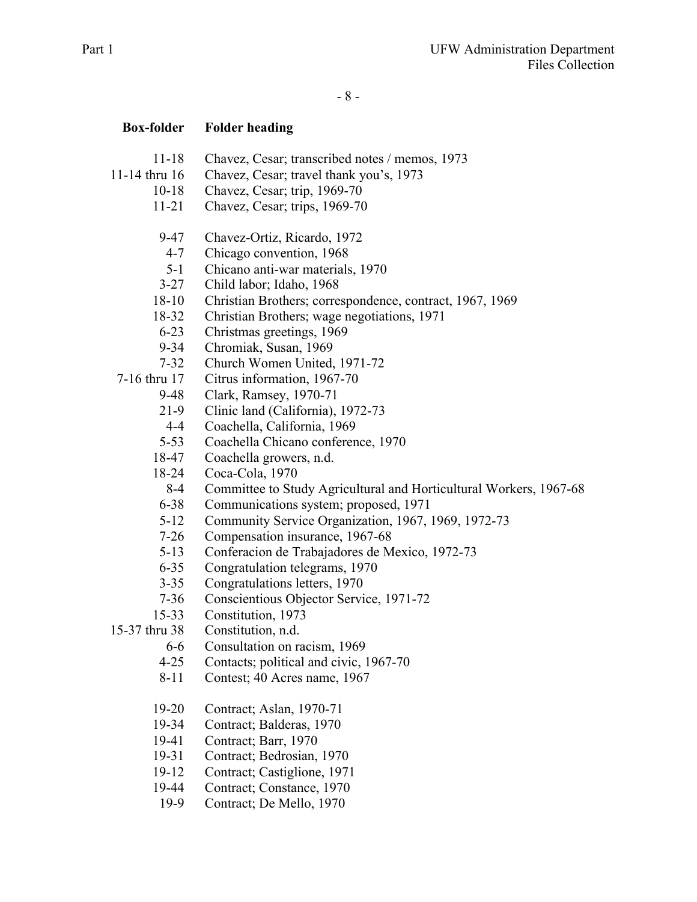| Box-folder | Folder heading |
|---|---|
| 11-18 | Chavez, Cesar; transcribed notes / memos, 1973 |
| 11-14 thru 16 | Chavez, Cesar; travel thank you's, 1973 |
| 10-18 | Chavez, Cesar; trip, 1969-70 |
| 11-21 | Chavez, Cesar; trips, 1969-70 |
| | |
| 9-47 | Chavez-Ortiz, Ricardo, 1972 |
| 4-7 | Chicago convention, 1968 |
| 5-1 | Chicano anti-war materials, 1970 |
| 3-27 | Child labor; Idaho, 1968 |
| 18-10 | Christian Brothers; correspondence, contract, 1967, 1969 |
| 18-32 | Christian Brothers; wage negotiations, 1971 |
| 6-23 | Christmas greetings, 1969 |
| 9-34 | Chromiak, Susan, 1969 |
| 7-32 | Church Women United, 1971-72 |
| 7-16 thru 17 | Citrus information, 1967-70 |
| 9-48 | Clark, Ramsey, 1970-71 |
| 21-9 | Clinic land (California), 1972-73 |
| 4-4 | Coachella, California, 1969 |
| 5-53 | Coachella Chicano conference, 1970 |
| 18-47 | Coachella growers, n.d. |
| 18-24 | Coca-Cola, 1970 |
| 8-4 | Committee to Study Agricultural and Horticultural Workers, 1967-68 |
| 6-38 | Communications system; proposed, 1971 |
| 5-12 | Community Service Organization, 1967, 1969, 1972-73 |
| 7-26 | Compensation insurance, 1967-68 |
| 5-13 | Conferacion de Trabajadores de Mexico, 1972-73 |
| 6-35 | Congratulation telegrams, 1970 |
| 3-35 | Congratulations letters, 1970 |
| 7-36 | Conscientious Objector Service, 1971-72 |
| 15-33 | Constitution, 1973 |
| 15-37 thru 38 | Constitution, n.d. |
| 6-6 | Consultation on racism, 1969 |
| 4-25 | Contacts; political and civic, 1967-70 |
| 8-11 | Contest; 40 Acres name, 1967 |
| | |
| 19-20 | Contract; Aslan, 1970-71 |
| 19-34 | Contract; Balderas, 1970 |
| 19-41 | Contract; Barr, 1970 |
| 19-31 | Contract; Bedrosian, 1970 |
| 19-12 | Contract; Castiglione, 1971 |
| 19-44 | Contract; Constance, 1970 |
| 19-9 | Contract; De Mello, 1970 |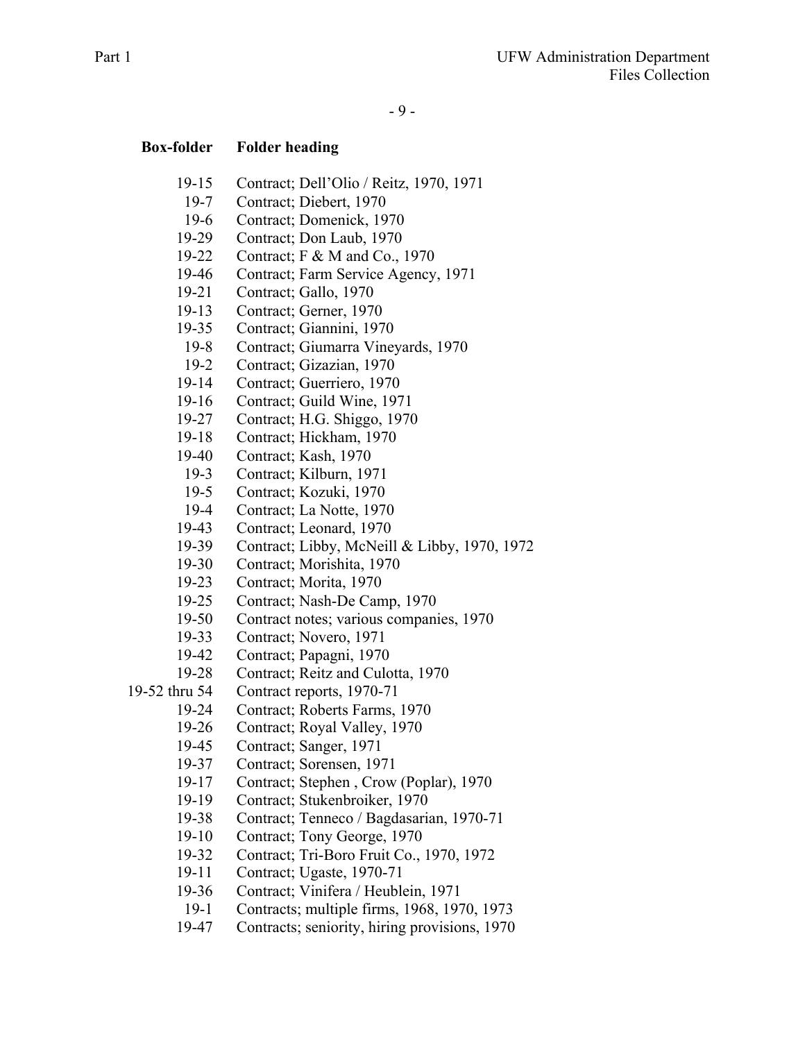| Box-folder | Folder heading |
|---|---|
| 19-15 | Contract; Dell'Olio / Reitz, 1970, 1971 |
| 19-7 | Contract; Diebert, 1970 |
| 19-6 | Contract; Domenick, 1970 |
| 19-29 | Contract; Don Laub, 1970 |
| 19-22 | Contract; F & M and Co., 1970 |
| 19-46 | Contract; Farm Service Agency, 1971 |
| 19-21 | Contract; Gallo, 1970 |
| 19-13 | Contract; Gerner, 1970 |
| 19-35 | Contract; Giannini, 1970 |
| 19-8 | Contract; Giumarra Vineyards, 1970 |
| 19-2 | Contract; Gizazian, 1970 |
| 19-14 | Contract; Guerriero, 1970 |
| 19-16 | Contract; Guild Wine, 1971 |
| 19-27 | Contract; H.G. Shiggo, 1970 |
| 19-18 | Contract; Hickham, 1970 |
| 19-40 | Contract; Kash, 1970 |
| 19-3 | Contract; Kilburn, 1971 |
| 19-5 | Contract; Kozuki, 1970 |
| 19-4 | Contract; La Notte, 1970 |
| 19-43 | Contract; Leonard, 1970 |
| 19-39 | Contract; Libby, McNeill & Libby, 1970, 1972 |
| 19-30 | Contract; Morishita, 1970 |
| 19-23 | Contract; Morita, 1970 |
| 19-25 | Contract; Nash-De Camp, 1970 |
| 19-50 | Contract notes; various companies, 1970 |
| 19-33 | Contract; Novero, 1971 |
| 19-42 | Contract; Papagni, 1970 |
| 19-28 | Contract; Reitz and Culotta, 1970 |
| 19-52 thru 54 | Contract reports, 1970-71 |
| 19-24 | Contract; Roberts Farms, 1970 |
| 19-26 | Contract; Royal Valley, 1970 |
| 19-45 | Contract; Sanger, 1971 |
| 19-37 | Contract; Sorensen, 1971 |
| 19-17 | Contract; Stephen , Crow (Poplar), 1970 |
| 19-19 | Contract; Stukenbroiker, 1970 |
| 19-38 | Contract; Tenneco / Bagdasarian, 1970-71 |
| 19-10 | Contract; Tony George, 1970 |
| 19-32 | Contract; Tri-Boro Fruit Co., 1970, 1972 |
| 19-11 | Contract; Ugaste, 1970-71 |
| 19-36 | Contract; Vinifera / Heublein, 1971 |
| 19-1 | Contracts; multiple firms, 1968, 1970, 1973 |
| 19-47 | Contracts; seniority, hiring provisions, 1970 |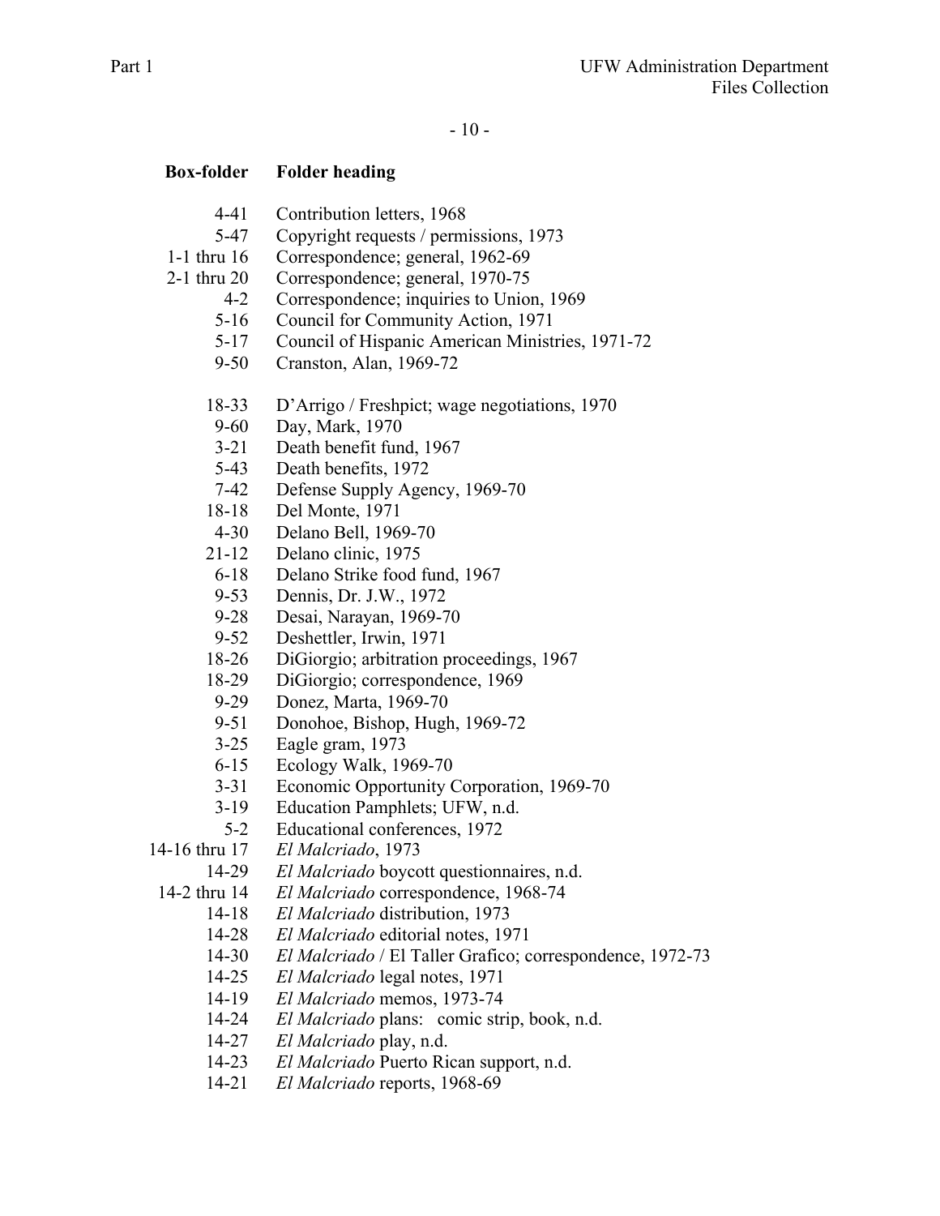| Box-folder | Folder heading |
|---|---|
| 4-41 | Contribution letters, 1968 |
| 5-47 | Copyright requests / permissions, 1973 |
| 1-1 thru 16 | Correspondence; general, 1962-69 |
| 2-1 thru 20 | Correspondence; general, 1970-75 |
| 4-2 | Correspondence; inquiries to Union, 1969 |
| 5-16 | Council for Community Action, 1971 |
| 5-17 | Council of Hispanic American Ministries, 1971-72 |
| 9-50 | Cranston, Alan, 1969-72 |
| | |
| 18-33 | D'Arrigo / Freshpict; wage negotiations, 1970 |
| 9-60 | Day, Mark, 1970 |
| 3-21 | Death benefit fund, 1967 |
| 5-43 | Death benefits, 1972 |
| 7-42 | Defense Supply Agency, 1969-70 |
| 18-18 | Del Monte, 1971 |
| 4-30 | Delano Bell, 1969-70 |
| 21-12 | Delano clinic, 1975 |
| 6-18 | Delano Strike food fund, 1967 |
| 9-53 | Dennis, Dr. J.W., 1972 |
| 9-28 | Desai, Narayan, 1969-70 |
| 9-52 | Deshettler, Irwin, 1971 |
| 18-26 | DiGiorgio; arbitration proceedings, 1967 |
| 18-29 | DiGiorgio; correspondence, 1969 |
| 9-29 | Donez, Marta, 1969-70 |
| 9-51 | Donohoe, Bishop, Hugh, 1969-72 |
| 3-25 | Eagle gram, 1973 |
| 6-15 | Ecology Walk, 1969-70 |
| 3-31 | Economic Opportunity Corporation, 1969-70 |
| 3-19 | Education Pamphlets; UFW, n.d. |
| 5-2 | Educational conferences, 1972 |
| 14-16 thru 17 | *El Malcriado*, 1973 |
| 14-29 | *El Malcriado* boycott questionnaires, n.d. |
| 14-2 thru 14 | *El Malcriado* correspondence, 1968-74 |
| 14-18 | *El Malcriado* distribution, 1973 |
| 14-28 | *El Malcriado* editorial notes, 1971 |
| 14-30 | *El Malcriado* / El Taller Grafico; correspondence, 1972-73 |
| 14-25 | *El Malcriado* legal notes, 1971 |
| 14-19 | *El Malcriado* memos, 1973-74 |
| 14-24 | *El Malcriado* plans: comic strip, book, n.d. |
| 14-27 | *El Malcriado* play, n.d. |
| 14-23 | *El Malcriado* Puerto Rican support, n.d. |
| 14-21 | *El Malcriado* reports, 1968-69 |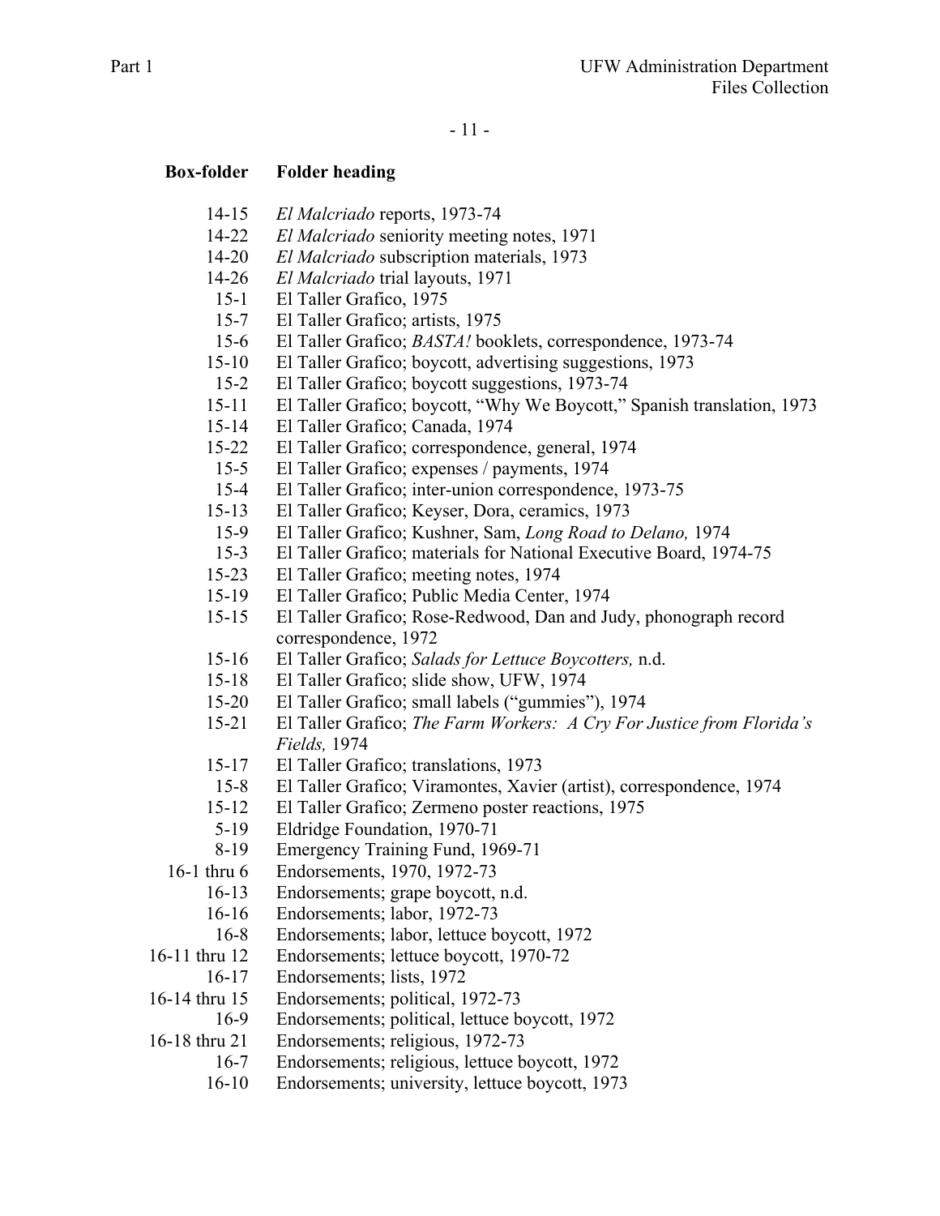| Box-folder | Folder heading |
|---|---|
| 14-15 | *El Malcriado* reports, 1973-74 |
| 14-22 | *El Malcriado* seniority meeting notes, 1971 |
| 14-20 | *El Malcriado* subscription materials, 1973 |
| 14-26 | *El Malcriado* trial layouts, 1971 |
| 15-1 | El Taller Grafico, 1975 |
| 15-7 | El Taller Grafico; artists, 1975 |
| 15-6 | El Taller Grafico; *BASTA!* booklets, correspondence, 1973-74 |
| 15-10 | El Taller Grafico; boycott, advertising suggestions, 1973 |
| 15-2 | El Taller Grafico; boycott suggestions, 1973-74 |
| 15-11 | El Taller Grafico; boycott, "Why We Boycott," Spanish translation, 1973 |
| 15-14 | El Taller Grafico; Canada, 1974 |
| 15-22 | El Taller Grafico; correspondence, general, 1974 |
| 15-5 | El Taller Grafico; expenses / payments, 1974 |
| 15-4 | El Taller Grafico; inter-union correspondence, 1973-75 |
| 15-13 | El Taller Grafico; Keyser, Dora, ceramics, 1973 |
| 15-9 | El Taller Grafico; Kushner, Sam, *Long Road to Delano,* 1974 |
| 15-3 | El Taller Grafico; materials for National Executive Board, 1974-75 |
| 15-23 | El Taller Grafico; meeting notes, 1974 |
| 15-19 | El Taller Grafico; Public Media Center, 1974 |
| 15-15 | El Taller Grafico; Rose-Redwood, Dan and Judy, phonograph record correspondence, 1972 |
| 15-16 | El Taller Grafico; *Salads for Lettuce Boycotters,* n.d. |
| 15-18 | El Taller Grafico; slide show, UFW, 1974 |
| 15-20 | El Taller Grafico; small labels ("gummies"), 1974 |
| 15-21 | El Taller Grafico; *The Farm Workers: A Cry For Justice from Florida's Fields,* 1974 |
| 15-17 | El Taller Grafico; translations, 1973 |
| 15-8 | El Taller Grafico; Viramontes, Xavier (artist), correspondence, 1974 |
| 15-12 | El Taller Grafico; Zermeno poster reactions, 1975 |
| 5-19 | Eldridge Foundation, 1970-71 |
| 8-19 | Emergency Training Fund, 1969-71 |
| 16-1 thru 6 | Endorsements, 1970, 1972-73 |
| 16-13 | Endorsements; grape boycott, n.d. |
| 16-16 | Endorsements; labor, 1972-73 |
| 16-8 | Endorsements; labor, lettuce boycott, 1972 |
| 16-11 thru 12 | Endorsements; lettuce boycott, 1970-72 |
| 16-17 | Endorsements; lists, 1972 |
| 16-14 thru 15 | Endorsements; political, 1972-73 |
| 16-9 | Endorsements; political, lettuce boycott, 1972 |
| 16-18 thru 21 | Endorsements; religious, 1972-73 |
| 16-7 | Endorsements; religious, lettuce boycott, 1972 |
| 16-10 | Endorsements; university, lettuce boycott, 1973 |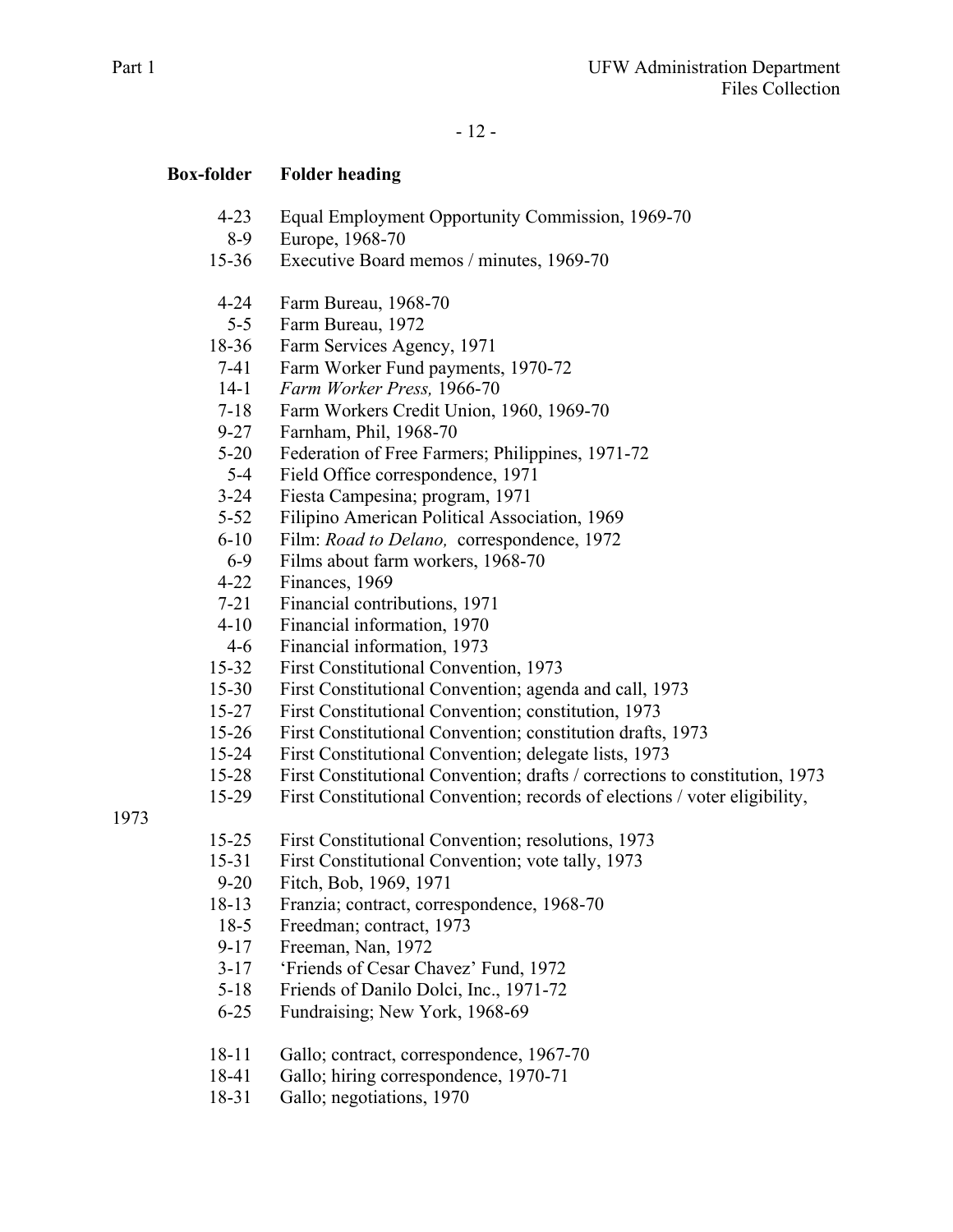| Box-folder | Folder heading |
|---|---|
| 4-23 | Equal Employment Opportunity Commission, 1969-70 |
| 8-9 | Europe, 1968-70 |
| 15-36 | Executive Board memos / minutes, 1969-70 |
| | |
| 4-24 | Farm Bureau, 1968-70 |
| 5-5 | Farm Bureau, 1972 |
| 18-36 | Farm Services Agency, 1971 |
| 7-41 | Farm Worker Fund payments, 1970-72 |
| 14-1 | *Farm Worker Press,* 1966-70 |
| 7-18 | Farm Workers Credit Union, 1960, 1969-70 |
| 9-27 | Farnham, Phil, 1968-70 |
| 5-20 | Federation of Free Farmers; Philippines, 1971-72 |
| 5-4 | Field Office correspondence, 1971 |
| 3-24 | Fiesta Campesina; program, 1971 |
| 5-52 | Filipino American Political Association, 1969 |
| 6-10 | Film: *Road to Delano,* correspondence, 1972 |
| 6-9 | Films about farm workers, 1968-70 |
| 4-22 | Finances, 1969 |
| 7-21 | Financial contributions, 1971 |
| 4-10 | Financial information, 1970 |
| 4-6 | Financial information, 1973 |
| 15-32 | First Constitutional Convention, 1973 |
| 15-30 | First Constitutional Convention; agenda and call, 1973 |
| 15-27 | First Constitutional Convention; constitution, 1973 |
| 15-26 | First Constitutional Convention; constitution drafts, 1973 |
| 15-24 | First Constitutional Convention; delegate lists, 1973 |
| 15-28 | First Constitutional Convention; drafts / corrections to constitution, 1973 |
| 15-29 | First Constitutional Convention; records of elections / voter eligibility, 1973 |
| 15-25 | First Constitutional Convention; resolutions, 1973 |
| 15-31 | First Constitutional Convention; vote tally, 1973 |
| 9-20 | Fitch, Bob, 1969, 1971 |
| 18-13 | Franzia; contract, correspondence, 1968-70 |
| 18-5 | Freedman; contract, 1973 |
| 9-17 | Freeman, Nan, 1972 |
| 3-17 | 'Friends of Cesar Chavez' Fund, 1972 |
| 5-18 | Friends of Danilo Dolci, Inc., 1971-72 |
| 6-25 | Fundraising; New York, 1968-69 |
| | |
| 18-11 | Gallo; contract, correspondence, 1967-70 |
| 18-41 | Gallo; hiring correspondence, 1970-71 |
| 18-31 | Gallo; negotiations, 1970 |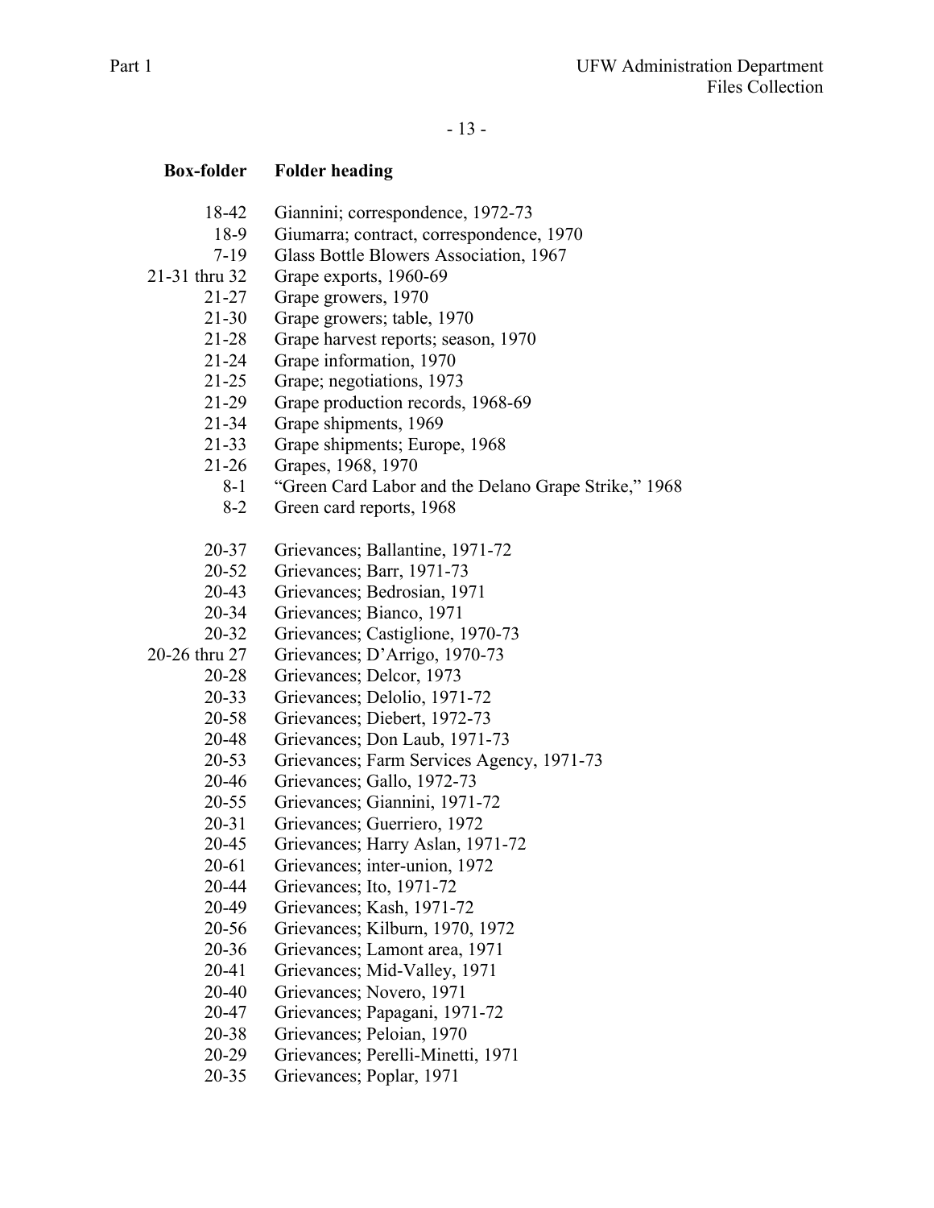| Box-folder | Folder heading |
|---|---|
| 18-42 | Giannini; correspondence, 1972-73 |
| 18-9 | Giumarra; contract, correspondence, 1970 |
| 7-19 | Glass Bottle Blowers Association, 1967 |
| 21-31 thru 32 | Grape exports, 1960-69 |
| 21-27 | Grape growers, 1970 |
| 21-30 | Grape growers; table, 1970 |
| 21-28 | Grape harvest reports; season, 1970 |
| 21-24 | Grape information, 1970 |
| 21-25 | Grape; negotiations, 1973 |
| 21-29 | Grape production records, 1968-69 |
| 21-34 | Grape shipments, 1969 |
| 21-33 | Grape shipments; Europe, 1968 |
| 21-26 | Grapes, 1968, 1970 |
| 8-1 | "Green Card Labor and the Delano Grape Strike," 1968 |
| 8-2 | Green card reports, 1968 |
| | |
| 20-37 | Grievances; Ballantine, 1971-72 |
| 20-52 | Grievances; Barr, 1971-73 |
| 20-43 | Grievances; Bedrosian, 1971 |
| 20-34 | Grievances; Bianco, 1971 |
| 20-32 | Grievances; Castiglione, 1970-73 |
| 20-26 thru 27 | Grievances; D'Arrigo, 1970-73 |
| 20-28 | Grievances; Delcor, 1973 |
| 20-33 | Grievances; Delolio, 1971-72 |
| 20-58 | Grievances; Diebert, 1972-73 |
| 20-48 | Grievances; Don Laub, 1971-73 |
| 20-53 | Grievances; Farm Services Agency, 1971-73 |
| 20-46 | Grievances; Gallo, 1972-73 |
| 20-55 | Grievances; Giannini, 1971-72 |
| 20-31 | Grievances; Guerriero, 1972 |
| 20-45 | Grievances; Harry Aslan, 1971-72 |
| 20-61 | Grievances; inter-union, 1972 |
| 20-44 | Grievances; Ito, 1971-72 |
| 20-49 | Grievances; Kash, 1971-72 |
| 20-56 | Grievances; Kilburn, 1970, 1972 |
| 20-36 | Grievances; Lamont area, 1971 |
| 20-41 | Grievances; Mid-Valley, 1971 |
| 20-40 | Grievances; Novero, 1971 |
| 20-47 | Grievances; Papagani, 1971-72 |
| 20-38 | Grievances; Peloian, 1970 |
| 20-29 | Grievances; Perelli-Minetti, 1971 |
| 20-35 | Grievances; Poplar, 1971 |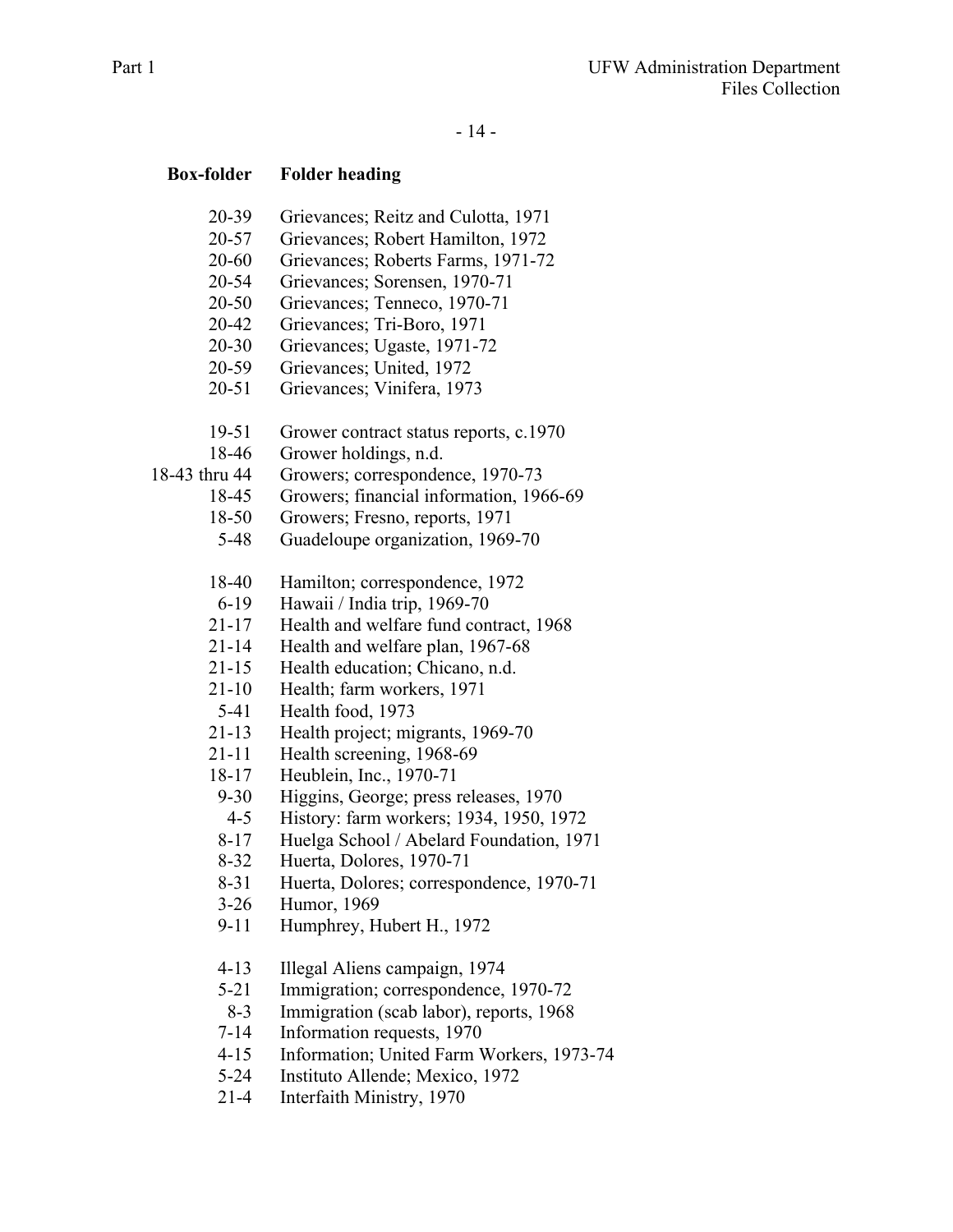| Box-folder | Folder heading |
|---|---|
| 20-39 | Grievances; Reitz and Culotta, 1971 |
| 20-57 | Grievances; Robert Hamilton, 1972 |
| 20-60 | Grievances; Roberts Farms, 1971-72 |
| 20-54 | Grievances; Sorensen, 1970-71 |
| 20-50 | Grievances; Tenneco, 1970-71 |
| 20-42 | Grievances; Tri-Boro, 1971 |
| 20-30 | Grievances; Ugaste, 1971-72 |
| 20-59 | Grievances; United, 1972 |
| 20-51 | Grievances; Vinifera, 1973 |
| | |
| 19-51 | Grower contract status reports, c.1970 |
| 18-46 | Grower holdings, n.d. |
| 18-43 thru 44 | Growers; correspondence, 1970-73 |
| 18-45 | Growers; financial information, 1966-69 |
| 18-50 | Growers; Fresno, reports, 1971 |
| 5-48 | Guadeloupe organization, 1969-70 |
| | |
| 18-40 | Hamilton; correspondence, 1972 |
| 6-19 | Hawaii / India trip, 1969-70 |
| 21-17 | Health and welfare fund contract, 1968 |
| 21-14 | Health and welfare plan, 1967-68 |
| 21-15 | Health education; Chicano, n.d. |
| 21-10 | Health; farm workers, 1971 |
| 5-41 | Health food, 1973 |
| 21-13 | Health project; migrants, 1969-70 |
| 21-11 | Health screening, 1968-69 |
| 18-17 | Heublein, Inc., 1970-71 |
| 9-30 | Higgins, George; press releases, 1970 |
| 4-5 | History: farm workers; 1934, 1950, 1972 |
| 8-17 | Huelga School / Abelard Foundation, 1971 |
| 8-32 | Huerta, Dolores, 1970-71 |
| 8-31 | Huerta, Dolores; correspondence, 1970-71 |
| 3-26 | Humor, 1969 |
| 9-11 | Humphrey, Hubert H., 1972 |
| | |
| 4-13 | Illegal Aliens campaign, 1974 |
| 5-21 | Immigration; correspondence, 1970-72 |
| 8-3 | Immigration (scab labor), reports, 1968 |
| 7-14 | Information requests, 1970 |
| 4-15 | Information; United Farm Workers, 1973-74 |
| 5-24 | Instituto Allende; Mexico, 1972 |
| 21-4 | Interfaith Ministry, 1970 |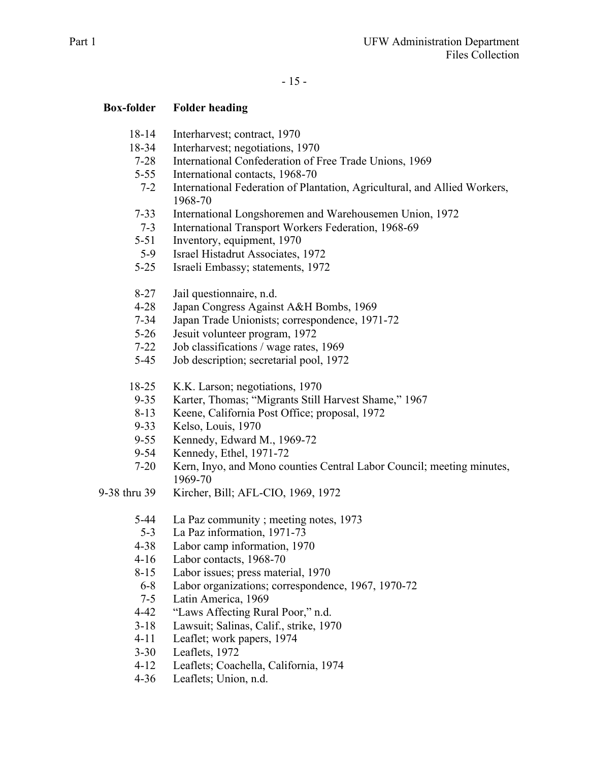| Box-folder | Folder heading |
|---|---|
| 18-14 | Interharvest; contract, 1970 |
| 18-34 | Interharvest; negotiations, 1970 |
| 7-28 | International Confederation of Free Trade Unions, 1969 |
| 5-55 | International contacts, 1968-70 |
| 7-2 | International Federation of Plantation, Agricultural, and Allied Workers, 1968-70 |
| 7-33 | International Longshoremen and Warehousemen Union, 1972 |
| 7-3 | International Transport Workers Federation, 1968-69 |
| 5-51 | Inventory, equipment, 1970 |
| 5-9 | Israel Histadrut Associates, 1972 |
| 5-25 | Israeli Embassy; statements, 1972 |
| | |
| 8-27 | Jail questionnaire, n.d. |
| 4-28 | Japan Congress Against A&H Bombs, 1969 |
| 7-34 | Japan Trade Unionists; correspondence, 1971-72 |
| 5-26 | Jesuit volunteer program, 1972 |
| 7-22 | Job classifications / wage rates, 1969 |
| 5-45 | Job description; secretarial pool, 1972 |
| | |
| 18-25 | K.K. Larson; negotiations, 1970 |
| 9-35 | Karter, Thomas; "Migrants Still Harvest Shame," 1967 |
| 8-13 | Keene, California Post Office; proposal, 1972 |
| 9-33 | Kelso, Louis, 1970 |
| 9-55 | Kennedy, Edward M., 1969-72 |
| 9-54 | Kennedy, Ethel, 1971-72 |
| 7-20 | Kern, Inyo, and Mono counties Central Labor Council; meeting minutes, 1969-70 |
| 9-38 thru 39 | Kircher, Bill; AFL-CIO, 1969, 1972 |
| | |
| 5-44 | La Paz community ; meeting notes, 1973 |
| 5-3 | La Paz information, 1971-73 |
| 4-38 | Labor camp information, 1970 |
| 4-16 | Labor contacts, 1968-70 |
| 8-15 | Labor issues; press material, 1970 |
| 6-8 | Labor organizations; correspondence, 1967, 1970-72 |
| 7-5 | Latin America, 1969 |
| 4-42 | "Laws Affecting Rural Poor," n.d. |
| 3-18 | Lawsuit; Salinas, Calif., strike, 1970 |
| 4-11 | Leaflet; work papers, 1974 |
| 3-30 | Leaflets, 1972 |
| 4-12 | Leaflets; Coachella, California, 1974 |
| 4-36 | Leaflets; Union, n.d. |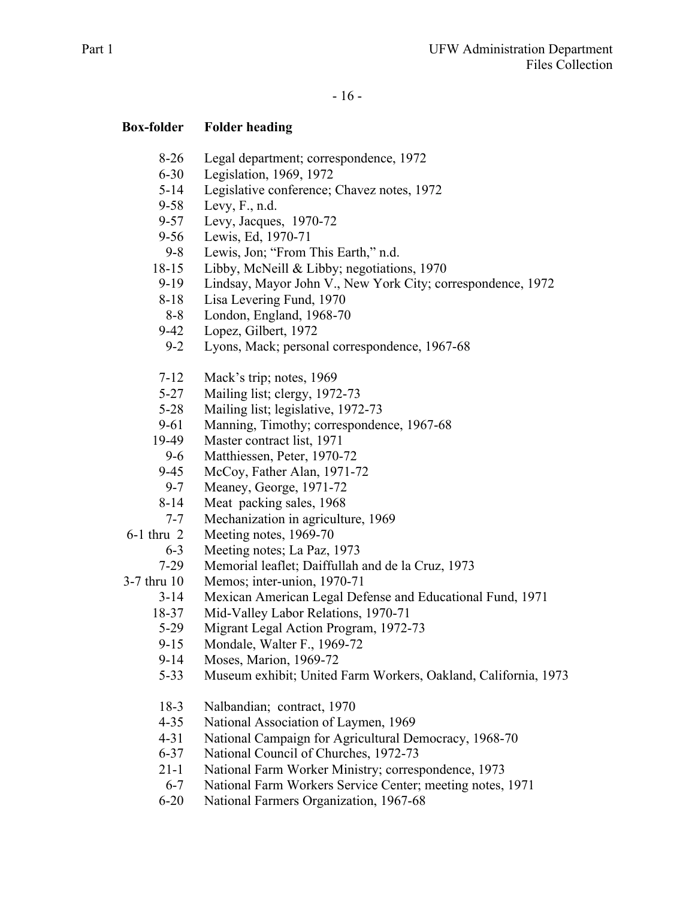| Box-folder | Folder heading |
|---|---|
| 8-26 | Legal department; correspondence, 1972 |
| 6-30 | Legislation, 1969, 1972 |
| 5-14 | Legislative conference; Chavez notes, 1972 |
| 9-58 | Levy, F., n.d. |
| 9-57 | Levy, Jacques, 1970-72 |
| 9-56 | Lewis, Ed, 1970-71 |
| 9-8 | Lewis, Jon; "From This Earth," n.d. |
| 18-15 | Libby, McNeill & Libby; negotiations, 1970 |
| 9-19 | Lindsay, Mayor John V., New York City; correspondence, 1972 |
| 8-18 | Lisa Levering Fund, 1970 |
| 8-8 | London, England, 1968-70 |
| 9-42 | Lopez, Gilbert, 1972 |
| 9-2 | Lyons, Mack; personal correspondence, 1967-68 |
| | |
| 7-12 | Mack's trip; notes, 1969 |
| 5-27 | Mailing list; clergy, 1972-73 |
| 5-28 | Mailing list; legislative, 1972-73 |
| 9-61 | Manning, Timothy; correspondence, 1967-68 |
| 19-49 | Master contract list, 1971 |
| 9-6 | Matthiessen, Peter, 1970-72 |
| 9-45 | McCoy, Father Alan, 1971-72 |
| 9-7 | Meaney, George, 1971-72 |
| 8-14 | Meat packing sales, 1968 |
| 7-7 | Mechanization in agriculture, 1969 |
| 6-1 thru 2 | Meeting notes, 1969-70 |
| 6-3 | Meeting notes; La Paz, 1973 |
| 7-29 | Memorial leaflet; Daiffullah and de la Cruz, 1973 |
| 3-7 thru 10 | Memos; inter-union, 1970-71 |
| 3-14 | Mexican American Legal Defense and Educational Fund, 1971 |
| 18-37 | Mid-Valley Labor Relations, 1970-71 |
| 5-29 | Migrant Legal Action Program, 1972-73 |
| 9-15 | Mondale, Walter F., 1969-72 |
| 9-14 | Moses, Marion, 1969-72 |
| 5-33 | Museum exhibit; United Farm Workers, Oakland, California, 1973 |
| | |
| 18-3 | Nalbandian; contract, 1970 |
| 4-35 | National Association of Laymen, 1969 |
| 4-31 | National Campaign for Agricultural Democracy, 1968-70 |
| 6-37 | National Council of Churches, 1972-73 |
| 21-1 | National Farm Worker Ministry; correspondence, 1973 |
| 6-7 | National Farm Workers Service Center; meeting notes, 1971 |
| 6-20 | National Farmers Organization, 1967-68 |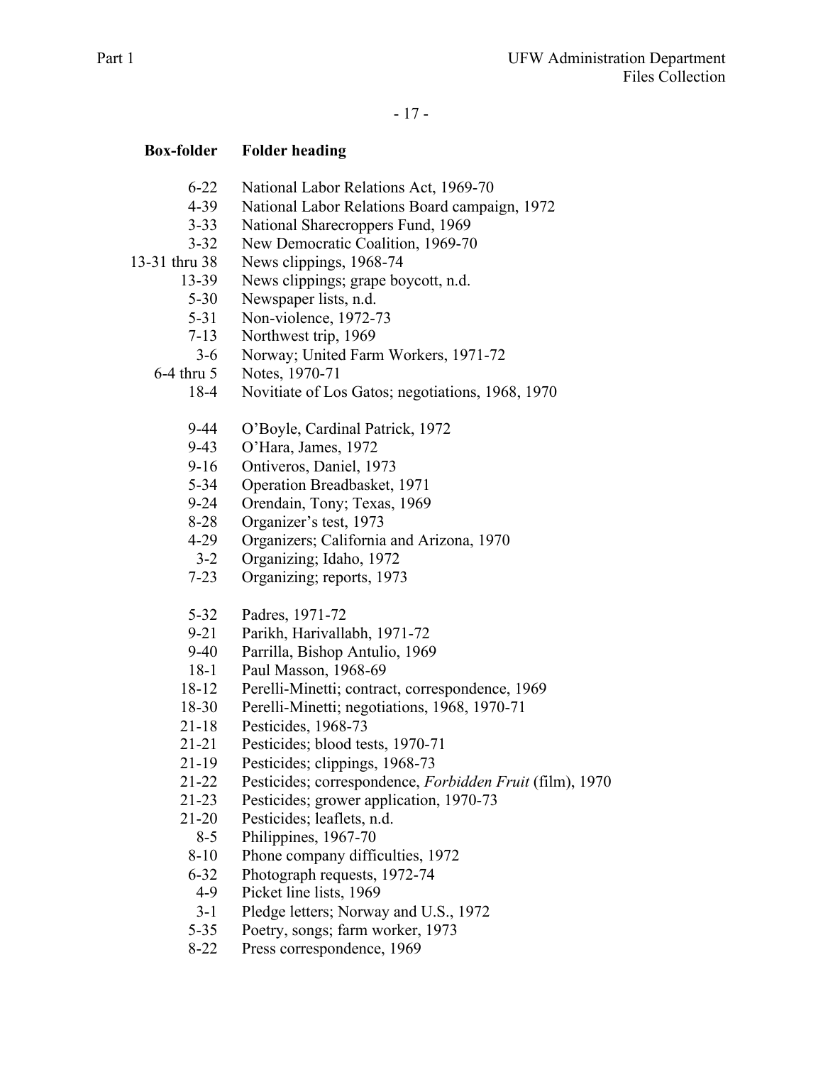| Box-folder | Folder heading |
|---|---|
| 6-22 | National Labor Relations Act, 1969-70 |
| 4-39 | National Labor Relations Board campaign, 1972 |
| 3-33 | National Sharecroppers Fund, 1969 |
| 3-32 | New Democratic Coalition, 1969-70 |
| 13-31 thru 38 | News clippings, 1968-74 |
| 13-39 | News clippings; grape boycott, n.d. |
| 5-30 | Newspaper lists, n.d. |
| 5-31 | Non-violence, 1972-73 |
| 7-13 | Northwest trip, 1969 |
| 3-6 | Norway; United Farm Workers, 1971-72 |
| 6-4 thru 5 | Notes, 1970-71 |
| 18-4 | Novitiate of Los Gatos; negotiations, 1968, 1970 |
| | |
| 9-44 | O'Boyle, Cardinal Patrick, 1972 |
| 9-43 | O'Hara, James, 1972 |
| 9-16 | Ontiveros, Daniel, 1973 |
| 5-34 | Operation Breadbasket, 1971 |
| 9-24 | Orendain, Tony; Texas, 1969 |
| 8-28 | Organizer's test, 1973 |
| 4-29 | Organizers; California and Arizona, 1970 |
| 3-2 | Organizing; Idaho, 1972 |
| 7-23 | Organizing; reports, 1973 |
| | |
| 5-32 | Padres, 1971-72 |
| 9-21 | Parikh, Harivallabh, 1971-72 |
| 9-40 | Parrilla, Bishop Antulio, 1969 |
| 18-1 | Paul Masson, 1968-69 |
| 18-12 | Perelli-Minetti; contract, correspondence, 1969 |
| 18-30 | Perelli-Minetti; negotiations, 1968, 1970-71 |
| 21-18 | Pesticides, 1968-73 |
| 21-21 | Pesticides; blood tests, 1970-71 |
| 21-19 | Pesticides; clippings, 1968-73 |
| 21-22 | Pesticides; correspondence, *Forbidden Fruit* (film), 1970 |
| 21-23 | Pesticides; grower application, 1970-73 |
| 21-20 | Pesticides; leaflets, n.d. |
| 8-5 | Philippines, 1967-70 |
| 8-10 | Phone company difficulties, 1972 |
| 6-32 | Photograph requests, 1972-74 |
| 4-9 | Picket line lists, 1969 |
| 3-1 | Pledge letters; Norway and U.S., 1972 |
| 5-35 | Poetry, songs; farm worker, 1973 |
| 8-22 | Press correspondence, 1969 |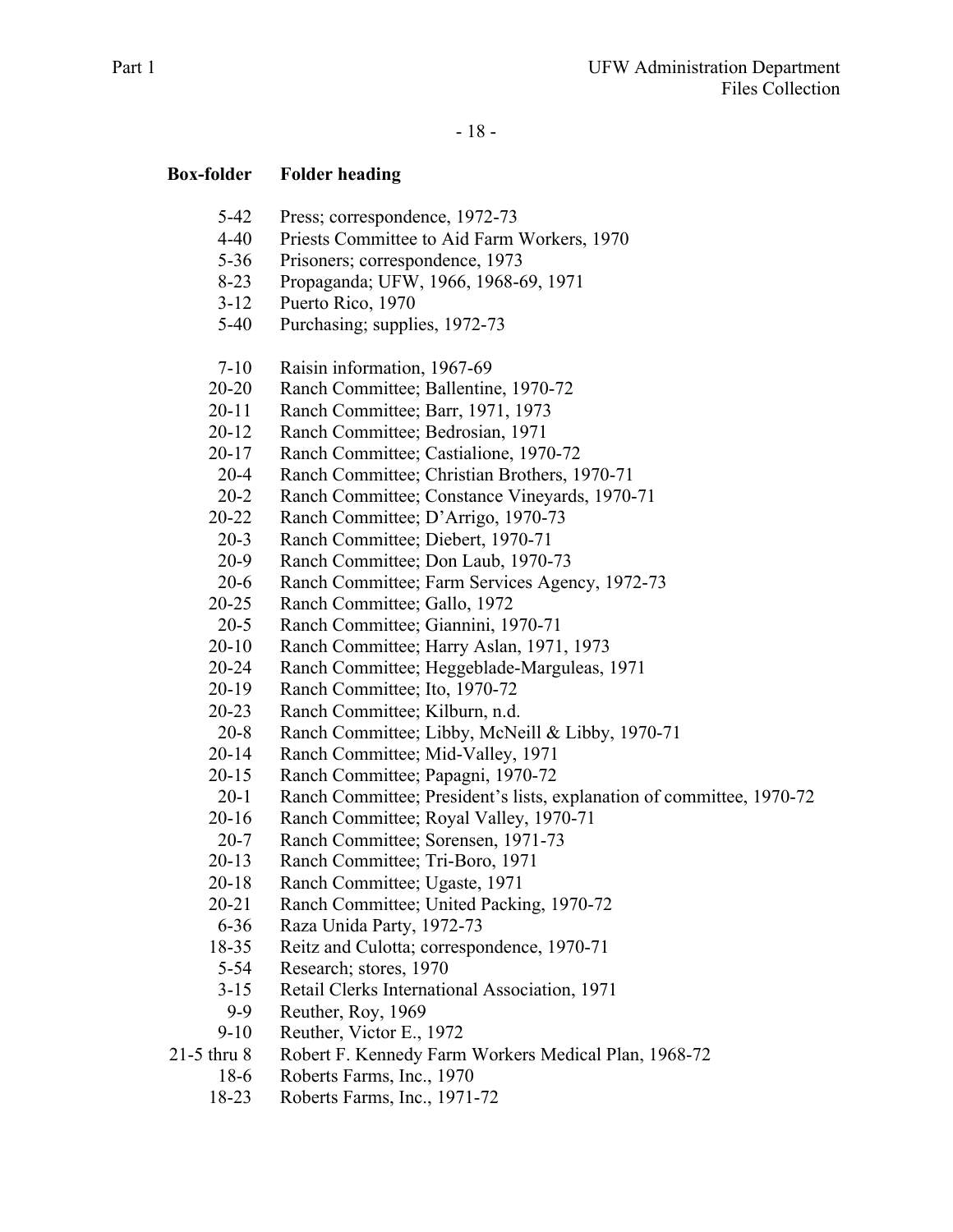| Box-folder | Folder heading |
|---|---|
| 5-42 | Press; correspondence, 1972-73 |
| 4-40 | Priests Committee to Aid Farm Workers, 1970 |
| 5-36 | Prisoners; correspondence, 1973 |
| 8-23 | Propaganda; UFW, 1966, 1968-69, 1971 |
| 3-12 | Puerto Rico, 1970 |
| 5-40 | Purchasing; supplies, 1972-73 |
| | |
| 7-10 | Raisin information, 1967-69 |
| 20-20 | Ranch Committee; Ballentine, 1970-72 |
| 20-11 | Ranch Committee; Barr, 1971, 1973 |
| 20-12 | Ranch Committee; Bedrosian, 1971 |
| 20-17 | Ranch Committee; Castialione, 1970-72 |
| 20-4 | Ranch Committee; Christian Brothers, 1970-71 |
| 20-2 | Ranch Committee; Constance Vineyards, 1970-71 |
| 20-22 | Ranch Committee; D'Arrigo, 1970-73 |
| 20-3 | Ranch Committee; Diebert, 1970-71 |
| 20-9 | Ranch Committee; Don Laub, 1970-73 |
| 20-6 | Ranch Committee; Farm Services Agency, 1972-73 |
| 20-25 | Ranch Committee; Gallo, 1972 |
| 20-5 | Ranch Committee; Giannini, 1970-71 |
| 20-10 | Ranch Committee; Harry Aslan, 1971, 1973 |
| 20-24 | Ranch Committee; Heggeblade-Marguleas, 1971 |
| 20-19 | Ranch Committee; Ito, 1970-72 |
| 20-23 | Ranch Committee; Kilburn, n.d. |
| 20-8 | Ranch Committee; Libby, McNeill & Libby, 1970-71 |
| 20-14 | Ranch Committee; Mid-Valley, 1971 |
| 20-15 | Ranch Committee; Papagni, 1970-72 |
| 20-1 | Ranch Committee; President's lists, explanation of committee, 1970-72 |
| 20-16 | Ranch Committee; Royal Valley, 1970-71 |
| 20-7 | Ranch Committee; Sorensen, 1971-73 |
| 20-13 | Ranch Committee; Tri-Boro, 1971 |
| 20-18 | Ranch Committee; Ugaste, 1971 |
| 20-21 | Ranch Committee; United Packing, 1970-72 |
| 6-36 | Raza Unida Party, 1972-73 |
| 18-35 | Reitz and Culotta; correspondence, 1970-71 |
| 5-54 | Research; stores, 1970 |
| 3-15 | Retail Clerks International Association, 1971 |
| 9-9 | Reuther, Roy, 1969 |
| 9-10 | Reuther, Victor E., 1972 |
| 21-5 thru 8 | Robert F. Kennedy Farm Workers Medical Plan, 1968-72 |
| 18-6 | Roberts Farms, Inc., 1970 |
| 18-23 | Roberts Farms, Inc., 1971-72 |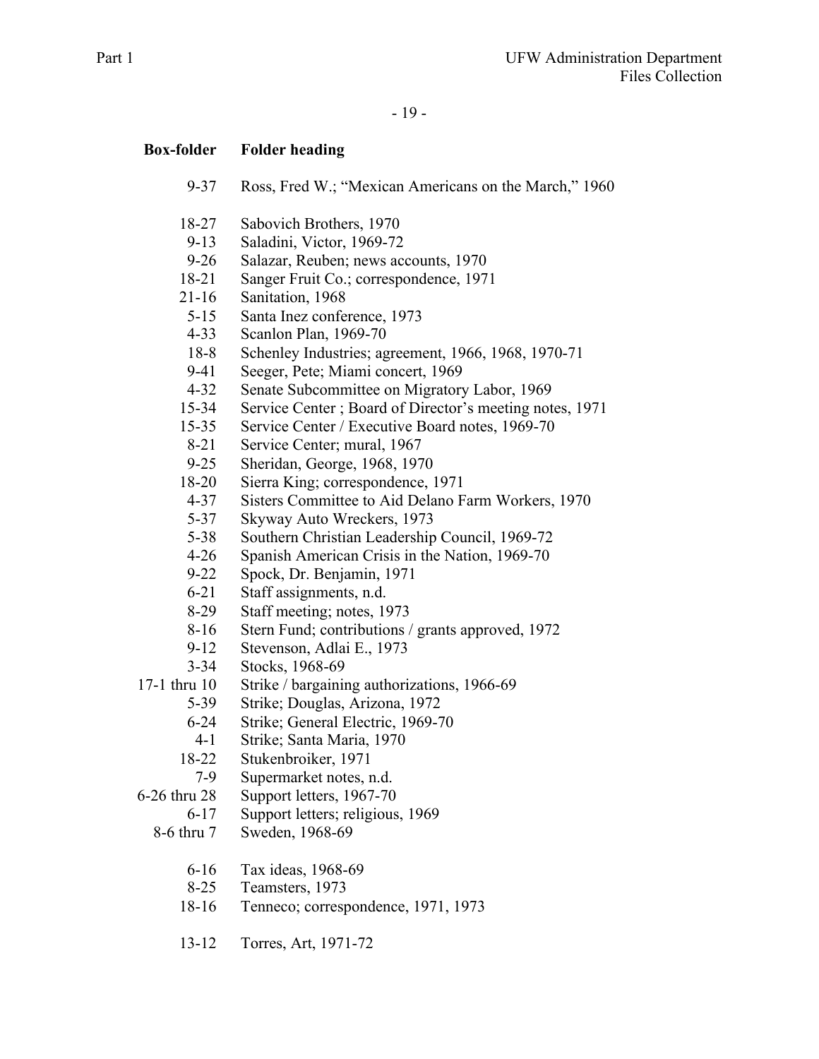| Box-folder | Folder heading |
|---|---|
| 9-37 | Ross, Fred W.; "Mexican Americans on the March," 1960 |
| 18-27 | Sabovich Brothers, 1970 |
| 9-13 | Saladini, Victor, 1969-72 |
| 9-26 | Salazar, Reuben; news accounts, 1970 |
| 18-21 | Sanger Fruit Co.; correspondence, 1971 |
| 21-16 | Sanitation, 1968 |
| 5-15 | Santa Inez conference, 1973 |
| 4-33 | Scanlon Plan, 1969-70 |
| 18-8 | Schenley Industries; agreement, 1966, 1968, 1970-71 |
| 9-41 | Seeger, Pete; Miami concert, 1969 |
| 4-32 | Senate Subcommittee on Migratory Labor, 1969 |
| 15-34 | Service Center ; Board of Director's meeting notes, 1971 |
| 15-35 | Service Center / Executive Board notes, 1969-70 |
| 8-21 | Service Center; mural, 1967 |
| 9-25 | Sheridan, George, 1968, 1970 |
| 18-20 | Sierra King; correspondence, 1971 |
| 4-37 | Sisters Committee to Aid Delano Farm Workers, 1970 |
| 5-37 | Skyway Auto Wreckers, 1973 |
| 5-38 | Southern Christian Leadership Council, 1969-72 |
| 4-26 | Spanish American Crisis in the Nation, 1969-70 |
| 9-22 | Spock, Dr. Benjamin, 1971 |
| 6-21 | Staff assignments, n.d. |
| 8-29 | Staff meeting; notes, 1973 |
| 8-16 | Stern Fund; contributions / grants approved, 1972 |
| 9-12 | Stevenson, Adlai E., 1973 |
| 3-34 | Stocks, 1968-69 |
| 17-1 thru 10 | Strike / bargaining authorizations, 1966-69 |
| 5-39 | Strike; Douglas, Arizona, 1972 |
| 6-24 | Strike; General Electric, 1969-70 |
| 4-1 | Strike; Santa Maria, 1970 |
| 18-22 | Stukenbroiker, 1971 |
| 7-9 | Supermarket notes, n.d. |
| 6-26 thru 28 | Support letters, 1967-70 |
| 6-17 | Support letters; religious, 1969 |
| 8-6 thru 7 | Sweden, 1968-69 |
| 6-16 | Tax ideas, 1968-69 |
| 8-25 | Teamsters, 1973 |
| 18-16 | Tenneco; correspondence, 1971, 1973 |
| 13-12 | Torres, Art, 1971-72 |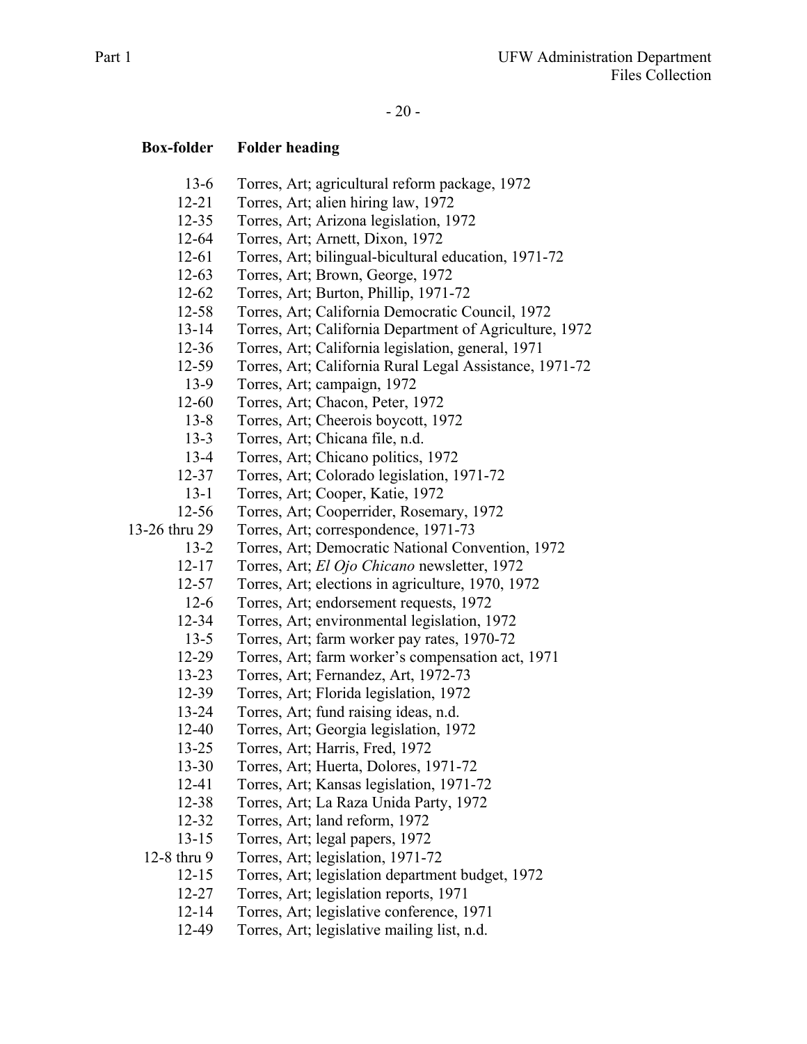| Box-folder | Folder heading |
|---|---|
| 13-6 | Torres, Art; agricultural reform package, 1972 |
| 12-21 | Torres, Art; alien hiring law, 1972 |
| 12-35 | Torres, Art; Arizona legislation, 1972 |
| 12-64 | Torres, Art; Arnett, Dixon, 1972 |
| 12-61 | Torres, Art; bilingual-bicultural education, 1971-72 |
| 12-63 | Torres, Art; Brown, George, 1972 |
| 12-62 | Torres, Art; Burton, Phillip, 1971-72 |
| 12-58 | Torres, Art; California Democratic Council, 1972 |
| 13-14 | Torres, Art; California Department of Agriculture, 1972 |
| 12-36 | Torres, Art; California legislation, general, 1971 |
| 12-59 | Torres, Art; California Rural Legal Assistance, 1971-72 |
| 13-9 | Torres, Art; campaign, 1972 |
| 12-60 | Torres, Art; Chacon, Peter, 1972 |
| 13-8 | Torres, Art; Cheerois boycott, 1972 |
| 13-3 | Torres, Art; Chicana file, n.d. |
| 13-4 | Torres, Art; Chicano politics, 1972 |
| 12-37 | Torres, Art; Colorado legislation, 1971-72 |
| 13-1 | Torres, Art; Cooper, Katie, 1972 |
| 12-56 | Torres, Art; Cooperrider, Rosemary, 1972 |
| 13-26 thru 29 | Torres, Art; correspondence, 1971-73 |
| 13-2 | Torres, Art; Democratic National Convention, 1972 |
| 12-17 | Torres, Art; *El Ojo Chicano* newsletter, 1972 |
| 12-57 | Torres, Art; elections in agriculture, 1970, 1972 |
| 12-6 | Torres, Art; endorsement requests, 1972 |
| 12-34 | Torres, Art; environmental legislation, 1972 |
| 13-5 | Torres, Art; farm worker pay rates, 1970-72 |
| 12-29 | Torres, Art; farm worker's compensation act, 1971 |
| 13-23 | Torres, Art; Fernandez, Art, 1972-73 |
| 12-39 | Torres, Art; Florida legislation, 1972 |
| 13-24 | Torres, Art; fund raising ideas, n.d. |
| 12-40 | Torres, Art; Georgia legislation, 1972 |
| 13-25 | Torres, Art; Harris, Fred, 1972 |
| 13-30 | Torres, Art; Huerta, Dolores, 1971-72 |
| 12-41 | Torres, Art; Kansas legislation, 1971-72 |
| 12-38 | Torres, Art; La Raza Unida Party, 1972 |
| 12-32 | Torres, Art; land reform, 1972 |
| 13-15 | Torres, Art; legal papers, 1972 |
| 12-8 thru 9 | Torres, Art; legislation, 1971-72 |
| 12-15 | Torres, Art; legislation department budget, 1972 |
| 12-27 | Torres, Art; legislation reports, 1971 |
| 12-14 | Torres, Art; legislative conference, 1971 |
| 12-49 | Torres, Art; legislative mailing list, n.d. |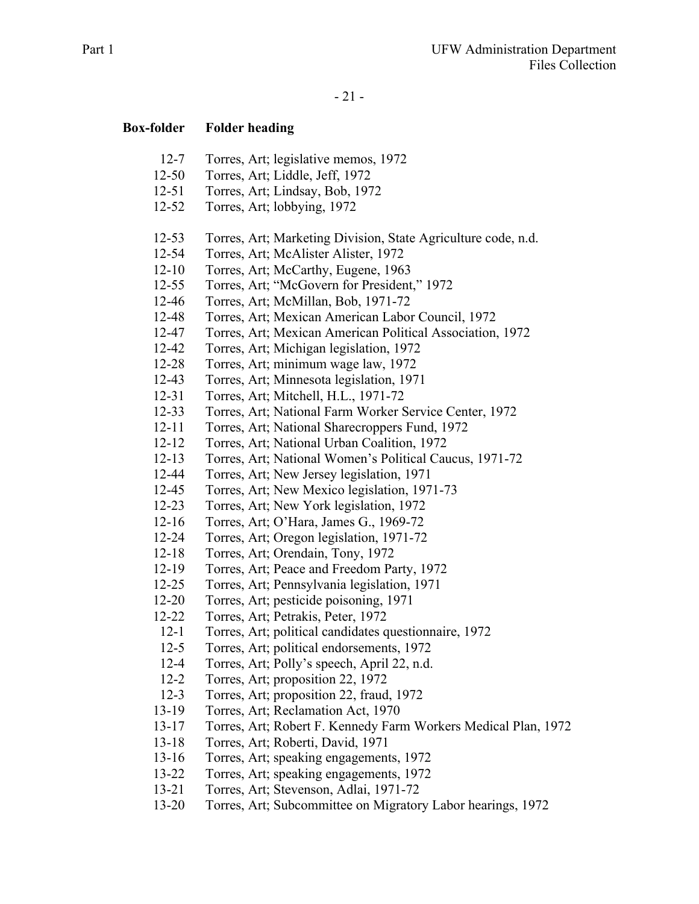| Box-folder | Folder heading |
|---|---|
| 12-7 | Torres, Art; legislative memos, 1972 |
| 12-50 | Torres, Art; Liddle, Jeff, 1972 |
| 12-51 | Torres, Art; Lindsay, Bob, 1972 |
| 12-52 | Torres, Art; lobbying, 1972 |
| 12-53 | Torres, Art; Marketing Division, State Agriculture code, n.d. |
| 12-54 | Torres, Art; McAlister Alister, 1972 |
| 12-10 | Torres, Art; McCarthy, Eugene, 1963 |
| 12-55 | Torres, Art; "McGovern for President," 1972 |
| 12-46 | Torres, Art; McMillan, Bob, 1971-72 |
| 12-48 | Torres, Art; Mexican American Labor Council, 1972 |
| 12-47 | Torres, Art; Mexican American Political Association, 1972 |
| 12-42 | Torres, Art; Michigan legislation, 1972 |
| 12-28 | Torres, Art; minimum wage law, 1972 |
| 12-43 | Torres, Art; Minnesota legislation, 1971 |
| 12-31 | Torres, Art; Mitchell, H.L., 1971-72 |
| 12-33 | Torres, Art; National Farm Worker Service Center, 1972 |
| 12-11 | Torres, Art; National Sharecroppers Fund, 1972 |
| 12-12 | Torres, Art; National Urban Coalition, 1972 |
| 12-13 | Torres, Art; National Women's Political Caucus, 1971-72 |
| 12-44 | Torres, Art; New Jersey legislation, 1971 |
| 12-45 | Torres, Art; New Mexico legislation, 1971-73 |
| 12-23 | Torres, Art; New York legislation, 1972 |
| 12-16 | Torres, Art; O'Hara, James G., 1969-72 |
| 12-24 | Torres, Art; Oregon legislation, 1971-72 |
| 12-18 | Torres, Art; Orendain, Tony, 1972 |
| 12-19 | Torres, Art; Peace and Freedom Party, 1972 |
| 12-25 | Torres, Art; Pennsylvania legislation, 1971 |
| 12-20 | Torres, Art; pesticide poisoning, 1971 |
| 12-22 | Torres, Art; Petrakis, Peter, 1972 |
| 12-1 | Torres, Art; political candidates questionnaire, 1972 |
| 12-5 | Torres, Art; political endorsements, 1972 |
| 12-4 | Torres, Art; Polly's speech, April 22, n.d. |
| 12-2 | Torres, Art; proposition 22, 1972 |
| 12-3 | Torres, Art; proposition 22, fraud, 1972 |
| 13-19 | Torres, Art; Reclamation Act, 1970 |
| 13-17 | Torres, Art; Robert F. Kennedy Farm Workers Medical Plan, 1972 |
| 13-18 | Torres, Art; Roberti, David, 1971 |
| 13-16 | Torres, Art; speaking engagements, 1972 |
| 13-22 | Torres, Art; speaking engagements, 1972 |
| 13-21 | Torres, Art; Stevenson, Adlai, 1971-72 |
| 13-20 | Torres, Art; Subcommittee on Migratory Labor hearings, 1972 |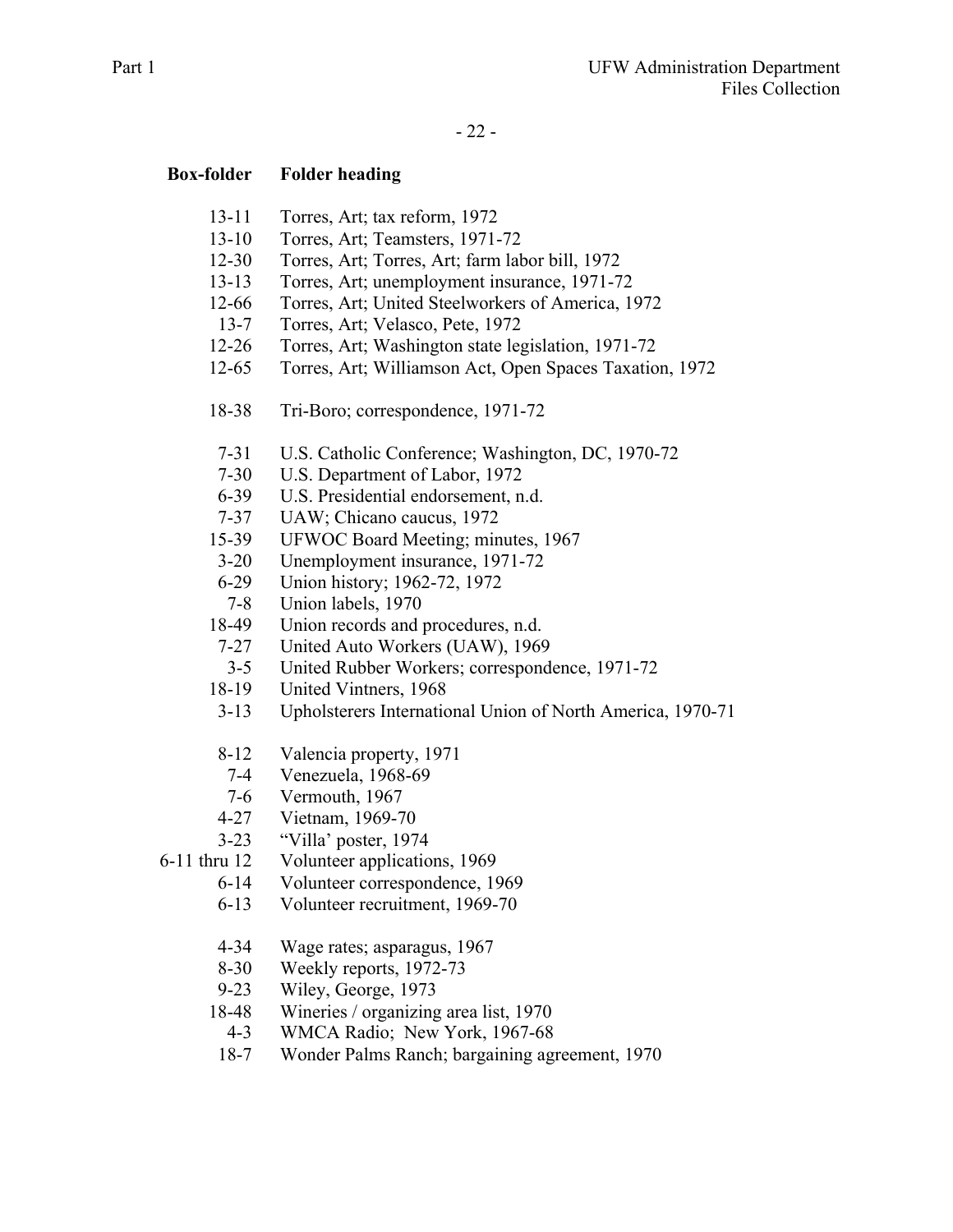| Box-folder | Folder heading |
|---|---|
| 13-11 | Torres, Art; tax reform, 1972 |
| 13-10 | Torres, Art; Teamsters, 1971-72 |
| 12-30 | Torres, Art; Torres, Art; farm labor bill, 1972 |
| 13-13 | Torres, Art; unemployment insurance, 1971-72 |
| 12-66 | Torres, Art; United Steelworkers of America, 1972 |
| 13-7 | Torres, Art; Velasco, Pete, 1972 |
| 12-26 | Torres, Art; Washington state legislation, 1971-72 |
| 12-65 | Torres, Art; Williamson Act, Open Spaces Taxation, 1972 |
| | |
| 18-38 | Tri-Boro; correspondence, 1971-72 |
| | |
| 7-31 | U.S. Catholic Conference; Washington, DC, 1970-72 |
| 7-30 | U.S. Department of Labor, 1972 |
| 6-39 | U.S. Presidential endorsement, n.d. |
| 7-37 | UAW; Chicano caucus, 1972 |
| 15-39 | UFWOC Board Meeting; minutes, 1967 |
| 3-20 | Unemployment insurance, 1971-72 |
| 6-29 | Union history; 1962-72, 1972 |
| 7-8 | Union labels, 1970 |
| 18-49 | Union records and procedures, n.d. |
| 7-27 | United Auto Workers (UAW), 1969 |
| 3-5 | United Rubber Workers; correspondence, 1971-72 |
| 18-19 | United Vintners, 1968 |
| 3-13 | Upholsterers International Union of North America, 1970-71 |
| | |
| 8-12 | Valencia property, 1971 |
| 7-4 | Venezuela, 1968-69 |
| 7-6 | Vermouth, 1967 |
| 4-27 | Vietnam, 1969-70 |
| 3-23 | "Villa' poster, 1974 |
| 6-11 thru 12 | Volunteer applications, 1969 |
| 6-14 | Volunteer correspondence, 1969 |
| 6-13 | Volunteer recruitment, 1969-70 |
| | |
| 4-34 | Wage rates; asparagus, 1967 |
| 8-30 | Weekly reports, 1972-73 |
| 9-23 | Wiley, George, 1973 |
| 18-48 | Wineries / organizing area list, 1970 |
| 4-3 | WMCA Radio; New York, 1967-68 |
| 18-7 | Wonder Palms Ranch; bargaining agreement, 1970 |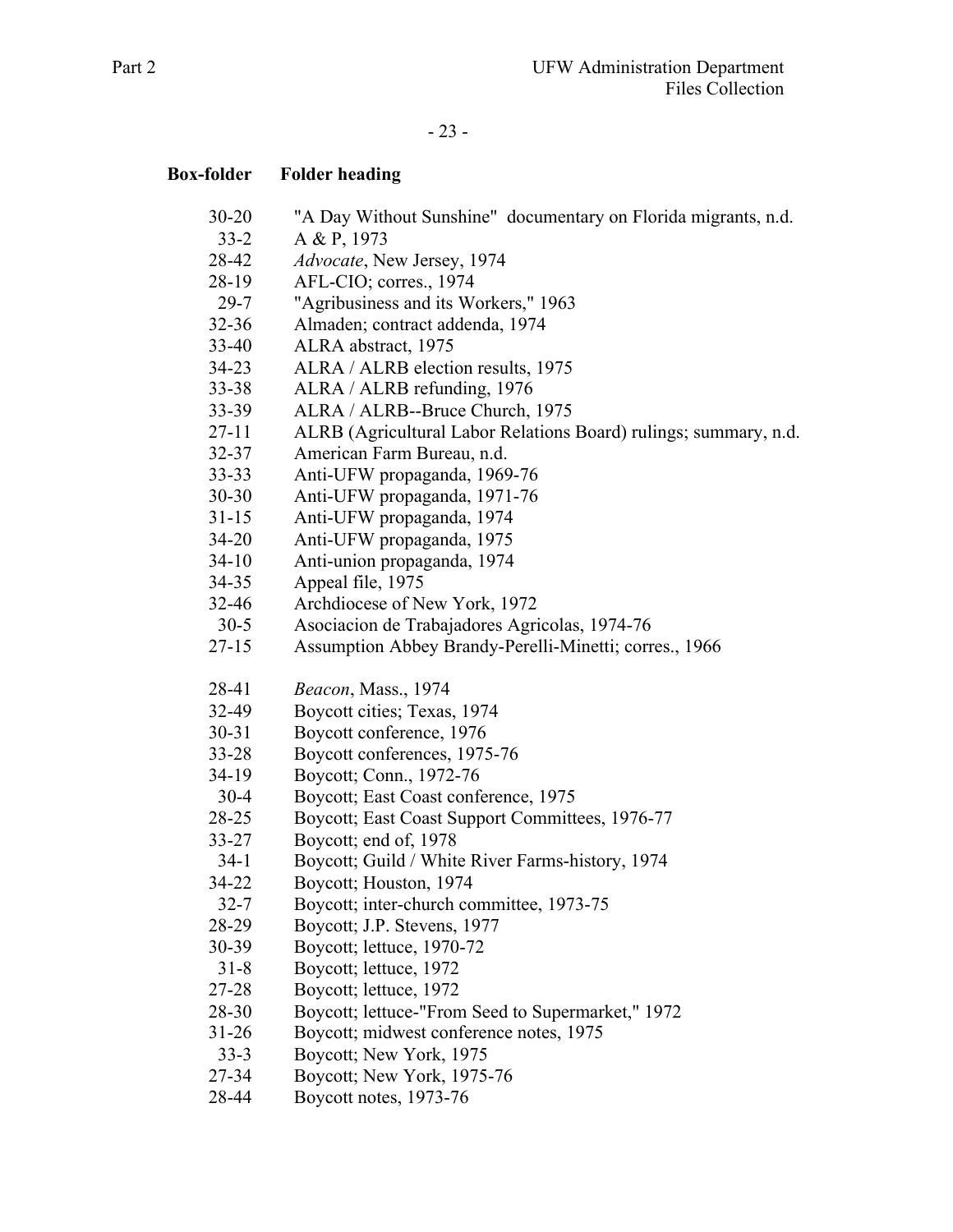| Box-folder | Folder heading |
|---|---|
| 30-20 | "A Day Without Sunshine" documentary on Florida migrants, n.d. |
| 33-2 | A & P, 1973 |
| 28-42 | *Advocate*, New Jersey, 1974 |
| 28-19 | AFL-CIO; corres., 1974 |
| 29-7 | "Agribusiness and its Workers," 1963 |
| 32-36 | Almaden; contract addenda, 1974 |
| 33-40 | ALRA abstract, 1975 |
| 34-23 | ALRA / ALRB election results, 1975 |
| 33-38 | ALRA / ALRB refunding, 1976 |
| 33-39 | ALRA / ALRB--Bruce Church, 1975 |
| 27-11 | ALRB (Agricultural Labor Relations Board) rulings; summary, n.d. |
| 32-37 | American Farm Bureau, n.d. |
| 33-33 | Anti-UFW propaganda, 1969-76 |
| 30-30 | Anti-UFW propaganda, 1971-76 |
| 31-15 | Anti-UFW propaganda, 1974 |
| 34-20 | Anti-UFW propaganda, 1975 |
| 34-10 | Anti-union propaganda, 1974 |
| 34-35 | Appeal file, 1975 |
| 32-46 | Archdiocese of New York, 1972 |
| 30-5 | Asociacion de Trabajadores Agricolas, 1974-76 |
| 27-15 | Assumption Abbey Brandy-Perelli-Minetti; corres., 1966 |
| 28-41 | *Beacon*, Mass., 1974 |
| 32-49 | Boycott cities; Texas, 1974 |
| 30-31 | Boycott conference, 1976 |
| 33-28 | Boycott conferences, 1975-76 |
| 34-19 | Boycott; Conn., 1972-76 |
| 30-4 | Boycott; East Coast conference, 1975 |
| 28-25 | Boycott; East Coast Support Committees, 1976-77 |
| 33-27 | Boycott; end of, 1978 |
| 34-1 | Boycott; Guild / White River Farms-history, 1974 |
| 34-22 | Boycott; Houston, 1974 |
| 32-7 | Boycott; inter-church committee, 1973-75 |
| 28-29 | Boycott; J.P. Stevens, 1977 |
| 30-39 | Boycott; lettuce, 1970-72 |
| 31-8 | Boycott; lettuce, 1972 |
| 27-28 | Boycott; lettuce, 1972 |
| 28-30 | Boycott; lettuce-"From Seed to Supermarket," 1972 |
| 31-26 | Boycott; midwest conference notes, 1975 |
| 33-3 | Boycott; New York, 1975 |
| 27-34 | Boycott; New York, 1975-76 |
| 28-44 | Boycott notes, 1973-76 |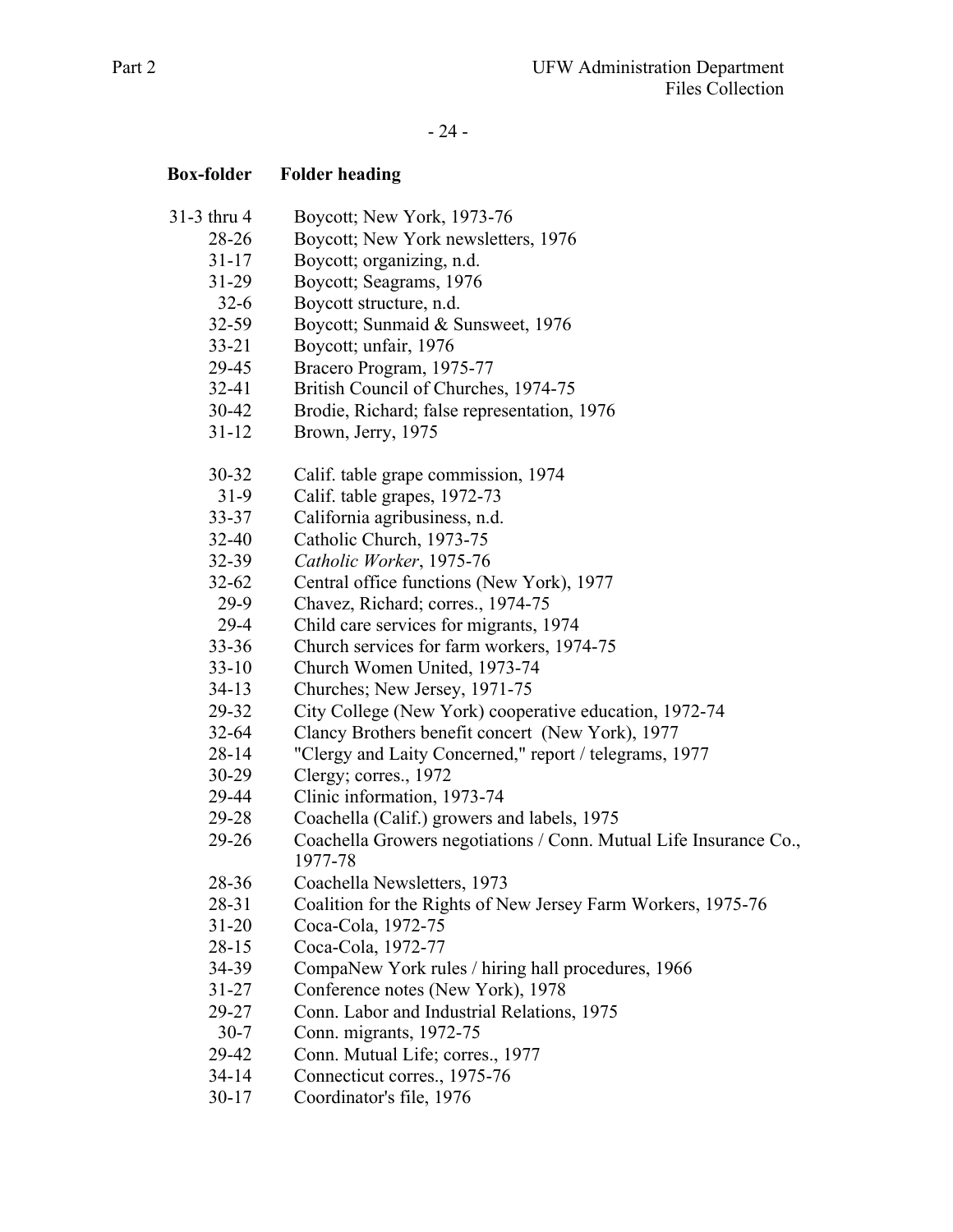| Box-folder | Folder heading |
|---|---|
| 31-3 thru 4 | Boycott; New York, 1973-76 |
| 28-26 | Boycott; New York newsletters, 1976 |
| 31-17 | Boycott; organizing, n.d. |
| 31-29 | Boycott; Seagrams, 1976 |
| 32-6 | Boycott structure, n.d. |
| 32-59 | Boycott; Sunmaid & Sunsweet, 1976 |
| 33-21 | Boycott; unfair, 1976 |
| 29-45 | Bracero Program, 1975-77 |
| 32-41 | British Council of Churches, 1974-75 |
| 30-42 | Brodie, Richard; false representation, 1976 |
| 31-12 | Brown, Jerry, 1975 |
| | |
| 30-32 | Calif. table grape commission, 1974 |
| 31-9 | Calif. table grapes, 1972-73 |
| 33-37 | California agribusiness, n.d. |
| 32-40 | Catholic Church, 1973-75 |
| 32-39 | *Catholic Worker*, 1975-76 |
| 32-62 | Central office functions (New York), 1977 |
| 29-9 | Chavez, Richard; corres., 1974-75 |
| 29-4 | Child care services for migrants, 1974 |
| 33-36 | Church services for farm workers, 1974-75 |
| 33-10 | Church Women United, 1973-74 |
| 34-13 | Churches; New Jersey, 1971-75 |
| 29-32 | City College (New York) cooperative education, 1972-74 |
| 32-64 | Clancy Brothers benefit concert (New York), 1977 |
| 28-14 | "Clergy and Laity Concerned," report / telegrams, 1977 |
| 30-29 | Clergy; corres., 1972 |
| 29-44 | Clinic information, 1973-74 |
| 29-28 | Coachella (Calif.) growers and labels, 1975 |
| 29-26 | Coachella Growers negotiations / Conn. Mutual Life Insurance Co., 1977-78 |
| 28-36 | Coachella Newsletters, 1973 |
| 28-31 | Coalition for the Rights of New Jersey Farm Workers, 1975-76 |
| 31-20 | Coca-Cola, 1972-75 |
| 28-15 | Coca-Cola, 1972-77 |
| 34-39 | CompaNew York rules / hiring hall procedures, 1966 |
| 31-27 | Conference notes (New York), 1978 |
| 29-27 | Conn. Labor and Industrial Relations, 1975 |
| 30-7 | Conn. migrants, 1972-75 |
| 29-42 | Conn. Mutual Life; corres., 1977 |
| 34-14 | Connecticut corres., 1975-76 |
| 30-17 | Coordinator's file, 1976 |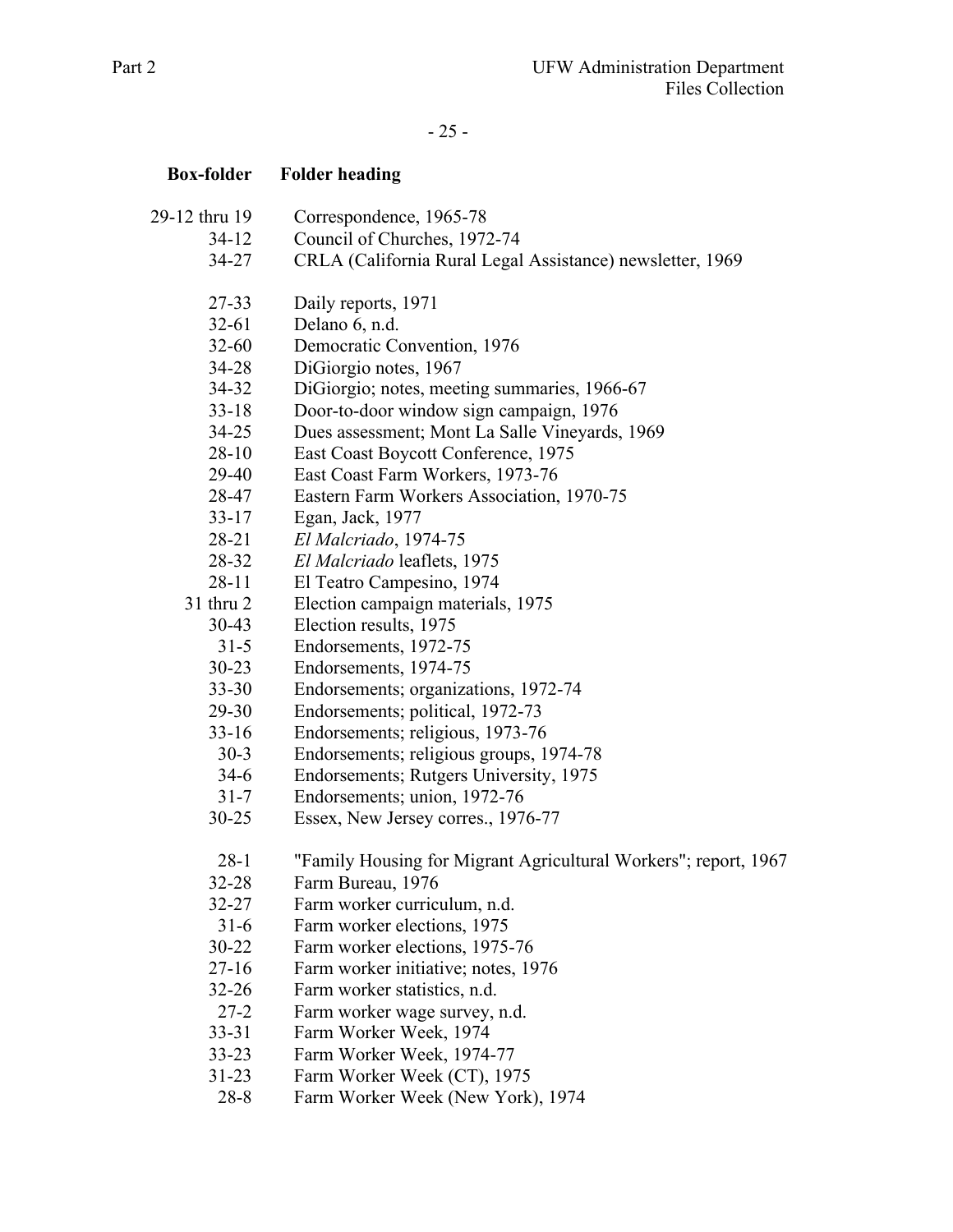| Box-folder | Folder heading |
|---|---|
| 29-12 thru 19 | Correspondence, 1965-78 |
| 34-12 | Council of Churches, 1972-74 |
| 34-27 | CRLA (California Rural Legal Assistance) newsletter, 1969 |
| | |
| 27-33 | Daily reports, 1971 |
| 32-61 | Delano 6, n.d. |
| 32-60 | Democratic Convention, 1976 |
| 34-28 | DiGiorgio notes, 1967 |
| 34-32 | DiGiorgio; notes, meeting summaries, 1966-67 |
| 33-18 | Door-to-door window sign campaign, 1976 |
| 34-25 | Dues assessment; Mont La Salle Vineyards, 1969 |
| 28-10 | East Coast Boycott Conference, 1975 |
| 29-40 | East Coast Farm Workers, 1973-76 |
| 28-47 | Eastern Farm Workers Association, 1970-75 |
| 33-17 | Egan, Jack, 1977 |
| 28-21 | *El Malcriado*, 1974-75 |
| 28-32 | *El Malcriado* leaflets, 1975 |
| 28-11 | El Teatro Campesino, 1974 |
| 31 thru 2 | Election campaign materials, 1975 |
| 30-43 | Election results, 1975 |
| 31-5 | Endorsements, 1972-75 |
| 30-23 | Endorsements, 1974-75 |
| 33-30 | Endorsements; organizations, 1972-74 |
| 29-30 | Endorsements; political, 1972-73 |
| 33-16 | Endorsements; religious, 1973-76 |
| 30-3 | Endorsements; religious groups, 1974-78 |
| 34-6 | Endorsements; Rutgers University, 1975 |
| 31-7 | Endorsements; union, 1972-76 |
| 30-25 | Essex, New Jersey corres., 1976-77 |
| | |
| 28-1 | "Family Housing for Migrant Agricultural Workers"; report, 1967 |
| 32-28 | Farm Bureau, 1976 |
| 32-27 | Farm worker curriculum, n.d. |
| 31-6 | Farm worker elections, 1975 |
| 30-22 | Farm worker elections, 1975-76 |
| 27-16 | Farm worker initiative; notes, 1976 |
| 32-26 | Farm worker statistics, n.d. |
| 27-2 | Farm worker wage survey, n.d. |
| 33-31 | Farm Worker Week, 1974 |
| 33-23 | Farm Worker Week, 1974-77 |
| 31-23 | Farm Worker Week (CT), 1975 |
| 28-8 | Farm Worker Week (New York), 1974 |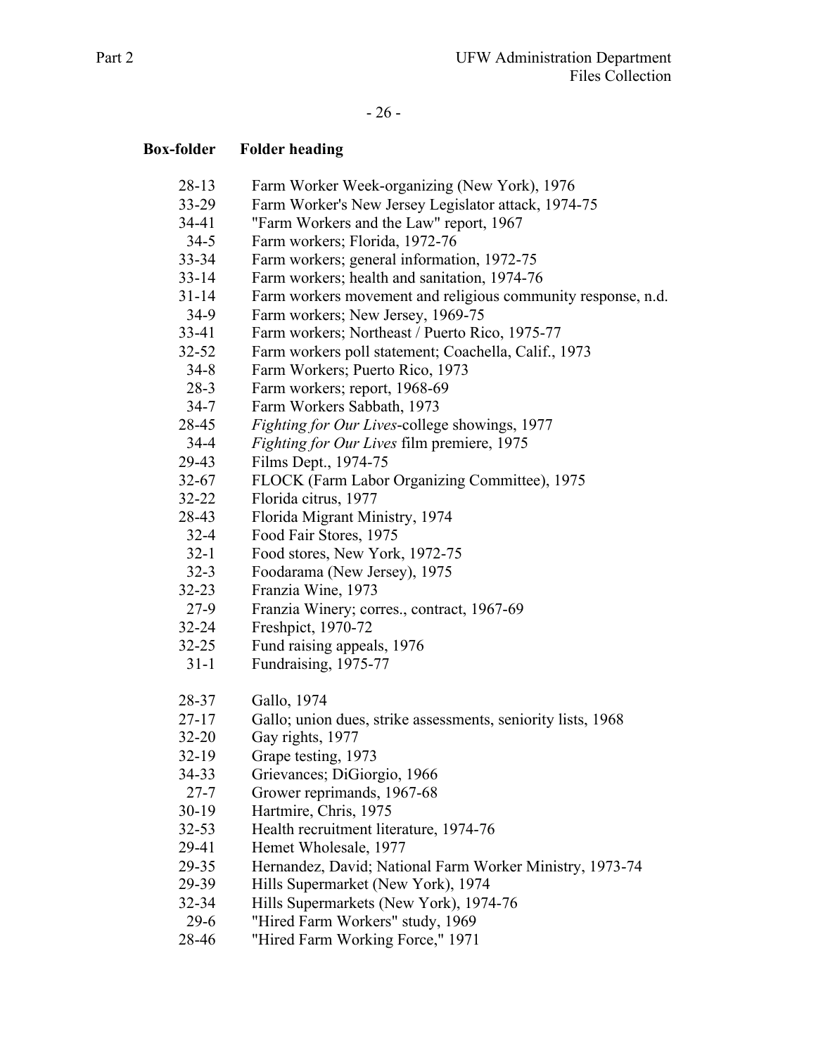| Box-folder | Folder heading |
|---|---|
| 28-13 | Farm Worker Week-organizing (New York), 1976 |
| 33-29 | Farm Worker's New Jersey Legislator attack, 1974-75 |
| 34-41 | "Farm Workers and the Law" report, 1967 |
| 34-5 | Farm workers; Florida, 1972-76 |
| 33-34 | Farm workers; general information, 1972-75 |
| 33-14 | Farm workers; health and sanitation, 1974-76 |
| 31-14 | Farm workers movement and religious community response, n.d. |
| 34-9 | Farm workers; New Jersey, 1969-75 |
| 33-41 | Farm workers; Northeast / Puerto Rico, 1975-77 |
| 32-52 | Farm workers poll statement; Coachella, Calif., 1973 |
| 34-8 | Farm Workers; Puerto Rico, 1973 |
| 28-3 | Farm workers; report, 1968-69 |
| 34-7 | Farm Workers Sabbath, 1973 |
| 28-45 | *Fighting for Our Lives*-college showings, 1977 |
| 34-4 | *Fighting for Our Lives* film premiere, 1975 |
| 29-43 | Films Dept., 1974-75 |
| 32-67 | FLOCK (Farm Labor Organizing Committee), 1975 |
| 32-22 | Florida citrus, 1977 |
| 28-43 | Florida Migrant Ministry, 1974 |
| 32-4 | Food Fair Stores, 1975 |
| 32-1 | Food stores, New York, 1972-75 |
| 32-3 | Foodarama (New Jersey), 1975 |
| 32-23 | Franzia Wine, 1973 |
| 27-9 | Franzia Winery; corres., contract, 1967-69 |
| 32-24 | Freshpict, 1970-72 |
| 32-25 | Fund raising appeals, 1976 |
| 31-1 | Fundraising, 1975-77 |
| 28-37 | Gallo, 1974 |
| 27-17 | Gallo; union dues, strike assessments, seniority lists, 1968 |
| 32-20 | Gay rights, 1977 |
| 32-19 | Grape testing, 1973 |
| 34-33 | Grievances; DiGiorgio, 1966 |
| 27-7 | Grower reprimands, 1967-68 |
| 30-19 | Hartmire, Chris, 1975 |
| 32-53 | Health recruitment literature, 1974-76 |
| 29-41 | Hemet Wholesale, 1977 |
| 29-35 | Hernandez, David; National Farm Worker Ministry, 1973-74 |
| 29-39 | Hills Supermarket (New York), 1974 |
| 32-34 | Hills Supermarkets (New York), 1974-76 |
| 29-6 | "Hired Farm Workers" study, 1969 |
| 28-46 | "Hired Farm Working Force," 1971 |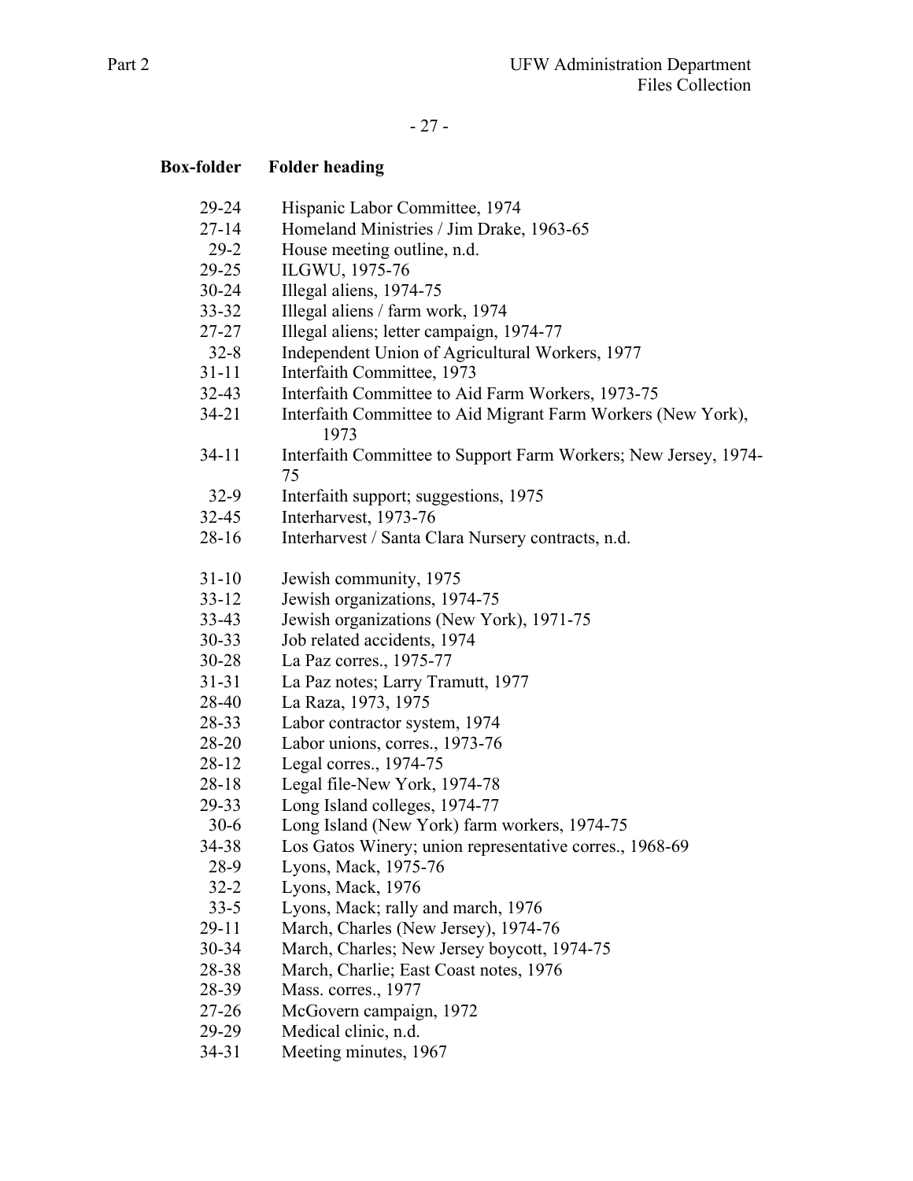| Box-folder | Folder heading |
|---|---|
| 29-24 | Hispanic Labor Committee, 1974 |
| 27-14 | Homeland Ministries / Jim Drake, 1963-65 |
| 29-2 | House meeting outline, n.d. |
| 29-25 | ILGWU, 1975-76 |
| 30-24 | Illegal aliens, 1974-75 |
| 33-32 | Illegal aliens / farm work, 1974 |
| 27-27 | Illegal aliens; letter campaign, 1974-77 |
| 32-8 | Independent Union of Agricultural Workers, 1977 |
| 31-11 | Interfaith Committee, 1973 |
| 32-43 | Interfaith Committee to Aid Farm Workers, 1973-75 |
| 34-21 | Interfaith Committee to Aid Migrant Farm Workers (New York), 1973 |
| 34-11 | Interfaith Committee to Support Farm Workers; New Jersey, 1974-75 |
| 32-9 | Interfaith support; suggestions, 1975 |
| 32-45 | Interharvest, 1973-76 |
| 28-16 | Interharvest / Santa Clara Nursery contracts, n.d. |
| 31-10 | Jewish community, 1975 |
| 33-12 | Jewish organizations, 1974-75 |
| 33-43 | Jewish organizations (New York), 1971-75 |
| 30-33 | Job related accidents, 1974 |
| 30-28 | La Paz corres., 1975-77 |
| 31-31 | La Paz notes; Larry Tramutt, 1977 |
| 28-40 | La Raza, 1973, 1975 |
| 28-33 | Labor contractor system, 1974 |
| 28-20 | Labor unions, corres., 1973-76 |
| 28-12 | Legal corres., 1974-75 |
| 28-18 | Legal file-New York, 1974-78 |
| 29-33 | Long Island colleges, 1974-77 |
| 30-6 | Long Island (New York) farm workers, 1974-75 |
| 34-38 | Los Gatos Winery; union representative corres., 1968-69 |
| 28-9 | Lyons, Mack, 1975-76 |
| 32-2 | Lyons, Mack, 1976 |
| 33-5 | Lyons, Mack; rally and march, 1976 |
| 29-11 | March, Charles (New Jersey), 1974-76 |
| 30-34 | March, Charles; New Jersey boycott, 1974-75 |
| 28-38 | March, Charlie; East Coast notes, 1976 |
| 28-39 | Mass. corres., 1977 |
| 27-26 | McGovern campaign, 1972 |
| 29-29 | Medical clinic, n.d. |
| 34-31 | Meeting minutes, 1967 |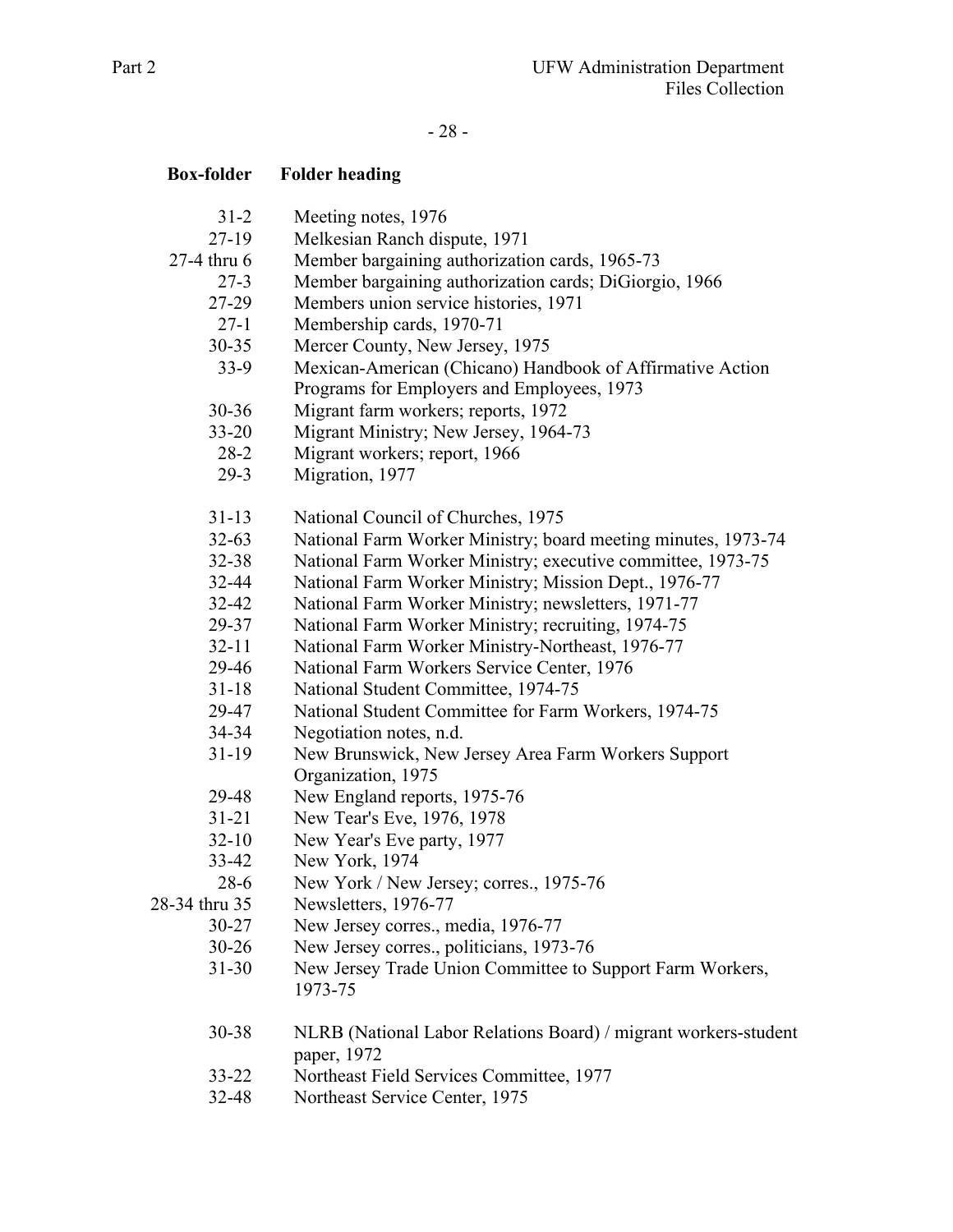| Box-folder | Folder heading |
|---|---|
| 31-2 | Meeting notes, 1976 |
| 27-19 | Melkesian Ranch dispute, 1971 |
| 27-4 thru 6 | Member bargaining authorization cards, 1965-73 |
| 27-3 | Member bargaining authorization cards; DiGiorgio, 1966 |
| 27-29 | Members union service histories, 1971 |
| 27-1 | Membership cards, 1970-71 |
| 30-35 | Mercer County, New Jersey, 1975 |
| 33-9 | Mexican-American (Chicano) Handbook of Affirmative Action Programs for Employers and Employees, 1973 |
| 30-36 | Migrant farm workers; reports, 1972 |
| 33-20 | Migrant Ministry; New Jersey, 1964-73 |
| 28-2 | Migrant workers; report, 1966 |
| 29-3 | Migration, 1977 |
| | |
| 31-13 | National Council of Churches, 1975 |
| 32-63 | National Farm Worker Ministry; board meeting minutes, 1973-74 |
| 32-38 | National Farm Worker Ministry; executive committee, 1973-75 |
| 32-44 | National Farm Worker Ministry; Mission Dept., 1976-77 |
| 32-42 | National Farm Worker Ministry; newsletters, 1971-77 |
| 29-37 | National Farm Worker Ministry; recruiting, 1974-75 |
| 32-11 | National Farm Worker Ministry-Northeast, 1976-77 |
| 29-46 | National Farm Workers Service Center, 1976 |
| 31-18 | National Student Committee, 1974-75 |
| 29-47 | National Student Committee for Farm Workers, 1974-75 |
| 34-34 | Negotiation notes, n.d. |
| 31-19 | New Brunswick, New Jersey Area Farm Workers Support Organization, 1975 |
| 29-48 | New England reports, 1975-76 |
| 31-21 | New Tear's Eve, 1976, 1978 |
| 32-10 | New Year's Eve party, 1977 |
| 33-42 | New York, 1974 |
| 28-6 | New York / New Jersey; corres., 1975-76 |
| 28-34 thru 35 | Newsletters, 1976-77 |
| 30-27 | New Jersey corres., media, 1976-77 |
| 30-26 | New Jersey corres., politicians, 1973-76 |
| 31-30 | New Jersey Trade Union Committee to Support Farm Workers, 1973-75 |
| | |
| 30-38 | NLRB (National Labor Relations Board) / migrant workers-student paper, 1972 |
| 33-22 | Northeast Field Services Committee, 1977 |
| 32-48 | Northeast Service Center, 1975 |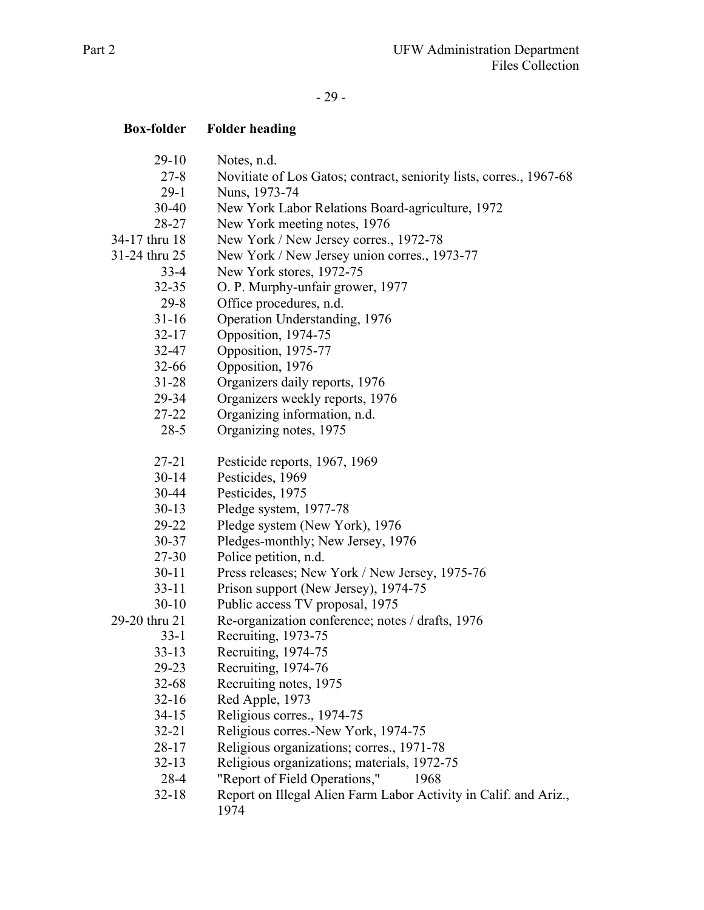| Box-folder | Folder heading |
|---|---|
| 29-10 | Notes, n.d. |
| 27-8 | Novitiate of Los Gatos; contract, seniority lists, corres., 1967-68 |
| 29-1 | Nuns, 1973-74 |
| 30-40 | New York Labor Relations Board-agriculture, 1972 |
| 28-27 | New York meeting notes, 1976 |
| 34-17 thru 18 | New York / New Jersey corres., 1972-78 |
| 31-24 thru 25 | New York / New Jersey union corres., 1973-77 |
| 33-4 | New York stores, 1972-75 |
| 32-35 | O. P. Murphy-unfair grower, 1977 |
| 29-8 | Office procedures, n.d. |
| 31-16 | Operation Understanding, 1976 |
| 32-17 | Opposition, 1974-75 |
| 32-47 | Opposition, 1975-77 |
| 32-66 | Opposition, 1976 |
| 31-28 | Organizers daily reports, 1976 |
| 29-34 | Organizers weekly reports, 1976 |
| 27-22 | Organizing information, n.d. |
| 28-5 | Organizing notes, 1975 |
| | |
| 27-21 | Pesticide reports, 1967, 1969 |
| 30-14 | Pesticides, 1969 |
| 30-44 | Pesticides, 1975 |
| 30-13 | Pledge system, 1977-78 |
| 29-22 | Pledge system (New York), 1976 |
| 30-37 | Pledges-monthly; New Jersey, 1976 |
| 27-30 | Police petition, n.d. |
| 30-11 | Press releases; New York / New Jersey, 1975-76 |
| 33-11 | Prison support (New Jersey), 1974-75 |
| 30-10 | Public access TV proposal, 1975 |
| 29-20 thru 21 | Re-organization conference; notes / drafts, 1976 |
| 33-1 | Recruiting, 1973-75 |
| 33-13 | Recruiting, 1974-75 |
| 29-23 | Recruiting, 1974-76 |
| 32-68 | Recruiting notes, 1975 |
| 32-16 | Red Apple, 1973 |
| 34-15 | Religious corres., 1974-75 |
| 32-21 | Religious corres.-New York, 1974-75 |
| 28-17 | Religious organizations; corres., 1971-78 |
| 32-13 | Religious organizations; materials, 1972-75 |
| 28-4 | "Report of Field Operations," 1968 |
| 32-18 | Report on Illegal Alien Farm Labor Activity in Calif. and Ariz., 1974 |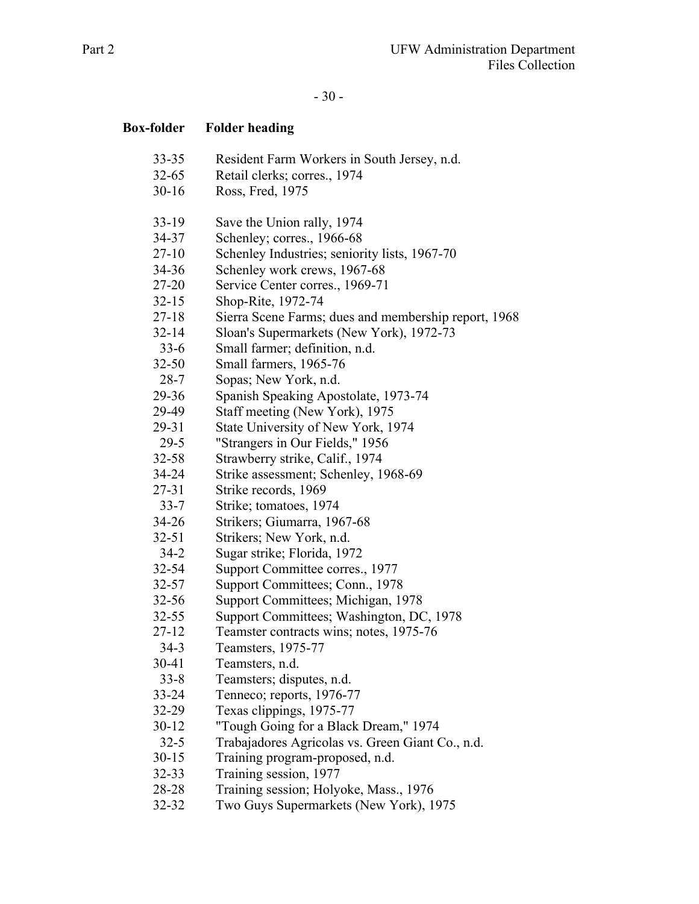| Box-folder | Folder heading |
|---|---|
| 33-35 | Resident Farm Workers in South Jersey, n.d. |
| 32-65 | Retail clerks; corres., 1974 |
| 30-16 | Ross, Fred, 1975 |
| 33-19 | Save the Union rally, 1974 |
| 34-37 | Schenley; corres., 1966-68 |
| 27-10 | Schenley Industries; seniority lists, 1967-70 |
| 34-36 | Schenley work crews, 1967-68 |
| 27-20 | Service Center corres., 1969-71 |
| 32-15 | Shop-Rite, 1972-74 |
| 27-18 | Sierra Scene Farms; dues and membership report, 1968 |
| 32-14 | Sloan's Supermarkets (New York), 1972-73 |
| 33-6 | Small farmer; definition, n.d. |
| 32-50 | Small farmers, 1965-76 |
| 28-7 | Sopas; New York, n.d. |
| 29-36 | Spanish Speaking Apostolate, 1973-74 |
| 29-49 | Staff meeting (New York), 1975 |
| 29-31 | State University of New York, 1974 |
| 29-5 | "Strangers in Our Fields," 1956 |
| 32-58 | Strawberry strike, Calif., 1974 |
| 34-24 | Strike assessment; Schenley, 1968-69 |
| 27-31 | Strike records, 1969 |
| 33-7 | Strike; tomatoes, 1974 |
| 34-26 | Strikers; Giumarra, 1967-68 |
| 32-51 | Strikers; New York, n.d. |
| 34-2 | Sugar strike; Florida, 1972 |
| 32-54 | Support Committee corres., 1977 |
| 32-57 | Support Committees; Conn., 1978 |
| 32-56 | Support Committees; Michigan, 1978 |
| 32-55 | Support Committees; Washington, DC, 1978 |
| 27-12 | Teamster contracts wins; notes, 1975-76 |
| 34-3 | Teamsters, 1975-77 |
| 30-41 | Teamsters, n.d. |
| 33-8 | Teamsters; disputes, n.d. |
| 33-24 | Tenneco; reports, 1976-77 |
| 32-29 | Texas clippings, 1975-77 |
| 30-12 | "Tough Going for a Black Dream," 1974 |
| 32-5 | Trabajadores Agricolas vs. Green Giant Co., n.d. |
| 30-15 | Training program-proposed, n.d. |
| 32-33 | Training session, 1977 |
| 28-28 | Training session; Holyoke, Mass., 1976 |
| 32-32 | Two Guys Supermarkets (New York), 1975 |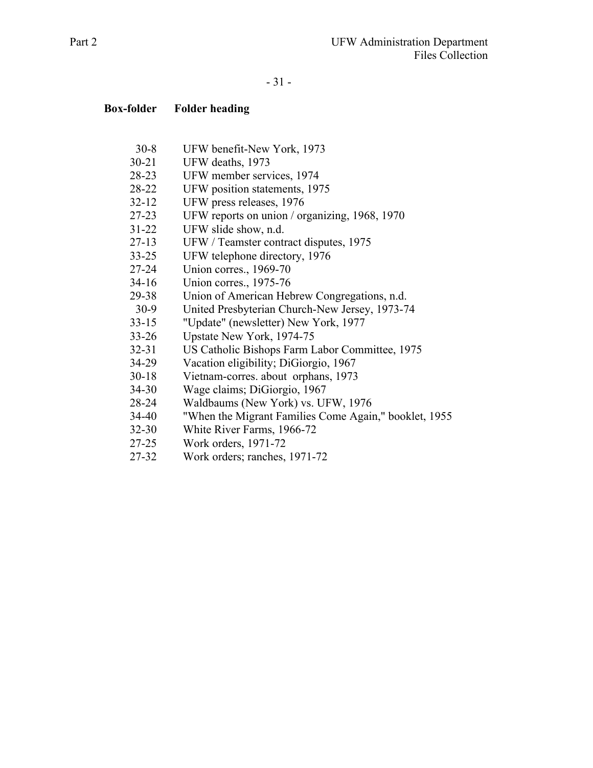| Box-folder | Folder heading |
|---|---|
| 30-8 | UFW benefit-New York, 1973 |
| 30-21 | UFW deaths, 1973 |
| 28-23 | UFW member services, 1974 |
| 28-22 | UFW position statements, 1975 |
| 32-12 | UFW press releases, 1976 |
| 27-23 | UFW reports on union / organizing, 1968, 1970 |
| 31-22 | UFW slide show, n.d. |
| 27-13 | UFW / Teamster contract disputes, 1975 |
| 33-25 | UFW telephone directory, 1976 |
| 27-24 | Union corres., 1969-70 |
| 34-16 | Union corres., 1975-76 |
| 29-38 | Union of American Hebrew Congregations, n.d. |
| 30-9 | United Presbyterian Church-New Jersey, 1973-74 |
| 33-15 | "Update" (newsletter) New York, 1977 |
| 33-26 | Upstate New York, 1974-75 |
| 32-31 | US Catholic Bishops Farm Labor Committee, 1975 |
| 34-29 | Vacation eligibility; DiGiorgio, 1967 |
| 30-18 | Vietnam-corres. about orphans, 1973 |
| 34-30 | Wage claims; DiGiorgio, 1967 |
| 28-24 | Waldbaums (New York) vs. UFW, 1976 |
| 34-40 | "When the Migrant Families Come Again," booklet, 1955 |
| 32-30 | White River Farms, 1966-72 |
| 27-25 | Work orders, 1971-72 |
| 27-32 | Work orders; ranches, 1971-72 |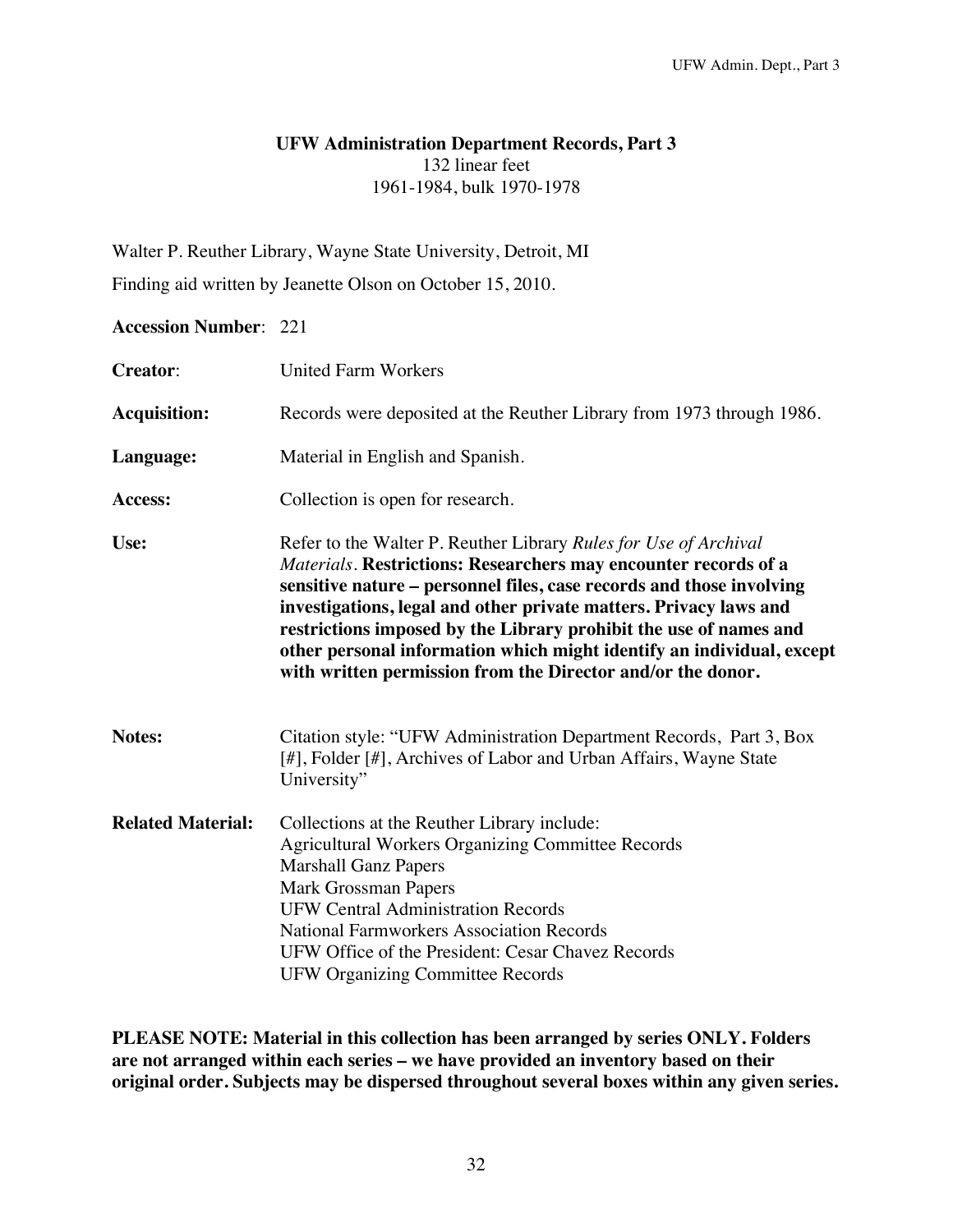# UFW Administration Department Records, Part 3

132 linear feet
1961-1984, bulk 1970-1978

Walter P. Reuther Library, Wayne State University, Detroit, MI

Finding aid written by Jeanette Olson on October 15, 2010.

**Accession Number**: 221

**Creator**: United Farm Workers

**Acquisition:** Records were deposited at the Reuther Library from 1973 through 1986.

**Language:** Material in English and Spanish.

**Access:** Collection is open for research.

**Use:** Refer to the Walter P. Reuther Library *Rules for Use of Archival Materials*. **Restrictions: Researchers may encounter records of a sensitive nature – personnel files, case records and those involving investigations, legal and other private matters. Privacy laws and restrictions imposed by the Library prohibit the use of names and other personal information which might identify an individual, except with written permission from the Director and/or the donor.**

**Notes:** Citation style: "UFW Administration Department Records, Part 3, Box [#], Folder [#], Archives of Labor and Urban Affairs, Wayne State University"

**Related Material:** Collections at the Reuther Library include:
Agricultural Workers Organizing Committee Records
Marshall Ganz Papers
Mark Grossman Papers
UFW Central Administration Records
National Farmworkers Association Records
UFW Office of the President: Cesar Chavez Records
UFW Organizing Committee Records

**PLEASE NOTE: Material in this collection has been arranged by series ONLY. Folders are not arranged within each series – we have provided an inventory based on their original order. Subjects may be dispersed throughout several boxes within any given series.**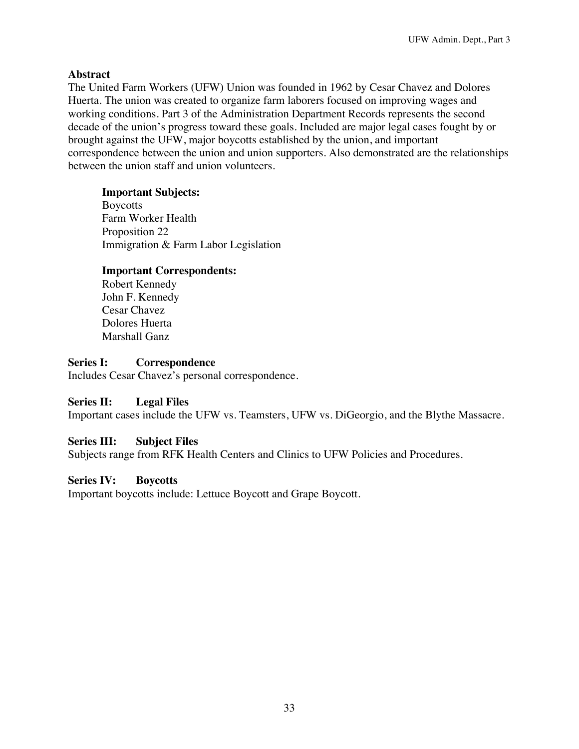**Abstract**

The United Farm Workers (UFW) Union was founded in 1962 by Cesar Chavez and Dolores Huerta. The union was created to organize farm laborers focused on improving wages and working conditions. Part 3 of the Administration Department Records represents the second decade of the union's progress toward these goals. Included are major legal cases fought by or brought against the UFW, major boycotts established by the union, and important correspondence between the union and union supporters. Also demonstrated are the relationships between the union staff and union volunteers.

**Important Subjects:**
Boycotts
Farm Worker Health
Proposition 22
Immigration & Farm Labor Legislation

**Important Correspondents:**
Robert Kennedy
John F. Kennedy
Cesar Chavez
Dolores Huerta
Marshall Ganz

**Series I: Correspondence**
Includes Cesar Chavez's personal correspondence.

**Series II: Legal Files**
Important cases include the UFW vs. Teamsters, UFW vs. DiGeorgio, and the Blythe Massacre.

**Series III: Subject Files**
Subjects range from RFK Health Centers and Clinics to UFW Policies and Procedures.

**Series IV: Boycotts**
Important boycotts include: Lettuce Boycott and Grape Boycott.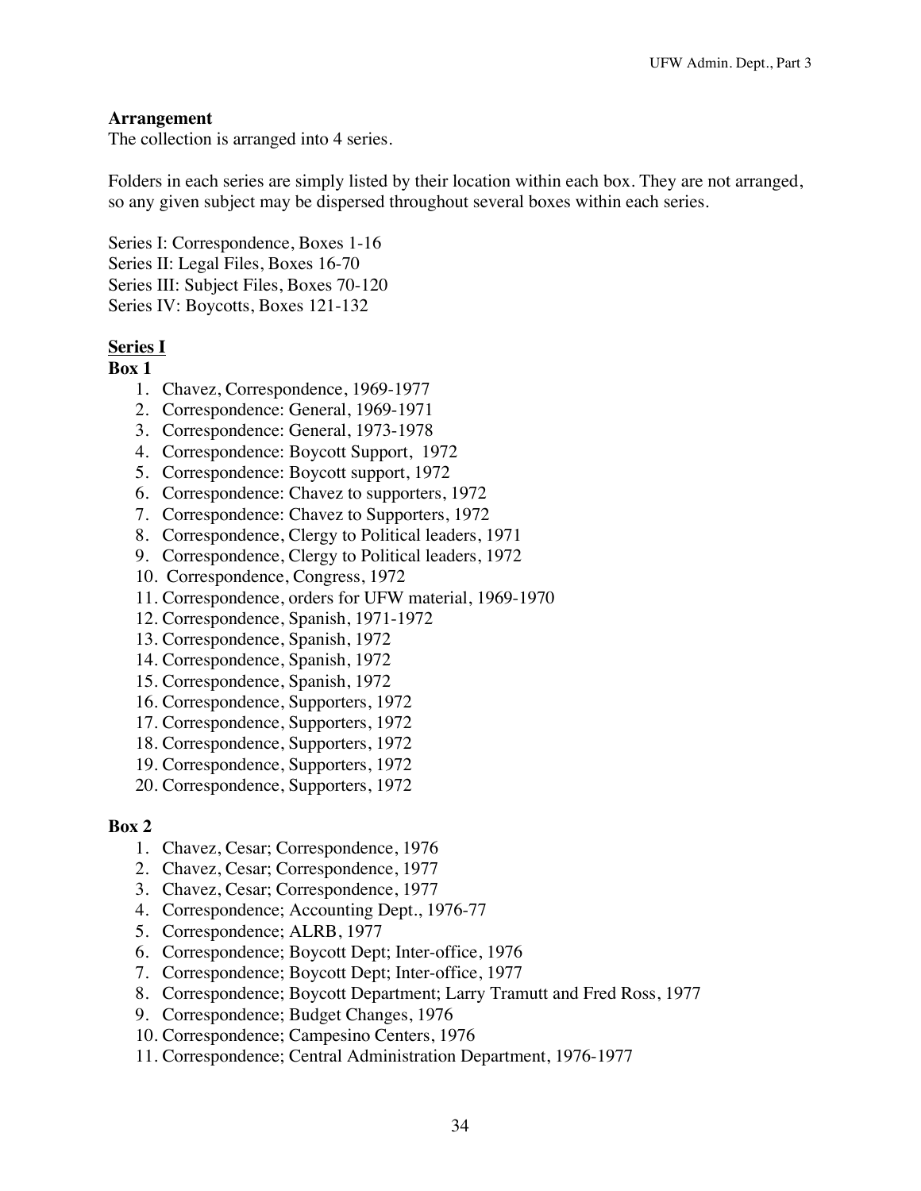**Arrangement**

The collection is arranged into 4 series.

Folders in each series are simply listed by their location within each box. They are not arranged, so any given subject may be dispersed throughout several boxes within each series.

Series I: Correspondence, Boxes 1-16
Series II: Legal Files, Boxes 16-70
Series III: Subject Files, Boxes 70-120
Series IV: Boycotts, Boxes 121-132

**<u>Series I</u>**

**Box 1**

1. Chavez, Correspondence, 1969-1977
2. Correspondence: General, 1969-1971
3. Correspondence: General, 1973-1978
4. Correspondence: Boycott Support, 1972
5. Correspondence: Boycott support, 1972
6. Correspondence: Chavez to supporters, 1972
7. Correspondence: Chavez to Supporters, 1972
8. Correspondence, Clergy to Political leaders, 1971
9. Correspondence, Clergy to Political leaders, 1972
10. Correspondence, Congress, 1972
11. Correspondence, orders for UFW material, 1969-1970
12. Correspondence, Spanish, 1971-1972
13. Correspondence, Spanish, 1972
14. Correspondence, Spanish, 1972
15. Correspondence, Spanish, 1972
16. Correspondence, Supporters, 1972
17. Correspondence, Supporters, 1972
18. Correspondence, Supporters, 1972
19. Correspondence, Supporters, 1972
20. Correspondence, Supporters, 1972

**Box 2**

1. Chavez, Cesar; Correspondence, 1976
2. Chavez, Cesar; Correspondence, 1977
3. Chavez, Cesar; Correspondence, 1977
4. Correspondence; Accounting Dept., 1976-77
5. Correspondence; ALRB, 1977
6. Correspondence; Boycott Dept; Inter-office, 1976
7. Correspondence; Boycott Dept; Inter-office, 1977
8. Correspondence; Boycott Department; Larry Tramutt and Fred Ross, 1977
9. Correspondence; Budget Changes, 1976
10. Correspondence; Campesino Centers, 1976
11. Correspondence; Central Administration Department, 1976-1977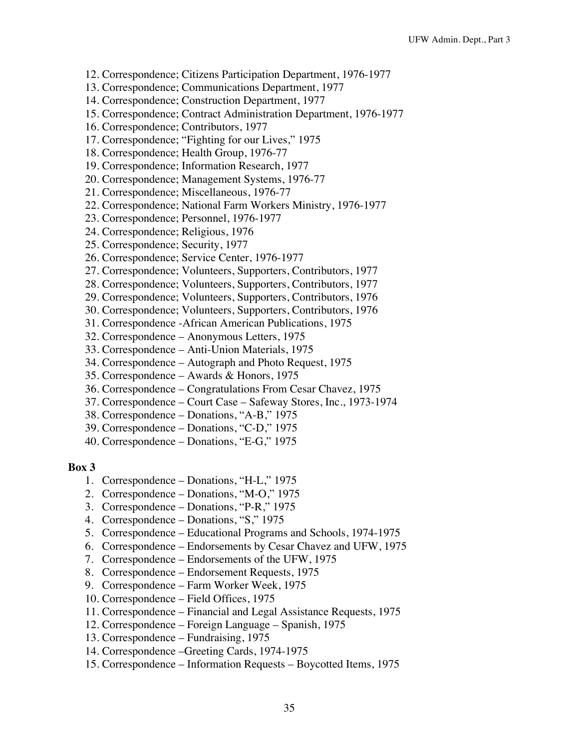12. Correspondence; Citizens Participation Department, 1976-1977
13. Correspondence; Communications Department, 1977
14. Correspondence; Construction Department, 1977
15. Correspondence; Contract Administration Department, 1976-1977
16. Correspondence; Contributors, 1977
17. Correspondence; "Fighting for our Lives," 1975
18. Correspondence; Health Group, 1976-77
19. Correspondence; Information Research, 1977
20. Correspondence; Management Systems, 1976-77
21. Correspondence; Miscellaneous, 1976-77
22. Correspondence; National Farm Workers Ministry, 1976-1977
23. Correspondence; Personnel, 1976-1977
24. Correspondence; Religious, 1976
25. Correspondence; Security, 1977
26. Correspondence; Service Center, 1976-1977
27. Correspondence; Volunteers, Supporters, Contributors, 1977
28. Correspondence; Volunteers, Supporters, Contributors, 1977
29. Correspondence; Volunteers, Supporters, Contributors, 1976
30. Correspondence; Volunteers, Supporters, Contributors, 1976
31. Correspondence -African American Publications, 1975
32. Correspondence – Anonymous Letters, 1975
33. Correspondence – Anti-Union Materials, 1975
34. Correspondence – Autograph and Photo Request, 1975
35. Correspondence – Awards & Honors, 1975
36. Correspondence – Congratulations From Cesar Chavez, 1975
37. Correspondence – Court Case – Safeway Stores, Inc., 1973-1974
38. Correspondence – Donations, "A-B," 1975
39. Correspondence – Donations, "C-D," 1975
40. Correspondence – Donations, "E-G," 1975

**Box 3**

1. Correspondence – Donations, "H-L," 1975
2. Correspondence – Donations, "M-O," 1975
3. Correspondence – Donations, "P-R," 1975
4. Correspondence – Donations, "S," 1975
5. Correspondence – Educational Programs and Schools, 1974-1975
6. Correspondence – Endorsements by Cesar Chavez and UFW, 1975
7. Correspondence – Endorsements of the UFW, 1975
8. Correspondence – Endorsement Requests, 1975
9. Correspondence – Farm Worker Week, 1975
10. Correspondence – Field Offices, 1975
11. Correspondence – Financial and Legal Assistance Requests, 1975
12. Correspondence – Foreign Language – Spanish, 1975
13. Correspondence – Fundraising, 1975
14. Correspondence –Greeting Cards, 1974-1975
15. Correspondence – Information Requests – Boycotted Items, 1975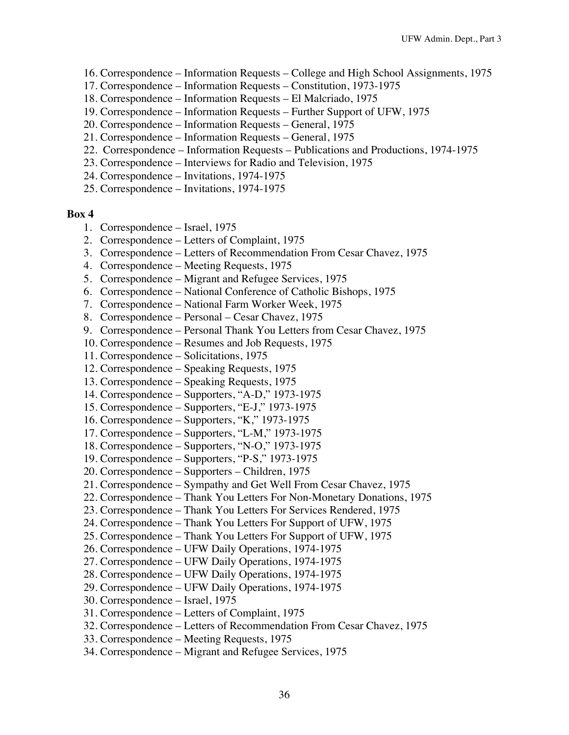16. Correspondence – Information Requests – College and High School Assignments, 1975
17. Correspondence – Information Requests – Constitution, 1973-1975
18. Correspondence – Information Requests – El Malcriado, 1975
19. Correspondence – Information Requests – Further Support of UFW, 1975
20. Correspondence – Information Requests – General, 1975
21. Correspondence – Information Requests – General, 1975
22. Correspondence – Information Requests – Publications and Productions, 1974-1975
23. Correspondence – Interviews for Radio and Television, 1975
24. Correspondence – Invitations, 1974-1975
25. Correspondence – Invitations, 1974-1975

**Box 4**

1. Correspondence – Israel, 1975
2. Correspondence – Letters of Complaint, 1975
3. Correspondence – Letters of Recommendation From Cesar Chavez, 1975
4. Correspondence – Meeting Requests, 1975
5. Correspondence – Migrant and Refugee Services, 1975
6. Correspondence – National Conference of Catholic Bishops, 1975
7. Correspondence – National Farm Worker Week, 1975
8. Correspondence – Personal – Cesar Chavez, 1975
9. Correspondence – Personal Thank You Letters from Cesar Chavez, 1975
10. Correspondence – Resumes and Job Requests, 1975
11. Correspondence – Solicitations, 1975
12. Correspondence – Speaking Requests, 1975
13. Correspondence – Speaking Requests, 1975
14. Correspondence – Supporters, "A-D," 1973-1975
15. Correspondence – Supporters, "E-J," 1973-1975
16. Correspondence – Supporters, "K," 1973-1975
17. Correspondence – Supporters, "L-M," 1973-1975
18. Correspondence – Supporters, "N-O," 1973-1975
19. Correspondence – Supporters, "P-S," 1973-1975
20. Correspondence – Supporters – Children, 1975
21. Correspondence – Sympathy and Get Well From Cesar Chavez, 1975
22. Correspondence – Thank You Letters For Non-Monetary Donations, 1975
23. Correspondence – Thank You Letters For Services Rendered, 1975
24. Correspondence – Thank You Letters For Support of UFW, 1975
25. Correspondence – Thank You Letters For Support of UFW, 1975
26. Correspondence – UFW Daily Operations, 1974-1975
27. Correspondence – UFW Daily Operations, 1974-1975
28. Correspondence – UFW Daily Operations, 1974-1975
29. Correspondence – UFW Daily Operations, 1974-1975
30. Correspondence – Israel, 1975
31. Correspondence – Letters of Complaint, 1975
32. Correspondence – Letters of Recommendation From Cesar Chavez, 1975
33. Correspondence – Meeting Requests, 1975
34. Correspondence – Migrant and Refugee Services, 1975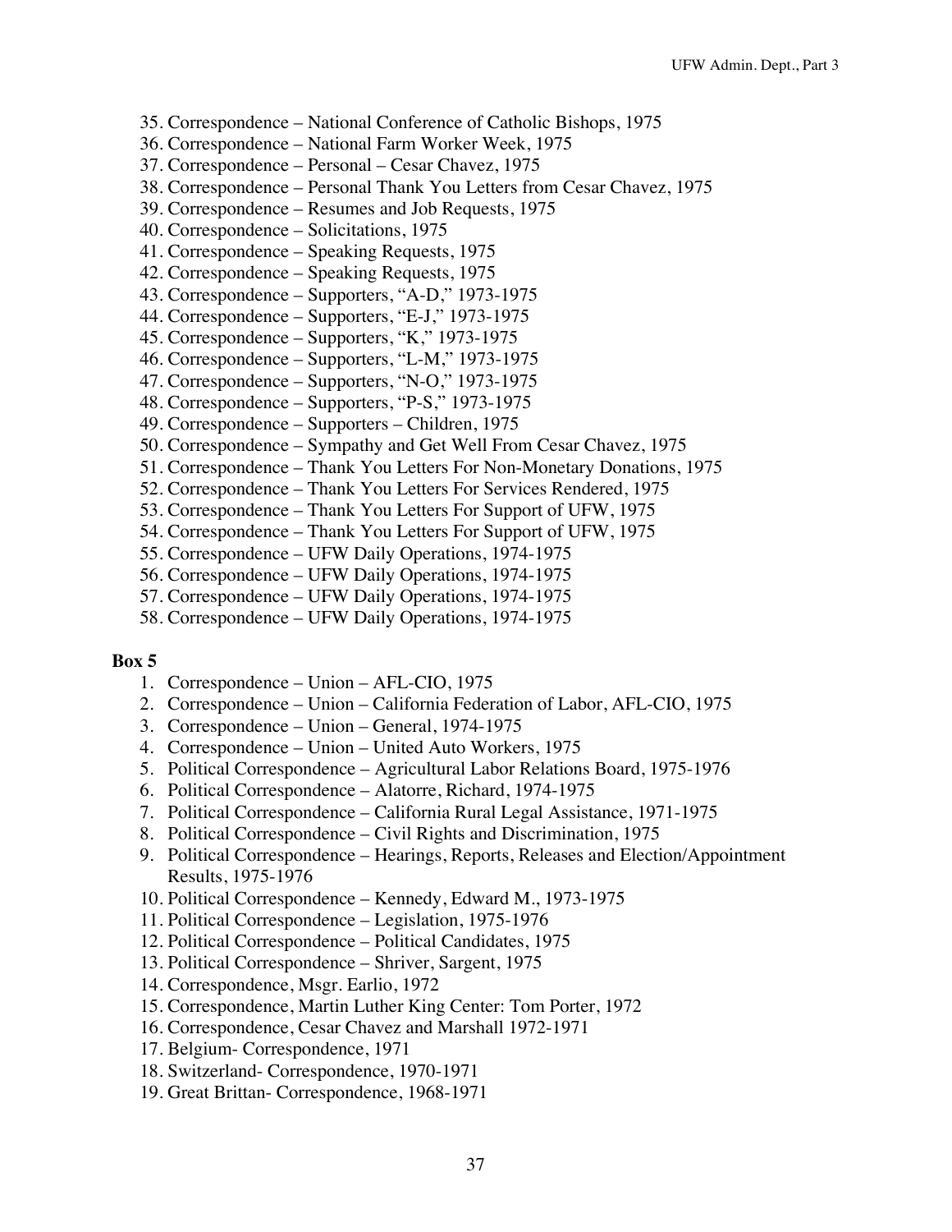35. Correspondence – National Conference of Catholic Bishops, 1975
36. Correspondence – National Farm Worker Week, 1975
37. Correspondence – Personal – Cesar Chavez, 1975
38. Correspondence – Personal Thank You Letters from Cesar Chavez, 1975
39. Correspondence – Resumes and Job Requests, 1975
40. Correspondence – Solicitations, 1975
41. Correspondence – Speaking Requests, 1975
42. Correspondence – Speaking Requests, 1975
43. Correspondence – Supporters, "A-D," 1973-1975
44. Correspondence – Supporters, "E-J," 1973-1975
45. Correspondence – Supporters, "K," 1973-1975
46. Correspondence – Supporters, "L-M," 1973-1975
47. Correspondence – Supporters, "N-O," 1973-1975
48. Correspondence – Supporters, "P-S," 1973-1975
49. Correspondence – Supporters – Children, 1975
50. Correspondence – Sympathy and Get Well From Cesar Chavez, 1975
51. Correspondence – Thank You Letters For Non-Monetary Donations, 1975
52. Correspondence – Thank You Letters For Services Rendered, 1975
53. Correspondence – Thank You Letters For Support of UFW, 1975
54. Correspondence – Thank You Letters For Support of UFW, 1975
55. Correspondence – UFW Daily Operations, 1974-1975
56. Correspondence – UFW Daily Operations, 1974-1975
57. Correspondence – UFW Daily Operations, 1974-1975
58. Correspondence – UFW Daily Operations, 1974-1975

**Box 5**

1. Correspondence – Union – AFL-CIO, 1975
2. Correspondence – Union – California Federation of Labor, AFL-CIO, 1975
3. Correspondence – Union – General, 1974-1975
4. Correspondence – Union – United Auto Workers, 1975
5. Political Correspondence – Agricultural Labor Relations Board, 1975-1976
6. Political Correspondence – Alatorre, Richard, 1974-1975
7. Political Correspondence – California Rural Legal Assistance, 1971-1975
8. Political Correspondence – Civil Rights and Discrimination, 1975
9. Political Correspondence – Hearings, Reports, Releases and Election/Appointment Results, 1975-1976
10. Political Correspondence – Kennedy, Edward M., 1973-1975
11. Political Correspondence – Legislation, 1975-1976
12. Political Correspondence – Political Candidates, 1975
13. Political Correspondence – Shriver, Sargent, 1975
14. Correspondence, Msgr. Earlio, 1972
15. Correspondence, Martin Luther King Center: Tom Porter, 1972
16. Correspondence, Cesar Chavez and Marshall 1972-1971
17. Belgium- Correspondence, 1971
18. Switzerland- Correspondence, 1970-1971
19. Great Brittan- Correspondence, 1968-1971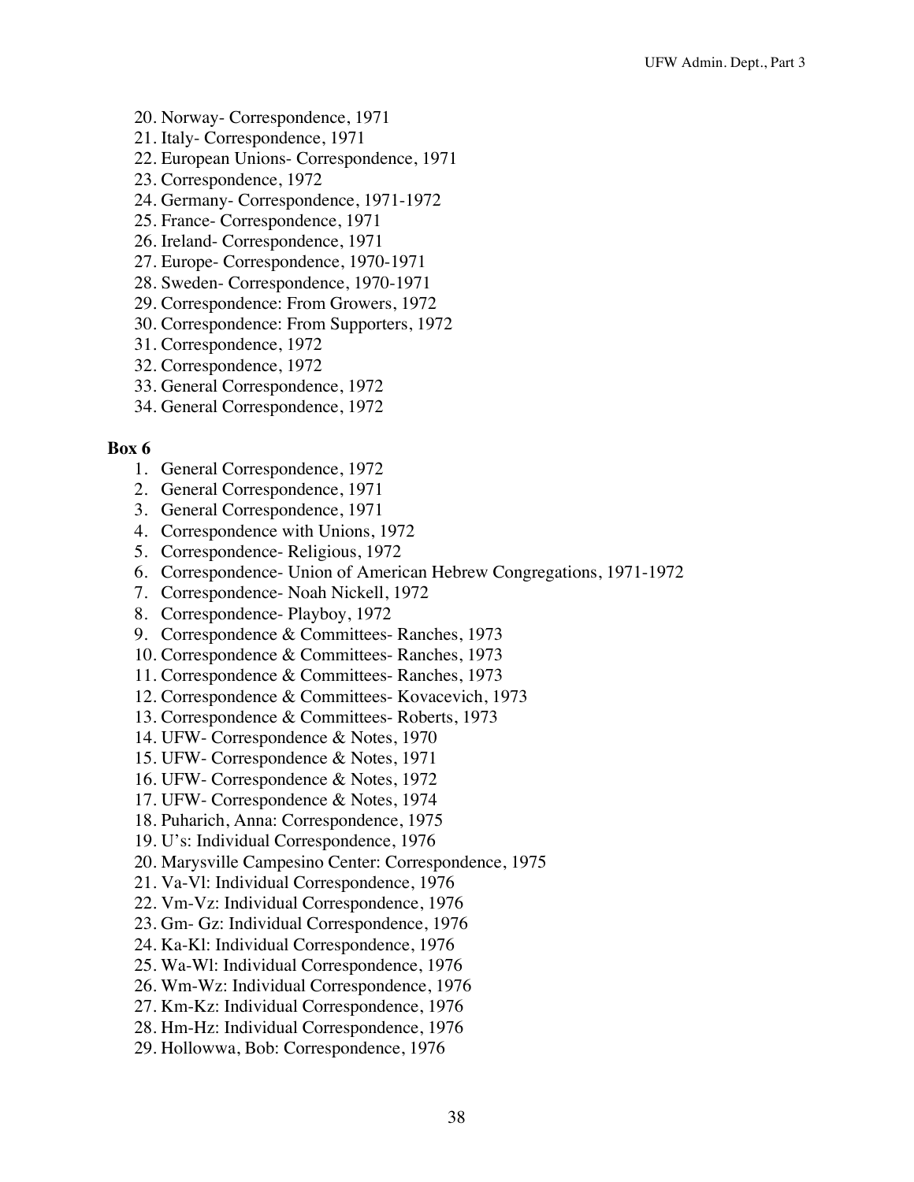20. Norway- Correspondence, 1971
21. Italy- Correspondence, 1971
22. European Unions- Correspondence, 1971
23. Correspondence, 1972
24. Germany- Correspondence, 1971-1972
25. France- Correspondence, 1971
26. Ireland- Correspondence, 1971
27. Europe- Correspondence, 1970-1971
28. Sweden- Correspondence, 1970-1971
29. Correspondence: From Growers, 1972
30. Correspondence: From Supporters, 1972
31. Correspondence, 1972
32. Correspondence, 1972
33. General Correspondence, 1972
34. General Correspondence, 1972

**Box 6**

1. General Correspondence, 1972
2. General Correspondence, 1971
3. General Correspondence, 1971
4. Correspondence with Unions, 1972
5. Correspondence- Religious, 1972
6. Correspondence- Union of American Hebrew Congregations, 1971-1972
7. Correspondence- Noah Nickell, 1972
8. Correspondence- Playboy, 1972
9. Correspondence & Committees- Ranches, 1973
10. Correspondence & Committees- Ranches, 1973
11. Correspondence & Committees- Ranches, 1973
12. Correspondence & Committees- Kovacevich, 1973
13. Correspondence & Committees- Roberts, 1973
14. UFW- Correspondence & Notes, 1970
15. UFW- Correspondence & Notes, 1971
16. UFW- Correspondence & Notes, 1972
17. UFW- Correspondence & Notes, 1974
18. Puharich, Anna: Correspondence, 1975
19. U's: Individual Correspondence, 1976
20. Marysville Campesino Center: Correspondence, 1975
21. Va-Vl: Individual Correspondence, 1976
22. Vm-Vz: Individual Correspondence, 1976
23. Gm- Gz: Individual Correspondence, 1976
24. Ka-Kl: Individual Correspondence, 1976
25. Wa-Wl: Individual Correspondence, 1976
26. Wm-Wz: Individual Correspondence, 1976
27. Km-Kz: Individual Correspondence, 1976
28. Hm-Hz: Individual Correspondence, 1976
29. Hollowwa, Bob: Correspondence, 1976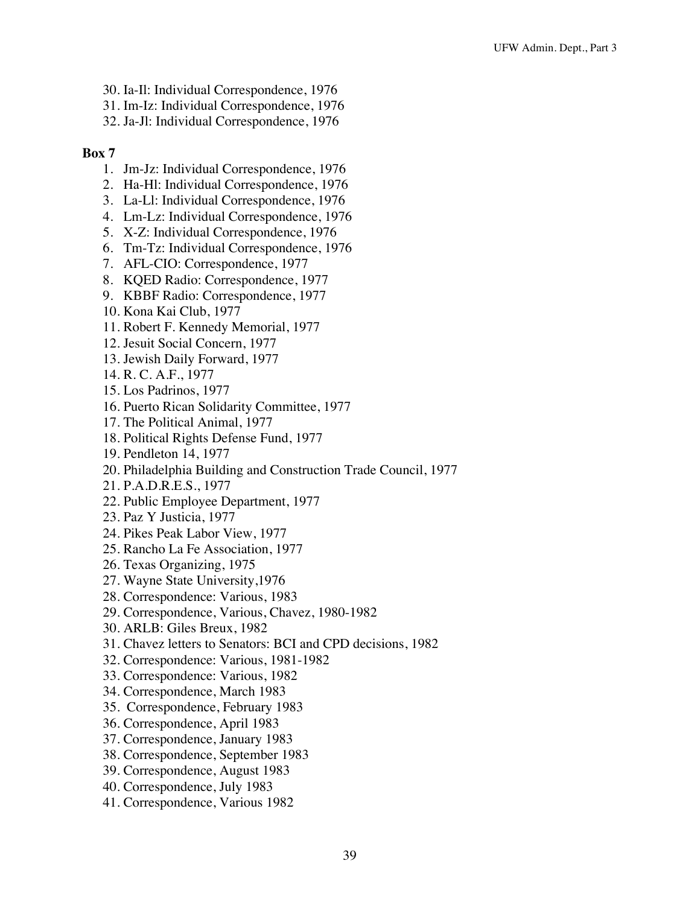30. Ia-Il: Individual Correspondence, 1976
31. Im-Iz: Individual Correspondence, 1976
32. Ja-Jl: Individual Correspondence, 1976

**Box 7**

1. Jm-Jz: Individual Correspondence, 1976
2. Ha-Hl: Individual Correspondence, 1976
3. La-Ll: Individual Correspondence, 1976
4. Lm-Lz: Individual Correspondence, 1976
5. X-Z: Individual Correspondence, 1976
6. Tm-Tz: Individual Correspondence, 1976
7. AFL-CIO: Correspondence, 1977
8. KQED Radio: Correspondence, 1977
9. KBBF Radio: Correspondence, 1977
10. Kona Kai Club, 1977
11. Robert F. Kennedy Memorial, 1977
12. Jesuit Social Concern, 1977
13. Jewish Daily Forward, 1977
14. R. C. A.F., 1977
15. Los Padrinos, 1977
16. Puerto Rican Solidarity Committee, 1977
17. The Political Animal, 1977
18. Political Rights Defense Fund, 1977
19. Pendleton 14, 1977
20. Philadelphia Building and Construction Trade Council, 1977
21. P.A.D.R.E.S., 1977
22. Public Employee Department, 1977
23. Paz Y Justicia, 1977
24. Pikes Peak Labor View, 1977
25. Rancho La Fe Association, 1977
26. Texas Organizing, 1975
27. Wayne State University,1976
28. Correspondence: Various, 1983
29. Correspondence, Various, Chavez, 1980-1982
30. ARLB: Giles Breux, 1982
31. Chavez letters to Senators: BCI and CPD decisions, 1982
32. Correspondence: Various, 1981-1982
33. Correspondence: Various, 1982
34. Correspondence, March 1983
35. Correspondence, February 1983
36. Correspondence, April 1983
37. Correspondence, January 1983
38. Correspondence, September 1983
39. Correspondence, August 1983
40. Correspondence, July 1983
41. Correspondence, Various 1982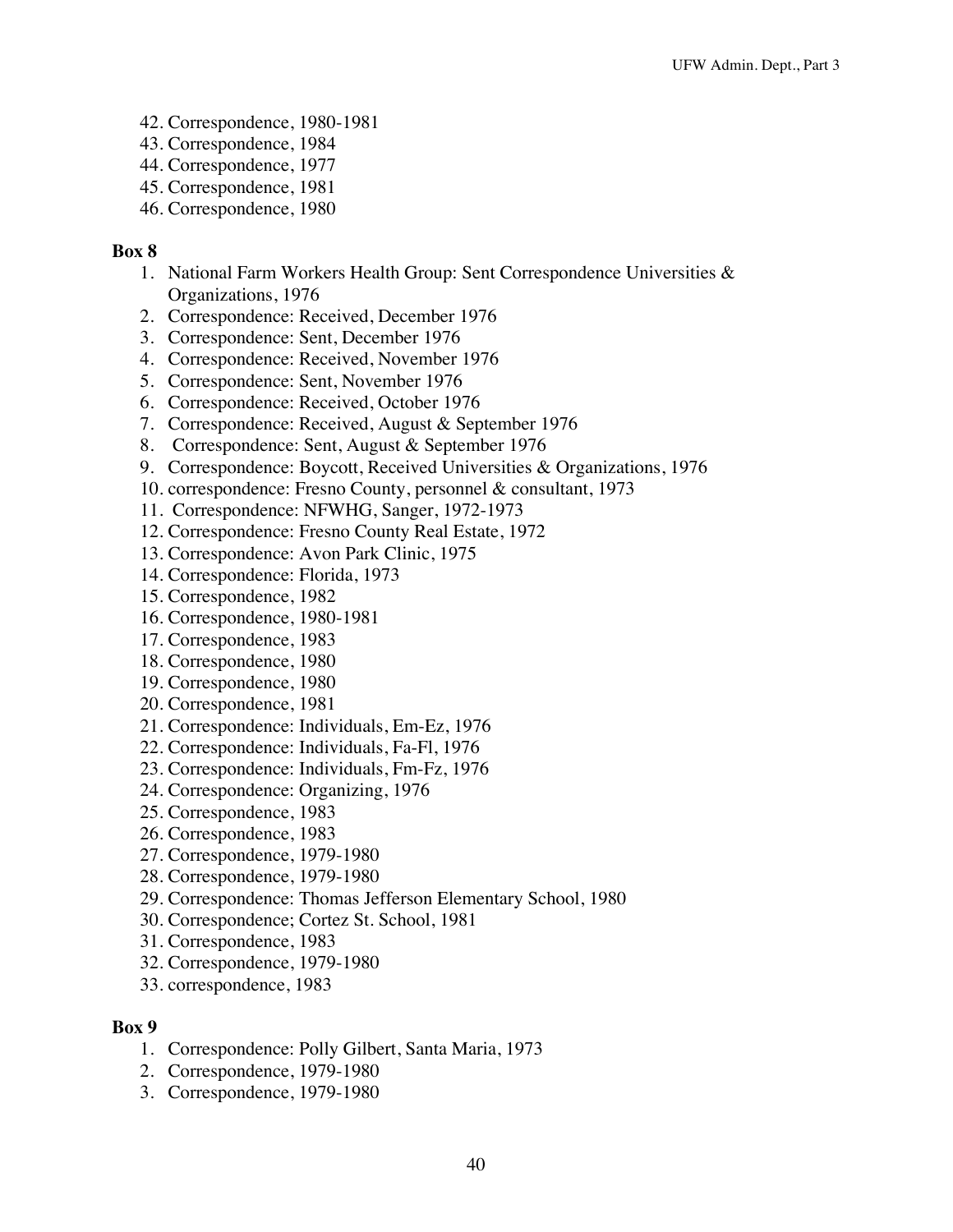42. Correspondence, 1980-1981
43. Correspondence, 1984
44. Correspondence, 1977
45. Correspondence, 1981
46. Correspondence, 1980

**Box 8**

1. National Farm Workers Health Group: Sent Correspondence Universities & Organizations, 1976
2. Correspondence: Received, December 1976
3. Correspondence: Sent, December 1976
4. Correspondence: Received, November 1976
5. Correspondence: Sent, November 1976
6. Correspondence: Received, October 1976
7. Correspondence: Received, August & September 1976
8. Correspondence: Sent, August & September 1976
9. Correspondence: Boycott, Received Universities & Organizations, 1976
10. correspondence: Fresno County, personnel & consultant, 1973
11. Correspondence: NFWHG, Sanger, 1972-1973
12. Correspondence: Fresno County Real Estate, 1972
13. Correspondence: Avon Park Clinic, 1975
14. Correspondence: Florida, 1973
15. Correspondence, 1982
16. Correspondence, 1980-1981
17. Correspondence, 1983
18. Correspondence, 1980
19. Correspondence, 1980
20. Correspondence, 1981
21. Correspondence: Individuals, Em-Ez, 1976
22. Correspondence: Individuals, Fa-Fl, 1976
23. Correspondence: Individuals, Fm-Fz, 1976
24. Correspondence: Organizing, 1976
25. Correspondence, 1983
26. Correspondence, 1983
27. Correspondence, 1979-1980
28. Correspondence, 1979-1980
29. Correspondence: Thomas Jefferson Elementary School, 1980
30. Correspondence; Cortez St. School, 1981
31. Correspondence, 1983
32. Correspondence, 1979-1980
33. correspondence, 1983

**Box 9**

1. Correspondence: Polly Gilbert, Santa Maria, 1973
2. Correspondence, 1979-1980
3. Correspondence, 1979-1980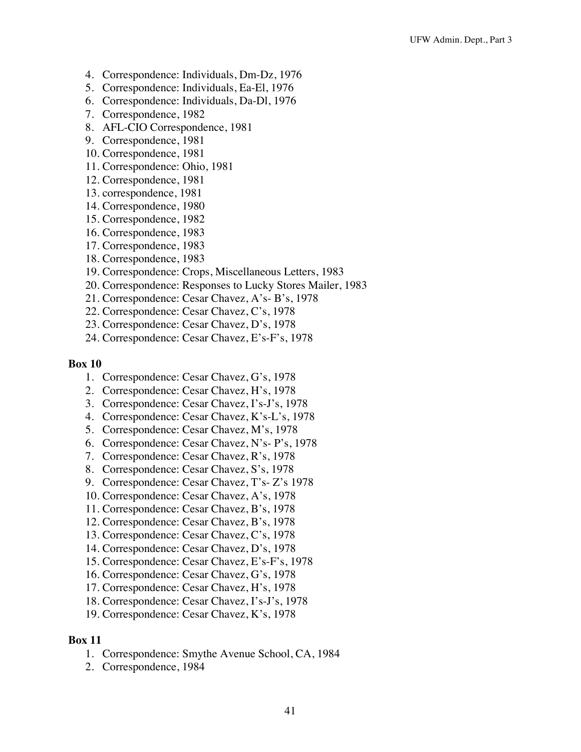4. Correspondence: Individuals, Dm-Dz, 1976
5. Correspondence: Individuals, Ea-El, 1976
6. Correspondence: Individuals, Da-Dl, 1976
7. Correspondence, 1982
8. AFL-CIO Correspondence, 1981
9. Correspondence, 1981
10. Correspondence, 1981
11. Correspondence: Ohio, 1981
12. Correspondence, 1981
13. correspondence, 1981
14. Correspondence, 1980
15. Correspondence, 1982
16. Correspondence, 1983
17. Correspondence, 1983
18. Correspondence, 1983
19. Correspondence: Crops, Miscellaneous Letters, 1983
20. Correspondence: Responses to Lucky Stores Mailer, 1983
21. Correspondence: Cesar Chavez, A's- B's, 1978
22. Correspondence: Cesar Chavez, C's, 1978
23. Correspondence: Cesar Chavez, D's, 1978
24. Correspondence: Cesar Chavez, E's-F's, 1978

**Box 10**

1. Correspondence: Cesar Chavez, G's, 1978
2. Correspondence: Cesar Chavez, H's, 1978
3. Correspondence: Cesar Chavez, I's-J's, 1978
4. Correspondence: Cesar Chavez, K's-L's, 1978
5. Correspondence: Cesar Chavez, M's, 1978
6. Correspondence: Cesar Chavez, N's- P's, 1978
7. Correspondence: Cesar Chavez, R's, 1978
8. Correspondence: Cesar Chavez, S's, 1978
9. Correspondence: Cesar Chavez, T's- Z's 1978
10. Correspondence: Cesar Chavez, A's, 1978
11. Correspondence: Cesar Chavez, B's, 1978
12. Correspondence: Cesar Chavez, B's, 1978
13. Correspondence: Cesar Chavez, C's, 1978
14. Correspondence: Cesar Chavez, D's, 1978
15. Correspondence: Cesar Chavez, E's-F's, 1978
16. Correspondence: Cesar Chavez, G's, 1978
17. Correspondence: Cesar Chavez, H's, 1978
18. Correspondence: Cesar Chavez, I's-J's, 1978
19. Correspondence: Cesar Chavez, K's, 1978

**Box 11**

1. Correspondence: Smythe Avenue School, CA, 1984
2. Correspondence, 1984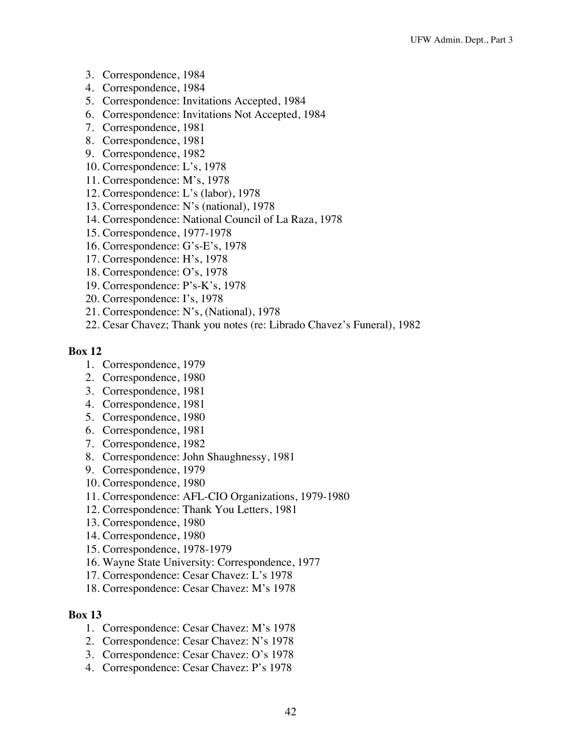3. Correspondence, 1984
4. Correspondence, 1984
5. Correspondence: Invitations Accepted, 1984
6. Correspondence: Invitations Not Accepted, 1984
7. Correspondence, 1981
8. Correspondence, 1981
9. Correspondence, 1982
10. Correspondence: L's, 1978
11. Correspondence: M's, 1978
12. Correspondence: L's (labor), 1978
13. Correspondence: N's (national), 1978
14. Correspondence: National Council of La Raza, 1978
15. Correspondence, 1977-1978
16. Correspondence: G's-E's, 1978
17. Correspondence: H's, 1978
18. Correspondence: O's, 1978
19. Correspondence: P's-K's, 1978
20. Correspondence: I's, 1978
21. Correspondence: N's, (National), 1978
22. Cesar Chavez; Thank you notes (re: Librado Chavez's Funeral), 1982

**Box 12**

1. Correspondence, 1979
2. Correspondence, 1980
3. Correspondence, 1981
4. Correspondence, 1981
5. Correspondence, 1980
6. Correspondence, 1981
7. Correspondence, 1982
8. Correspondence: John Shaughnessy, 1981
9. Correspondence, 1979
10. Correspondence, 1980
11. Correspondence: AFL-CIO Organizations, 1979-1980
12. Correspondence: Thank You Letters, 1981
13. Correspondence, 1980
14. Correspondence, 1980
15. Correspondence, 1978-1979
16. Wayne State University: Correspondence, 1977
17. Correspondence: Cesar Chavez: L's 1978
18. Correspondence: Cesar Chavez: M's 1978

**Box 13**

1. Correspondence: Cesar Chavez: M's 1978
2. Correspondence: Cesar Chavez: N's 1978
3. Correspondence: Cesar Chavez: O's 1978
4. Correspondence: Cesar Chavez: P's 1978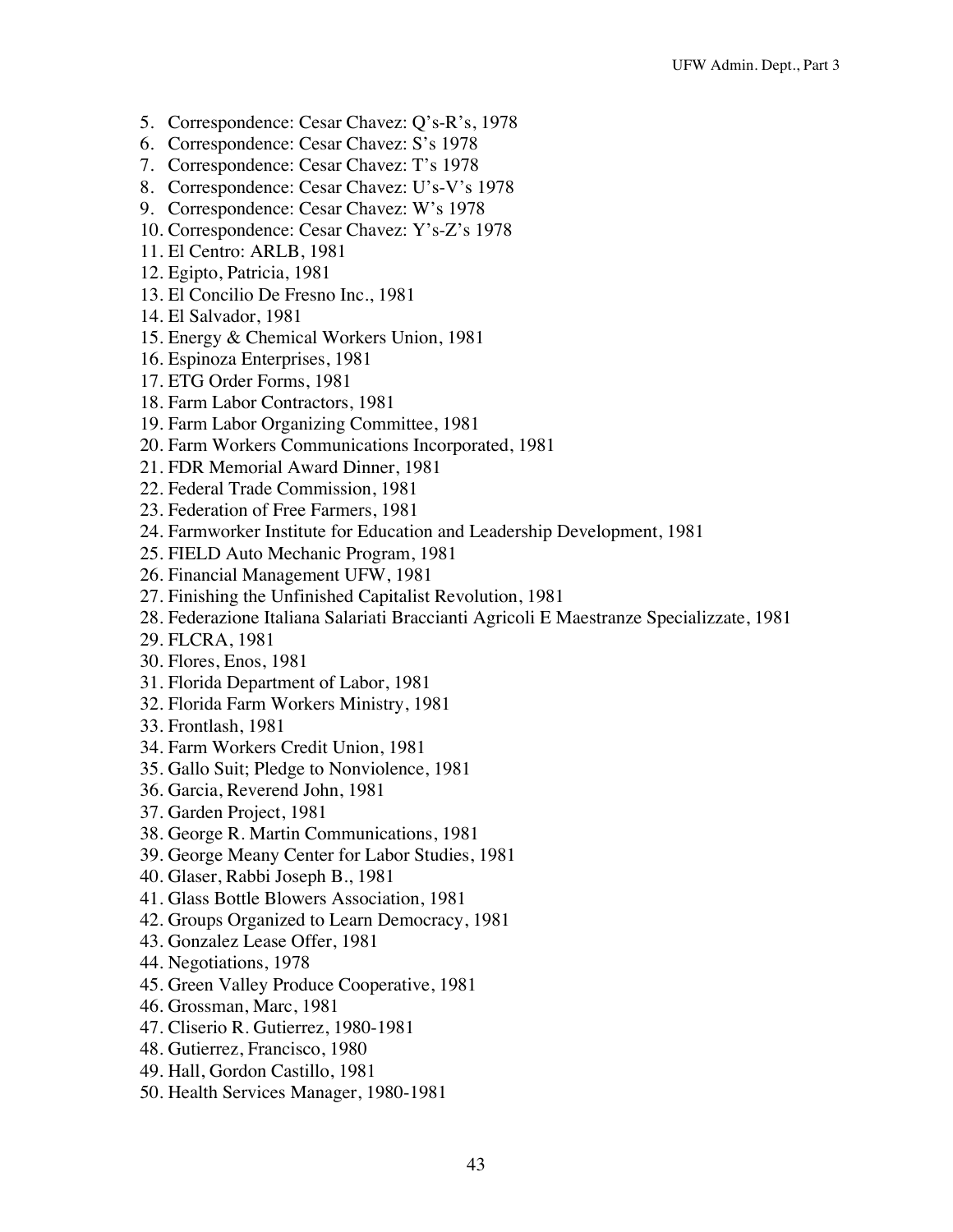5. Correspondence: Cesar Chavez: Q's-R's, 1978
6. Correspondence: Cesar Chavez: S's 1978
7. Correspondence: Cesar Chavez: T's 1978
8. Correspondence: Cesar Chavez: U's-V's 1978
9. Correspondence: Cesar Chavez: W's 1978
10. Correspondence: Cesar Chavez: Y's-Z's 1978
11. El Centro: ARLB, 1981
12. Egipto, Patricia, 1981
13. El Concilio De Fresno Inc., 1981
14. El Salvador, 1981
15. Energy & Chemical Workers Union, 1981
16. Espinoza Enterprises, 1981
17. ETG Order Forms, 1981
18. Farm Labor Contractors, 1981
19. Farm Labor Organizing Committee, 1981
20. Farm Workers Communications Incorporated, 1981
21. FDR Memorial Award Dinner, 1981
22. Federal Trade Commission, 1981
23. Federation of Free Farmers, 1981
24. Farmworker Institute for Education and Leadership Development, 1981
25. FIELD Auto Mechanic Program, 1981
26. Financial Management UFW, 1981
27. Finishing the Unfinished Capitalist Revolution, 1981
28. Federazione Italiana Salariati Braccianti Agricoli E Maestranze Specializzate, 1981
29. FLCRA, 1981
30. Flores, Enos, 1981
31. Florida Department of Labor, 1981
32. Florida Farm Workers Ministry, 1981
33. Frontlash, 1981
34. Farm Workers Credit Union, 1981
35. Gallo Suit; Pledge to Nonviolence, 1981
36. Garcia, Reverend John, 1981
37. Garden Project, 1981
38. George R. Martin Communications, 1981
39. George Meany Center for Labor Studies, 1981
40. Glaser, Rabbi Joseph B., 1981
41. Glass Bottle Blowers Association, 1981
42. Groups Organized to Learn Democracy, 1981
43. Gonzalez Lease Offer, 1981
44. Negotiations, 1978
45. Green Valley Produce Cooperative, 1981
46. Grossman, Marc, 1981
47. Cliserio R. Gutierrez, 1980-1981
48. Gutierrez, Francisco, 1980
49. Hall, Gordon Castillo, 1981
50. Health Services Manager, 1980-1981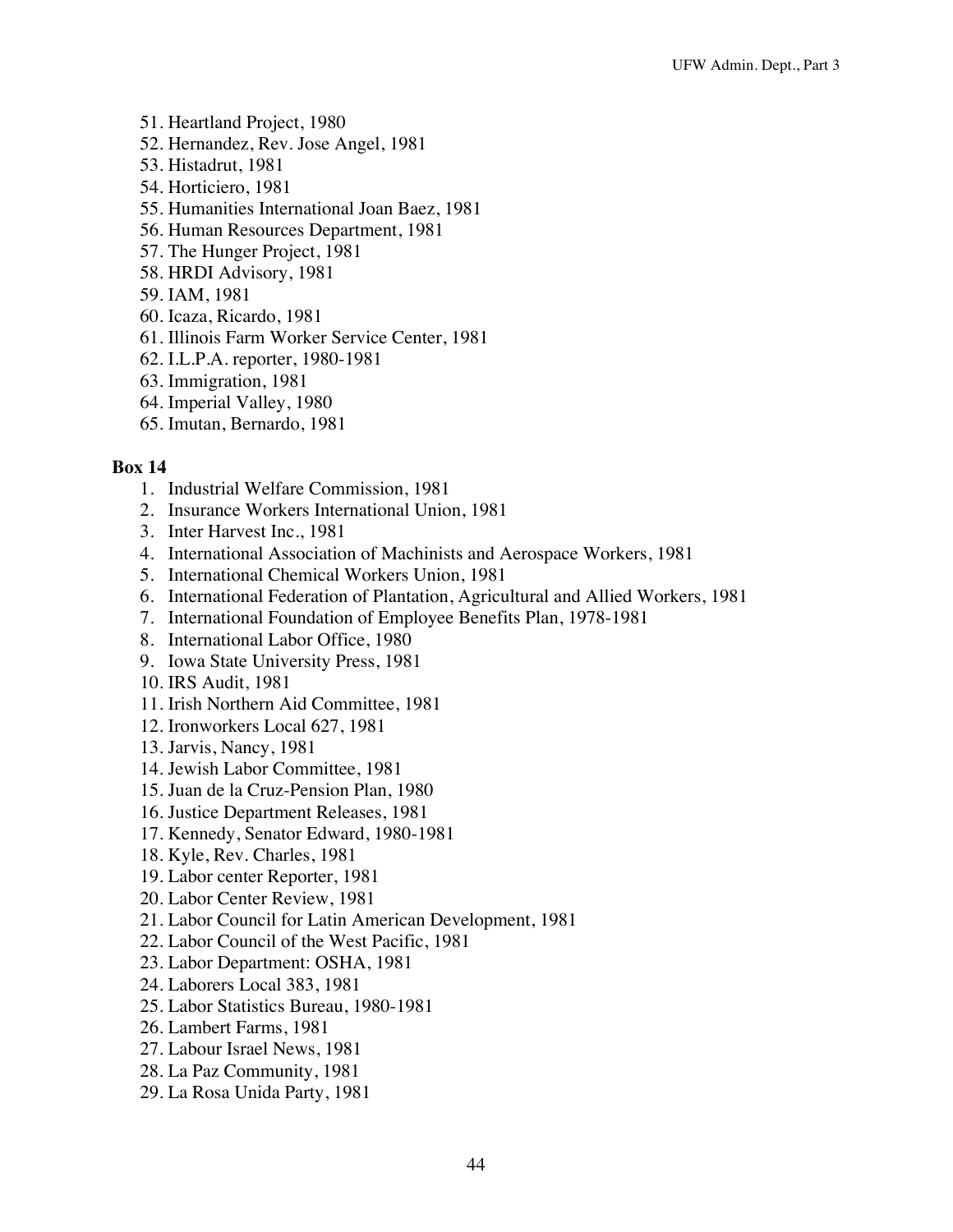51. Heartland Project, 1980
52. Hernandez, Rev. Jose Angel, 1981
53. Histadrut, 1981
54. Horticiero, 1981
55. Humanities International Joan Baez, 1981
56. Human Resources Department, 1981
57. The Hunger Project, 1981
58. HRDI Advisory, 1981
59. IAM, 1981
60. Icaza, Ricardo, 1981
61. Illinois Farm Worker Service Center, 1981
62. I.L.P.A. reporter, 1980-1981
63. Immigration, 1981
64. Imperial Valley, 1980
65. Imutan, Bernardo, 1981

**Box 14**

1. Industrial Welfare Commission, 1981
2. Insurance Workers International Union, 1981
3. Inter Harvest Inc., 1981
4. International Association of Machinists and Aerospace Workers, 1981
5. International Chemical Workers Union, 1981
6. International Federation of Plantation, Agricultural and Allied Workers, 1981
7. International Foundation of Employee Benefits Plan, 1978-1981
8. International Labor Office, 1980
9. Iowa State University Press, 1981
10. IRS Audit, 1981
11. Irish Northern Aid Committee, 1981
12. Ironworkers Local 627, 1981
13. Jarvis, Nancy, 1981
14. Jewish Labor Committee, 1981
15. Juan de la Cruz-Pension Plan, 1980
16. Justice Department Releases, 1981
17. Kennedy, Senator Edward, 1980-1981
18. Kyle, Rev. Charles, 1981
19. Labor center Reporter, 1981
20. Labor Center Review, 1981
21. Labor Council for Latin American Development, 1981
22. Labor Council of the West Pacific, 1981
23. Labor Department: OSHA, 1981
24. Laborers Local 383, 1981
25. Labor Statistics Bureau, 1980-1981
26. Lambert Farms, 1981
27. Labour Israel News, 1981
28. La Paz Community, 1981
29. La Rosa Unida Party, 1981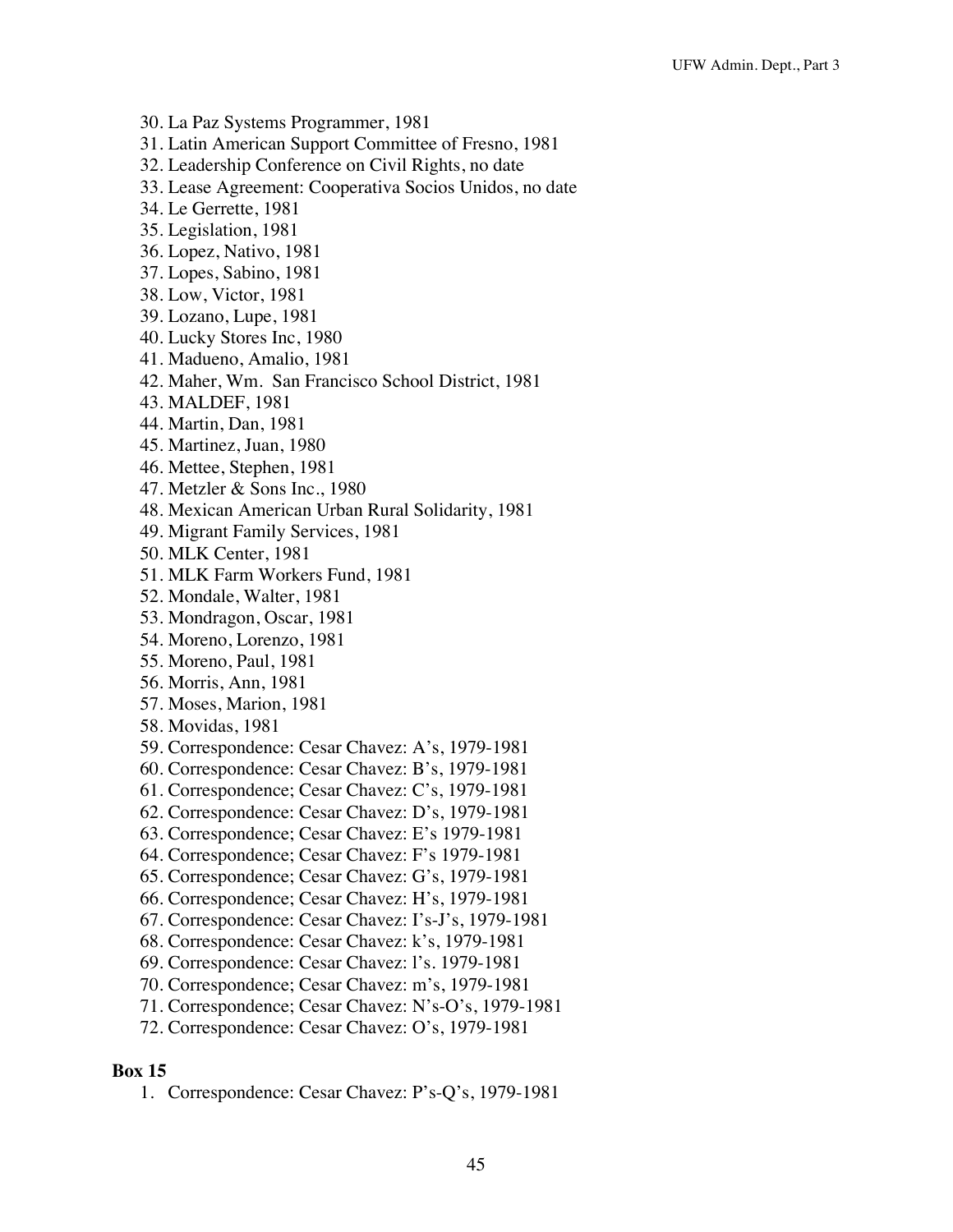30. La Paz Systems Programmer, 1981
31. Latin American Support Committee of Fresno, 1981
32. Leadership Conference on Civil Rights, no date
33. Lease Agreement: Cooperativa Socios Unidos, no date
34. Le Gerrette, 1981
35. Legislation, 1981
36. Lopez, Nativo, 1981
37. Lopes, Sabino, 1981
38. Low, Victor, 1981
39. Lozano, Lupe, 1981
40. Lucky Stores Inc, 1980
41. Madueno, Amalio, 1981
42. Maher, Wm. San Francisco School District, 1981
43. MALDEF, 1981
44. Martin, Dan, 1981
45. Martinez, Juan, 1980
46. Mettee, Stephen, 1981
47. Metzler & Sons Inc., 1980
48. Mexican American Urban Rural Solidarity, 1981
49. Migrant Family Services, 1981
50. MLK Center, 1981
51. MLK Farm Workers Fund, 1981
52. Mondale, Walter, 1981
53. Mondragon, Oscar, 1981
54. Moreno, Lorenzo, 1981
55. Moreno, Paul, 1981
56. Morris, Ann, 1981
57. Moses, Marion, 1981
58. Movidas, 1981
59. Correspondence: Cesar Chavez: A's, 1979-1981
60. Correspondence: Cesar Chavez: B's, 1979-1981
61. Correspondence; Cesar Chavez: C's, 1979-1981
62. Correspondence: Cesar Chavez: D's, 1979-1981
63. Correspondence; Cesar Chavez: E's 1979-1981
64. Correspondence; Cesar Chavez: F's 1979-1981
65. Correspondence; Cesar Chavez: G's, 1979-1981
66. Correspondence; Cesar Chavez: H's, 1979-1981
67. Correspondence: Cesar Chavez: I's-J's, 1979-1981
68. Correspondence: Cesar Chavez: k's, 1979-1981
69. Correspondence: Cesar Chavez: l's. 1979-1981
70. Correspondence; Cesar Chavez: m's, 1979-1981
71. Correspondence; Cesar Chavez: N's-O's, 1979-1981
72. Correspondence: Cesar Chavez: O's, 1979-1981

**Box 15**

1. Correspondence: Cesar Chavez: P's-Q's, 1979-1981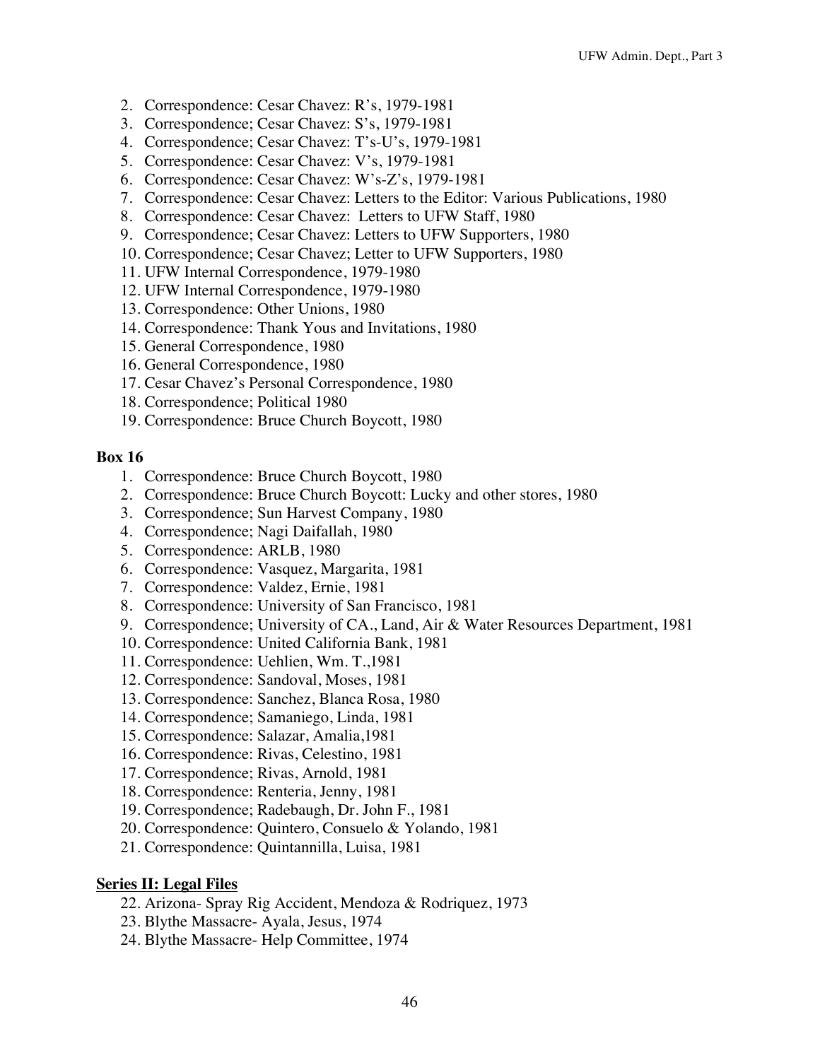2. Correspondence: Cesar Chavez: R's, 1979-1981
3. Correspondence; Cesar Chavez: S's, 1979-1981
4. Correspondence; Cesar Chavez: T's-U's, 1979-1981
5. Correspondence: Cesar Chavez: V's, 1979-1981
6. Correspondence: Cesar Chavez: W's-Z's, 1979-1981
7. Correspondence: Cesar Chavez: Letters to the Editor: Various Publications, 1980
8. Correspondence: Cesar Chavez: Letters to UFW Staff, 1980
9. Correspondence; Cesar Chavez: Letters to UFW Supporters, 1980
10. Correspondence; Cesar Chavez; Letter to UFW Supporters, 1980
11. UFW Internal Correspondence, 1979-1980
12. UFW Internal Correspondence, 1979-1980
13. Correspondence: Other Unions, 1980
14. Correspondence: Thank Yous and Invitations, 1980
15. General Correspondence, 1980
16. General Correspondence, 1980
17. Cesar Chavez's Personal Correspondence, 1980
18. Correspondence; Political 1980
19. Correspondence: Bruce Church Boycott, 1980

**Box 16**

1. Correspondence: Bruce Church Boycott, 1980
2. Correspondence: Bruce Church Boycott: Lucky and other stores, 1980
3. Correspondence; Sun Harvest Company, 1980
4. Correspondence; Nagi Daifallah, 1980
5. Correspondence: ARLB, 1980
6. Correspondence: Vasquez, Margarita, 1981
7. Correspondence: Valdez, Ernie, 1981
8. Correspondence: University of San Francisco, 1981
9. Correspondence; University of CA., Land, Air & Water Resources Department, 1981
10. Correspondence: United California Bank, 1981
11. Correspondence: Uehlien, Wm. T.,1981
12. Correspondence: Sandoval, Moses, 1981
13. Correspondence: Sanchez, Blanca Rosa, 1980
14. Correspondence; Samaniego, Linda, 1981
15. Correspondence: Salazar, Amalia,1981
16. Correspondence: Rivas, Celestino, 1981
17. Correspondence; Rivas, Arnold, 1981
18. Correspondence: Renteria, Jenny, 1981
19. Correspondence; Radebaugh, Dr. John F., 1981
20. Correspondence: Quintero, Consuelo & Yolando, 1981
21. Correspondence: Quintannilla, Luisa, 1981

**Series II: Legal Files**

22. Arizona- Spray Rig Accident, Mendoza & Rodriquez, 1973
23. Blythe Massacre- Ayala, Jesus, 1974
24. Blythe Massacre- Help Committee, 1974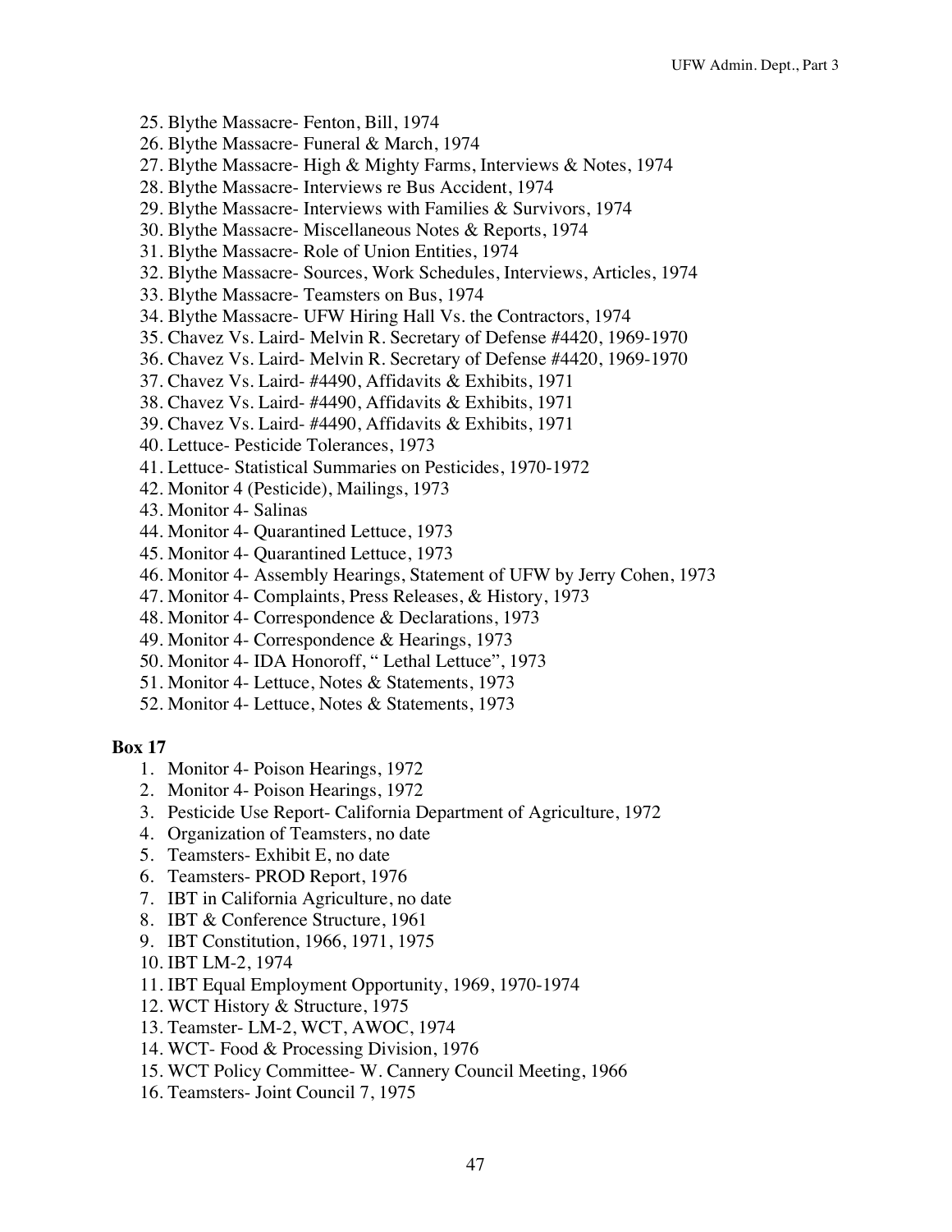25. Blythe Massacre- Fenton, Bill, 1974
26. Blythe Massacre- Funeral & March, 1974
27. Blythe Massacre- High & Mighty Farms, Interviews & Notes, 1974
28. Blythe Massacre- Interviews re Bus Accident, 1974
29. Blythe Massacre- Interviews with Families & Survivors, 1974
30. Blythe Massacre- Miscellaneous Notes & Reports, 1974
31. Blythe Massacre- Role of Union Entities, 1974
32. Blythe Massacre- Sources, Work Schedules, Interviews, Articles, 1974
33. Blythe Massacre- Teamsters on Bus, 1974
34. Blythe Massacre- UFW Hiring Hall Vs. the Contractors, 1974
35. Chavez Vs. Laird- Melvin R. Secretary of Defense #4420, 1969-1970
36. Chavez Vs. Laird- Melvin R. Secretary of Defense #4420, 1969-1970
37. Chavez Vs. Laird- #4490, Affidavits & Exhibits, 1971
38. Chavez Vs. Laird- #4490, Affidavits & Exhibits, 1971
39. Chavez Vs. Laird- #4490, Affidavits & Exhibits, 1971
40. Lettuce- Pesticide Tolerances, 1973
41. Lettuce- Statistical Summaries on Pesticides, 1970-1972
42. Monitor 4 (Pesticide), Mailings, 1973
43. Monitor 4- Salinas
44. Monitor 4- Quarantined Lettuce, 1973
45. Monitor 4- Quarantined Lettuce, 1973
46. Monitor 4- Assembly Hearings, Statement of UFW by Jerry Cohen, 1973
47. Monitor 4- Complaints, Press Releases, & History, 1973
48. Monitor 4- Correspondence & Declarations, 1973
49. Monitor 4- Correspondence & Hearings, 1973
50. Monitor 4- IDA Honoroff, " Lethal Lettuce", 1973
51. Monitor 4- Lettuce, Notes & Statements, 1973
52. Monitor 4- Lettuce, Notes & Statements, 1973

**Box 17**

1. Monitor 4- Poison Hearings, 1972
2. Monitor 4- Poison Hearings, 1972
3. Pesticide Use Report- California Department of Agriculture, 1972
4. Organization of Teamsters, no date
5. Teamsters- Exhibit E, no date
6. Teamsters- PROD Report, 1976
7. IBT in California Agriculture, no date
8. IBT & Conference Structure, 1961
9. IBT Constitution, 1966, 1971, 1975
10. IBT LM-2, 1974
11. IBT Equal Employment Opportunity, 1969, 1970-1974
12. WCT History & Structure, 1975
13. Teamster- LM-2, WCT, AWOC, 1974
14. WCT- Food & Processing Division, 1976
15. WCT Policy Committee- W. Cannery Council Meeting, 1966
16. Teamsters- Joint Council 7, 1975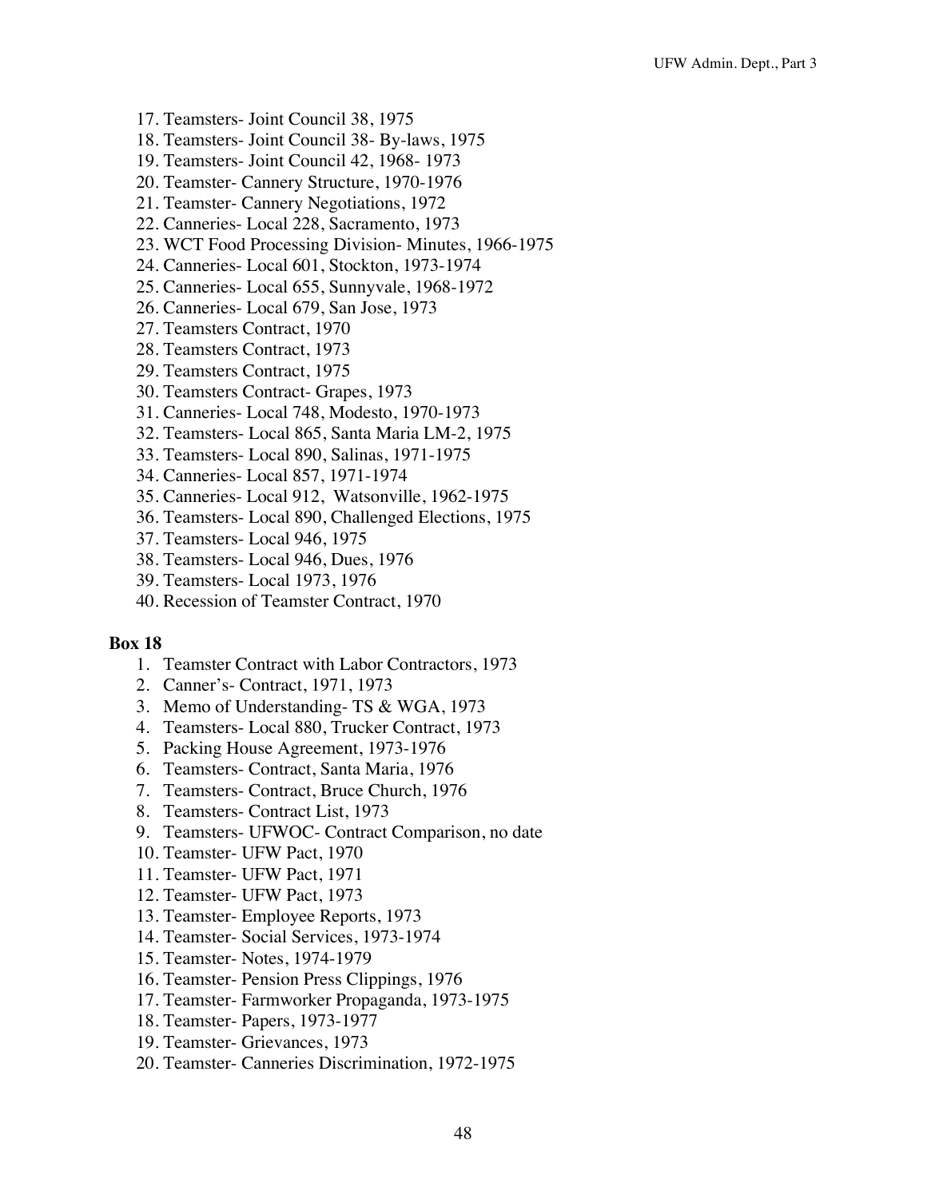17. Teamsters- Joint Council 38, 1975
18. Teamsters- Joint Council 38- By-laws, 1975
19. Teamsters- Joint Council 42, 1968- 1973
20. Teamster- Cannery Structure, 1970-1976
21. Teamster- Cannery Negotiations, 1972
22. Canneries- Local 228, Sacramento, 1973
23. WCT Food Processing Division- Minutes, 1966-1975
24. Canneries- Local 601, Stockton, 1973-1974
25. Canneries- Local 655, Sunnyvale, 1968-1972
26. Canneries- Local 679, San Jose, 1973
27. Teamsters Contract, 1970
28. Teamsters Contract, 1973
29. Teamsters Contract, 1975
30. Teamsters Contract- Grapes, 1973
31. Canneries- Local 748, Modesto, 1970-1973
32. Teamsters- Local 865, Santa Maria LM-2, 1975
33. Teamsters- Local 890, Salinas, 1971-1975
34. Canneries- Local 857, 1971-1974
35. Canneries- Local 912, Watsonville, 1962-1975
36. Teamsters- Local 890, Challenged Elections, 1975
37. Teamsters- Local 946, 1975
38. Teamsters- Local 946, Dues, 1976
39. Teamsters- Local 1973, 1976
40. Recession of Teamster Contract, 1970

**Box 18**

1. Teamster Contract with Labor Contractors, 1973
2. Canner's- Contract, 1971, 1973
3. Memo of Understanding- TS & WGA, 1973
4. Teamsters- Local 880, Trucker Contract, 1973
5. Packing House Agreement, 1973-1976
6. Teamsters- Contract, Santa Maria, 1976
7. Teamsters- Contract, Bruce Church, 1976
8. Teamsters- Contract List, 1973
9. Teamsters- UFWOC- Contract Comparison, no date
10. Teamster- UFW Pact, 1970
11. Teamster- UFW Pact, 1971
12. Teamster- UFW Pact, 1973
13. Teamster- Employee Reports, 1973
14. Teamster- Social Services, 1973-1974
15. Teamster- Notes, 1974-1979
16. Teamster- Pension Press Clippings, 1976
17. Teamster- Farmworker Propaganda, 1973-1975
18. Teamster- Papers, 1973-1977
19. Teamster- Grievances, 1973
20. Teamster- Canneries Discrimination, 1972-1975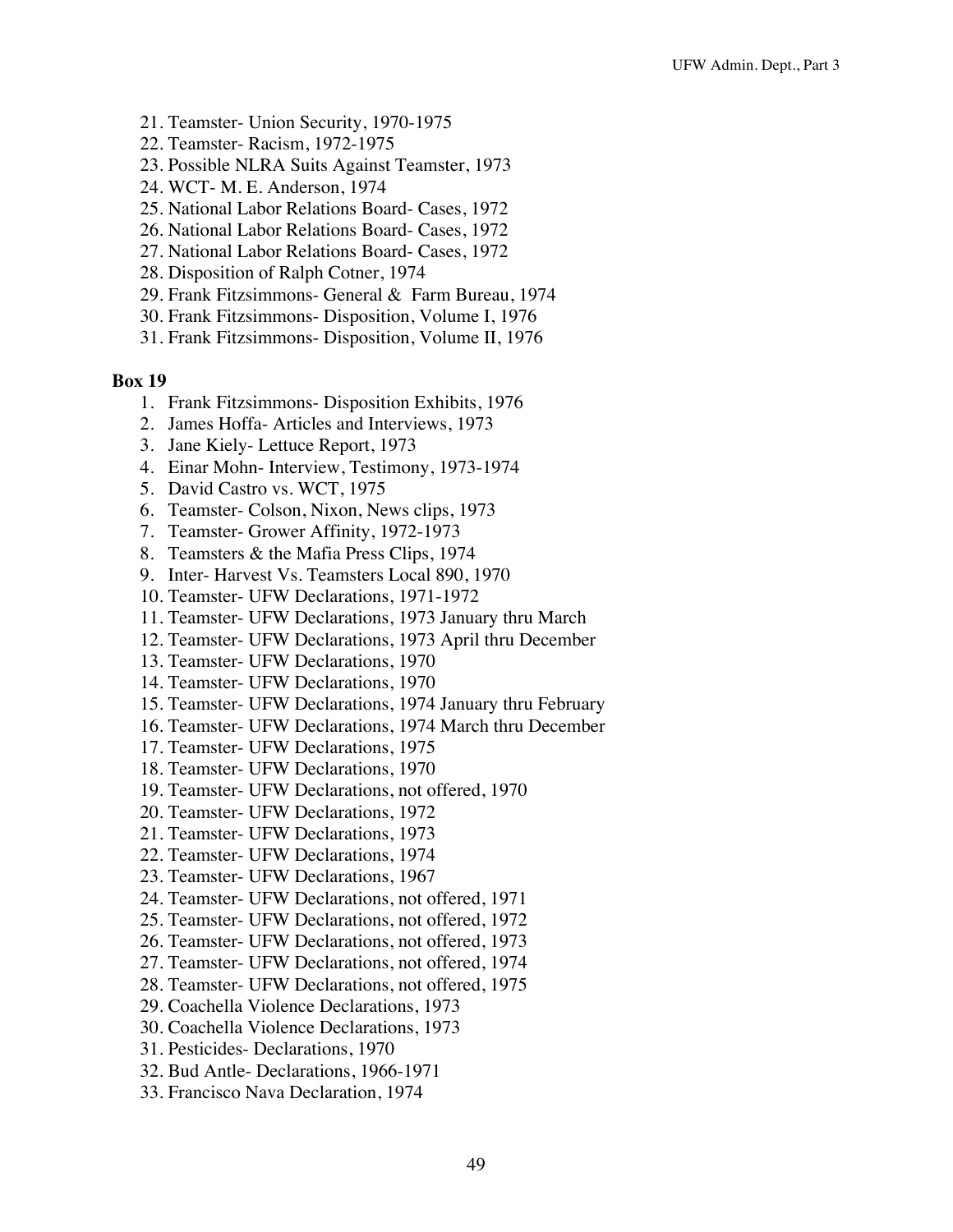21. Teamster- Union Security, 1970-1975
22. Teamster- Racism, 1972-1975
23. Possible NLRA Suits Against Teamster, 1973
24. WCT- M. E. Anderson, 1974
25. National Labor Relations Board- Cases, 1972
26. National Labor Relations Board- Cases, 1972
27. National Labor Relations Board- Cases, 1972
28. Disposition of Ralph Cotner, 1974
29. Frank Fitzsimmons- General & Farm Bureau, 1974
30. Frank Fitzsimmons- Disposition, Volume I, 1976
31. Frank Fitzsimmons- Disposition, Volume II, 1976

**Box 19**

1. Frank Fitzsimmons- Disposition Exhibits, 1976
2. James Hoffa- Articles and Interviews, 1973
3. Jane Kiely- Lettuce Report, 1973
4. Einar Mohn- Interview, Testimony, 1973-1974
5. David Castro vs. WCT, 1975
6. Teamster- Colson, Nixon, News clips, 1973
7. Teamster- Grower Affinity, 1972-1973
8. Teamsters & the Mafia Press Clips, 1974
9. Inter- Harvest Vs. Teamsters Local 890, 1970
10. Teamster- UFW Declarations, 1971-1972
11. Teamster- UFW Declarations, 1973 January thru March
12. Teamster- UFW Declarations, 1973 April thru December
13. Teamster- UFW Declarations, 1970
14. Teamster- UFW Declarations, 1970
15. Teamster- UFW Declarations, 1974 January thru February
16. Teamster- UFW Declarations, 1974 March thru December
17. Teamster- UFW Declarations, 1975
18. Teamster- UFW Declarations, 1970
19. Teamster- UFW Declarations, not offered, 1970
20. Teamster- UFW Declarations, 1972
21. Teamster- UFW Declarations, 1973
22. Teamster- UFW Declarations, 1974
23. Teamster- UFW Declarations, 1967
24. Teamster- UFW Declarations, not offered, 1971
25. Teamster- UFW Declarations, not offered, 1972
26. Teamster- UFW Declarations, not offered, 1973
27. Teamster- UFW Declarations, not offered, 1974
28. Teamster- UFW Declarations, not offered, 1975
29. Coachella Violence Declarations, 1973
30. Coachella Violence Declarations, 1973
31. Pesticides- Declarations, 1970
32. Bud Antle- Declarations, 1966-1971
33. Francisco Nava Declaration, 1974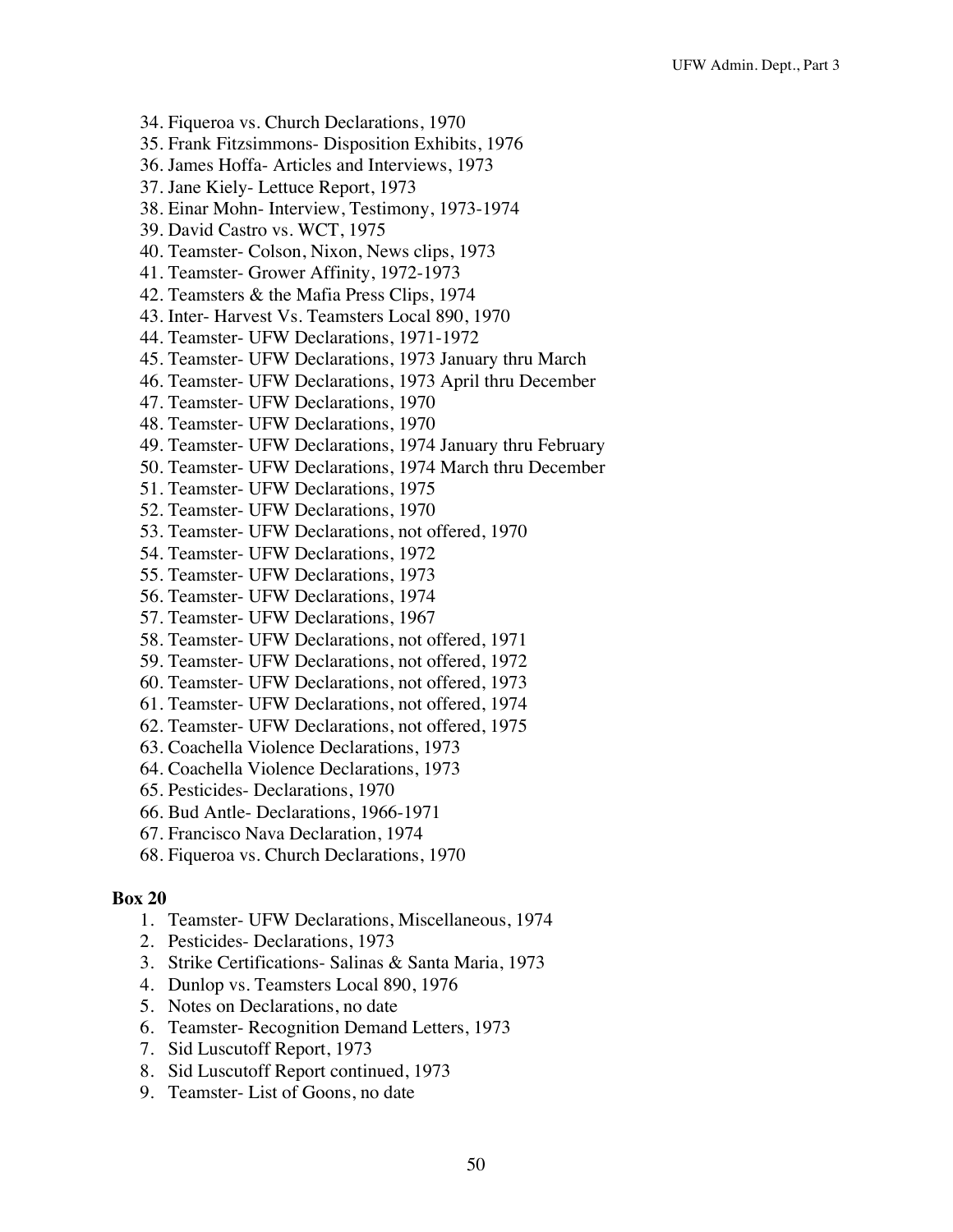34. Fiqueroa vs. Church Declarations, 1970
35. Frank Fitzsimmons- Disposition Exhibits, 1976
36. James Hoffa- Articles and Interviews, 1973
37. Jane Kiely- Lettuce Report, 1973
38. Einar Mohn- Interview, Testimony, 1973-1974
39. David Castro vs. WCT, 1975
40. Teamster- Colson, Nixon, News clips, 1973
41. Teamster- Grower Affinity, 1972-1973
42. Teamsters & the Mafia Press Clips, 1974
43. Inter- Harvest Vs. Teamsters Local 890, 1970
44. Teamster- UFW Declarations, 1971-1972
45. Teamster- UFW Declarations, 1973 January thru March
46. Teamster- UFW Declarations, 1973 April thru December
47. Teamster- UFW Declarations, 1970
48. Teamster- UFW Declarations, 1970
49. Teamster- UFW Declarations, 1974 January thru February
50. Teamster- UFW Declarations, 1974 March thru December
51. Teamster- UFW Declarations, 1975
52. Teamster- UFW Declarations, 1970
53. Teamster- UFW Declarations, not offered, 1970
54. Teamster- UFW Declarations, 1972
55. Teamster- UFW Declarations, 1973
56. Teamster- UFW Declarations, 1974
57. Teamster- UFW Declarations, 1967
58. Teamster- UFW Declarations, not offered, 1971
59. Teamster- UFW Declarations, not offered, 1972
60. Teamster- UFW Declarations, not offered, 1973
61. Teamster- UFW Declarations, not offered, 1974
62. Teamster- UFW Declarations, not offered, 1975
63. Coachella Violence Declarations, 1973
64. Coachella Violence Declarations, 1973
65. Pesticides- Declarations, 1970
66. Bud Antle- Declarations, 1966-1971
67. Francisco Nava Declaration, 1974
68. Fiqueroa vs. Church Declarations, 1970

**Box 20**

1. Teamster- UFW Declarations, Miscellaneous, 1974
2. Pesticides- Declarations, 1973
3. Strike Certifications- Salinas & Santa Maria, 1973
4. Dunlop vs. Teamsters Local 890, 1976
5. Notes on Declarations, no date
6. Teamster- Recognition Demand Letters, 1973
7. Sid Luscutoff Report, 1973
8. Sid Luscutoff Report continued, 1973
9. Teamster- List of Goons, no date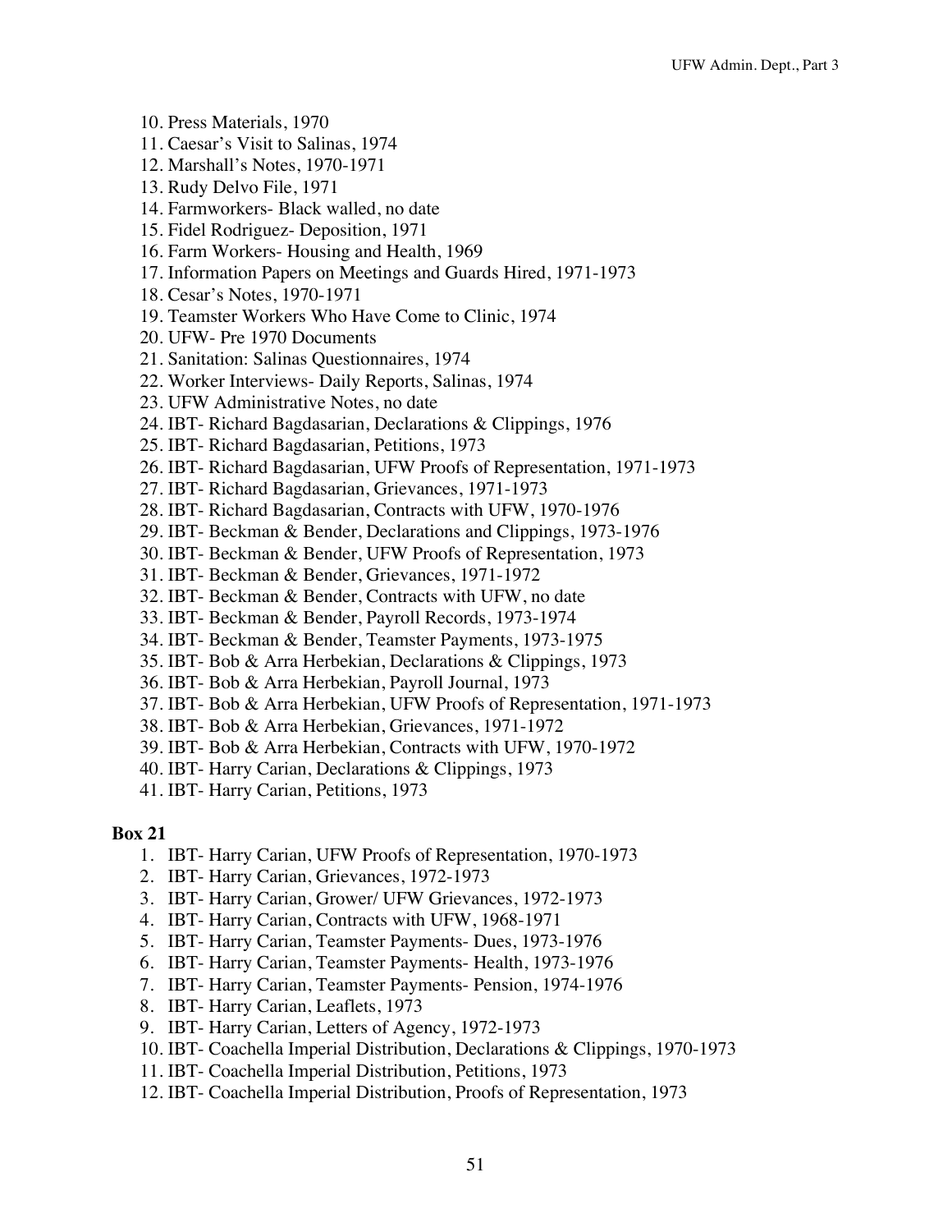10. Press Materials, 1970
11. Caesar's Visit to Salinas, 1974
12. Marshall's Notes, 1970-1971
13. Rudy Delvo File, 1971
14. Farmworkers- Black walled, no date
15. Fidel Rodriguez- Deposition, 1971
16. Farm Workers- Housing and Health, 1969
17. Information Papers on Meetings and Guards Hired, 1971-1973
18. Cesar's Notes, 1970-1971
19. Teamster Workers Who Have Come to Clinic, 1974
20. UFW- Pre 1970 Documents
21. Sanitation: Salinas Questionnaires, 1974
22. Worker Interviews- Daily Reports, Salinas, 1974
23. UFW Administrative Notes, no date
24. IBT- Richard Bagdasarian, Declarations & Clippings, 1976
25. IBT- Richard Bagdasarian, Petitions, 1973
26. IBT- Richard Bagdasarian, UFW Proofs of Representation, 1971-1973
27. IBT- Richard Bagdasarian, Grievances, 1971-1973
28. IBT- Richard Bagdasarian, Contracts with UFW, 1970-1976
29. IBT- Beckman & Bender, Declarations and Clippings, 1973-1976
30. IBT- Beckman & Bender, UFW Proofs of Representation, 1973
31. IBT- Beckman & Bender, Grievances, 1971-1972
32. IBT- Beckman & Bender, Contracts with UFW, no date
33. IBT- Beckman & Bender, Payroll Records, 1973-1974
34. IBT- Beckman & Bender, Teamster Payments, 1973-1975
35. IBT- Bob & Arra Herbekian, Declarations & Clippings, 1973
36. IBT- Bob & Arra Herbekian, Payroll Journal, 1973
37. IBT- Bob & Arra Herbekian, UFW Proofs of Representation, 1971-1973
38. IBT- Bob & Arra Herbekian, Grievances, 1971-1972
39. IBT- Bob & Arra Herbekian, Contracts with UFW, 1970-1972
40. IBT- Harry Carian, Declarations & Clippings, 1973
41. IBT- Harry Carian, Petitions, 1973

**Box 21**

1. IBT- Harry Carian, UFW Proofs of Representation, 1970-1973
2. IBT- Harry Carian, Grievances, 1972-1973
3. IBT- Harry Carian, Grower/ UFW Grievances, 1972-1973
4. IBT- Harry Carian, Contracts with UFW, 1968-1971
5. IBT- Harry Carian, Teamster Payments- Dues, 1973-1976
6. IBT- Harry Carian, Teamster Payments- Health, 1973-1976
7. IBT- Harry Carian, Teamster Payments- Pension, 1974-1976
8. IBT- Harry Carian, Leaflets, 1973
9. IBT- Harry Carian, Letters of Agency, 1972-1973
10. IBT- Coachella Imperial Distribution, Declarations & Clippings, 1970-1973
11. IBT- Coachella Imperial Distribution, Petitions, 1973
12. IBT- Coachella Imperial Distribution, Proofs of Representation, 1973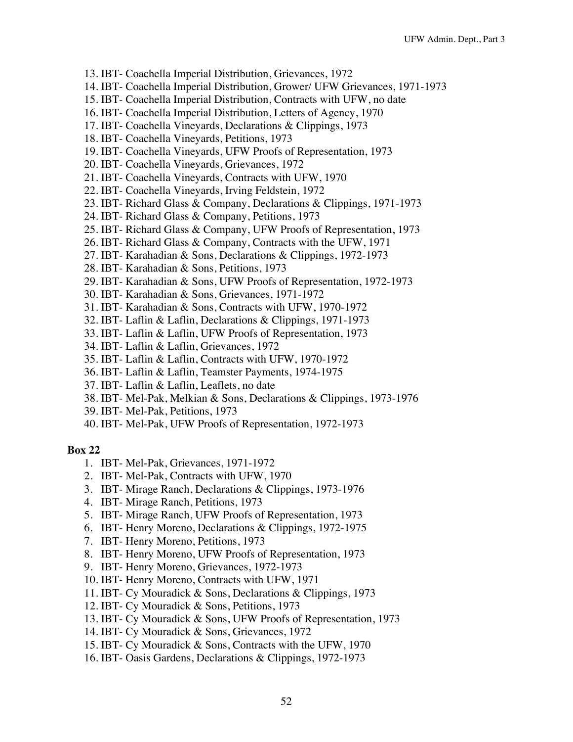13. IBT- Coachella Imperial Distribution, Grievances, 1972
14. IBT- Coachella Imperial Distribution, Grower/ UFW Grievances, 1971-1973
15. IBT- Coachella Imperial Distribution, Contracts with UFW, no date
16. IBT- Coachella Imperial Distribution, Letters of Agency, 1970
17. IBT- Coachella Vineyards, Declarations & Clippings, 1973
18. IBT- Coachella Vineyards, Petitions, 1973
19. IBT- Coachella Vineyards, UFW Proofs of Representation, 1973
20. IBT- Coachella Vineyards, Grievances, 1972
21. IBT- Coachella Vineyards, Contracts with UFW, 1970
22. IBT- Coachella Vineyards, Irving Feldstein, 1972
23. IBT- Richard Glass & Company, Declarations & Clippings, 1971-1973
24. IBT- Richard Glass & Company, Petitions, 1973
25. IBT- Richard Glass & Company, UFW Proofs of Representation, 1973
26. IBT- Richard Glass & Company, Contracts with the UFW, 1971
27. IBT- Karahadian & Sons, Declarations & Clippings, 1972-1973
28. IBT- Karahadian & Sons, Petitions, 1973
29. IBT- Karahadian & Sons, UFW Proofs of Representation, 1972-1973
30. IBT- Karahadian & Sons, Grievances, 1971-1972
31. IBT- Karahadian & Sons, Contracts with UFW, 1970-1972
32. IBT- Laflin & Laflin, Declarations & Clippings, 1971-1973
33. IBT- Laflin & Laflin, UFW Proofs of Representation, 1973
34. IBT- Laflin & Laflin, Grievances, 1972
35. IBT- Laflin & Laflin, Contracts with UFW, 1970-1972
36. IBT- Laflin & Laflin, Teamster Payments, 1974-1975
37. IBT- Laflin & Laflin, Leaflets, no date
38. IBT- Mel-Pak, Melkian & Sons, Declarations & Clippings, 1973-1976
39. IBT- Mel-Pak, Petitions, 1973
40. IBT- Mel-Pak, UFW Proofs of Representation, 1972-1973

**Box 22**

1. IBT- Mel-Pak, Grievances, 1971-1972
2. IBT- Mel-Pak, Contracts with UFW, 1970
3. IBT- Mirage Ranch, Declarations & Clippings, 1973-1976
4. IBT- Mirage Ranch, Petitions, 1973
5. IBT- Mirage Ranch, UFW Proofs of Representation, 1973
6. IBT- Henry Moreno, Declarations & Clippings, 1972-1975
7. IBT- Henry Moreno, Petitions, 1973
8. IBT- Henry Moreno, UFW Proofs of Representation, 1973
9. IBT- Henry Moreno, Grievances, 1972-1973
10. IBT- Henry Moreno, Contracts with UFW, 1971
11. IBT- Cy Mouradick & Sons, Declarations & Clippings, 1973
12. IBT- Cy Mouradick & Sons, Petitions, 1973
13. IBT- Cy Mouradick & Sons, UFW Proofs of Representation, 1973
14. IBT- Cy Mouradick & Sons, Grievances, 1972
15. IBT- Cy Mouradick & Sons, Contracts with the UFW, 1970
16. IBT- Oasis Gardens, Declarations & Clippings, 1972-1973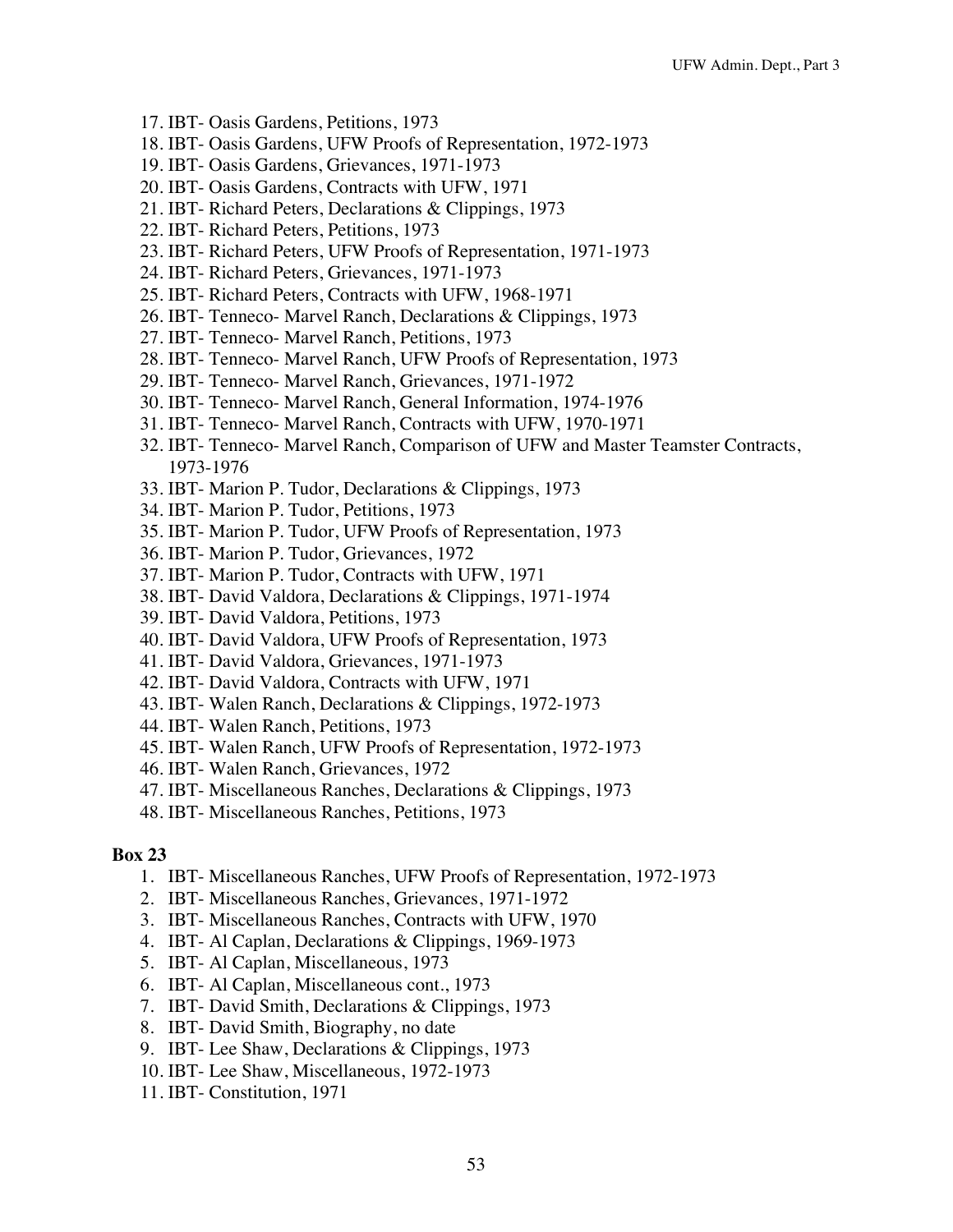17. IBT- Oasis Gardens, Petitions, 1973
18. IBT- Oasis Gardens, UFW Proofs of Representation, 1972-1973
19. IBT- Oasis Gardens, Grievances, 1971-1973
20. IBT- Oasis Gardens, Contracts with UFW, 1971
21. IBT- Richard Peters, Declarations & Clippings, 1973
22. IBT- Richard Peters, Petitions, 1973
23. IBT- Richard Peters, UFW Proofs of Representation, 1971-1973
24. IBT- Richard Peters, Grievances, 1971-1973
25. IBT- Richard Peters, Contracts with UFW, 1968-1971
26. IBT- Tenneco- Marvel Ranch, Declarations & Clippings, 1973
27. IBT- Tenneco- Marvel Ranch, Petitions, 1973
28. IBT- Tenneco- Marvel Ranch, UFW Proofs of Representation, 1973
29. IBT- Tenneco- Marvel Ranch, Grievances, 1971-1972
30. IBT- Tenneco- Marvel Ranch, General Information, 1974-1976
31. IBT- Tenneco- Marvel Ranch, Contracts with UFW, 1970-1971
32. IBT- Tenneco- Marvel Ranch, Comparison of UFW and Master Teamster Contracts, 1973-1976
33. IBT- Marion P. Tudor, Declarations & Clippings, 1973
34. IBT- Marion P. Tudor, Petitions, 1973
35. IBT- Marion P. Tudor, UFW Proofs of Representation, 1973
36. IBT- Marion P. Tudor, Grievances, 1972
37. IBT- Marion P. Tudor, Contracts with UFW, 1971
38. IBT- David Valdora, Declarations & Clippings, 1971-1974
39. IBT- David Valdora, Petitions, 1973
40. IBT- David Valdora, UFW Proofs of Representation, 1973
41. IBT- David Valdora, Grievances, 1971-1973
42. IBT- David Valdora, Contracts with UFW, 1971
43. IBT- Walen Ranch, Declarations & Clippings, 1972-1973
44. IBT- Walen Ranch, Petitions, 1973
45. IBT- Walen Ranch, UFW Proofs of Representation, 1972-1973
46. IBT- Walen Ranch, Grievances, 1972
47. IBT- Miscellaneous Ranches, Declarations & Clippings, 1973
48. IBT- Miscellaneous Ranches, Petitions, 1973

**Box 23**

1. IBT- Miscellaneous Ranches, UFW Proofs of Representation, 1972-1973
2. IBT- Miscellaneous Ranches, Grievances, 1971-1972
3. IBT- Miscellaneous Ranches, Contracts with UFW, 1970
4. IBT- Al Caplan, Declarations & Clippings, 1969-1973
5. IBT- Al Caplan, Miscellaneous, 1973
6. IBT- Al Caplan, Miscellaneous cont., 1973
7. IBT- David Smith, Declarations & Clippings, 1973
8. IBT- David Smith, Biography, no date
9. IBT- Lee Shaw, Declarations & Clippings, 1973
10. IBT- Lee Shaw, Miscellaneous, 1972-1973
11. IBT- Constitution, 1971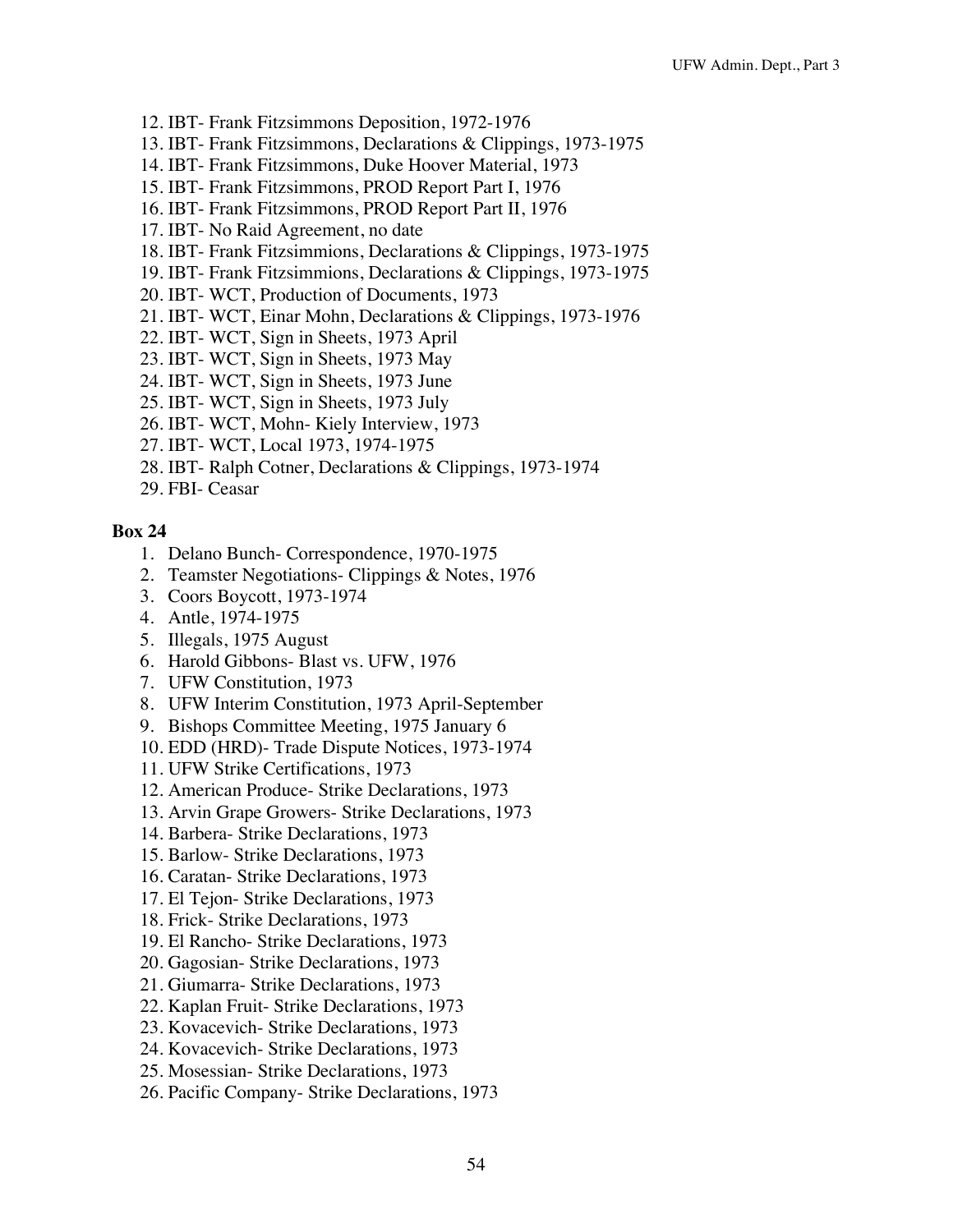12. IBT- Frank Fitzsimmons Deposition, 1972-1976
13. IBT- Frank Fitzsimmons, Declarations & Clippings, 1973-1975
14. IBT- Frank Fitzsimmons, Duke Hoover Material, 1973
15. IBT- Frank Fitzsimmons, PROD Report Part I, 1976
16. IBT- Frank Fitzsimmons, PROD Report Part II, 1976
17. IBT- No Raid Agreement, no date
18. IBT- Frank Fitzsimmions, Declarations & Clippings, 1973-1975
19. IBT- Frank Fitzsimmions, Declarations & Clippings, 1973-1975
20. IBT- WCT, Production of Documents, 1973
21. IBT- WCT, Einar Mohn, Declarations & Clippings, 1973-1976
22. IBT- WCT, Sign in Sheets, 1973 April
23. IBT- WCT, Sign in Sheets, 1973 May
24. IBT- WCT, Sign in Sheets, 1973 June
25. IBT- WCT, Sign in Sheets, 1973 July
26. IBT- WCT, Mohn- Kiely Interview, 1973
27. IBT- WCT, Local 1973, 1974-1975
28. IBT- Ralph Cotner, Declarations & Clippings, 1973-1974
29. FBI- Ceasar

**Box 24**

1. Delano Bunch- Correspondence, 1970-1975
2. Teamster Negotiations- Clippings & Notes, 1976
3. Coors Boycott, 1973-1974
4. Antle, 1974-1975
5. Illegals, 1975 August
6. Harold Gibbons- Blast vs. UFW, 1976
7. UFW Constitution, 1973
8. UFW Interim Constitution, 1973 April-September
9. Bishops Committee Meeting, 1975 January 6
10. EDD (HRD)- Trade Dispute Notices, 1973-1974
11. UFW Strike Certifications, 1973
12. American Produce- Strike Declarations, 1973
13. Arvin Grape Growers- Strike Declarations, 1973
14. Barbera- Strike Declarations, 1973
15. Barlow- Strike Declarations, 1973
16. Caratan- Strike Declarations, 1973
17. El Tejon- Strike Declarations, 1973
18. Frick- Strike Declarations, 1973
19. El Rancho- Strike Declarations, 1973
20. Gagosian- Strike Declarations, 1973
21. Giumarra- Strike Declarations, 1973
22. Kaplan Fruit- Strike Declarations, 1973
23. Kovacevich- Strike Declarations, 1973
24. Kovacevich- Strike Declarations, 1973
25. Mosessian- Strike Declarations, 1973
26. Pacific Company- Strike Declarations, 1973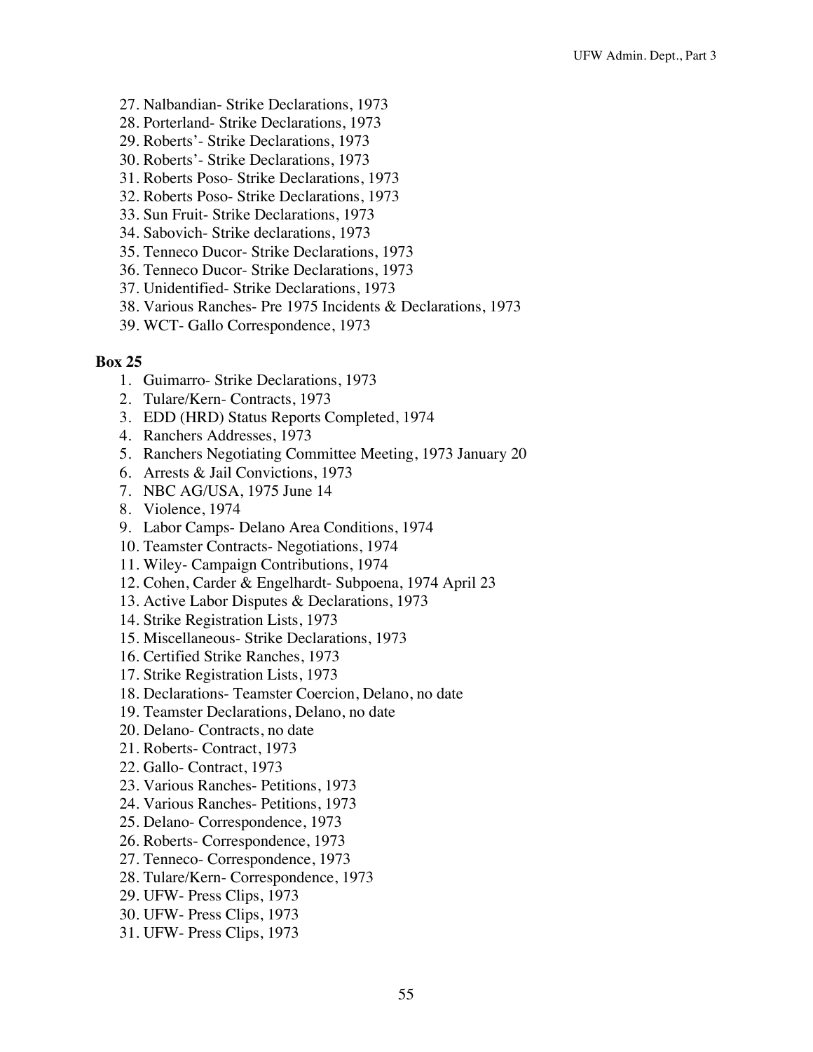27. Nalbandian- Strike Declarations, 1973
28. Porterland- Strike Declarations, 1973
29. Roberts'- Strike Declarations, 1973
30. Roberts'- Strike Declarations, 1973
31. Roberts Poso- Strike Declarations, 1973
32. Roberts Poso- Strike Declarations, 1973
33. Sun Fruit- Strike Declarations, 1973
34. Sabovich- Strike declarations, 1973
35. Tenneco Ducor- Strike Declarations, 1973
36. Tenneco Ducor- Strike Declarations, 1973
37. Unidentified- Strike Declarations, 1973
38. Various Ranches- Pre 1975 Incidents & Declarations, 1973
39. WCT- Gallo Correspondence, 1973

**Box 25**

1. Guimarro- Strike Declarations, 1973
2. Tulare/Kern- Contracts, 1973
3. EDD (HRD) Status Reports Completed, 1974
4. Ranchers Addresses, 1973
5. Ranchers Negotiating Committee Meeting, 1973 January 20
6. Arrests & Jail Convictions, 1973
7. NBC AG/USA, 1975 June 14
8. Violence, 1974
9. Labor Camps- Delano Area Conditions, 1974
10. Teamster Contracts- Negotiations, 1974
11. Wiley- Campaign Contributions, 1974
12. Cohen, Carder & Engelhardt- Subpoena, 1974 April 23
13. Active Labor Disputes & Declarations, 1973
14. Strike Registration Lists, 1973
15. Miscellaneous- Strike Declarations, 1973
16. Certified Strike Ranches, 1973
17. Strike Registration Lists, 1973
18. Declarations- Teamster Coercion, Delano, no date
19. Teamster Declarations, Delano, no date
20. Delano- Contracts, no date
21. Roberts- Contract, 1973
22. Gallo- Contract, 1973
23. Various Ranches- Petitions, 1973
24. Various Ranches- Petitions, 1973
25. Delano- Correspondence, 1973
26. Roberts- Correspondence, 1973
27. Tenneco- Correspondence, 1973
28. Tulare/Kern- Correspondence, 1973
29. UFW- Press Clips, 1973
30. UFW- Press Clips, 1973
31. UFW- Press Clips, 1973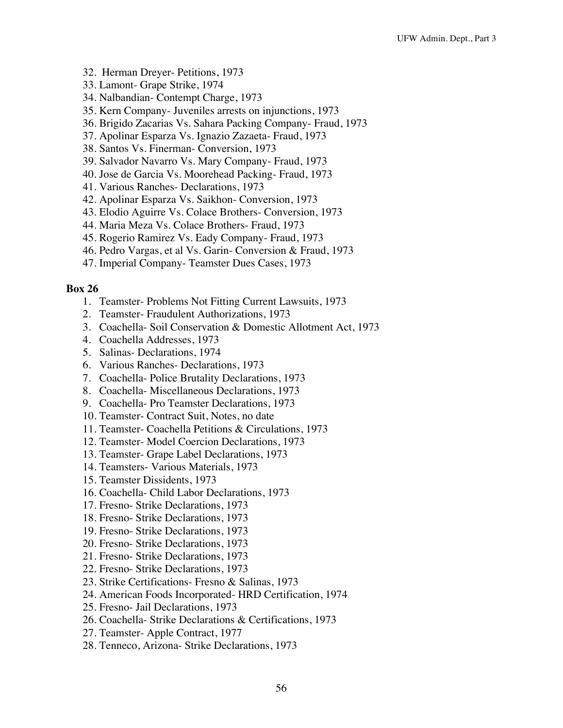32. Herman Dreyer- Petitions, 1973
33. Lamont- Grape Strike, 1974
34. Nalbandian- Contempt Charge, 1973
35. Kern Company- Juveniles arrests on injunctions, 1973
36. Brigido Zacarias Vs. Sahara Packing Company- Fraud, 1973
37. Apolinar Esparza Vs. Ignazio Zazaeta- Fraud, 1973
38. Santos Vs. Finerman- Conversion, 1973
39. Salvador Navarro Vs. Mary Company- Fraud, 1973
40. Jose de Garcia Vs. Moorehead Packing- Fraud, 1973
41. Various Ranches- Declarations, 1973
42. Apolinar Esparza Vs. Saikhon- Conversion, 1973
43. Elodio Aguirre Vs. Colace Brothers- Conversion, 1973
44. Maria Meza Vs. Colace Brothers- Fraud, 1973
45. Rogerio Ramirez Vs. Eady Company- Fraud, 1973
46. Pedro Vargas, et al Vs. Garin- Conversion & Fraud, 1973
47. Imperial Company- Teamster Dues Cases, 1973

**Box 26**

1. Teamster- Problems Not Fitting Current Lawsuits, 1973
2. Teamster- Fraudulent Authorizations, 1973
3. Coachella- Soil Conservation & Domestic Allotment Act, 1973
4. Coachella Addresses, 1973
5. Salinas- Declarations, 1974
6. Various Ranches- Declarations, 1973
7. Coachella- Police Brutality Declarations, 1973
8. Coachella- Miscellaneous Declarations, 1973
9. Coachella- Pro Teamster Declarations, 1973
10. Teamster- Contract Suit, Notes, no date
11. Teamster- Coachella Petitions & Circulations, 1973
12. Teamster- Model Coercion Declarations, 1973
13. Teamster- Grape Label Declarations, 1973
14. Teamsters- Various Materials, 1973
15. Teamster Dissidents, 1973
16. Coachella- Child Labor Declarations, 1973
17. Fresno- Strike Declarations, 1973
18. Fresno- Strike Declarations, 1973
19. Fresno- Strike Declarations, 1973
20. Fresno- Strike Declarations, 1973
21. Fresno- Strike Declarations, 1973
22. Fresno- Strike Declarations, 1973
23. Strike Certifications- Fresno & Salinas, 1973
24. American Foods Incorporated- HRD Certification, 1974
25. Fresno- Jail Declarations, 1973
26. Coachella- Strike Declarations & Certifications, 1973
27. Teamster- Apple Contract, 1977
28. Tenneco, Arizona- Strike Declarations, 1973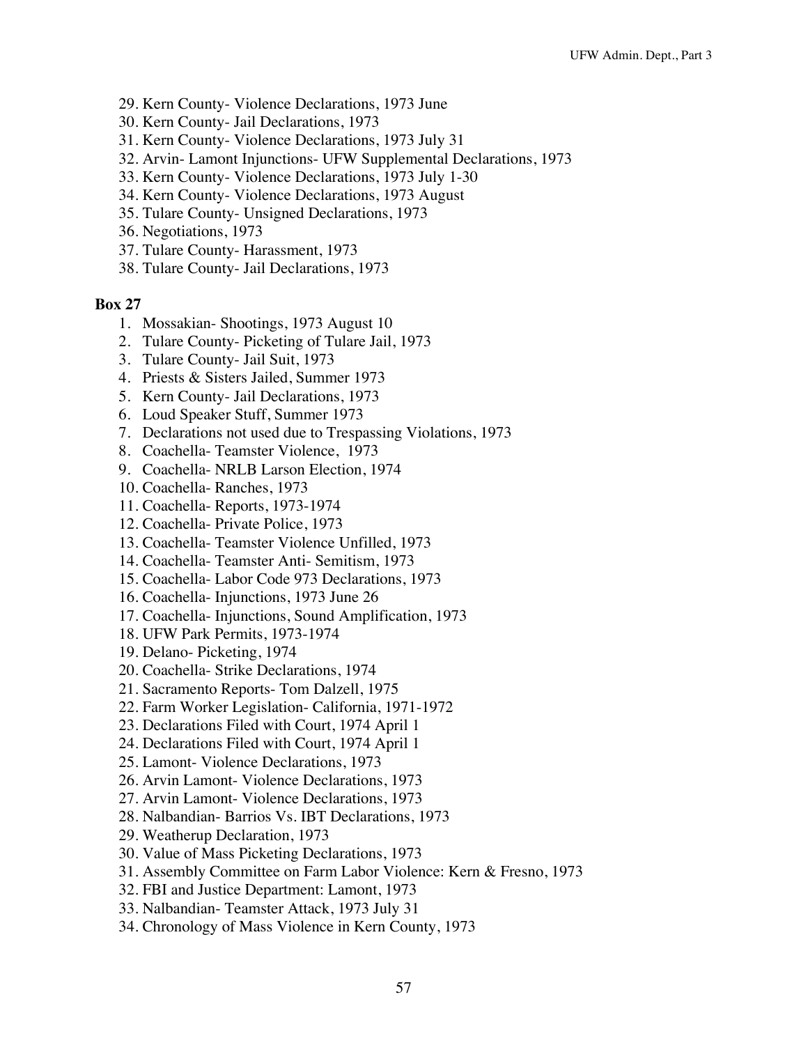29. Kern County- Violence Declarations, 1973 June
30. Kern County- Jail Declarations, 1973
31. Kern County- Violence Declarations, 1973 July 31
32. Arvin- Lamont Injunctions- UFW Supplemental Declarations, 1973
33. Kern County- Violence Declarations, 1973 July 1-30
34. Kern County- Violence Declarations, 1973 August
35. Tulare County- Unsigned Declarations, 1973
36. Negotiations, 1973
37. Tulare County- Harassment, 1973
38. Tulare County- Jail Declarations, 1973

**Box 27**

1. Mossakian- Shootings, 1973 August 10
2. Tulare County- Picketing of Tulare Jail, 1973
3. Tulare County- Jail Suit, 1973
4. Priests & Sisters Jailed, Summer 1973
5. Kern County- Jail Declarations, 1973
6. Loud Speaker Stuff, Summer 1973
7. Declarations not used due to Trespassing Violations, 1973
8. Coachella- Teamster Violence, 1973
9. Coachella- NRLB Larson Election, 1974
10. Coachella- Ranches, 1973
11. Coachella- Reports, 1973-1974
12. Coachella- Private Police, 1973
13. Coachella- Teamster Violence Unfilled, 1973
14. Coachella- Teamster Anti- Semitism, 1973
15. Coachella- Labor Code 973 Declarations, 1973
16. Coachella- Injunctions, 1973 June 26
17. Coachella- Injunctions, Sound Amplification, 1973
18. UFW Park Permits, 1973-1974
19. Delano- Picketing, 1974
20. Coachella- Strike Declarations, 1974
21. Sacramento Reports- Tom Dalzell, 1975
22. Farm Worker Legislation- California, 1971-1972
23. Declarations Filed with Court, 1974 April 1
24. Declarations Filed with Court, 1974 April 1
25. Lamont- Violence Declarations, 1973
26. Arvin Lamont- Violence Declarations, 1973
27. Arvin Lamont- Violence Declarations, 1973
28. Nalbandian- Barrios Vs. IBT Declarations, 1973
29. Weatherup Declaration, 1973
30. Value of Mass Picketing Declarations, 1973
31. Assembly Committee on Farm Labor Violence: Kern & Fresno, 1973
32. FBI and Justice Department: Lamont, 1973
33. Nalbandian- Teamster Attack, 1973 July 31
34. Chronology of Mass Violence in Kern County, 1973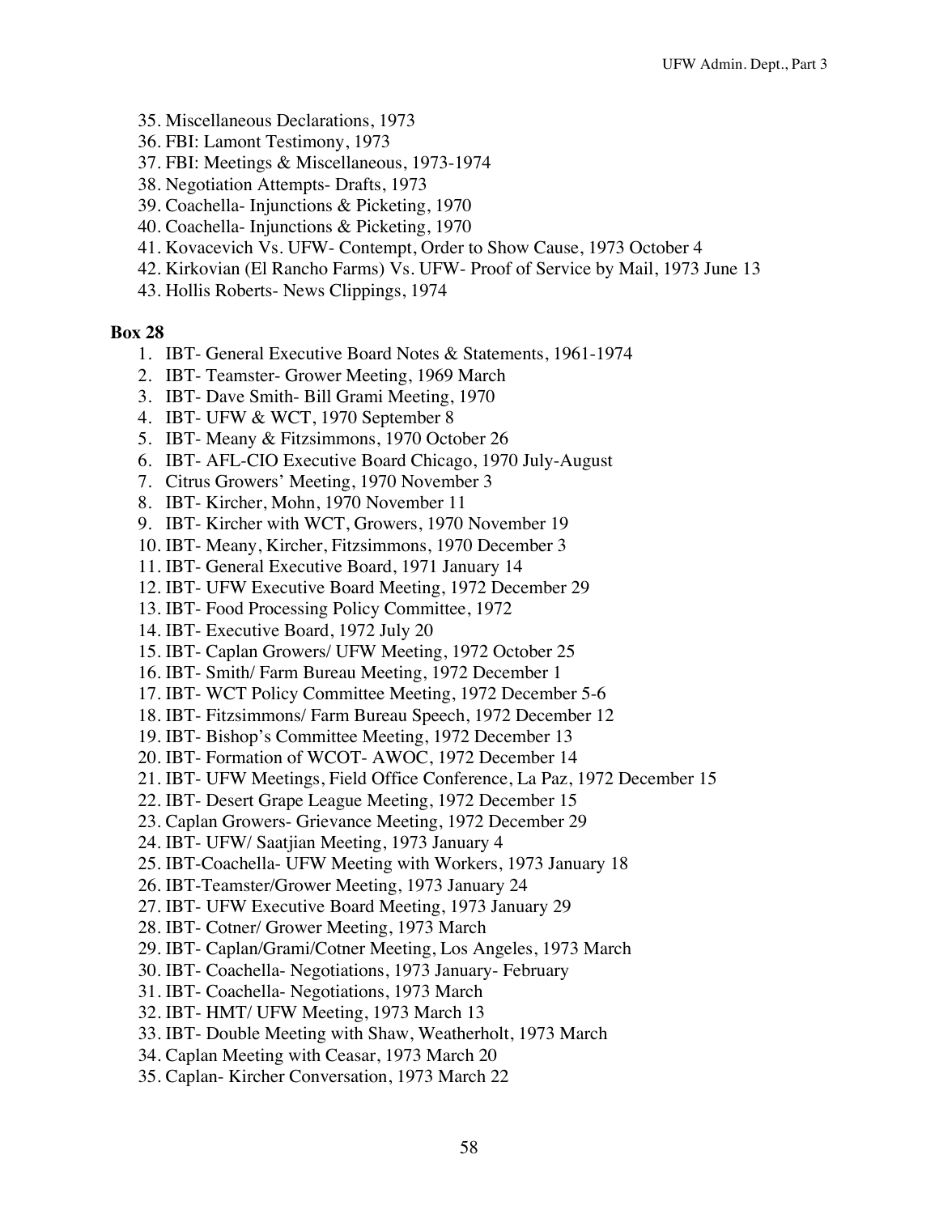35. Miscellaneous Declarations, 1973
36. FBI: Lamont Testimony, 1973
37. FBI: Meetings & Miscellaneous, 1973-1974
38. Negotiation Attempts- Drafts, 1973
39. Coachella- Injunctions & Picketing, 1970
40. Coachella- Injunctions & Picketing, 1970
41. Kovacevich Vs. UFW- Contempt, Order to Show Cause, 1973 October 4
42. Kirkovian (El Rancho Farms) Vs. UFW- Proof of Service by Mail, 1973 June 13
43. Hollis Roberts- News Clippings, 1974

**Box 28**

1. IBT- General Executive Board Notes & Statements, 1961-1974
2. IBT- Teamster- Grower Meeting, 1969 March
3. IBT- Dave Smith- Bill Grami Meeting, 1970
4. IBT- UFW & WCT, 1970 September 8
5. IBT- Meany & Fitzsimmons, 1970 October 26
6. IBT- AFL-CIO Executive Board Chicago, 1970 July-August
7. Citrus Growers' Meeting, 1970 November 3
8. IBT- Kircher, Mohn, 1970 November 11
9. IBT- Kircher with WCT, Growers, 1970 November 19
10. IBT- Meany, Kircher, Fitzsimmons, 1970 December 3
11. IBT- General Executive Board, 1971 January 14
12. IBT- UFW Executive Board Meeting, 1972 December 29
13. IBT- Food Processing Policy Committee, 1972
14. IBT- Executive Board, 1972 July 20
15. IBT- Caplan Growers/ UFW Meeting, 1972 October 25
16. IBT- Smith/ Farm Bureau Meeting, 1972 December 1
17. IBT- WCT Policy Committee Meeting, 1972 December 5-6
18. IBT- Fitzsimmons/ Farm Bureau Speech, 1972 December 12
19. IBT- Bishop's Committee Meeting, 1972 December 13
20. IBT- Formation of WCOT- AWOC, 1972 December 14
21. IBT- UFW Meetings, Field Office Conference, La Paz, 1972 December 15
22. IBT- Desert Grape League Meeting, 1972 December 15
23. Caplan Growers- Grievance Meeting, 1972 December 29
24. IBT- UFW/ Saatjian Meeting, 1973 January 4
25. IBT-Coachella- UFW Meeting with Workers, 1973 January 18
26. IBT-Teamster/Grower Meeting, 1973 January 24
27. IBT- UFW Executive Board Meeting, 1973 January 29
28. IBT- Cotner/ Grower Meeting, 1973 March
29. IBT- Caplan/Grami/Cotner Meeting, Los Angeles, 1973 March
30. IBT- Coachella- Negotiations, 1973 January- February
31. IBT- Coachella- Negotiations, 1973 March
32. IBT- HMT/ UFW Meeting, 1973 March 13
33. IBT- Double Meeting with Shaw, Weatherholt, 1973 March
34. Caplan Meeting with Ceasar, 1973 March 20
35. Caplan- Kircher Conversation, 1973 March 22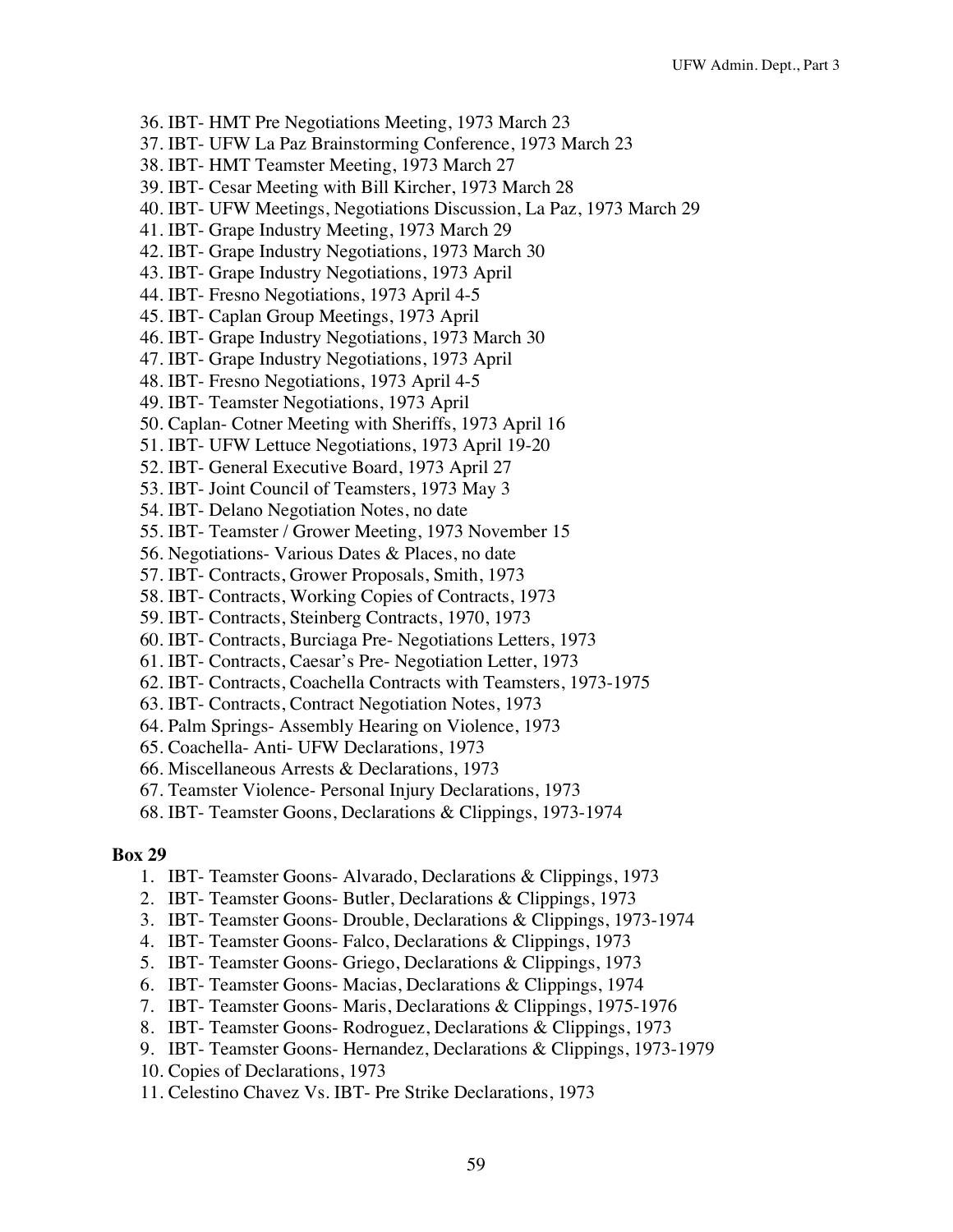36. IBT- HMT Pre Negotiations Meeting, 1973 March 23
37. IBT- UFW La Paz Brainstorming Conference, 1973 March 23
38. IBT- HMT Teamster Meeting, 1973 March 27
39. IBT- Cesar Meeting with Bill Kircher, 1973 March 28
40. IBT- UFW Meetings, Negotiations Discussion, La Paz, 1973 March 29
41. IBT- Grape Industry Meeting, 1973 March 29
42. IBT- Grape Industry Negotiations, 1973 March 30
43. IBT- Grape Industry Negotiations, 1973 April
44. IBT- Fresno Negotiations, 1973 April 4-5
45. IBT- Caplan Group Meetings, 1973 April
46. IBT- Grape Industry Negotiations, 1973 March 30
47. IBT- Grape Industry Negotiations, 1973 April
48. IBT- Fresno Negotiations, 1973 April 4-5
49. IBT- Teamster Negotiations, 1973 April
50. Caplan- Cotner Meeting with Sheriffs, 1973 April 16
51. IBT- UFW Lettuce Negotiations, 1973 April 19-20
52. IBT- General Executive Board, 1973 April 27
53. IBT- Joint Council of Teamsters, 1973 May 3
54. IBT- Delano Negotiation Notes, no date
55. IBT- Teamster / Grower Meeting, 1973 November 15
56. Negotiations- Various Dates & Places, no date
57. IBT- Contracts, Grower Proposals, Smith, 1973
58. IBT- Contracts, Working Copies of Contracts, 1973
59. IBT- Contracts, Steinberg Contracts, 1970, 1973
60. IBT- Contracts, Burciaga Pre- Negotiations Letters, 1973
61. IBT- Contracts, Caesar's Pre- Negotiation Letter, 1973
62. IBT- Contracts, Coachella Contracts with Teamsters, 1973-1975
63. IBT- Contracts, Contract Negotiation Notes, 1973
64. Palm Springs- Assembly Hearing on Violence, 1973
65. Coachella- Anti- UFW Declarations, 1973
66. Miscellaneous Arrests & Declarations, 1973
67. Teamster Violence- Personal Injury Declarations, 1973
68. IBT- Teamster Goons, Declarations & Clippings, 1973-1974

**Box 29**

1. IBT- Teamster Goons- Alvarado, Declarations & Clippings, 1973
2. IBT- Teamster Goons- Butler, Declarations & Clippings, 1973
3. IBT- Teamster Goons- Drouble, Declarations & Clippings, 1973-1974
4. IBT- Teamster Goons- Falco, Declarations & Clippings, 1973
5. IBT- Teamster Goons- Griego, Declarations & Clippings, 1973
6. IBT- Teamster Goons- Macias, Declarations & Clippings, 1974
7. IBT- Teamster Goons- Maris, Declarations & Clippings, 1975-1976
8. IBT- Teamster Goons- Rodroguez, Declarations & Clippings, 1973
9. IBT- Teamster Goons- Hernandez, Declarations & Clippings, 1973-1979
10. Copies of Declarations, 1973
11. Celestino Chavez Vs. IBT- Pre Strike Declarations, 1973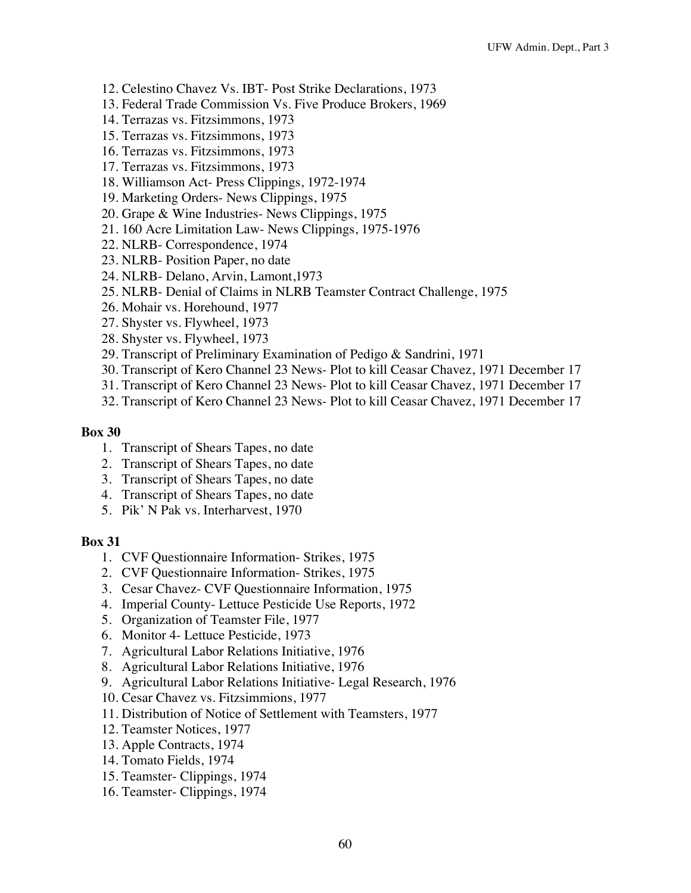12. Celestino Chavez Vs. IBT- Post Strike Declarations, 1973
13. Federal Trade Commission Vs. Five Produce Brokers, 1969
14. Terrazas vs. Fitzsimmons, 1973
15. Terrazas vs. Fitzsimmons, 1973
16. Terrazas vs. Fitzsimmons, 1973
17. Terrazas vs. Fitzsimmons, 1973
18. Williamson Act- Press Clippings, 1972-1974
19. Marketing Orders- News Clippings, 1975
20. Grape & Wine Industries- News Clippings, 1975
21. 160 Acre Limitation Law- News Clippings, 1975-1976
22. NLRB- Correspondence, 1974
23. NLRB- Position Paper, no date
24. NLRB- Delano, Arvin, Lamont,1973
25. NLRB- Denial of Claims in NLRB Teamster Contract Challenge, 1975
26. Mohair vs. Horehound, 1977
27. Shyster vs. Flywheel, 1973
28. Shyster vs. Flywheel, 1973
29. Transcript of Preliminary Examination of Pedigo & Sandrini, 1971
30. Transcript of Kero Channel 23 News- Plot to kill Ceasar Chavez, 1971 December 17
31. Transcript of Kero Channel 23 News- Plot to kill Ceasar Chavez, 1971 December 17
32. Transcript of Kero Channel 23 News- Plot to kill Ceasar Chavez, 1971 December 17

**Box 30**

1. Transcript of Shears Tapes, no date
2. Transcript of Shears Tapes, no date
3. Transcript of Shears Tapes, no date
4. Transcript of Shears Tapes, no date
5. Pik' N Pak vs. Interharvest, 1970

**Box 31**

1. CVF Questionnaire Information- Strikes, 1975
2. CVF Questionnaire Information- Strikes, 1975
3. Cesar Chavez- CVF Questionnaire Information, 1975
4. Imperial County- Lettuce Pesticide Use Reports, 1972
5. Organization of Teamster File, 1977
6. Monitor 4- Lettuce Pesticide, 1973
7. Agricultural Labor Relations Initiative, 1976
8. Agricultural Labor Relations Initiative, 1976
9. Agricultural Labor Relations Initiative- Legal Research, 1976
10. Cesar Chavez vs. Fitzsimmions, 1977
11. Distribution of Notice of Settlement with Teamsters, 1977
12. Teamster Notices, 1977
13. Apple Contracts, 1974
14. Tomato Fields, 1974
15. Teamster- Clippings, 1974
16. Teamster- Clippings, 1974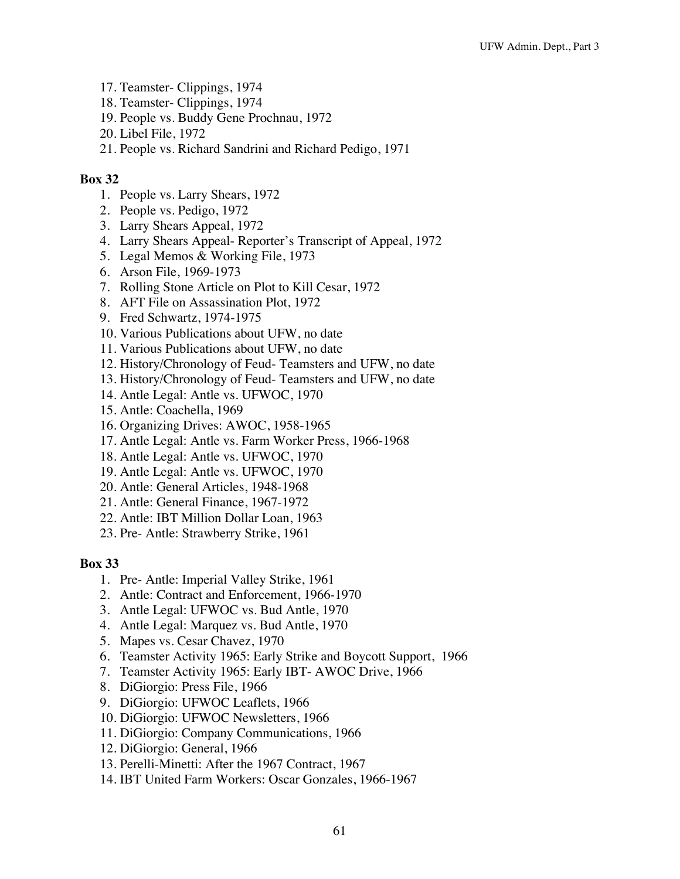17. Teamster- Clippings, 1974
18. Teamster- Clippings, 1974
19. People vs. Buddy Gene Prochnau, 1972
20. Libel File, 1972
21. People vs. Richard Sandrini and Richard Pedigo, 1971

**Box 32**

1. People vs. Larry Shears, 1972
2. People vs. Pedigo, 1972
3. Larry Shears Appeal, 1972
4. Larry Shears Appeal- Reporter's Transcript of Appeal, 1972
5. Legal Memos & Working File, 1973
6. Arson File, 1969-1973
7. Rolling Stone Article on Plot to Kill Cesar, 1972
8. AFT File on Assassination Plot, 1972
9. Fred Schwartz, 1974-1975
10. Various Publications about UFW, no date
11. Various Publications about UFW, no date
12. History/Chronology of Feud- Teamsters and UFW, no date
13. History/Chronology of Feud- Teamsters and UFW, no date
14. Antle Legal: Antle vs. UFWOC, 1970
15. Antle: Coachella, 1969
16. Organizing Drives: AWOC, 1958-1965
17. Antle Legal: Antle vs. Farm Worker Press, 1966-1968
18. Antle Legal: Antle vs. UFWOC, 1970
19. Antle Legal: Antle vs. UFWOC, 1970
20. Antle: General Articles, 1948-1968
21. Antle: General Finance, 1967-1972
22. Antle: IBT Million Dollar Loan, 1963
23. Pre- Antle: Strawberry Strike, 1961

**Box 33**

1. Pre- Antle: Imperial Valley Strike, 1961
2. Antle: Contract and Enforcement, 1966-1970
3. Antle Legal: UFWOC vs. Bud Antle, 1970
4. Antle Legal: Marquez vs. Bud Antle, 1970
5. Mapes vs. Cesar Chavez, 1970
6. Teamster Activity 1965: Early Strike and Boycott Support, 1966
7. Teamster Activity 1965: Early IBT- AWOC Drive, 1966
8. DiGiorgio: Press File, 1966
9. DiGiorgio: UFWOC Leaflets, 1966
10. DiGiorgio: UFWOC Newsletters, 1966
11. DiGiorgio: Company Communications, 1966
12. DiGiorgio: General, 1966
13. Perelli-Minetti: After the 1967 Contract, 1967
14. IBT United Farm Workers: Oscar Gonzales, 1966-1967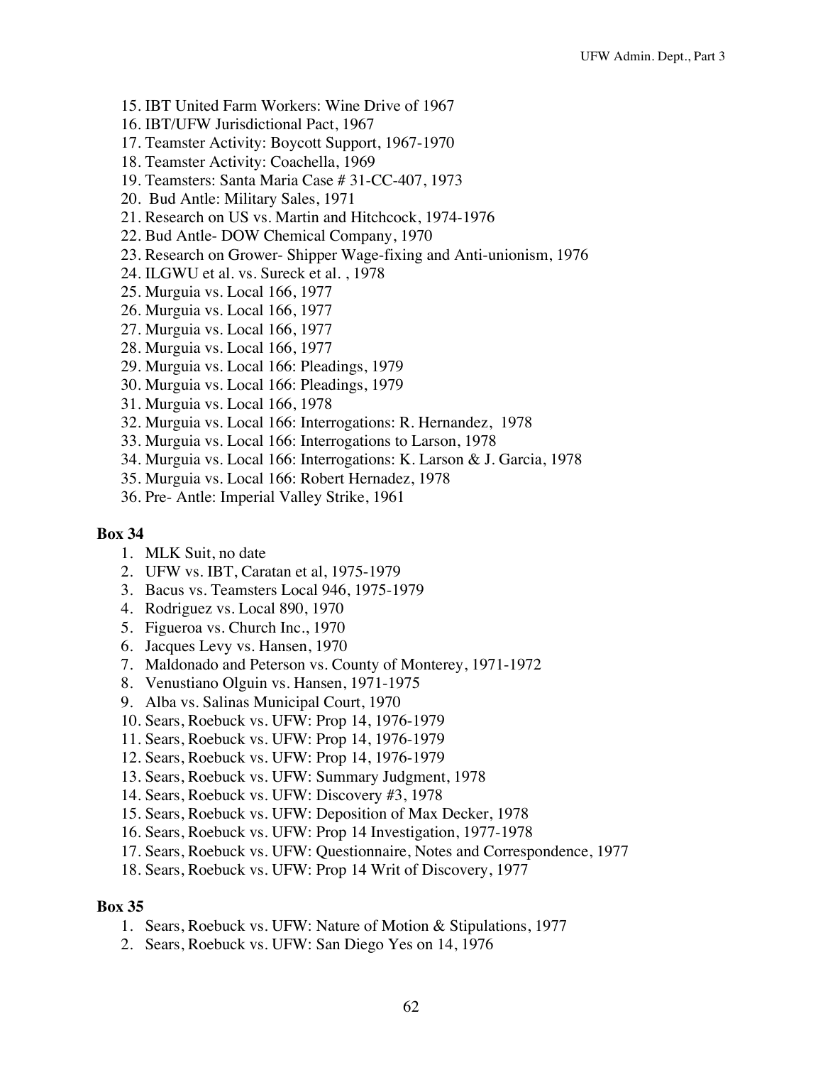15. IBT United Farm Workers: Wine Drive of 1967
16. IBT/UFW Jurisdictional Pact, 1967
17. Teamster Activity: Boycott Support, 1967-1970
18. Teamster Activity: Coachella, 1969
19. Teamsters: Santa Maria Case # 31-CC-407, 1973
20. Bud Antle: Military Sales, 1971
21. Research on US vs. Martin and Hitchcock, 1974-1976
22. Bud Antle- DOW Chemical Company, 1970
23. Research on Grower- Shipper Wage-fixing and Anti-unionism, 1976
24. ILGWU et al. vs. Sureck et al. , 1978
25. Murguia vs. Local 166, 1977
26. Murguia vs. Local 166, 1977
27. Murguia vs. Local 166, 1977
28. Murguia vs. Local 166, 1977
29. Murguia vs. Local 166: Pleadings, 1979
30. Murguia vs. Local 166: Pleadings, 1979
31. Murguia vs. Local 166, 1978
32. Murguia vs. Local 166: Interrogations: R. Hernandez, 1978
33. Murguia vs. Local 166: Interrogations to Larson, 1978
34. Murguia vs. Local 166: Interrogations: K. Larson & J. Garcia, 1978
35. Murguia vs. Local 166: Robert Hernadez, 1978
36. Pre- Antle: Imperial Valley Strike, 1961

**Box 34**

1. MLK Suit, no date
2. UFW vs. IBT, Caratan et al, 1975-1979
3. Bacus vs. Teamsters Local 946, 1975-1979
4. Rodriguez vs. Local 890, 1970
5. Figueroa vs. Church Inc., 1970
6. Jacques Levy vs. Hansen, 1970
7. Maldonado and Peterson vs. County of Monterey, 1971-1972
8. Venustiano Olguin vs. Hansen, 1971-1975
9. Alba vs. Salinas Municipal Court, 1970
10. Sears, Roebuck vs. UFW: Prop 14, 1976-1979
11. Sears, Roebuck vs. UFW: Prop 14, 1976-1979
12. Sears, Roebuck vs. UFW: Prop 14, 1976-1979
13. Sears, Roebuck vs. UFW: Summary Judgment, 1978
14. Sears, Roebuck vs. UFW: Discovery #3, 1978
15. Sears, Roebuck vs. UFW: Deposition of Max Decker, 1978
16. Sears, Roebuck vs. UFW: Prop 14 Investigation, 1977-1978
17. Sears, Roebuck vs. UFW: Questionnaire, Notes and Correspondence, 1977
18. Sears, Roebuck vs. UFW: Prop 14 Writ of Discovery, 1977

**Box 35**

1. Sears, Roebuck vs. UFW: Nature of Motion & Stipulations, 1977
2. Sears, Roebuck vs. UFW: San Diego Yes on 14, 1976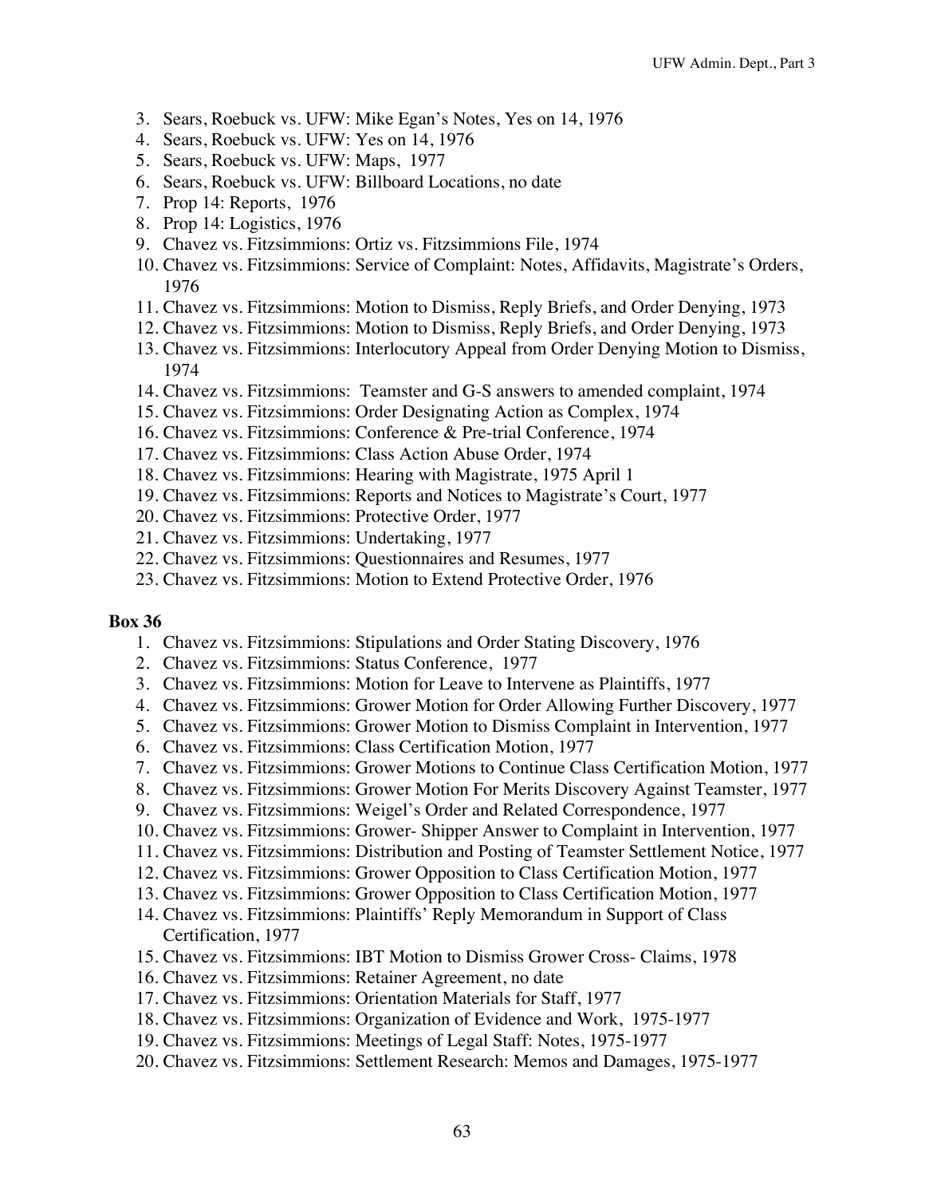3. Sears, Roebuck vs. UFW: Mike Egan's Notes, Yes on 14, 1976
4. Sears, Roebuck vs. UFW: Yes on 14, 1976
5. Sears, Roebuck vs. UFW: Maps, 1977
6. Sears, Roebuck vs. UFW: Billboard Locations, no date
7. Prop 14: Reports, 1976
8. Prop 14: Logistics, 1976
9. Chavez vs. Fitzsimmions: Ortiz vs. Fitzsimmions File, 1974
10. Chavez vs. Fitzsimmions: Service of Complaint: Notes, Affidavits, Magistrate's Orders, 1976
11. Chavez vs. Fitzsimmions: Motion to Dismiss, Reply Briefs, and Order Denying, 1973
12. Chavez vs. Fitzsimmions: Motion to Dismiss, Reply Briefs, and Order Denying, 1973
13. Chavez vs. Fitzsimmions: Interlocutory Appeal from Order Denying Motion to Dismiss, 1974
14. Chavez vs. Fitzsimmions: Teamster and G-S answers to amended complaint, 1974
15. Chavez vs. Fitzsimmions: Order Designating Action as Complex, 1974
16. Chavez vs. Fitzsimmions: Conference & Pre-trial Conference, 1974
17. Chavez vs. Fitzsimmions: Class Action Abuse Order, 1974
18. Chavez vs. Fitzsimmions: Hearing with Magistrate, 1975 April 1
19. Chavez vs. Fitzsimmions: Reports and Notices to Magistrate's Court, 1977
20. Chavez vs. Fitzsimmions: Protective Order, 1977
21. Chavez vs. Fitzsimmions: Undertaking, 1977
22. Chavez vs. Fitzsimmions: Questionnaires and Resumes, 1977
23. Chavez vs. Fitzsimmions: Motion to Extend Protective Order, 1976

**Box 36**

1. Chavez vs. Fitzsimmions: Stipulations and Order Stating Discovery, 1976
2. Chavez vs. Fitzsimmions: Status Conference, 1977
3. Chavez vs. Fitzsimmions: Motion for Leave to Intervene as Plaintiffs, 1977
4. Chavez vs. Fitzsimmions: Grower Motion for Order Allowing Further Discovery, 1977
5. Chavez vs. Fitzsimmions: Grower Motion to Dismiss Complaint in Intervention, 1977
6. Chavez vs. Fitzsimmions: Class Certification Motion, 1977
7. Chavez vs. Fitzsimmions: Grower Motions to Continue Class Certification Motion, 1977
8. Chavez vs. Fitzsimmions: Grower Motion For Merits Discovery Against Teamster, 1977
9. Chavez vs. Fitzsimmions: Weigel's Order and Related Correspondence, 1977
10. Chavez vs. Fitzsimmions: Grower- Shipper Answer to Complaint in Intervention, 1977
11. Chavez vs. Fitzsimmions: Distribution and Posting of Teamster Settlement Notice, 1977
12. Chavez vs. Fitzsimmions: Grower Opposition to Class Certification Motion, 1977
13. Chavez vs. Fitzsimmions: Grower Opposition to Class Certification Motion, 1977
14. Chavez vs. Fitzsimmions: Plaintiffs' Reply Memorandum in Support of Class Certification, 1977
15. Chavez vs. Fitzsimmions: IBT Motion to Dismiss Grower Cross- Claims, 1978
16. Chavez vs. Fitzsimmions: Retainer Agreement, no date
17. Chavez vs. Fitzsimmions: Orientation Materials for Staff, 1977
18. Chavez vs. Fitzsimmions: Organization of Evidence and Work, 1975-1977
19. Chavez vs. Fitzsimmions: Meetings of Legal Staff: Notes, 1975-1977
20. Chavez vs. Fitzsimmions: Settlement Research: Memos and Damages, 1975-1977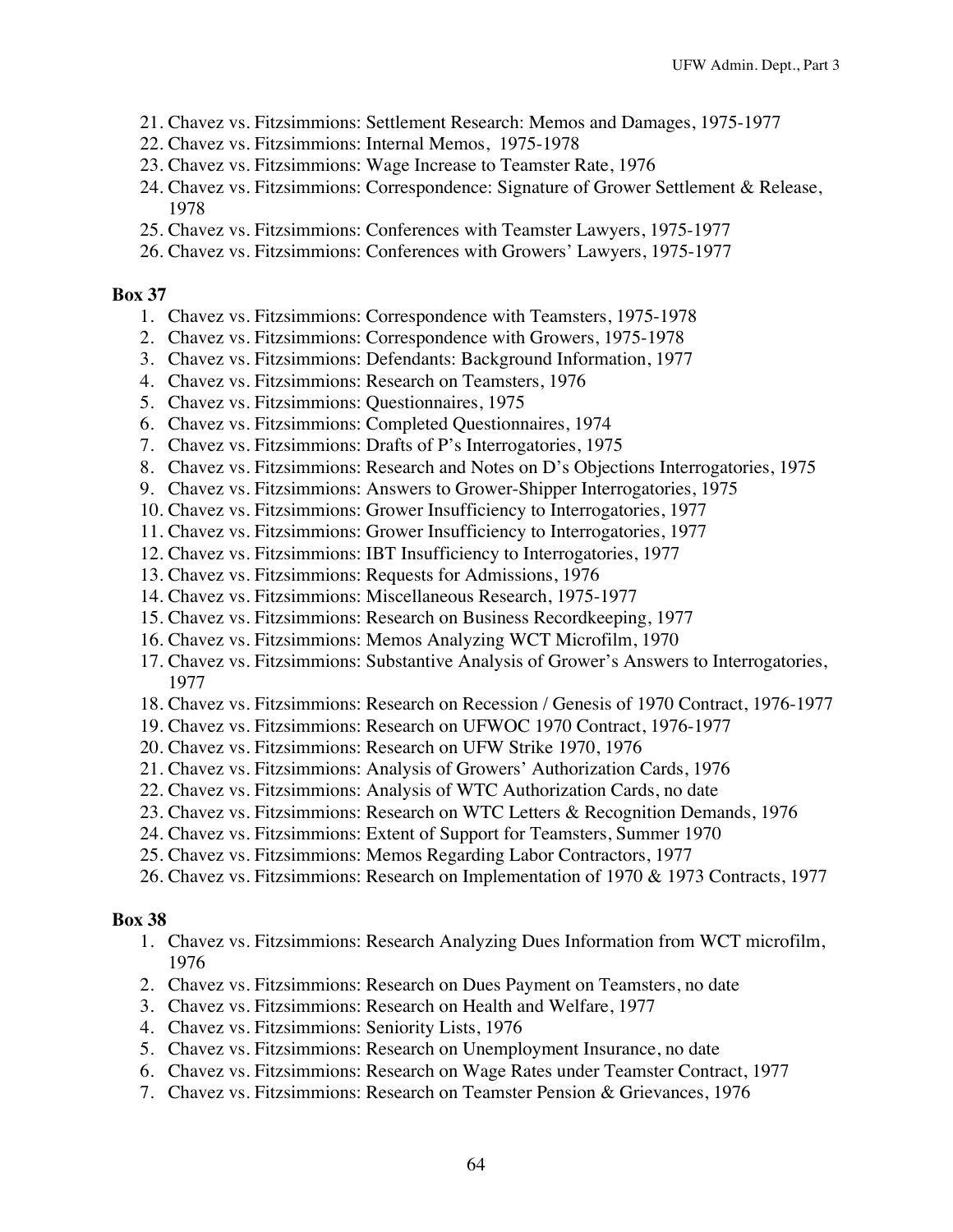21. Chavez vs. Fitzsimmions: Settlement Research: Memos and Damages, 1975-1977
22. Chavez vs. Fitzsimmions: Internal Memos, 1975-1978
23. Chavez vs. Fitzsimmions: Wage Increase to Teamster Rate, 1976
24. Chavez vs. Fitzsimmions: Correspondence: Signature of Grower Settlement & Release, 1978
25. Chavez vs. Fitzsimmions: Conferences with Teamster Lawyers, 1975-1977
26. Chavez vs. Fitzsimmions: Conferences with Growers' Lawyers, 1975-1977

**Box 37**

1. Chavez vs. Fitzsimmions: Correspondence with Teamsters, 1975-1978
2. Chavez vs. Fitzsimmions: Correspondence with Growers, 1975-1978
3. Chavez vs. Fitzsimmions: Defendants: Background Information, 1977
4. Chavez vs. Fitzsimmions: Research on Teamsters, 1976
5. Chavez vs. Fitzsimmions: Questionnaires, 1975
6. Chavez vs. Fitzsimmions: Completed Questionnaires, 1974
7. Chavez vs. Fitzsimmions: Drafts of P's Interrogatories, 1975
8. Chavez vs. Fitzsimmions: Research and Notes on D's Objections Interrogatories, 1975
9. Chavez vs. Fitzsimmions: Answers to Grower-Shipper Interrogatories, 1975
10. Chavez vs. Fitzsimmions: Grower Insufficiency to Interrogatories, 1977
11. Chavez vs. Fitzsimmions: Grower Insufficiency to Interrogatories, 1977
12. Chavez vs. Fitzsimmions: IBT Insufficiency to Interrogatories, 1977
13. Chavez vs. Fitzsimmions: Requests for Admissions, 1976
14. Chavez vs. Fitzsimmions: Miscellaneous Research, 1975-1977
15. Chavez vs. Fitzsimmions: Research on Business Recordkeeping, 1977
16. Chavez vs. Fitzsimmions: Memos Analyzing WCT Microfilm, 1970
17. Chavez vs. Fitzsimmions: Substantive Analysis of Grower's Answers to Interrogatories, 1977
18. Chavez vs. Fitzsimmions: Research on Recession / Genesis of 1970 Contract, 1976-1977
19. Chavez vs. Fitzsimmions: Research on UFWOC 1970 Contract, 1976-1977
20. Chavez vs. Fitzsimmions: Research on UFW Strike 1970, 1976
21. Chavez vs. Fitzsimmions: Analysis of Growers' Authorization Cards, 1976
22. Chavez vs. Fitzsimmions: Analysis of WTC Authorization Cards, no date
23. Chavez vs. Fitzsimmions: Research on WTC Letters & Recognition Demands, 1976
24. Chavez vs. Fitzsimmions: Extent of Support for Teamsters, Summer 1970
25. Chavez vs. Fitzsimmions: Memos Regarding Labor Contractors, 1977
26. Chavez vs. Fitzsimmions: Research on Implementation of 1970 & 1973 Contracts, 1977

**Box 38**

1. Chavez vs. Fitzsimmions: Research Analyzing Dues Information from WCT microfilm, 1976
2. Chavez vs. Fitzsimmions: Research on Dues Payment on Teamsters, no date
3. Chavez vs. Fitzsimmions: Research on Health and Welfare, 1977
4. Chavez vs. Fitzsimmions: Seniority Lists, 1976
5. Chavez vs. Fitzsimmions: Research on Unemployment Insurance, no date
6. Chavez vs. Fitzsimmions: Research on Wage Rates under Teamster Contract, 1977
7. Chavez vs. Fitzsimmions: Research on Teamster Pension & Grievances, 1976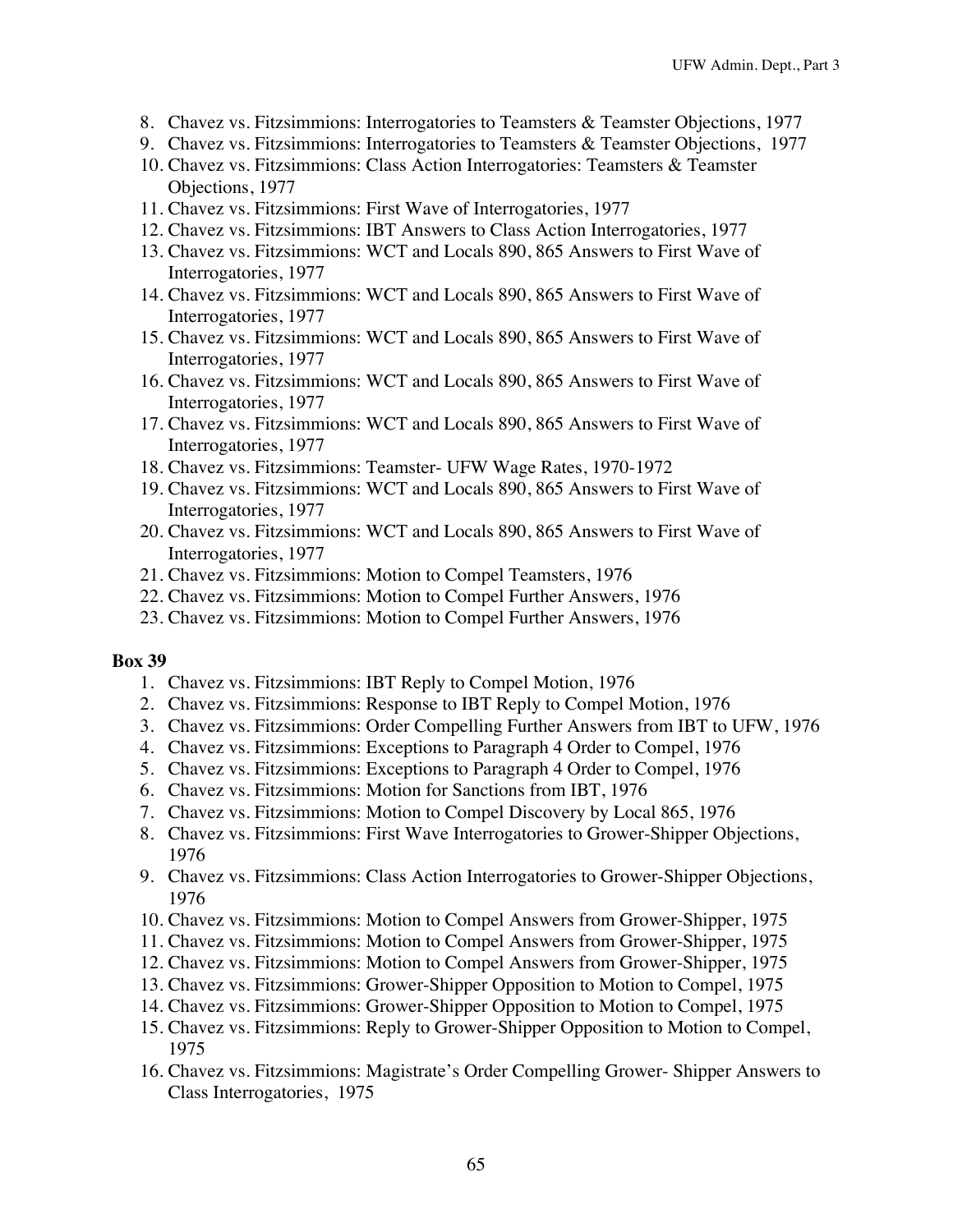8. Chavez vs. Fitzsimmions: Interrogatories to Teamsters & Teamster Objections, 1977
9. Chavez vs. Fitzsimmions: Interrogatories to Teamsters & Teamster Objections, 1977
10. Chavez vs. Fitzsimmions: Class Action Interrogatories: Teamsters & Teamster Objections, 1977
11. Chavez vs. Fitzsimmions: First Wave of Interrogatories, 1977
12. Chavez vs. Fitzsimmions: IBT Answers to Class Action Interrogatories, 1977
13. Chavez vs. Fitzsimmions: WCT and Locals 890, 865 Answers to First Wave of Interrogatories, 1977
14. Chavez vs. Fitzsimmions: WCT and Locals 890, 865 Answers to First Wave of Interrogatories, 1977
15. Chavez vs. Fitzsimmions: WCT and Locals 890, 865 Answers to First Wave of Interrogatories, 1977
16. Chavez vs. Fitzsimmions: WCT and Locals 890, 865 Answers to First Wave of Interrogatories, 1977
17. Chavez vs. Fitzsimmions: WCT and Locals 890, 865 Answers to First Wave of Interrogatories, 1977
18. Chavez vs. Fitzsimmions: Teamster- UFW Wage Rates, 1970-1972
19. Chavez vs. Fitzsimmions: WCT and Locals 890, 865 Answers to First Wave of Interrogatories, 1977
20. Chavez vs. Fitzsimmions: WCT and Locals 890, 865 Answers to First Wave of Interrogatories, 1977
21. Chavez vs. Fitzsimmions: Motion to Compel Teamsters, 1976
22. Chavez vs. Fitzsimmions: Motion to Compel Further Answers, 1976
23. Chavez vs. Fitzsimmions: Motion to Compel Further Answers, 1976

**Box 39**

1. Chavez vs. Fitzsimmions: IBT Reply to Compel Motion, 1976
2. Chavez vs. Fitzsimmions: Response to IBT Reply to Compel Motion, 1976
3. Chavez vs. Fitzsimmions: Order Compelling Further Answers from IBT to UFW, 1976
4. Chavez vs. Fitzsimmions: Exceptions to Paragraph 4 Order to Compel, 1976
5. Chavez vs. Fitzsimmions: Exceptions to Paragraph 4 Order to Compel, 1976
6. Chavez vs. Fitzsimmions: Motion for Sanctions from IBT, 1976
7. Chavez vs. Fitzsimmions: Motion to Compel Discovery by Local 865, 1976
8. Chavez vs. Fitzsimmions: First Wave Interrogatories to Grower-Shipper Objections, 1976
9. Chavez vs. Fitzsimmions: Class Action Interrogatories to Grower-Shipper Objections, 1976
10. Chavez vs. Fitzsimmions: Motion to Compel Answers from Grower-Shipper, 1975
11. Chavez vs. Fitzsimmions: Motion to Compel Answers from Grower-Shipper, 1975
12. Chavez vs. Fitzsimmions: Motion to Compel Answers from Grower-Shipper, 1975
13. Chavez vs. Fitzsimmions: Grower-Shipper Opposition to Motion to Compel, 1975
14. Chavez vs. Fitzsimmions: Grower-Shipper Opposition to Motion to Compel, 1975
15. Chavez vs. Fitzsimmions: Reply to Grower-Shipper Opposition to Motion to Compel, 1975
16. Chavez vs. Fitzsimmions: Magistrate's Order Compelling Grower- Shipper Answers to Class Interrogatories, 1975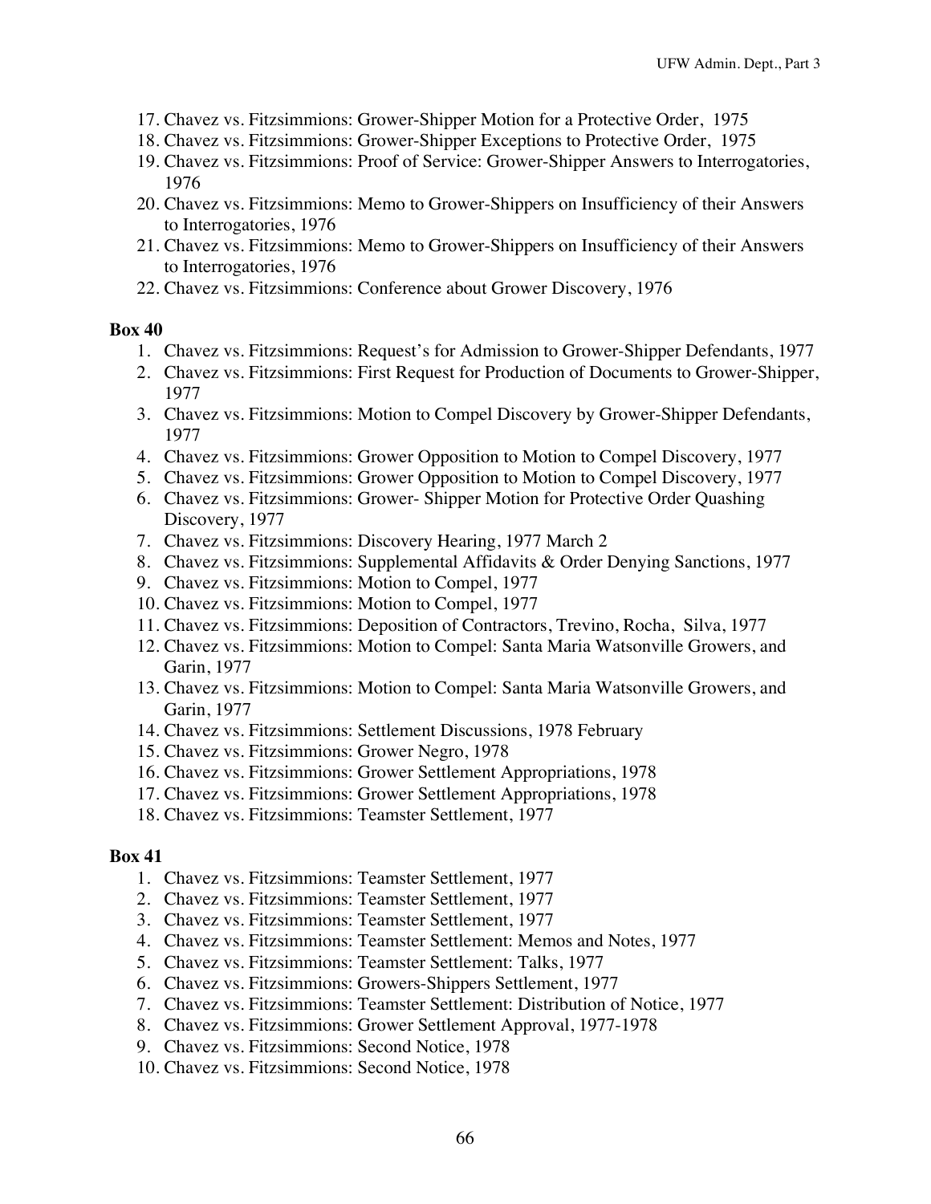17. Chavez vs. Fitzsimmions: Grower-Shipper Motion for a Protective Order, 1975
18. Chavez vs. Fitzsimmions: Grower-Shipper Exceptions to Protective Order, 1975
19. Chavez vs. Fitzsimmions: Proof of Service: Grower-Shipper Answers to Interrogatories, 1976
20. Chavez vs. Fitzsimmions: Memo to Grower-Shippers on Insufficiency of their Answers to Interrogatories, 1976
21. Chavez vs. Fitzsimmions: Memo to Grower-Shippers on Insufficiency of their Answers to Interrogatories, 1976
22. Chavez vs. Fitzsimmions: Conference about Grower Discovery, 1976

**Box 40**

1. Chavez vs. Fitzsimmions: Request's for Admission to Grower-Shipper Defendants, 1977
2. Chavez vs. Fitzsimmions: First Request for Production of Documents to Grower-Shipper, 1977
3. Chavez vs. Fitzsimmions: Motion to Compel Discovery by Grower-Shipper Defendants, 1977
4. Chavez vs. Fitzsimmions: Grower Opposition to Motion to Compel Discovery, 1977
5. Chavez vs. Fitzsimmions: Grower Opposition to Motion to Compel Discovery, 1977
6. Chavez vs. Fitzsimmions: Grower- Shipper Motion for Protective Order Quashing Discovery, 1977
7. Chavez vs. Fitzsimmions: Discovery Hearing, 1977 March 2
8. Chavez vs. Fitzsimmions: Supplemental Affidavits & Order Denying Sanctions, 1977
9. Chavez vs. Fitzsimmions: Motion to Compel, 1977
10. Chavez vs. Fitzsimmions: Motion to Compel, 1977
11. Chavez vs. Fitzsimmions: Deposition of Contractors, Trevino, Rocha, Silva, 1977
12. Chavez vs. Fitzsimmions: Motion to Compel: Santa Maria Watsonville Growers, and Garin, 1977
13. Chavez vs. Fitzsimmions: Motion to Compel: Santa Maria Watsonville Growers, and Garin, 1977
14. Chavez vs. Fitzsimmions: Settlement Discussions, 1978 February
15. Chavez vs. Fitzsimmions: Grower Negro, 1978
16. Chavez vs. Fitzsimmions: Grower Settlement Appropriations, 1978
17. Chavez vs. Fitzsimmions: Grower Settlement Appropriations, 1978
18. Chavez vs. Fitzsimmions: Teamster Settlement, 1977

**Box 41**

1. Chavez vs. Fitzsimmions: Teamster Settlement, 1977
2. Chavez vs. Fitzsimmions: Teamster Settlement, 1977
3. Chavez vs. Fitzsimmions: Teamster Settlement, 1977
4. Chavez vs. Fitzsimmions: Teamster Settlement: Memos and Notes, 1977
5. Chavez vs. Fitzsimmions: Teamster Settlement: Talks, 1977
6. Chavez vs. Fitzsimmions: Growers-Shippers Settlement, 1977
7. Chavez vs. Fitzsimmions: Teamster Settlement: Distribution of Notice, 1977
8. Chavez vs. Fitzsimmions: Grower Settlement Approval, 1977-1978
9. Chavez vs. Fitzsimmions: Second Notice, 1978
10. Chavez vs. Fitzsimmions: Second Notice, 1978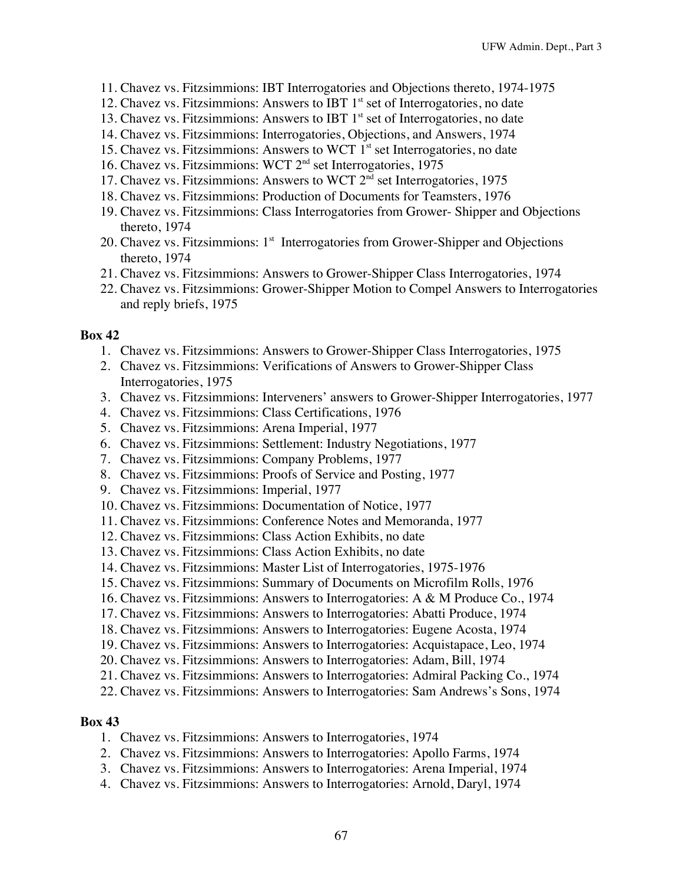11. Chavez vs. Fitzsimmions: IBT Interrogatories and Objections thereto, 1974-1975
12. Chavez vs. Fitzsimmions: Answers to IBT 1st set of Interrogatories, no date
13. Chavez vs. Fitzsimmions: Answers to IBT 1st set of Interrogatories, no date
14. Chavez vs. Fitzsimmions: Interrogatories, Objections, and Answers, 1974
15. Chavez vs. Fitzsimmions: Answers to WCT 1st set Interrogatories, no date
16. Chavez vs. Fitzsimmions: WCT 2nd set Interrogatories, 1975
17. Chavez vs. Fitzsimmions: Answers to WCT 2nd set Interrogatories, 1975
18. Chavez vs. Fitzsimmions: Production of Documents for Teamsters, 1976
19. Chavez vs. Fitzsimmions: Class Interrogatories from Grower- Shipper and Objections thereto, 1974
20. Chavez vs. Fitzsimmions: 1st Interrogatories from Grower-Shipper and Objections thereto, 1974
21. Chavez vs. Fitzsimmions: Answers to Grower-Shipper Class Interrogatories, 1974
22. Chavez vs. Fitzsimmions: Grower-Shipper Motion to Compel Answers to Interrogatories and reply briefs, 1975

**Box 42**

1. Chavez vs. Fitzsimmions: Answers to Grower-Shipper Class Interrogatories, 1975
2. Chavez vs. Fitzsimmions: Verifications of Answers to Grower-Shipper Class Interrogatories, 1975
3. Chavez vs. Fitzsimmions: Interveners' answers to Grower-Shipper Interrogatories, 1977
4. Chavez vs. Fitzsimmions: Class Certifications, 1976
5. Chavez vs. Fitzsimmions: Arena Imperial, 1977
6. Chavez vs. Fitzsimmions: Settlement: Industry Negotiations, 1977
7. Chavez vs. Fitzsimmions: Company Problems, 1977
8. Chavez vs. Fitzsimmions: Proofs of Service and Posting, 1977
9. Chavez vs. Fitzsimmions: Imperial, 1977
10. Chavez vs. Fitzsimmions: Documentation of Notice, 1977
11. Chavez vs. Fitzsimmions: Conference Notes and Memoranda, 1977
12. Chavez vs. Fitzsimmions: Class Action Exhibits, no date
13. Chavez vs. Fitzsimmions: Class Action Exhibits, no date
14. Chavez vs. Fitzsimmions: Master List of Interrogatories, 1975-1976
15. Chavez vs. Fitzsimmions: Summary of Documents on Microfilm Rolls, 1976
16. Chavez vs. Fitzsimmions: Answers to Interrogatories: A & M Produce Co., 1974
17. Chavez vs. Fitzsimmions: Answers to Interrogatories: Abatti Produce, 1974
18. Chavez vs. Fitzsimmions: Answers to Interrogatories: Eugene Acosta, 1974
19. Chavez vs. Fitzsimmions: Answers to Interrogatories: Acquistapace, Leo, 1974
20. Chavez vs. Fitzsimmions: Answers to Interrogatories: Adam, Bill, 1974
21. Chavez vs. Fitzsimmions: Answers to Interrogatories: Admiral Packing Co., 1974
22. Chavez vs. Fitzsimmions: Answers to Interrogatories: Sam Andrews's Sons, 1974

**Box 43**

1. Chavez vs. Fitzsimmions: Answers to Interrogatories, 1974
2. Chavez vs. Fitzsimmions: Answers to Interrogatories: Apollo Farms, 1974
3. Chavez vs. Fitzsimmions: Answers to Interrogatories: Arena Imperial, 1974
4. Chavez vs. Fitzsimmions: Answers to Interrogatories: Arnold, Daryl, 1974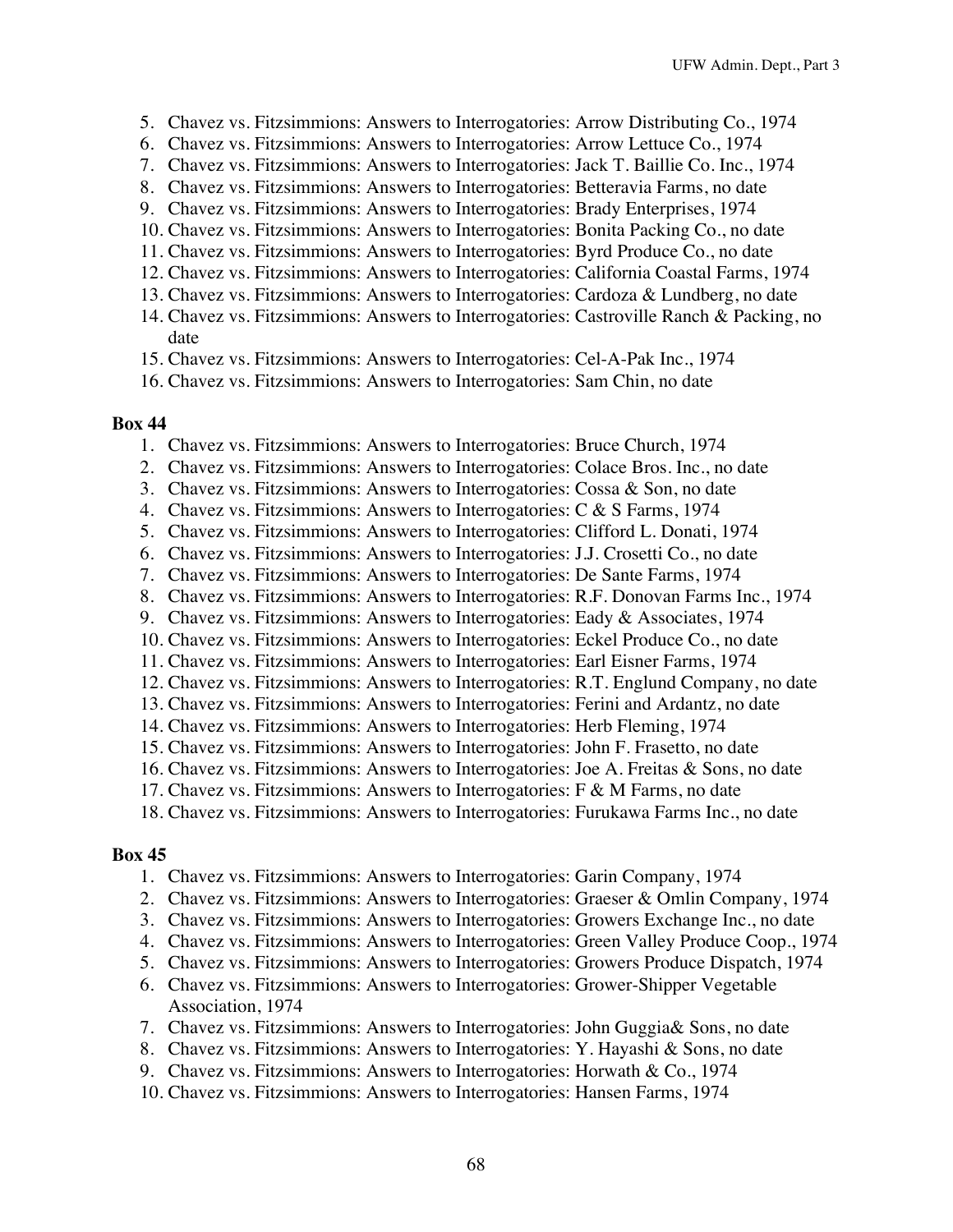5. Chavez vs. Fitzsimmions: Answers to Interrogatories: Arrow Distributing Co., 1974
6. Chavez vs. Fitzsimmions: Answers to Interrogatories: Arrow Lettuce Co., 1974
7. Chavez vs. Fitzsimmions: Answers to Interrogatories: Jack T. Baillie Co. Inc., 1974
8. Chavez vs. Fitzsimmions: Answers to Interrogatories: Betteravia Farms, no date
9. Chavez vs. Fitzsimmions: Answers to Interrogatories: Brady Enterprises, 1974
10. Chavez vs. Fitzsimmions: Answers to Interrogatories: Bonita Packing Co., no date
11. Chavez vs. Fitzsimmions: Answers to Interrogatories: Byrd Produce Co., no date
12. Chavez vs. Fitzsimmions: Answers to Interrogatories: California Coastal Farms, 1974
13. Chavez vs. Fitzsimmions: Answers to Interrogatories: Cardoza & Lundberg, no date
14. Chavez vs. Fitzsimmions: Answers to Interrogatories: Castroville Ranch & Packing, no date
15. Chavez vs. Fitzsimmions: Answers to Interrogatories: Cel-A-Pak Inc., 1974
16. Chavez vs. Fitzsimmions: Answers to Interrogatories: Sam Chin, no date

**Box 44**

1. Chavez vs. Fitzsimmions: Answers to Interrogatories: Bruce Church, 1974
2. Chavez vs. Fitzsimmions: Answers to Interrogatories: Colace Bros. Inc., no date
3. Chavez vs. Fitzsimmions: Answers to Interrogatories: Cossa & Son, no date
4. Chavez vs. Fitzsimmions: Answers to Interrogatories: C & S Farms, 1974
5. Chavez vs. Fitzsimmions: Answers to Interrogatories: Clifford L. Donati, 1974
6. Chavez vs. Fitzsimmions: Answers to Interrogatories: J.J. Crosetti Co., no date
7. Chavez vs. Fitzsimmions: Answers to Interrogatories: De Sante Farms, 1974
8. Chavez vs. Fitzsimmions: Answers to Interrogatories: R.F. Donovan Farms Inc., 1974
9. Chavez vs. Fitzsimmions: Answers to Interrogatories: Eady & Associates, 1974
10. Chavez vs. Fitzsimmions: Answers to Interrogatories: Eckel Produce Co., no date
11. Chavez vs. Fitzsimmions: Answers to Interrogatories: Earl Eisner Farms, 1974
12. Chavez vs. Fitzsimmions: Answers to Interrogatories: R.T. Englund Company, no date
13. Chavez vs. Fitzsimmions: Answers to Interrogatories: Ferini and Ardantz, no date
14. Chavez vs. Fitzsimmions: Answers to Interrogatories: Herb Fleming, 1974
15. Chavez vs. Fitzsimmions: Answers to Interrogatories: John F. Frasetto, no date
16. Chavez vs. Fitzsimmions: Answers to Interrogatories: Joe A. Freitas & Sons, no date
17. Chavez vs. Fitzsimmions: Answers to Interrogatories: F & M Farms, no date
18. Chavez vs. Fitzsimmions: Answers to Interrogatories: Furukawa Farms Inc., no date

**Box 45**

1. Chavez vs. Fitzsimmions: Answers to Interrogatories: Garin Company, 1974
2. Chavez vs. Fitzsimmions: Answers to Interrogatories: Graeser & Omlin Company, 1974
3. Chavez vs. Fitzsimmions: Answers to Interrogatories: Growers Exchange Inc., no date
4. Chavez vs. Fitzsimmions: Answers to Interrogatories: Green Valley Produce Coop., 1974
5. Chavez vs. Fitzsimmions: Answers to Interrogatories: Growers Produce Dispatch, 1974
6. Chavez vs. Fitzsimmions: Answers to Interrogatories: Grower-Shipper Vegetable Association, 1974
7. Chavez vs. Fitzsimmions: Answers to Interrogatories: John Guggia& Sons, no date
8. Chavez vs. Fitzsimmions: Answers to Interrogatories: Y. Hayashi & Sons, no date
9. Chavez vs. Fitzsimmions: Answers to Interrogatories: Horwath & Co., 1974
10. Chavez vs. Fitzsimmions: Answers to Interrogatories: Hansen Farms, 1974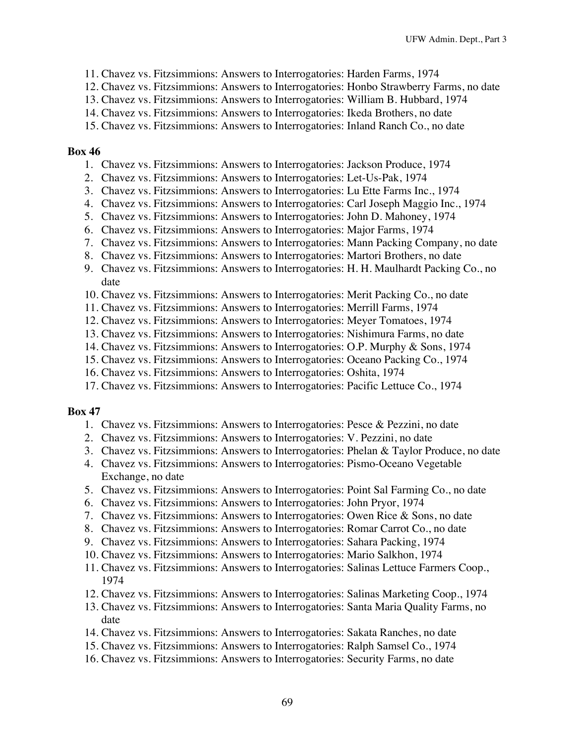11. Chavez vs. Fitzsimmions: Answers to Interrogatories: Harden Farms, 1974
12. Chavez vs. Fitzsimmions: Answers to Interrogatories: Honbo Strawberry Farms, no date
13. Chavez vs. Fitzsimmions: Answers to Interrogatories: William B. Hubbard, 1974
14. Chavez vs. Fitzsimmions: Answers to Interrogatories: Ikeda Brothers, no date
15. Chavez vs. Fitzsimmions: Answers to Interrogatories: Inland Ranch Co., no date

**Box 46**

1. Chavez vs. Fitzsimmions: Answers to Interrogatories: Jackson Produce, 1974
2. Chavez vs. Fitzsimmions: Answers to Interrogatories: Let-Us-Pak, 1974
3. Chavez vs. Fitzsimmions: Answers to Interrogatories: Lu Ette Farms Inc., 1974
4. Chavez vs. Fitzsimmions: Answers to Interrogatories: Carl Joseph Maggio Inc., 1974
5. Chavez vs. Fitzsimmions: Answers to Interrogatories: John D. Mahoney, 1974
6. Chavez vs. Fitzsimmions: Answers to Interrogatories: Major Farms, 1974
7. Chavez vs. Fitzsimmions: Answers to Interrogatories: Mann Packing Company, no date
8. Chavez vs. Fitzsimmions: Answers to Interrogatories: Martori Brothers, no date
9. Chavez vs. Fitzsimmions: Answers to Interrogatories: H. H. Maulhardt Packing Co., no date
10. Chavez vs. Fitzsimmions: Answers to Interrogatories: Merit Packing Co., no date
11. Chavez vs. Fitzsimmions: Answers to Interrogatories: Merrill Farms, 1974
12. Chavez vs. Fitzsimmions: Answers to Interrogatories: Meyer Tomatoes, 1974
13. Chavez vs. Fitzsimmions: Answers to Interrogatories: Nishimura Farms, no date
14. Chavez vs. Fitzsimmions: Answers to Interrogatories: O.P. Murphy & Sons, 1974
15. Chavez vs. Fitzsimmions: Answers to Interrogatories: Oceano Packing Co., 1974
16. Chavez vs. Fitzsimmions: Answers to Interrogatories: Oshita, 1974
17. Chavez vs. Fitzsimmions: Answers to Interrogatories: Pacific Lettuce Co., 1974

**Box 47**

1. Chavez vs. Fitzsimmions: Answers to Interrogatories: Pesce & Pezzini, no date
2. Chavez vs. Fitzsimmions: Answers to Interrogatories: V. Pezzini, no date
3. Chavez vs. Fitzsimmions: Answers to Interrogatories: Phelan & Taylor Produce, no date
4. Chavez vs. Fitzsimmions: Answers to Interrogatories: Pismo-Oceano Vegetable Exchange, no date
5. Chavez vs. Fitzsimmions: Answers to Interrogatories: Point Sal Farming Co., no date
6. Chavez vs. Fitzsimmions: Answers to Interrogatories: John Pryor, 1974
7. Chavez vs. Fitzsimmions: Answers to Interrogatories: Owen Rice & Sons, no date
8. Chavez vs. Fitzsimmions: Answers to Interrogatories: Romar Carrot Co., no date
9. Chavez vs. Fitzsimmions: Answers to Interrogatories: Sahara Packing, 1974
10. Chavez vs. Fitzsimmions: Answers to Interrogatories: Mario Salkhon, 1974
11. Chavez vs. Fitzsimmions: Answers to Interrogatories: Salinas Lettuce Farmers Coop., 1974
12. Chavez vs. Fitzsimmions: Answers to Interrogatories: Salinas Marketing Coop., 1974
13. Chavez vs. Fitzsimmions: Answers to Interrogatories: Santa Maria Quality Farms, no date
14. Chavez vs. Fitzsimmions: Answers to Interrogatories: Sakata Ranches, no date
15. Chavez vs. Fitzsimmions: Answers to Interrogatories: Ralph Samsel Co., 1974
16. Chavez vs. Fitzsimmions: Answers to Interrogatories: Security Farms, no date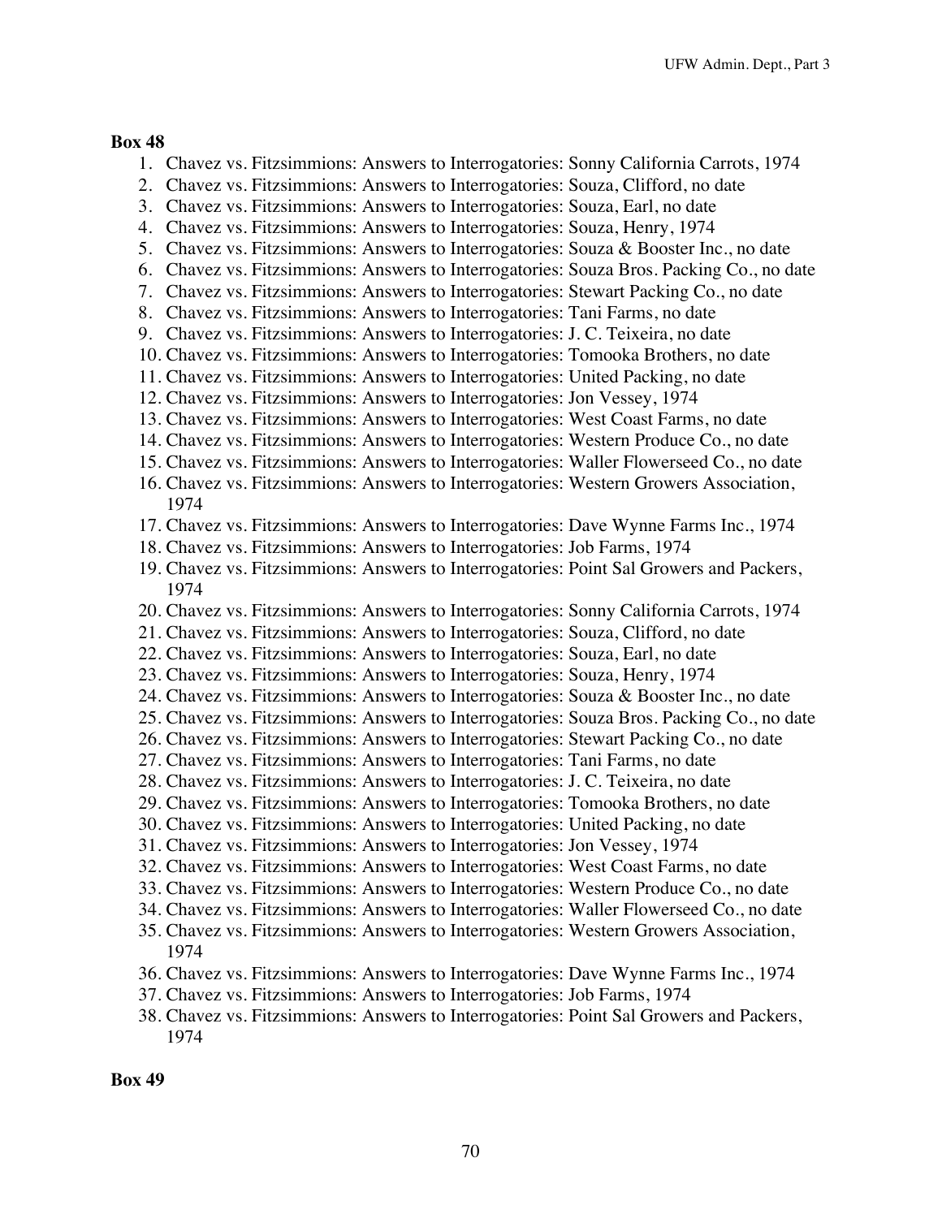**Box 48**

1. Chavez vs. Fitzsimmions: Answers to Interrogatories: Sonny California Carrots, 1974
2. Chavez vs. Fitzsimmions: Answers to Interrogatories: Souza, Clifford, no date
3. Chavez vs. Fitzsimmions: Answers to Interrogatories: Souza, Earl, no date
4. Chavez vs. Fitzsimmions: Answers to Interrogatories: Souza, Henry, 1974
5. Chavez vs. Fitzsimmions: Answers to Interrogatories: Souza & Booster Inc., no date
6. Chavez vs. Fitzsimmions: Answers to Interrogatories: Souza Bros. Packing Co., no date
7. Chavez vs. Fitzsimmions: Answers to Interrogatories: Stewart Packing Co., no date
8. Chavez vs. Fitzsimmions: Answers to Interrogatories: Tani Farms, no date
9. Chavez vs. Fitzsimmions: Answers to Interrogatories: J. C. Teixeira, no date
10. Chavez vs. Fitzsimmions: Answers to Interrogatories: Tomooka Brothers, no date
11. Chavez vs. Fitzsimmions: Answers to Interrogatories: United Packing, no date
12. Chavez vs. Fitzsimmions: Answers to Interrogatories: Jon Vessey, 1974
13. Chavez vs. Fitzsimmions: Answers to Interrogatories: West Coast Farms, no date
14. Chavez vs. Fitzsimmions: Answers to Interrogatories: Western Produce Co., no date
15. Chavez vs. Fitzsimmions: Answers to Interrogatories: Waller Flowerseed Co., no date
16. Chavez vs. Fitzsimmions: Answers to Interrogatories: Western Growers Association, 1974
17. Chavez vs. Fitzsimmions: Answers to Interrogatories: Dave Wynne Farms Inc., 1974
18. Chavez vs. Fitzsimmions: Answers to Interrogatories: Job Farms, 1974
19. Chavez vs. Fitzsimmions: Answers to Interrogatories: Point Sal Growers and Packers, 1974
20. Chavez vs. Fitzsimmions: Answers to Interrogatories: Sonny California Carrots, 1974
21. Chavez vs. Fitzsimmions: Answers to Interrogatories: Souza, Clifford, no date
22. Chavez vs. Fitzsimmions: Answers to Interrogatories: Souza, Earl, no date
23. Chavez vs. Fitzsimmions: Answers to Interrogatories: Souza, Henry, 1974
24. Chavez vs. Fitzsimmions: Answers to Interrogatories: Souza & Booster Inc., no date
25. Chavez vs. Fitzsimmions: Answers to Interrogatories: Souza Bros. Packing Co., no date
26. Chavez vs. Fitzsimmions: Answers to Interrogatories: Stewart Packing Co., no date
27. Chavez vs. Fitzsimmions: Answers to Interrogatories: Tani Farms, no date
28. Chavez vs. Fitzsimmions: Answers to Interrogatories: J. C. Teixeira, no date
29. Chavez vs. Fitzsimmions: Answers to Interrogatories: Tomooka Brothers, no date
30. Chavez vs. Fitzsimmions: Answers to Interrogatories: United Packing, no date
31. Chavez vs. Fitzsimmions: Answers to Interrogatories: Jon Vessey, 1974
32. Chavez vs. Fitzsimmions: Answers to Interrogatories: West Coast Farms, no date
33. Chavez vs. Fitzsimmions: Answers to Interrogatories: Western Produce Co., no date
34. Chavez vs. Fitzsimmions: Answers to Interrogatories: Waller Flowerseed Co., no date
35. Chavez vs. Fitzsimmions: Answers to Interrogatories: Western Growers Association, 1974
36. Chavez vs. Fitzsimmions: Answers to Interrogatories: Dave Wynne Farms Inc., 1974
37. Chavez vs. Fitzsimmions: Answers to Interrogatories: Job Farms, 1974
38. Chavez vs. Fitzsimmions: Answers to Interrogatories: Point Sal Growers and Packers, 1974

**Box 49**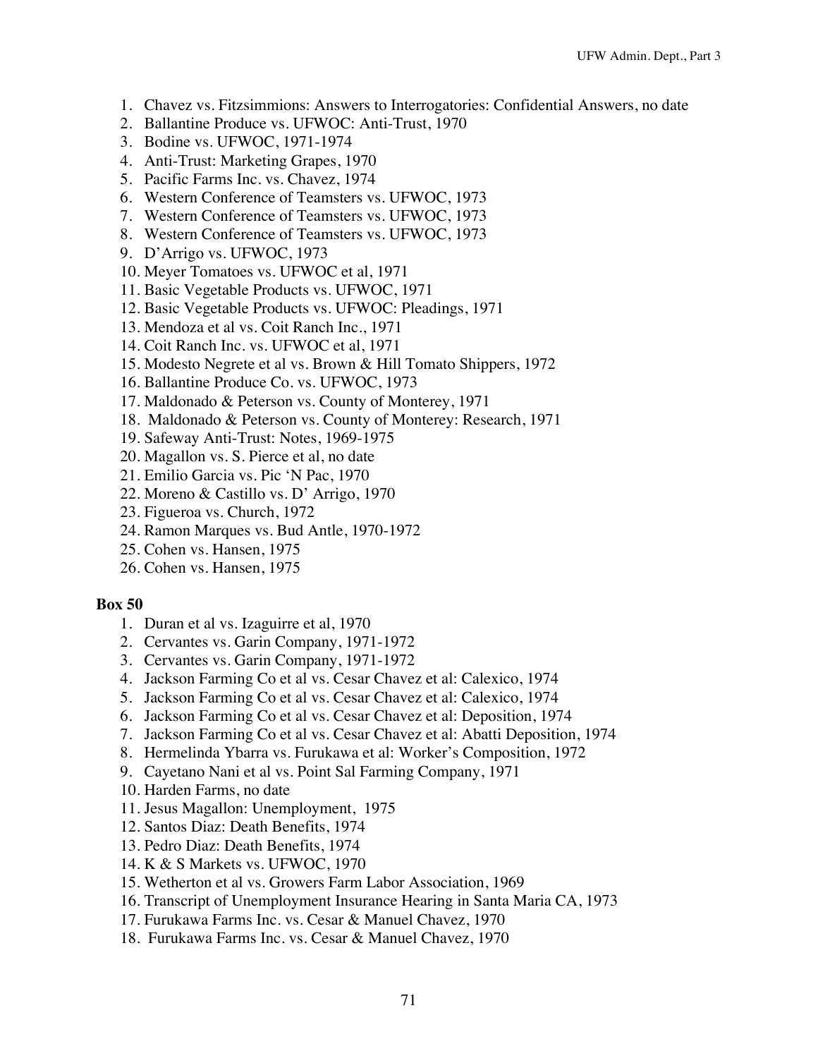1. Chavez vs. Fitzsimmions: Answers to Interrogatories: Confidential Answers, no date
2. Ballantine Produce vs. UFWOC: Anti-Trust, 1970
3. Bodine vs. UFWOC, 1971-1974
4. Anti-Trust: Marketing Grapes, 1970
5. Pacific Farms Inc. vs. Chavez, 1974
6. Western Conference of Teamsters vs. UFWOC, 1973
7. Western Conference of Teamsters vs. UFWOC, 1973
8. Western Conference of Teamsters vs. UFWOC, 1973
9. D'Arrigo vs. UFWOC, 1973
10. Meyer Tomatoes vs. UFWOC et al, 1971
11. Basic Vegetable Products vs. UFWOC, 1971
12. Basic Vegetable Products vs. UFWOC: Pleadings, 1971
13. Mendoza et al vs. Coit Ranch Inc., 1971
14. Coit Ranch Inc. vs. UFWOC et al, 1971
15. Modesto Negrete et al vs. Brown & Hill Tomato Shippers, 1972
16. Ballantine Produce Co. vs. UFWOC, 1973
17. Maldonado & Peterson vs. County of Monterey, 1971
18. Maldonado & Peterson vs. County of Monterey: Research, 1971
19. Safeway Anti-Trust: Notes, 1969-1975
20. Magallon vs. S. Pierce et al, no date
21. Emilio Garcia vs. Pic 'N Pac, 1970
22. Moreno & Castillo vs. D' Arrigo, 1970
23. Figueroa vs. Church, 1972
24. Ramon Marques vs. Bud Antle, 1970-1972
25. Cohen vs. Hansen, 1975
26. Cohen vs. Hansen, 1975

**Box 50**

1. Duran et al vs. Izaguirre et al, 1970
2. Cervantes vs. Garin Company, 1971-1972
3. Cervantes vs. Garin Company, 1971-1972
4. Jackson Farming Co et al vs. Cesar Chavez et al: Calexico, 1974
5. Jackson Farming Co et al vs. Cesar Chavez et al: Calexico, 1974
6. Jackson Farming Co et al vs. Cesar Chavez et al: Deposition, 1974
7. Jackson Farming Co et al vs. Cesar Chavez et al: Abatti Deposition, 1974
8. Hermelinda Ybarra vs. Furukawa et al: Worker's Composition, 1972
9. Cayetano Nani et al vs. Point Sal Farming Company, 1971
10. Harden Farms, no date
11. Jesus Magallon: Unemployment, 1975
12. Santos Diaz: Death Benefits, 1974
13. Pedro Diaz: Death Benefits, 1974
14. K & S Markets vs. UFWOC, 1970
15. Wetherton et al vs. Growers Farm Labor Association, 1969
16. Transcript of Unemployment Insurance Hearing in Santa Maria CA, 1973
17. Furukawa Farms Inc. vs. Cesar & Manuel Chavez, 1970
18. Furukawa Farms Inc. vs. Cesar & Manuel Chavez, 1970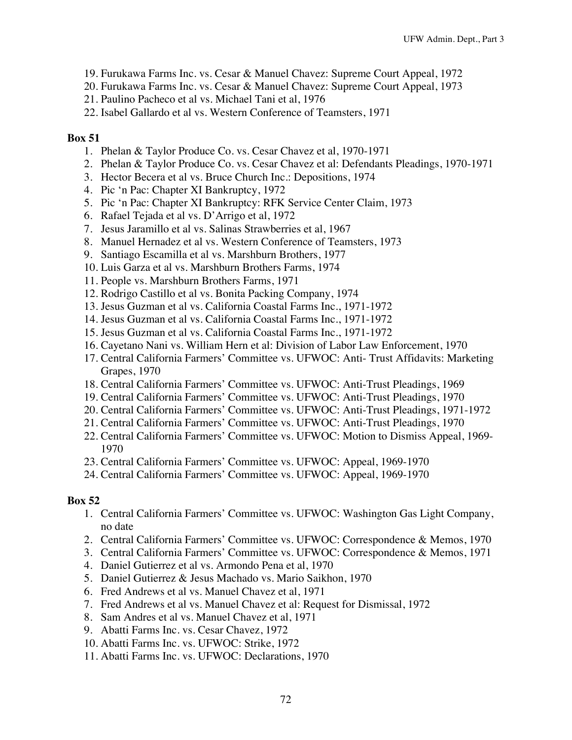19. Furukawa Farms Inc. vs. Cesar & Manuel Chavez: Supreme Court Appeal, 1972
20. Furukawa Farms Inc. vs. Cesar & Manuel Chavez: Supreme Court Appeal, 1973
21. Paulino Pacheco et al vs. Michael Tani et al, 1976
22. Isabel Gallardo et al vs. Western Conference of Teamsters, 1971

**Box 51**

1. Phelan & Taylor Produce Co. vs. Cesar Chavez et al, 1970-1971
2. Phelan & Taylor Produce Co. vs. Cesar Chavez et al: Defendants Pleadings, 1970-1971
3. Hector Becera et al vs. Bruce Church Inc.: Depositions, 1974
4. Pic 'n Pac: Chapter XI Bankruptcy, 1972
5. Pic 'n Pac: Chapter XI Bankruptcy: RFK Service Center Claim, 1973
6. Rafael Tejada et al vs. D'Arrigo et al, 1972
7. Jesus Jaramillo et al vs. Salinas Strawberries et al, 1967
8. Manuel Hernadez et al vs. Western Conference of Teamsters, 1973
9. Santiago Escamilla et al vs. Marshburn Brothers, 1977
10. Luis Garza et al vs. Marshburn Brothers Farms, 1974
11. People vs. Marshburn Brothers Farms, 1971
12. Rodrigo Castillo et al vs. Bonita Packing Company, 1974
13. Jesus Guzman et al vs. California Coastal Farms Inc., 1971-1972
14. Jesus Guzman et al vs. California Coastal Farms Inc., 1971-1972
15. Jesus Guzman et al vs. California Coastal Farms Inc., 1971-1972
16. Cayetano Nani vs. William Hern et al: Division of Labor Law Enforcement, 1970
17. Central California Farmers' Committee vs. UFWOC: Anti- Trust Affidavits: Marketing Grapes, 1970
18. Central California Farmers' Committee vs. UFWOC: Anti-Trust Pleadings, 1969
19. Central California Farmers' Committee vs. UFWOC: Anti-Trust Pleadings, 1970
20. Central California Farmers' Committee vs. UFWOC: Anti-Trust Pleadings, 1971-1972
21. Central California Farmers' Committee vs. UFWOC: Anti-Trust Pleadings, 1970
22. Central California Farmers' Committee vs. UFWOC: Motion to Dismiss Appeal, 1969-1970
23. Central California Farmers' Committee vs. UFWOC: Appeal, 1969-1970
24. Central California Farmers' Committee vs. UFWOC: Appeal, 1969-1970

**Box 52**

1. Central California Farmers' Committee vs. UFWOC: Washington Gas Light Company, no date
2. Central California Farmers' Committee vs. UFWOC: Correspondence & Memos, 1970
3. Central California Farmers' Committee vs. UFWOC: Correspondence & Memos, 1971
4. Daniel Gutierrez et al vs. Armondo Pena et al, 1970
5. Daniel Gutierrez & Jesus Machado vs. Mario Saikhon, 1970
6. Fred Andrews et al vs. Manuel Chavez et al, 1971
7. Fred Andrews et al vs. Manuel Chavez et al: Request for Dismissal, 1972
8. Sam Andres et al vs. Manuel Chavez et al, 1971
9. Abatti Farms Inc. vs. Cesar Chavez, 1972
10. Abatti Farms Inc. vs. UFWOC: Strike, 1972
11. Abatti Farms Inc. vs. UFWOC: Declarations, 1970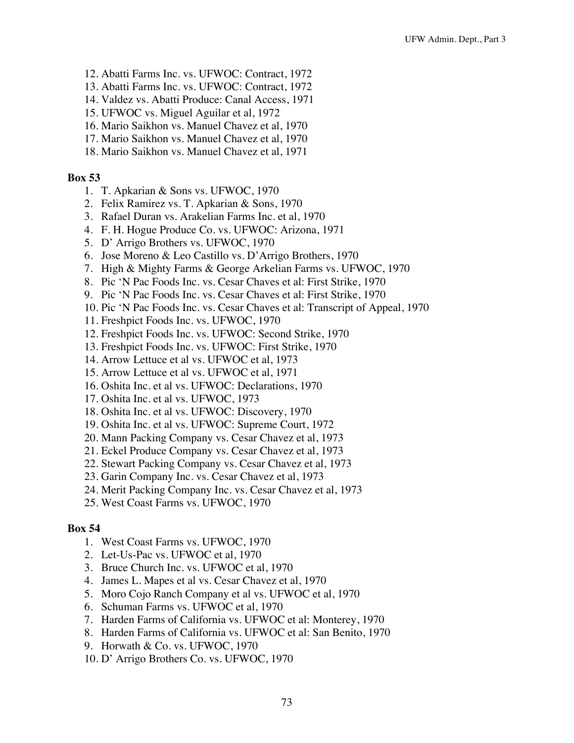12. Abatti Farms Inc. vs. UFWOC: Contract, 1972
13. Abatti Farms Inc. vs. UFWOC: Contract, 1972
14. Valdez vs. Abatti Produce: Canal Access, 1971
15. UFWOC vs. Miguel Aguilar et al, 1972
16. Mario Saikhon vs. Manuel Chavez et al, 1970
17. Mario Saikhon vs. Manuel Chavez et al, 1970
18. Mario Saikhon vs. Manuel Chavez et al, 1971

**Box 53**

1. T. Apkarian & Sons vs. UFWOC, 1970
2. Felix Ramirez vs. T. Apkarian & Sons, 1970
3. Rafael Duran vs. Arakelian Farms Inc. et al, 1970
4. F. H. Hogue Produce Co. vs. UFWOC: Arizona, 1971
5. D' Arrigo Brothers vs. UFWOC, 1970
6. Jose Moreno & Leo Castillo vs. D'Arrigo Brothers, 1970
7. High & Mighty Farms & George Arkelian Farms vs. UFWOC, 1970
8. Pic 'N Pac Foods Inc. vs. Cesar Chaves et al: First Strike, 1970
9. Pic 'N Pac Foods Inc. vs. Cesar Chaves et al: First Strike, 1970
10. Pic 'N Pac Foods Inc. vs. Cesar Chaves et al: Transcript of Appeal, 1970
11. Freshpict Foods Inc. vs. UFWOC, 1970
12. Freshpict Foods Inc. vs. UFWOC: Second Strike, 1970
13. Freshpict Foods Inc. vs. UFWOC: First Strike, 1970
14. Arrow Lettuce et al vs. UFWOC et al, 1973
15. Arrow Lettuce et al vs. UFWOC et al, 1971
16. Oshita Inc. et al vs. UFWOC: Declarations, 1970
17. Oshita Inc. et al vs. UFWOC, 1973
18. Oshita Inc. et al vs. UFWOC: Discovery, 1970
19. Oshita Inc. et al vs. UFWOC: Supreme Court, 1972
20. Mann Packing Company vs. Cesar Chavez et al, 1973
21. Eckel Produce Company vs. Cesar Chavez et al, 1973
22. Stewart Packing Company vs. Cesar Chavez et al, 1973
23. Garin Company Inc. vs. Cesar Chavez et al, 1973
24. Merit Packing Company Inc. vs. Cesar Chavez et al, 1973
25. West Coast Farms vs. UFWOC, 1970

**Box 54**

1. West Coast Farms vs. UFWOC, 1970
2. Let-Us-Pac vs. UFWOC et al, 1970
3. Bruce Church Inc. vs. UFWOC et al, 1970
4. James L. Mapes et al vs. Cesar Chavez et al, 1970
5. Moro Cojo Ranch Company et al vs. UFWOC et al, 1970
6. Schuman Farms vs. UFWOC et al, 1970
7. Harden Farms of California vs. UFWOC et al: Monterey, 1970
8. Harden Farms of California vs. UFWOC et al: San Benito, 1970
9. Horwath & Co. vs. UFWOC, 1970
10. D' Arrigo Brothers Co. vs. UFWOC, 1970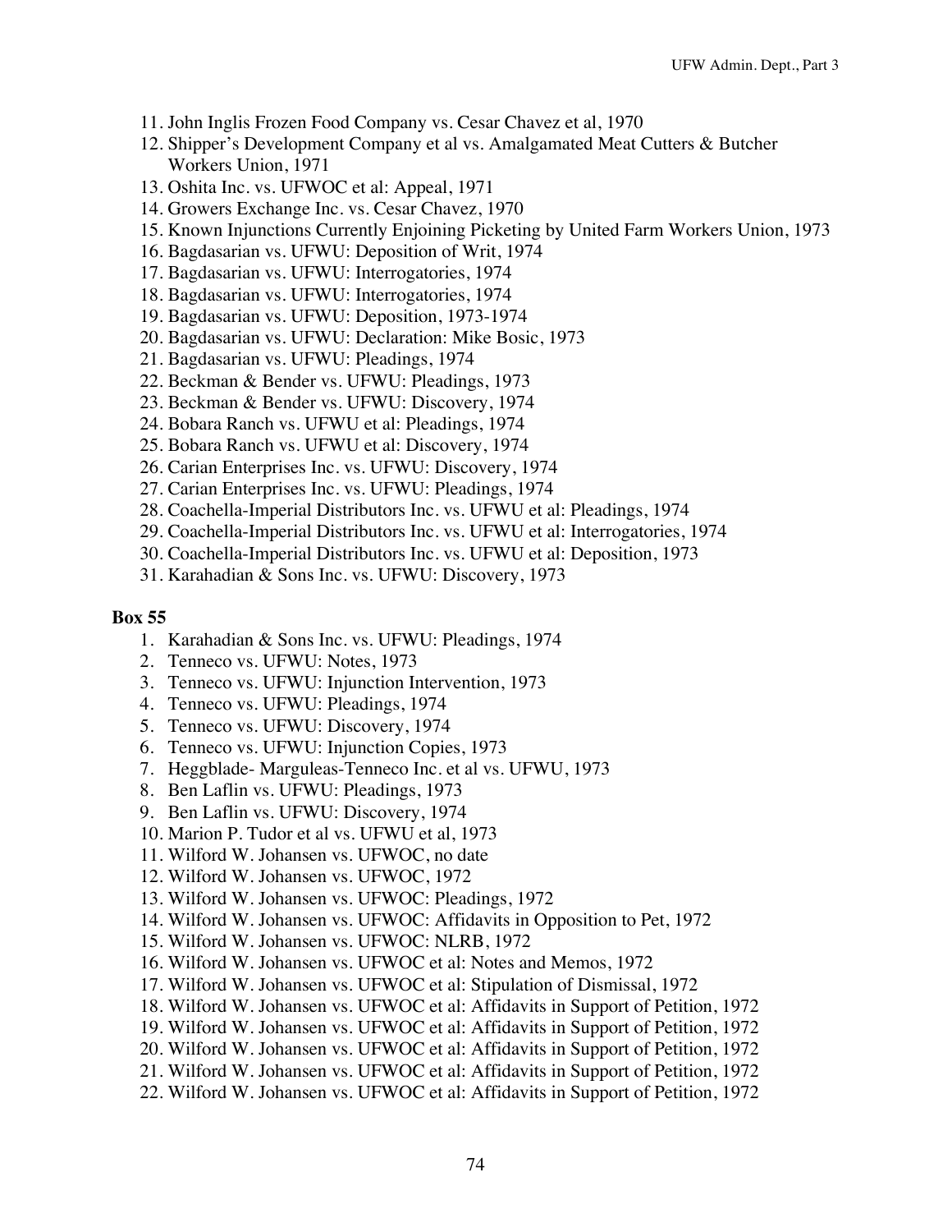11. John Inglis Frozen Food Company vs. Cesar Chavez et al, 1970
12. Shipper's Development Company et al vs. Amalgamated Meat Cutters & Butcher Workers Union, 1971
13. Oshita Inc. vs. UFWOC et al: Appeal, 1971
14. Growers Exchange Inc. vs. Cesar Chavez, 1970
15. Known Injunctions Currently Enjoining Picketing by United Farm Workers Union, 1973
16. Bagdasarian vs. UFWU: Deposition of Writ, 1974
17. Bagdasarian vs. UFWU: Interrogatories, 1974
18. Bagdasarian vs. UFWU: Interrogatories, 1974
19. Bagdasarian vs. UFWU: Deposition, 1973-1974
20. Bagdasarian vs. UFWU: Declaration: Mike Bosic, 1973
21. Bagdasarian vs. UFWU: Pleadings, 1974
22. Beckman & Bender vs. UFWU: Pleadings, 1973
23. Beckman & Bender vs. UFWU: Discovery, 1974
24. Bobara Ranch vs. UFWU et al: Pleadings, 1974
25. Bobara Ranch vs. UFWU et al: Discovery, 1974
26. Carian Enterprises Inc. vs. UFWU: Discovery, 1974
27. Carian Enterprises Inc. vs. UFWU: Pleadings, 1974
28. Coachella-Imperial Distributors Inc. vs. UFWU et al: Pleadings, 1974
29. Coachella-Imperial Distributors Inc. vs. UFWU et al: Interrogatories, 1974
30. Coachella-Imperial Distributors Inc. vs. UFWU et al: Deposition, 1973
31. Karahadian & Sons Inc. vs. UFWU: Discovery, 1973

**Box 55**

1. Karahadian & Sons Inc. vs. UFWU: Pleadings, 1974
2. Tenneco vs. UFWU: Notes, 1973
3. Tenneco vs. UFWU: Injunction Intervention, 1973
4. Tenneco vs. UFWU: Pleadings, 1974
5. Tenneco vs. UFWU: Discovery, 1974
6. Tenneco vs. UFWU: Injunction Copies, 1973
7. Heggblade- Marguleas-Tenneco Inc. et al vs. UFWU, 1973
8. Ben Laflin vs. UFWU: Pleadings, 1973
9. Ben Laflin vs. UFWU: Discovery, 1974
10. Marion P. Tudor et al vs. UFWU et al, 1973
11. Wilford W. Johansen vs. UFWOC, no date
12. Wilford W. Johansen vs. UFWOC, 1972
13. Wilford W. Johansen vs. UFWOC: Pleadings, 1972
14. Wilford W. Johansen vs. UFWOC: Affidavits in Opposition to Pet, 1972
15. Wilford W. Johansen vs. UFWOC: NLRB, 1972
16. Wilford W. Johansen vs. UFWOC et al: Notes and Memos, 1972
17. Wilford W. Johansen vs. UFWOC et al: Stipulation of Dismissal, 1972
18. Wilford W. Johansen vs. UFWOC et al: Affidavits in Support of Petition, 1972
19. Wilford W. Johansen vs. UFWOC et al: Affidavits in Support of Petition, 1972
20. Wilford W. Johansen vs. UFWOC et al: Affidavits in Support of Petition, 1972
21. Wilford W. Johansen vs. UFWOC et al: Affidavits in Support of Petition, 1972
22. Wilford W. Johansen vs. UFWOC et al: Affidavits in Support of Petition, 1972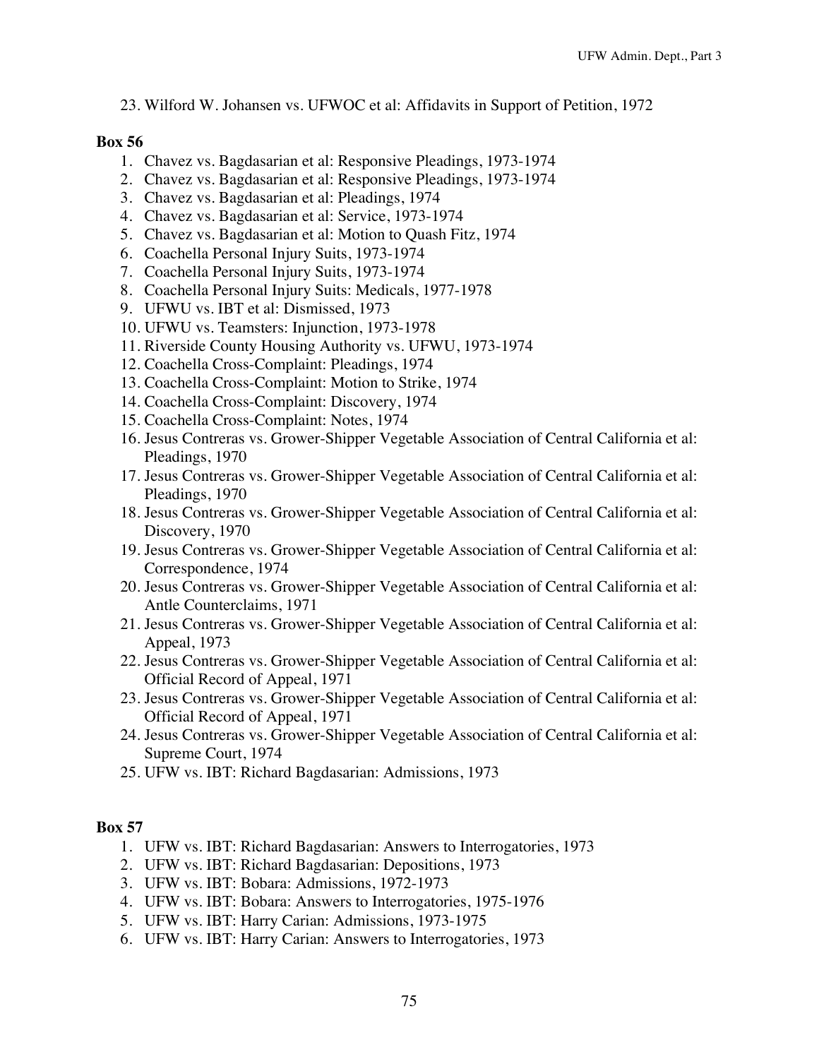23. Wilford W. Johansen vs. UFWOC et al: Affidavits in Support of Petition, 1972

**Box 56**

1. Chavez vs. Bagdasarian et al: Responsive Pleadings, 1973-1974
2. Chavez vs. Bagdasarian et al: Responsive Pleadings, 1973-1974
3. Chavez vs. Bagdasarian et al: Pleadings, 1974
4. Chavez vs. Bagdasarian et al: Service, 1973-1974
5. Chavez vs. Bagdasarian et al: Motion to Quash Fitz, 1974
6. Coachella Personal Injury Suits, 1973-1974
7. Coachella Personal Injury Suits, 1973-1974
8. Coachella Personal Injury Suits: Medicals, 1977-1978
9. UFWU vs. IBT et al: Dismissed, 1973
10. UFWU vs. Teamsters: Injunction, 1973-1978
11. Riverside County Housing Authority vs. UFWU, 1973-1974
12. Coachella Cross-Complaint: Pleadings, 1974
13. Coachella Cross-Complaint: Motion to Strike, 1974
14. Coachella Cross-Complaint: Discovery, 1974
15. Coachella Cross-Complaint: Notes, 1974
16. Jesus Contreras vs. Grower-Shipper Vegetable Association of Central California et al: Pleadings, 1970
17. Jesus Contreras vs. Grower-Shipper Vegetable Association of Central California et al: Pleadings, 1970
18. Jesus Contreras vs. Grower-Shipper Vegetable Association of Central California et al: Discovery, 1970
19. Jesus Contreras vs. Grower-Shipper Vegetable Association of Central California et al: Correspondence, 1974
20. Jesus Contreras vs. Grower-Shipper Vegetable Association of Central California et al: Antle Counterclaims, 1971
21. Jesus Contreras vs. Grower-Shipper Vegetable Association of Central California et al: Appeal, 1973
22. Jesus Contreras vs. Grower-Shipper Vegetable Association of Central California et al: Official Record of Appeal, 1971
23. Jesus Contreras vs. Grower-Shipper Vegetable Association of Central California et al: Official Record of Appeal, 1971
24. Jesus Contreras vs. Grower-Shipper Vegetable Association of Central California et al: Supreme Court, 1974
25. UFW vs. IBT: Richard Bagdasarian: Admissions, 1973

**Box 57**

1. UFW vs. IBT: Richard Bagdasarian: Answers to Interrogatories, 1973
2. UFW vs. IBT: Richard Bagdasarian: Depositions, 1973
3. UFW vs. IBT: Bobara: Admissions, 1972-1973
4. UFW vs. IBT: Bobara: Answers to Interrogatories, 1975-1976
5. UFW vs. IBT: Harry Carian: Admissions, 1973-1975
6. UFW vs. IBT: Harry Carian: Answers to Interrogatories, 1973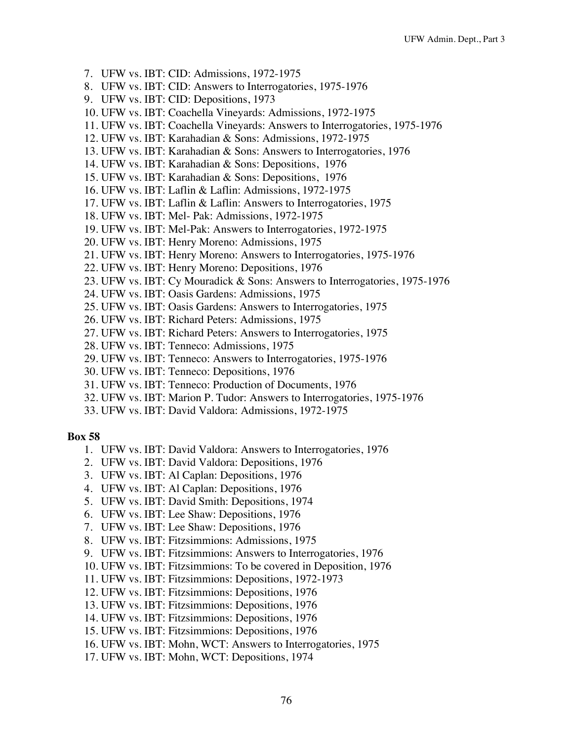7. UFW vs. IBT: CID: Admissions, 1972-1975
8. UFW vs. IBT: CID: Answers to Interrogatories, 1975-1976
9. UFW vs. IBT: CID: Depositions, 1973
10. UFW vs. IBT: Coachella Vineyards: Admissions, 1972-1975
11. UFW vs. IBT: Coachella Vineyards: Answers to Interrogatories, 1975-1976
12. UFW vs. IBT: Karahadian & Sons: Admissions, 1972-1975
13. UFW vs. IBT: Karahadian & Sons: Answers to Interrogatories, 1976
14. UFW vs. IBT: Karahadian & Sons: Depositions, 1976
15. UFW vs. IBT: Karahadian & Sons: Depositions, 1976
16. UFW vs. IBT: Laflin & Laflin: Admissions, 1972-1975
17. UFW vs. IBT: Laflin & Laflin: Answers to Interrogatories, 1975
18. UFW vs. IBT: Mel- Pak: Admissions, 1972-1975
19. UFW vs. IBT: Mel-Pak: Answers to Interrogatories, 1972-1975
20. UFW vs. IBT: Henry Moreno: Admissions, 1975
21. UFW vs. IBT: Henry Moreno: Answers to Interrogatories, 1975-1976
22. UFW vs. IBT: Henry Moreno: Depositions, 1976
23. UFW vs. IBT: Cy Mouradick & Sons: Answers to Interrogatories, 1975-1976
24. UFW vs. IBT: Oasis Gardens: Admissions, 1975
25. UFW vs. IBT: Oasis Gardens: Answers to Interrogatories, 1975
26. UFW vs. IBT: Richard Peters: Admissions, 1975
27. UFW vs. IBT: Richard Peters: Answers to Interrogatories, 1975
28. UFW vs. IBT: Tenneco: Admissions, 1975
29. UFW vs. IBT: Tenneco: Answers to Interrogatories, 1975-1976
30. UFW vs. IBT: Tenneco: Depositions, 1976
31. UFW vs. IBT: Tenneco: Production of Documents, 1976
32. UFW vs. IBT: Marion P. Tudor: Answers to Interrogatories, 1975-1976
33. UFW vs. IBT: David Valdora: Admissions, 1972-1975

**Box 58**

1. UFW vs. IBT: David Valdora: Answers to Interrogatories, 1976
2. UFW vs. IBT: David Valdora: Depositions, 1976
3. UFW vs. IBT: Al Caplan: Depositions, 1976
4. UFW vs. IBT: Al Caplan: Depositions, 1976
5. UFW vs. IBT: David Smith: Depositions, 1974
6. UFW vs. IBT: Lee Shaw: Depositions, 1976
7. UFW vs. IBT: Lee Shaw: Depositions, 1976
8. UFW vs. IBT: Fitzsimmions: Admissions, 1975
9. UFW vs. IBT: Fitzsimmions: Answers to Interrogatories, 1976
10. UFW vs. IBT: Fitzsimmions: To be covered in Deposition, 1976
11. UFW vs. IBT: Fitzsimmions: Depositions, 1972-1973
12. UFW vs. IBT: Fitzsimmions: Depositions, 1976
13. UFW vs. IBT: Fitzsimmions: Depositions, 1976
14. UFW vs. IBT: Fitzsimmions: Depositions, 1976
15. UFW vs. IBT: Fitzsimmions: Depositions, 1976
16. UFW vs. IBT: Mohn, WCT: Answers to Interrogatories, 1975
17. UFW vs. IBT: Mohn, WCT: Depositions, 1974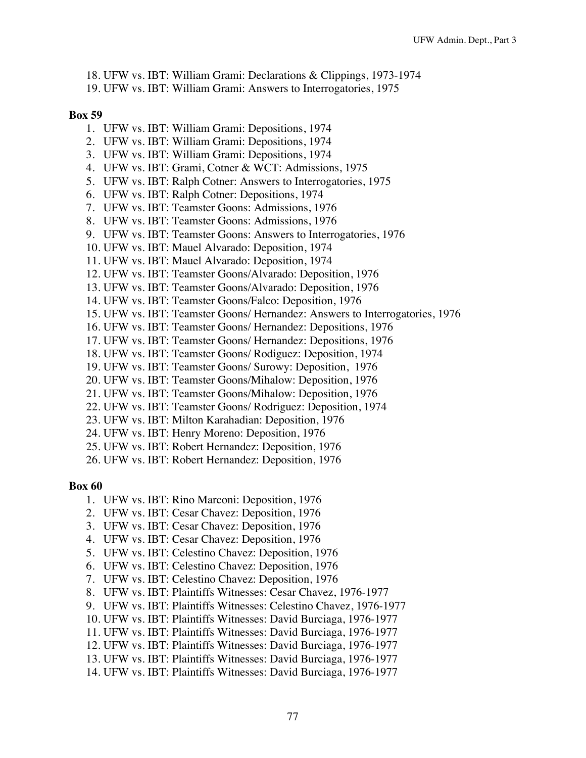18. UFW vs. IBT: William Grami: Declarations & Clippings, 1973-1974
19. UFW vs. IBT: William Grami: Answers to Interrogatories, 1975

**Box 59**

1. UFW vs. IBT: William Grami: Depositions, 1974
2. UFW vs. IBT: William Grami: Depositions, 1974
3. UFW vs. IBT: William Grami: Depositions, 1974
4. UFW vs. IBT: Grami, Cotner & WCT: Admissions, 1975
5. UFW vs. IBT: Ralph Cotner: Answers to Interrogatories, 1975
6. UFW vs. IBT: Ralph Cotner: Depositions, 1974
7. UFW vs. IBT: Teamster Goons: Admissions, 1976
8. UFW vs. IBT: Teamster Goons: Admissions, 1976
9. UFW vs. IBT: Teamster Goons: Answers to Interrogatories, 1976
10. UFW vs. IBT: Mauel Alvarado: Deposition, 1974
11. UFW vs. IBT: Mauel Alvarado: Deposition, 1974
12. UFW vs. IBT: Teamster Goons/Alvarado: Deposition, 1976
13. UFW vs. IBT: Teamster Goons/Alvarado: Deposition, 1976
14. UFW vs. IBT: Teamster Goons/Falco: Deposition, 1976
15. UFW vs. IBT: Teamster Goons/ Hernandez: Answers to Interrogatories, 1976
16. UFW vs. IBT: Teamster Goons/ Hernandez: Depositions, 1976
17. UFW vs. IBT: Teamster Goons/ Hernandez: Depositions, 1976
18. UFW vs. IBT: Teamster Goons/ Rodiguez: Deposition, 1974
19. UFW vs. IBT: Teamster Goons/ Surowy: Deposition, 1976
20. UFW vs. IBT: Teamster Goons/Mihalow: Deposition, 1976
21. UFW vs. IBT: Teamster Goons/Mihalow: Deposition, 1976
22. UFW vs. IBT: Teamster Goons/ Rodriguez: Deposition, 1974
23. UFW vs. IBT: Milton Karahadian: Deposition, 1976
24. UFW vs. IBT: Henry Moreno: Deposition, 1976
25. UFW vs. IBT: Robert Hernandez: Deposition, 1976
26. UFW vs. IBT: Robert Hernandez: Deposition, 1976

**Box 60**

1. UFW vs. IBT: Rino Marconi: Deposition, 1976
2. UFW vs. IBT: Cesar Chavez: Deposition, 1976
3. UFW vs. IBT: Cesar Chavez: Deposition, 1976
4. UFW vs. IBT: Cesar Chavez: Deposition, 1976
5. UFW vs. IBT: Celestino Chavez: Deposition, 1976
6. UFW vs. IBT: Celestino Chavez: Deposition, 1976
7. UFW vs. IBT: Celestino Chavez: Deposition, 1976
8. UFW vs. IBT: Plaintiffs Witnesses: Cesar Chavez, 1976-1977
9. UFW vs. IBT: Plaintiffs Witnesses: Celestino Chavez, 1976-1977
10. UFW vs. IBT: Plaintiffs Witnesses: David Burciaga, 1976-1977
11. UFW vs. IBT: Plaintiffs Witnesses: David Burciaga, 1976-1977
12. UFW vs. IBT: Plaintiffs Witnesses: David Burciaga, 1976-1977
13. UFW vs. IBT: Plaintiffs Witnesses: David Burciaga, 1976-1977
14. UFW vs. IBT: Plaintiffs Witnesses: David Burciaga, 1976-1977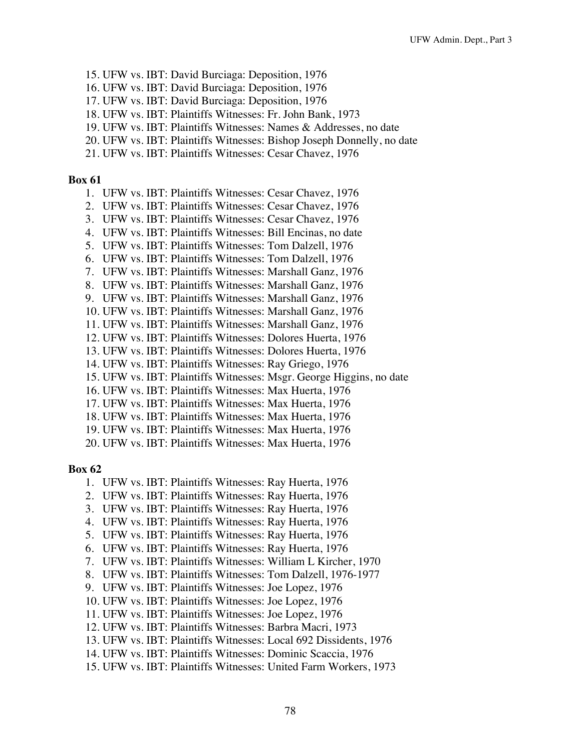15. UFW vs. IBT: David Burciaga: Deposition, 1976
16. UFW vs. IBT: David Burciaga: Deposition, 1976
17. UFW vs. IBT: David Burciaga: Deposition, 1976
18. UFW vs. IBT: Plaintiffs Witnesses: Fr. John Bank, 1973
19. UFW vs. IBT: Plaintiffs Witnesses: Names & Addresses, no date
20. UFW vs. IBT: Plaintiffs Witnesses: Bishop Joseph Donnelly, no date
21. UFW vs. IBT: Plaintiffs Witnesses: Cesar Chavez, 1976

**Box 61**

1. UFW vs. IBT: Plaintiffs Witnesses: Cesar Chavez, 1976
2. UFW vs. IBT: Plaintiffs Witnesses: Cesar Chavez, 1976
3. UFW vs. IBT: Plaintiffs Witnesses: Cesar Chavez, 1976
4. UFW vs. IBT: Plaintiffs Witnesses: Bill Encinas, no date
5. UFW vs. IBT: Plaintiffs Witnesses: Tom Dalzell, 1976
6. UFW vs. IBT: Plaintiffs Witnesses: Tom Dalzell, 1976
7. UFW vs. IBT: Plaintiffs Witnesses: Marshall Ganz, 1976
8. UFW vs. IBT: Plaintiffs Witnesses: Marshall Ganz, 1976
9. UFW vs. IBT: Plaintiffs Witnesses: Marshall Ganz, 1976
10. UFW vs. IBT: Plaintiffs Witnesses: Marshall Ganz, 1976
11. UFW vs. IBT: Plaintiffs Witnesses: Marshall Ganz, 1976
12. UFW vs. IBT: Plaintiffs Witnesses: Dolores Huerta, 1976
13. UFW vs. IBT: Plaintiffs Witnesses: Dolores Huerta, 1976
14. UFW vs. IBT: Plaintiffs Witnesses: Ray Griego, 1976
15. UFW vs. IBT: Plaintiffs Witnesses: Msgr. George Higgins, no date
16. UFW vs. IBT: Plaintiffs Witnesses: Max Huerta, 1976
17. UFW vs. IBT: Plaintiffs Witnesses: Max Huerta, 1976
18. UFW vs. IBT: Plaintiffs Witnesses: Max Huerta, 1976
19. UFW vs. IBT: Plaintiffs Witnesses: Max Huerta, 1976
20. UFW vs. IBT: Plaintiffs Witnesses: Max Huerta, 1976

**Box 62**

1. UFW vs. IBT: Plaintiffs Witnesses: Ray Huerta, 1976
2. UFW vs. IBT: Plaintiffs Witnesses: Ray Huerta, 1976
3. UFW vs. IBT: Plaintiffs Witnesses: Ray Huerta, 1976
4. UFW vs. IBT: Plaintiffs Witnesses: Ray Huerta, 1976
5. UFW vs. IBT: Plaintiffs Witnesses: Ray Huerta, 1976
6. UFW vs. IBT: Plaintiffs Witnesses: Ray Huerta, 1976
7. UFW vs. IBT: Plaintiffs Witnesses: William L Kircher, 1970
8. UFW vs. IBT: Plaintiffs Witnesses: Tom Dalzell, 1976-1977
9. UFW vs. IBT: Plaintiffs Witnesses: Joe Lopez, 1976
10. UFW vs. IBT: Plaintiffs Witnesses: Joe Lopez, 1976
11. UFW vs. IBT: Plaintiffs Witnesses: Joe Lopez, 1976
12. UFW vs. IBT: Plaintiffs Witnesses: Barbra Macri, 1973
13. UFW vs. IBT: Plaintiffs Witnesses: Local 692 Dissidents, 1976
14. UFW vs. IBT: Plaintiffs Witnesses: Dominic Scaccia, 1976
15. UFW vs. IBT: Plaintiffs Witnesses: United Farm Workers, 1973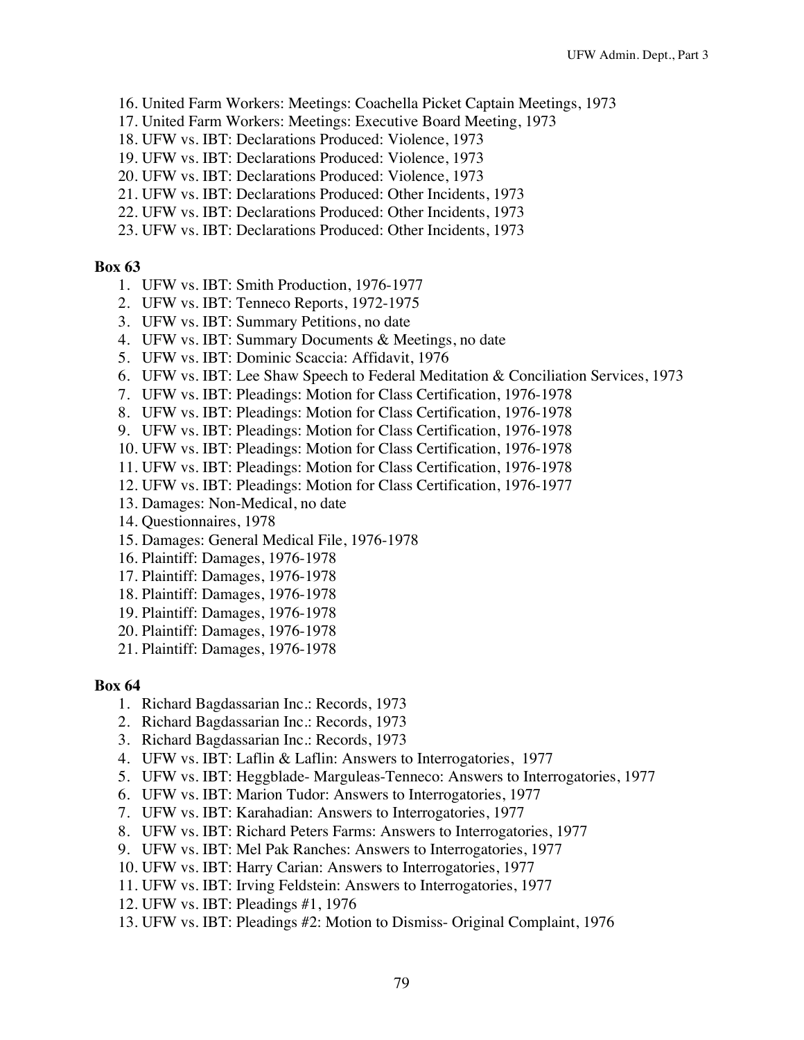16. United Farm Workers: Meetings: Coachella Picket Captain Meetings, 1973
17. United Farm Workers: Meetings: Executive Board Meeting, 1973
18. UFW vs. IBT: Declarations Produced: Violence, 1973
19. UFW vs. IBT: Declarations Produced: Violence, 1973
20. UFW vs. IBT: Declarations Produced: Violence, 1973
21. UFW vs. IBT: Declarations Produced: Other Incidents, 1973
22. UFW vs. IBT: Declarations Produced: Other Incidents, 1973
23. UFW vs. IBT: Declarations Produced: Other Incidents, 1973

**Box 63**

1. UFW vs. IBT: Smith Production, 1976-1977
2. UFW vs. IBT: Tenneco Reports, 1972-1975
3. UFW vs. IBT: Summary Petitions, no date
4. UFW vs. IBT: Summary Documents & Meetings, no date
5. UFW vs. IBT: Dominic Scaccia: Affidavit, 1976
6. UFW vs. IBT: Lee Shaw Speech to Federal Meditation & Conciliation Services, 1973
7. UFW vs. IBT: Pleadings: Motion for Class Certification, 1976-1978
8. UFW vs. IBT: Pleadings: Motion for Class Certification, 1976-1978
9. UFW vs. IBT: Pleadings: Motion for Class Certification, 1976-1978
10. UFW vs. IBT: Pleadings: Motion for Class Certification, 1976-1978
11. UFW vs. IBT: Pleadings: Motion for Class Certification, 1976-1978
12. UFW vs. IBT: Pleadings: Motion for Class Certification, 1976-1977
13. Damages: Non-Medical, no date
14. Questionnaires, 1978
15. Damages: General Medical File, 1976-1978
16. Plaintiff: Damages, 1976-1978
17. Plaintiff: Damages, 1976-1978
18. Plaintiff: Damages, 1976-1978
19. Plaintiff: Damages, 1976-1978
20. Plaintiff: Damages, 1976-1978
21. Plaintiff: Damages, 1976-1978

**Box 64**

1. Richard Bagdassarian Inc.: Records, 1973
2. Richard Bagdassarian Inc.: Records, 1973
3. Richard Bagdassarian Inc.: Records, 1973
4. UFW vs. IBT: Laflin & Laflin: Answers to Interrogatories, 1977
5. UFW vs. IBT: Heggblade- Marguleas-Tenneco: Answers to Interrogatories, 1977
6. UFW vs. IBT: Marion Tudor: Answers to Interrogatories, 1977
7. UFW vs. IBT: Karahadian: Answers to Interrogatories, 1977
8. UFW vs. IBT: Richard Peters Farms: Answers to Interrogatories, 1977
9. UFW vs. IBT: Mel Pak Ranches: Answers to Interrogatories, 1977
10. UFW vs. IBT: Harry Carian: Answers to Interrogatories, 1977
11. UFW vs. IBT: Irving Feldstein: Answers to Interrogatories, 1977
12. UFW vs. IBT: Pleadings #1, 1976
13. UFW vs. IBT: Pleadings #2: Motion to Dismiss- Original Complaint, 1976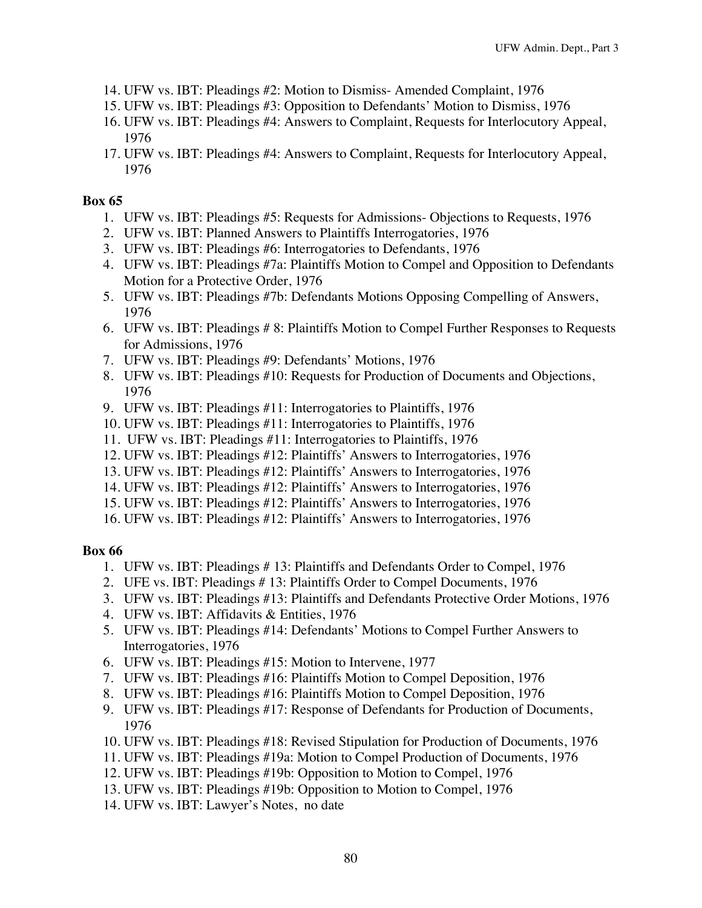14. UFW vs. IBT: Pleadings #2: Motion to Dismiss- Amended Complaint, 1976
15. UFW vs. IBT: Pleadings #3: Opposition to Defendants' Motion to Dismiss, 1976
16. UFW vs. IBT: Pleadings #4: Answers to Complaint, Requests for Interlocutory Appeal, 1976
17. UFW vs. IBT: Pleadings #4: Answers to Complaint, Requests for Interlocutory Appeal, 1976

**Box 65**

1. UFW vs. IBT: Pleadings #5: Requests for Admissions- Objections to Requests, 1976
2. UFW vs. IBT: Planned Answers to Plaintiffs Interrogatories, 1976
3. UFW vs. IBT: Pleadings #6: Interrogatories to Defendants, 1976
4. UFW vs. IBT: Pleadings #7a: Plaintiffs Motion to Compel and Opposition to Defendants Motion for a Protective Order, 1976
5. UFW vs. IBT: Pleadings #7b: Defendants Motions Opposing Compelling of Answers, 1976
6. UFW vs. IBT: Pleadings # 8: Plaintiffs Motion to Compel Further Responses to Requests for Admissions, 1976
7. UFW vs. IBT: Pleadings #9: Defendants' Motions, 1976
8. UFW vs. IBT: Pleadings #10: Requests for Production of Documents and Objections, 1976
9. UFW vs. IBT: Pleadings #11: Interrogatories to Plaintiffs, 1976
10. UFW vs. IBT: Pleadings #11: Interrogatories to Plaintiffs, 1976
11. UFW vs. IBT: Pleadings #11: Interrogatories to Plaintiffs, 1976
12. UFW vs. IBT: Pleadings #12: Plaintiffs' Answers to Interrogatories, 1976
13. UFW vs. IBT: Pleadings #12: Plaintiffs' Answers to Interrogatories, 1976
14. UFW vs. IBT: Pleadings #12: Plaintiffs' Answers to Interrogatories, 1976
15. UFW vs. IBT: Pleadings #12: Plaintiffs' Answers to Interrogatories, 1976
16. UFW vs. IBT: Pleadings #12: Plaintiffs' Answers to Interrogatories, 1976

**Box 66**

1. UFW vs. IBT: Pleadings # 13: Plaintiffs and Defendants Order to Compel, 1976
2. UFE vs. IBT: Pleadings # 13: Plaintiffs Order to Compel Documents, 1976
3. UFW vs. IBT: Pleadings #13: Plaintiffs and Defendants Protective Order Motions, 1976
4. UFW vs. IBT: Affidavits & Entities, 1976
5. UFW vs. IBT: Pleadings #14: Defendants' Motions to Compel Further Answers to Interrogatories, 1976
6. UFW vs. IBT: Pleadings #15: Motion to Intervene, 1977
7. UFW vs. IBT: Pleadings #16: Plaintiffs Motion to Compel Deposition, 1976
8. UFW vs. IBT: Pleadings #16: Plaintiffs Motion to Compel Deposition, 1976
9. UFW vs. IBT: Pleadings #17: Response of Defendants for Production of Documents, 1976
10. UFW vs. IBT: Pleadings #18: Revised Stipulation for Production of Documents, 1976
11. UFW vs. IBT: Pleadings #19a: Motion to Compel Production of Documents, 1976
12. UFW vs. IBT: Pleadings #19b: Opposition to Motion to Compel, 1976
13. UFW vs. IBT: Pleadings #19b: Opposition to Motion to Compel, 1976
14. UFW vs. IBT: Lawyer's Notes, no date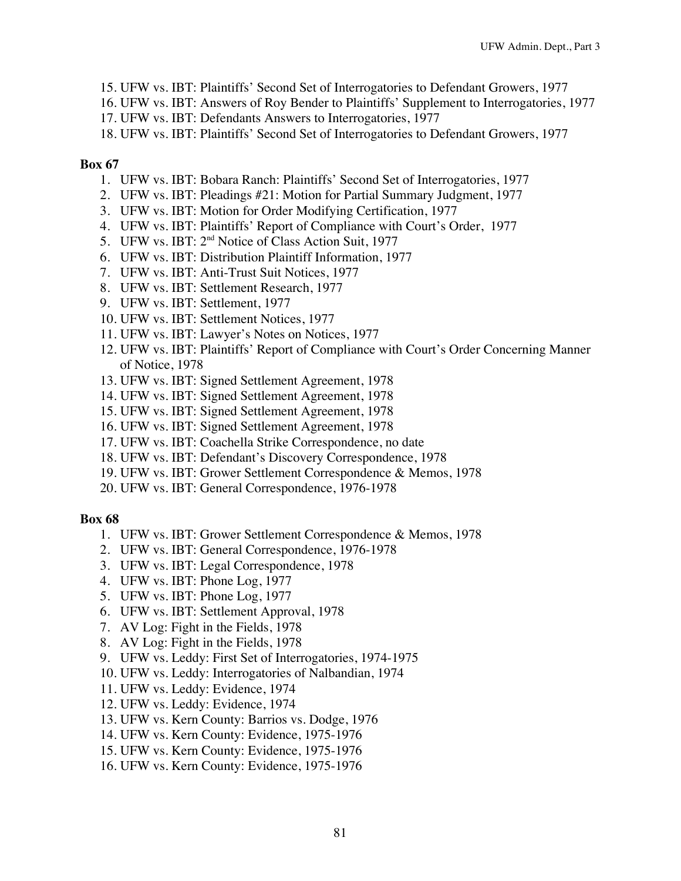15. UFW vs. IBT: Plaintiffs' Second Set of Interrogatories to Defendant Growers, 1977
16. UFW vs. IBT: Answers of Roy Bender to Plaintiffs' Supplement to Interrogatories, 1977
17. UFW vs. IBT: Defendants Answers to Interrogatories, 1977
18. UFW vs. IBT: Plaintiffs' Second Set of Interrogatories to Defendant Growers, 1977

**Box 67**

1. UFW vs. IBT: Bobara Ranch: Plaintiffs' Second Set of Interrogatories, 1977
2. UFW vs. IBT: Pleadings #21: Motion for Partial Summary Judgment, 1977
3. UFW vs. IBT: Motion for Order Modifying Certification, 1977
4. UFW vs. IBT: Plaintiffs' Report of Compliance with Court's Order, 1977
5. UFW vs. IBT: 2nd Notice of Class Action Suit, 1977
6. UFW vs. IBT: Distribution Plaintiff Information, 1977
7. UFW vs. IBT: Anti-Trust Suit Notices, 1977
8. UFW vs. IBT: Settlement Research, 1977
9. UFW vs. IBT: Settlement, 1977
10. UFW vs. IBT: Settlement Notices, 1977
11. UFW vs. IBT: Lawyer's Notes on Notices, 1977
12. UFW vs. IBT: Plaintiffs' Report of Compliance with Court's Order Concerning Manner of Notice, 1978
13. UFW vs. IBT: Signed Settlement Agreement, 1978
14. UFW vs. IBT: Signed Settlement Agreement, 1978
15. UFW vs. IBT: Signed Settlement Agreement, 1978
16. UFW vs. IBT: Signed Settlement Agreement, 1978
17. UFW vs. IBT: Coachella Strike Correspondence, no date
18. UFW vs. IBT: Defendant's Discovery Correspondence, 1978
19. UFW vs. IBT: Grower Settlement Correspondence & Memos, 1978
20. UFW vs. IBT: General Correspondence, 1976-1978

**Box 68**

1. UFW vs. IBT: Grower Settlement Correspondence & Memos, 1978
2. UFW vs. IBT: General Correspondence, 1976-1978
3. UFW vs. IBT: Legal Correspondence, 1978
4. UFW vs. IBT: Phone Log, 1977
5. UFW vs. IBT: Phone Log, 1977
6. UFW vs. IBT: Settlement Approval, 1978
7. AV Log: Fight in the Fields, 1978
8. AV Log: Fight in the Fields, 1978
9. UFW vs. Leddy: First Set of Interrogatories, 1974-1975
10. UFW vs. Leddy: Interrogatories of Nalbandian, 1974
11. UFW vs. Leddy: Evidence, 1974
12. UFW vs. Leddy: Evidence, 1974
13. UFW vs. Kern County: Barrios vs. Dodge, 1976
14. UFW vs. Kern County: Evidence, 1975-1976
15. UFW vs. Kern County: Evidence, 1975-1976
16. UFW vs. Kern County: Evidence, 1975-1976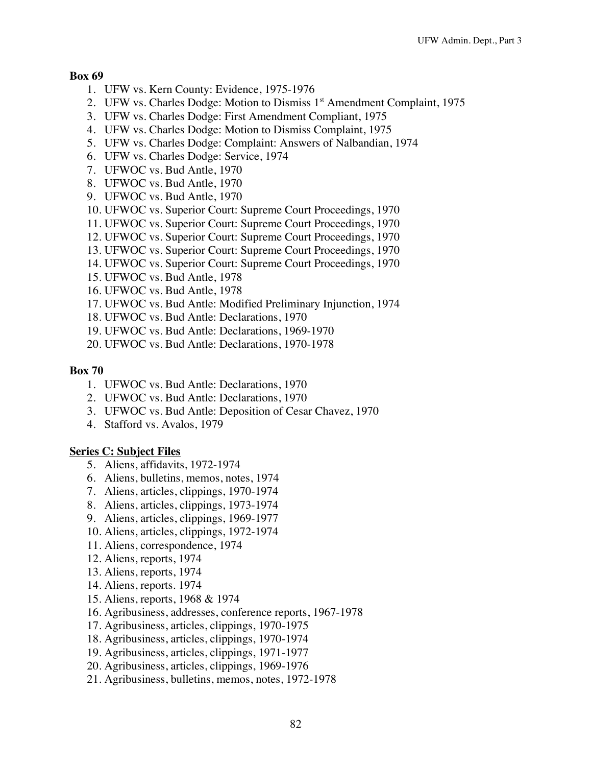**Box 69**

1. UFW vs. Kern County: Evidence, 1975-1976
2. UFW vs. Charles Dodge: Motion to Dismiss 1st Amendment Complaint, 1975
3. UFW vs. Charles Dodge: First Amendment Compliant, 1975
4. UFW vs. Charles Dodge: Motion to Dismiss Complaint, 1975
5. UFW vs. Charles Dodge: Complaint: Answers of Nalbandian, 1974
6. UFW vs. Charles Dodge: Service, 1974
7. UFWOC vs. Bud Antle, 1970
8. UFWOC vs. Bud Antle, 1970
9. UFWOC vs. Bud Antle, 1970
10. UFWOC vs. Superior Court: Supreme Court Proceedings, 1970
11. UFWOC vs. Superior Court: Supreme Court Proceedings, 1970
12. UFWOC vs. Superior Court: Supreme Court Proceedings, 1970
13. UFWOC vs. Superior Court: Supreme Court Proceedings, 1970
14. UFWOC vs. Superior Court: Supreme Court Proceedings, 1970
15. UFWOC vs. Bud Antle, 1978
16. UFWOC vs. Bud Antle, 1978
17. UFWOC vs. Bud Antle: Modified Preliminary Injunction, 1974
18. UFWOC vs. Bud Antle: Declarations, 1970
19. UFWOC vs. Bud Antle: Declarations, 1969-1970
20. UFWOC vs. Bud Antle: Declarations, 1970-1978

**Box 70**

1. UFWOC vs. Bud Antle: Declarations, 1970
2. UFWOC vs. Bud Antle: Declarations, 1970
3. UFWOC vs. Bud Antle: Deposition of Cesar Chavez, 1970
4. Stafford vs. Avalos, 1979

**Series C: Subject Files**

5. Aliens, affidavits, 1972-1974
6. Aliens, bulletins, memos, notes, 1974
7. Aliens, articles, clippings, 1970-1974
8. Aliens, articles, clippings, 1973-1974
9. Aliens, articles, clippings, 1969-1977
10. Aliens, articles, clippings, 1972-1974
11. Aliens, correspondence, 1974
12. Aliens, reports, 1974
13. Aliens, reports, 1974
14. Aliens, reports. 1974
15. Aliens, reports, 1968 & 1974
16. Agribusiness, addresses, conference reports, 1967-1978
17. Agribusiness, articles, clippings, 1970-1975
18. Agribusiness, articles, clippings, 1970-1974
19. Agribusiness, articles, clippings, 1971-1977
20. Agribusiness, articles, clippings, 1969-1976
21. Agribusiness, bulletins, memos, notes, 1972-1978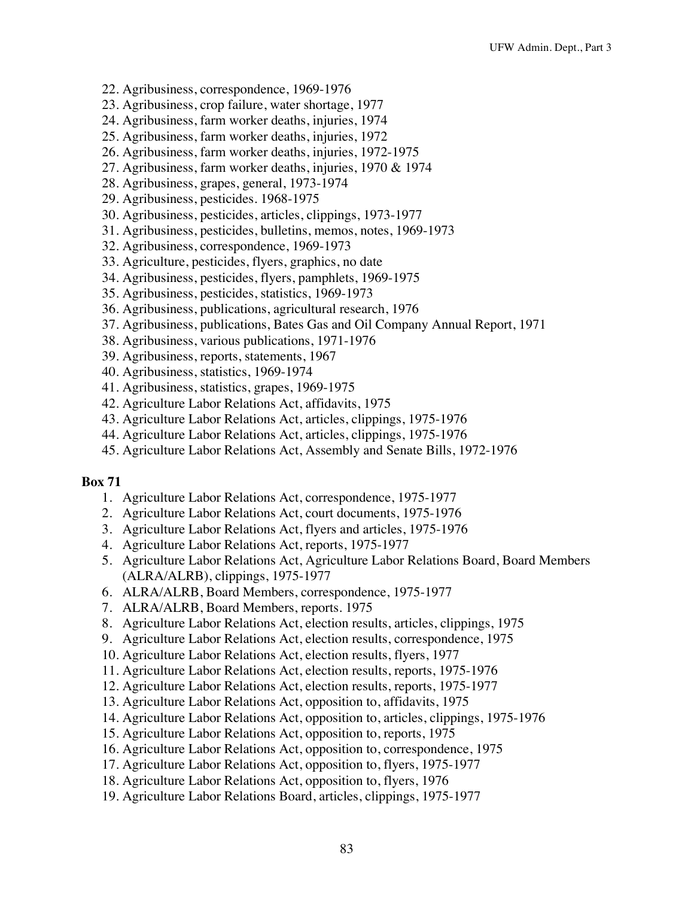22. Agribusiness, correspondence, 1969-1976
23. Agribusiness, crop failure, water shortage, 1977
24. Agribusiness, farm worker deaths, injuries, 1974
25. Agribusiness, farm worker deaths, injuries, 1972
26. Agribusiness, farm worker deaths, injuries, 1972-1975
27. Agribusiness, farm worker deaths, injuries, 1970 & 1974
28. Agribusiness, grapes, general, 1973-1974
29. Agribusiness, pesticides. 1968-1975
30. Agribusiness, pesticides, articles, clippings, 1973-1977
31. Agribusiness, pesticides, bulletins, memos, notes, 1969-1973
32. Agribusiness, correspondence, 1969-1973
33. Agriculture, pesticides, flyers, graphics, no date
34. Agribusiness, pesticides, flyers, pamphlets, 1969-1975
35. Agribusiness, pesticides, statistics, 1969-1973
36. Agribusiness, publications, agricultural research, 1976
37. Agribusiness, publications, Bates Gas and Oil Company Annual Report, 1971
38. Agribusiness, various publications, 1971-1976
39. Agribusiness, reports, statements, 1967
40. Agribusiness, statistics, 1969-1974
41. Agribusiness, statistics, grapes, 1969-1975
42. Agriculture Labor Relations Act, affidavits, 1975
43. Agriculture Labor Relations Act, articles, clippings, 1975-1976
44. Agriculture Labor Relations Act, articles, clippings, 1975-1976
45. Agriculture Labor Relations Act, Assembly and Senate Bills, 1972-1976

**Box 71**

1. Agriculture Labor Relations Act, correspondence, 1975-1977
2. Agriculture Labor Relations Act, court documents, 1975-1976
3. Agriculture Labor Relations Act, flyers and articles, 1975-1976
4. Agriculture Labor Relations Act, reports, 1975-1977
5. Agriculture Labor Relations Act, Agriculture Labor Relations Board, Board Members (ALRA/ALRB), clippings, 1975-1977
6. ALRA/ALRB, Board Members, correspondence, 1975-1977
7. ALRA/ALRB, Board Members, reports. 1975
8. Agriculture Labor Relations Act, election results, articles, clippings, 1975
9. Agriculture Labor Relations Act, election results, correspondence, 1975
10. Agriculture Labor Relations Act, election results, flyers, 1977
11. Agriculture Labor Relations Act, election results, reports, 1975-1976
12. Agriculture Labor Relations Act, election results, reports, 1975-1977
13. Agriculture Labor Relations Act, opposition to, affidavits, 1975
14. Agriculture Labor Relations Act, opposition to, articles, clippings, 1975-1976
15. Agriculture Labor Relations Act, opposition to, reports, 1975
16. Agriculture Labor Relations Act, opposition to, correspondence, 1975
17. Agriculture Labor Relations Act, opposition to, flyers, 1975-1977
18. Agriculture Labor Relations Act, opposition to, flyers, 1976
19. Agriculture Labor Relations Board, articles, clippings, 1975-1977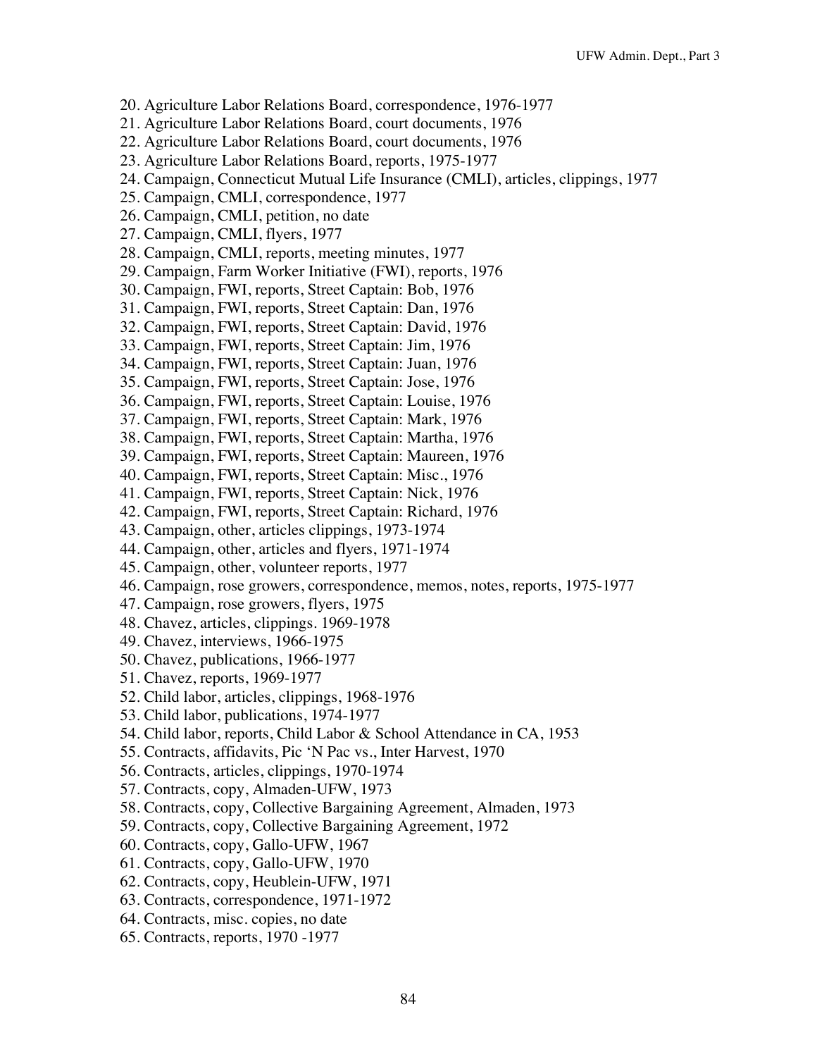20. Agriculture Labor Relations Board, correspondence, 1976-1977
21. Agriculture Labor Relations Board, court documents, 1976
22. Agriculture Labor Relations Board, court documents, 1976
23. Agriculture Labor Relations Board, reports, 1975-1977
24. Campaign, Connecticut Mutual Life Insurance (CMLI), articles, clippings, 1977
25. Campaign, CMLI, correspondence, 1977
26. Campaign, CMLI, petition, no date
27. Campaign, CMLI, flyers, 1977
28. Campaign, CMLI, reports, meeting minutes, 1977
29. Campaign, Farm Worker Initiative (FWI), reports, 1976
30. Campaign, FWI, reports, Street Captain: Bob, 1976
31. Campaign, FWI, reports, Street Captain: Dan, 1976
32. Campaign, FWI, reports, Street Captain: David, 1976
33. Campaign, FWI, reports, Street Captain: Jim, 1976
34. Campaign, FWI, reports, Street Captain: Juan, 1976
35. Campaign, FWI, reports, Street Captain: Jose, 1976
36. Campaign, FWI, reports, Street Captain: Louise, 1976
37. Campaign, FWI, reports, Street Captain: Mark, 1976
38. Campaign, FWI, reports, Street Captain: Martha, 1976
39. Campaign, FWI, reports, Street Captain: Maureen, 1976
40. Campaign, FWI, reports, Street Captain: Misc., 1976
41. Campaign, FWI, reports, Street Captain: Nick, 1976
42. Campaign, FWI, reports, Street Captain: Richard, 1976
43. Campaign, other, articles clippings, 1973-1974
44. Campaign, other, articles and flyers, 1971-1974
45. Campaign, other, volunteer reports, 1977
46. Campaign, rose growers, correspondence, memos, notes, reports, 1975-1977
47. Campaign, rose growers, flyers, 1975
48. Chavez, articles, clippings. 1969-1978
49. Chavez, interviews, 1966-1975
50. Chavez, publications, 1966-1977
51. Chavez, reports, 1969-1977
52. Child labor, articles, clippings, 1968-1976
53. Child labor, publications, 1974-1977
54. Child labor, reports, Child Labor & School Attendance in CA, 1953
55. Contracts, affidavits, Pic 'N Pac vs., Inter Harvest, 1970
56. Contracts, articles, clippings, 1970-1974
57. Contracts, copy, Almaden-UFW, 1973
58. Contracts, copy, Collective Bargaining Agreement, Almaden, 1973
59. Contracts, copy, Collective Bargaining Agreement, 1972
60. Contracts, copy, Gallo-UFW, 1967
61. Contracts, copy, Gallo-UFW, 1970
62. Contracts, copy, Heublein-UFW, 1971
63. Contracts, correspondence, 1971-1972
64. Contracts, misc. copies, no date
65. Contracts, reports, 1970 -1977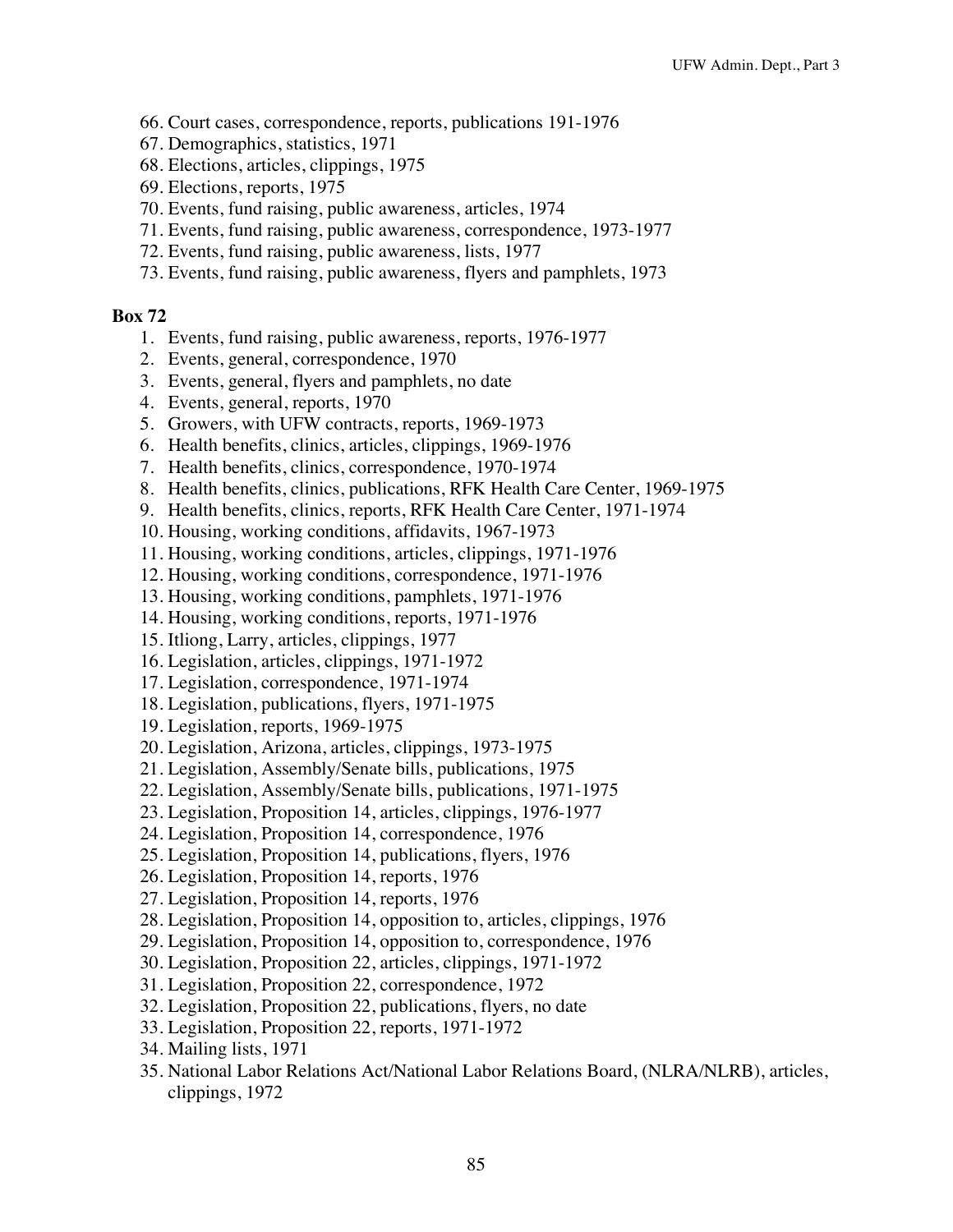66. Court cases, correspondence, reports, publications 191-1976
67. Demographics, statistics, 1971
68. Elections, articles, clippings, 1975
69. Elections, reports, 1975
70. Events, fund raising, public awareness, articles, 1974
71. Events, fund raising, public awareness, correspondence, 1973-1977
72. Events, fund raising, public awareness, lists, 1977
73. Events, fund raising, public awareness, flyers and pamphlets, 1973

**Box 72**

1. Events, fund raising, public awareness, reports, 1976-1977
2. Events, general, correspondence, 1970
3. Events, general, flyers and pamphlets, no date
4. Events, general, reports, 1970
5. Growers, with UFW contracts, reports, 1969-1973
6. Health benefits, clinics, articles, clippings, 1969-1976
7. Health benefits, clinics, correspondence, 1970-1974
8. Health benefits, clinics, publications, RFK Health Care Center, 1969-1975
9. Health benefits, clinics, reports, RFK Health Care Center, 1971-1974
10. Housing, working conditions, affidavits, 1967-1973
11. Housing, working conditions, articles, clippings, 1971-1976
12. Housing, working conditions, correspondence, 1971-1976
13. Housing, working conditions, pamphlets, 1971-1976
14. Housing, working conditions, reports, 1971-1976
15. Itliong, Larry, articles, clippings, 1977
16. Legislation, articles, clippings, 1971-1972
17. Legislation, correspondence, 1971-1974
18. Legislation, publications, flyers, 1971-1975
19. Legislation, reports, 1969-1975
20. Legislation, Arizona, articles, clippings, 1973-1975
21. Legislation, Assembly/Senate bills, publications, 1975
22. Legislation, Assembly/Senate bills, publications, 1971-1975
23. Legislation, Proposition 14, articles, clippings, 1976-1977
24. Legislation, Proposition 14, correspondence, 1976
25. Legislation, Proposition 14, publications, flyers, 1976
26. Legislation, Proposition 14, reports, 1976
27. Legislation, Proposition 14, reports, 1976
28. Legislation, Proposition 14, opposition to, articles, clippings, 1976
29. Legislation, Proposition 14, opposition to, correspondence, 1976
30. Legislation, Proposition 22, articles, clippings, 1971-1972
31. Legislation, Proposition 22, correspondence, 1972
32. Legislation, Proposition 22, publications, flyers, no date
33. Legislation, Proposition 22, reports, 1971-1972
34. Mailing lists, 1971
35. National Labor Relations Act/National Labor Relations Board, (NLRA/NLRB), articles, clippings, 1972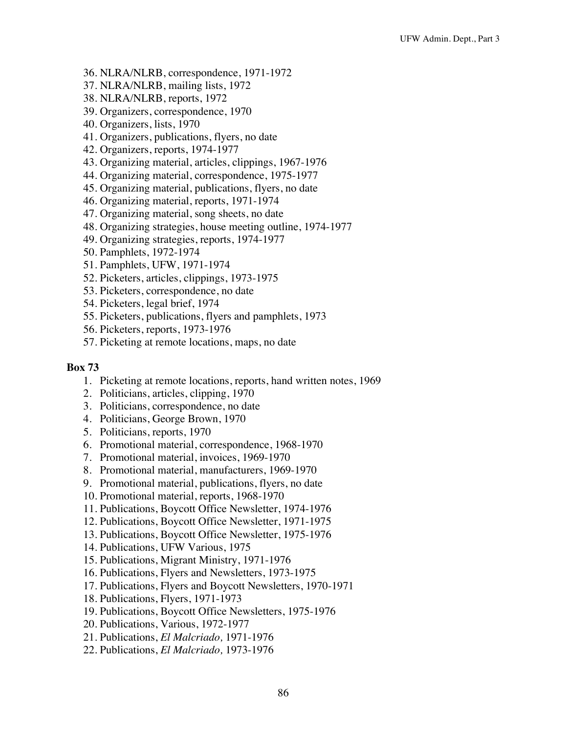36. NLRA/NLRB, correspondence, 1971-1972
37. NLRA/NLRB, mailing lists, 1972
38. NLRA/NLRB, reports, 1972
39. Organizers, correspondence, 1970
40. Organizers, lists, 1970
41. Organizers, publications, flyers, no date
42. Organizers, reports, 1974-1977
43. Organizing material, articles, clippings, 1967-1976
44. Organizing material, correspondence, 1975-1977
45. Organizing material, publications, flyers, no date
46. Organizing material, reports, 1971-1974
47. Organizing material, song sheets, no date
48. Organizing strategies, house meeting outline, 1974-1977
49. Organizing strategies, reports, 1974-1977
50. Pamphlets, 1972-1974
51. Pamphlets, UFW, 1971-1974
52. Picketers, articles, clippings, 1973-1975
53. Picketers, correspondence, no date
54. Picketers, legal brief, 1974
55. Picketers, publications, flyers and pamphlets, 1973
56. Picketers, reports, 1973-1976
57. Picketing at remote locations, maps, no date

**Box 73**

1. Picketing at remote locations, reports, hand written notes, 1969
2. Politicians, articles, clipping, 1970
3. Politicians, correspondence, no date
4. Politicians, George Brown, 1970
5. Politicians, reports, 1970
6. Promotional material, correspondence, 1968-1970
7. Promotional material, invoices, 1969-1970
8. Promotional material, manufacturers, 1969-1970
9. Promotional material, publications, flyers, no date
10. Promotional material, reports, 1968-1970
11. Publications, Boycott Office Newsletter, 1974-1976
12. Publications, Boycott Office Newsletter, 1971-1975
13. Publications, Boycott Office Newsletter, 1975-1976
14. Publications, UFW Various, 1975
15. Publications, Migrant Ministry, 1971-1976
16. Publications, Flyers and Newsletters, 1973-1975
17. Publications, Flyers and Boycott Newsletters, 1970-1971
18. Publications, Flyers, 1971-1973
19. Publications, Boycott Office Newsletters, 1975-1976
20. Publications, Various, 1972-1977
21. Publications, *El Malcriado,* 1971-1976
22. Publications, *El Malcriado,* 1973-1976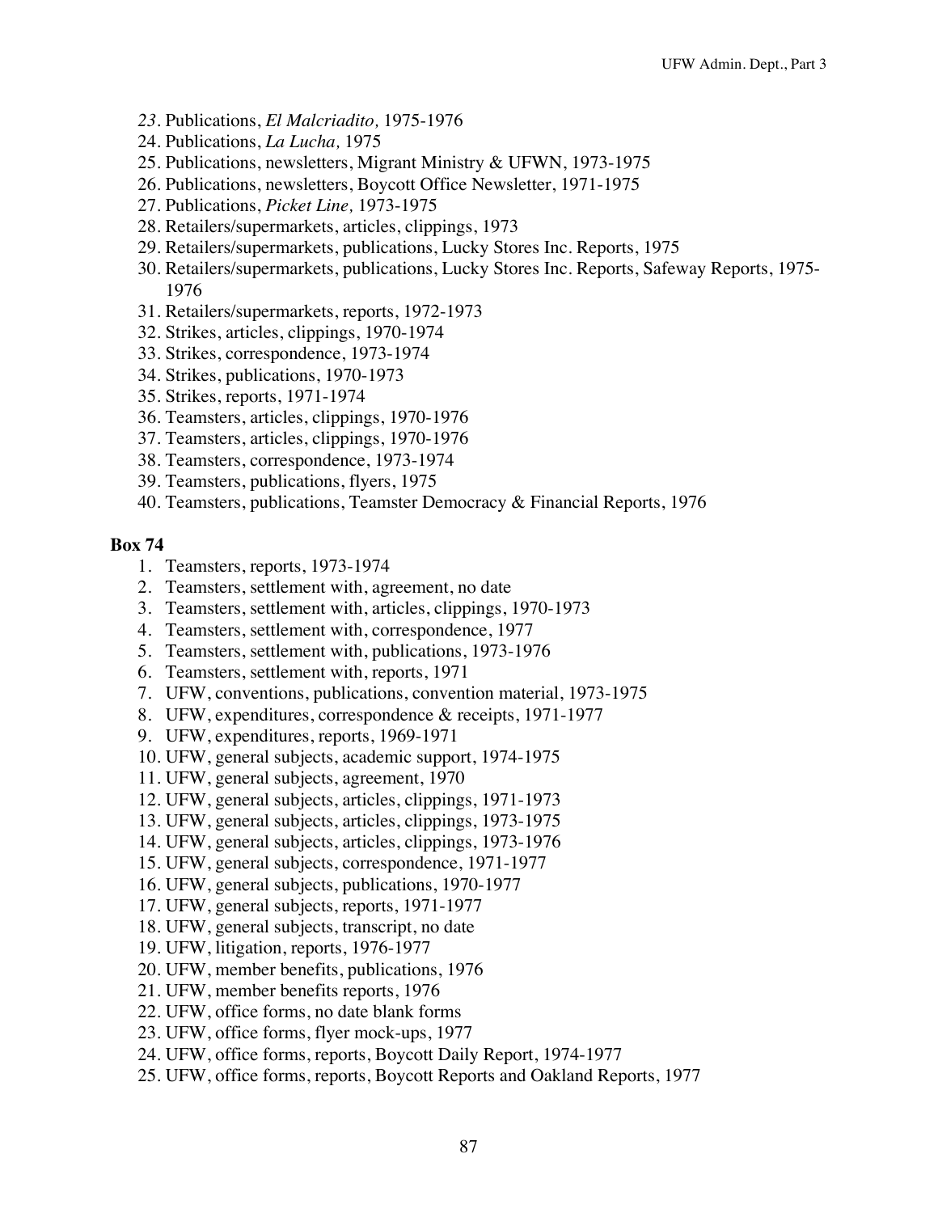23. Publications, *El Malcriadito,* 1975-1976
24. Publications, *La Lucha,* 1975
25. Publications, newsletters, Migrant Ministry & UFWN, 1973-1975
26. Publications, newsletters, Boycott Office Newsletter, 1971-1975
27. Publications, *Picket Line,* 1973-1975
28. Retailers/supermarkets, articles, clippings, 1973
29. Retailers/supermarkets, publications, Lucky Stores Inc. Reports, 1975
30. Retailers/supermarkets, publications, Lucky Stores Inc. Reports, Safeway Reports, 1975-1976
31. Retailers/supermarkets, reports, 1972-1973
32. Strikes, articles, clippings, 1970-1974
33. Strikes, correspondence, 1973-1974
34. Strikes, publications, 1970-1973
35. Strikes, reports, 1971-1974
36. Teamsters, articles, clippings, 1970-1976
37. Teamsters, articles, clippings, 1970-1976
38. Teamsters, correspondence, 1973-1974
39. Teamsters, publications, flyers, 1975
40. Teamsters, publications, Teamster Democracy & Financial Reports, 1976

**Box 74**

1. Teamsters, reports, 1973-1974
2. Teamsters, settlement with, agreement, no date
3. Teamsters, settlement with, articles, clippings, 1970-1973
4. Teamsters, settlement with, correspondence, 1977
5. Teamsters, settlement with, publications, 1973-1976
6. Teamsters, settlement with, reports, 1971
7. UFW, conventions, publications, convention material, 1973-1975
8. UFW, expenditures, correspondence & receipts, 1971-1977
9. UFW, expenditures, reports, 1969-1971
10. UFW, general subjects, academic support, 1974-1975
11. UFW, general subjects, agreement, 1970
12. UFW, general subjects, articles, clippings, 1971-1973
13. UFW, general subjects, articles, clippings, 1973-1975
14. UFW, general subjects, articles, clippings, 1973-1976
15. UFW, general subjects, correspondence, 1971-1977
16. UFW, general subjects, publications, 1970-1977
17. UFW, general subjects, reports, 1971-1977
18. UFW, general subjects, transcript, no date
19. UFW, litigation, reports, 1976-1977
20. UFW, member benefits, publications, 1976
21. UFW, member benefits reports, 1976
22. UFW, office forms, no date blank forms
23. UFW, office forms, flyer mock-ups, 1977
24. UFW, office forms, reports, Boycott Daily Report, 1974-1977
25. UFW, office forms, reports, Boycott Reports and Oakland Reports, 1977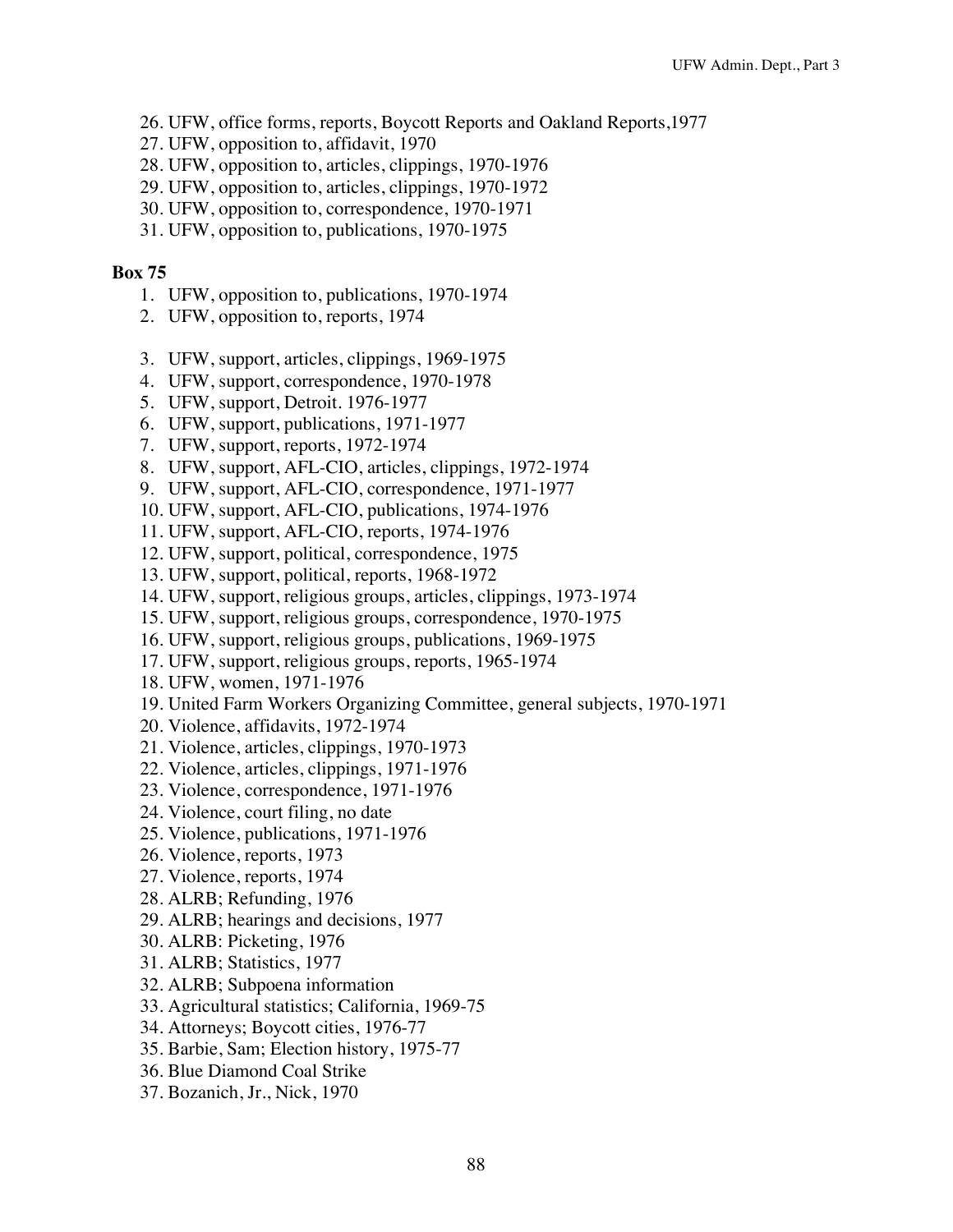26. UFW, office forms, reports, Boycott Reports and Oakland Reports,1977
27. UFW, opposition to, affidavit, 1970
28. UFW, opposition to, articles, clippings, 1970-1976
29. UFW, opposition to, articles, clippings, 1970-1972
30. UFW, opposition to, correspondence, 1970-1971
31. UFW, opposition to, publications, 1970-1975

**Box 75**

1. UFW, opposition to, publications, 1970-1974
2. UFW, opposition to, reports, 1974

3. UFW, support, articles, clippings, 1969-1975
4. UFW, support, correspondence, 1970-1978
5. UFW, support, Detroit. 1976-1977
6. UFW, support, publications, 1971-1977
7. UFW, support, reports, 1972-1974
8. UFW, support, AFL-CIO, articles, clippings, 1972-1974
9. UFW, support, AFL-CIO, correspondence, 1971-1977
10. UFW, support, AFL-CIO, publications, 1974-1976
11. UFW, support, AFL-CIO, reports, 1974-1976
12. UFW, support, political, correspondence, 1975
13. UFW, support, political, reports, 1968-1972
14. UFW, support, religious groups, articles, clippings, 1973-1974
15. UFW, support, religious groups, correspondence, 1970-1975
16. UFW, support, religious groups, publications, 1969-1975
17. UFW, support, religious groups, reports, 1965-1974
18. UFW, women, 1971-1976
19. United Farm Workers Organizing Committee, general subjects, 1970-1971
20. Violence, affidavits, 1972-1974
21. Violence, articles, clippings, 1970-1973
22. Violence, articles, clippings, 1971-1976
23. Violence, correspondence, 1971-1976
24. Violence, court filing, no date
25. Violence, publications, 1971-1976
26. Violence, reports, 1973
27. Violence, reports, 1974
28. ALRB; Refunding, 1976
29. ALRB; hearings and decisions, 1977
30. ALRB: Picketing, 1976
31. ALRB; Statistics, 1977
32. ALRB; Subpoena information
33. Agricultural statistics; California, 1969-75
34. Attorneys; Boycott cities, 1976-77
35. Barbie, Sam; Election history, 1975-77
36. Blue Diamond Coal Strike
37. Bozanich, Jr., Nick, 1970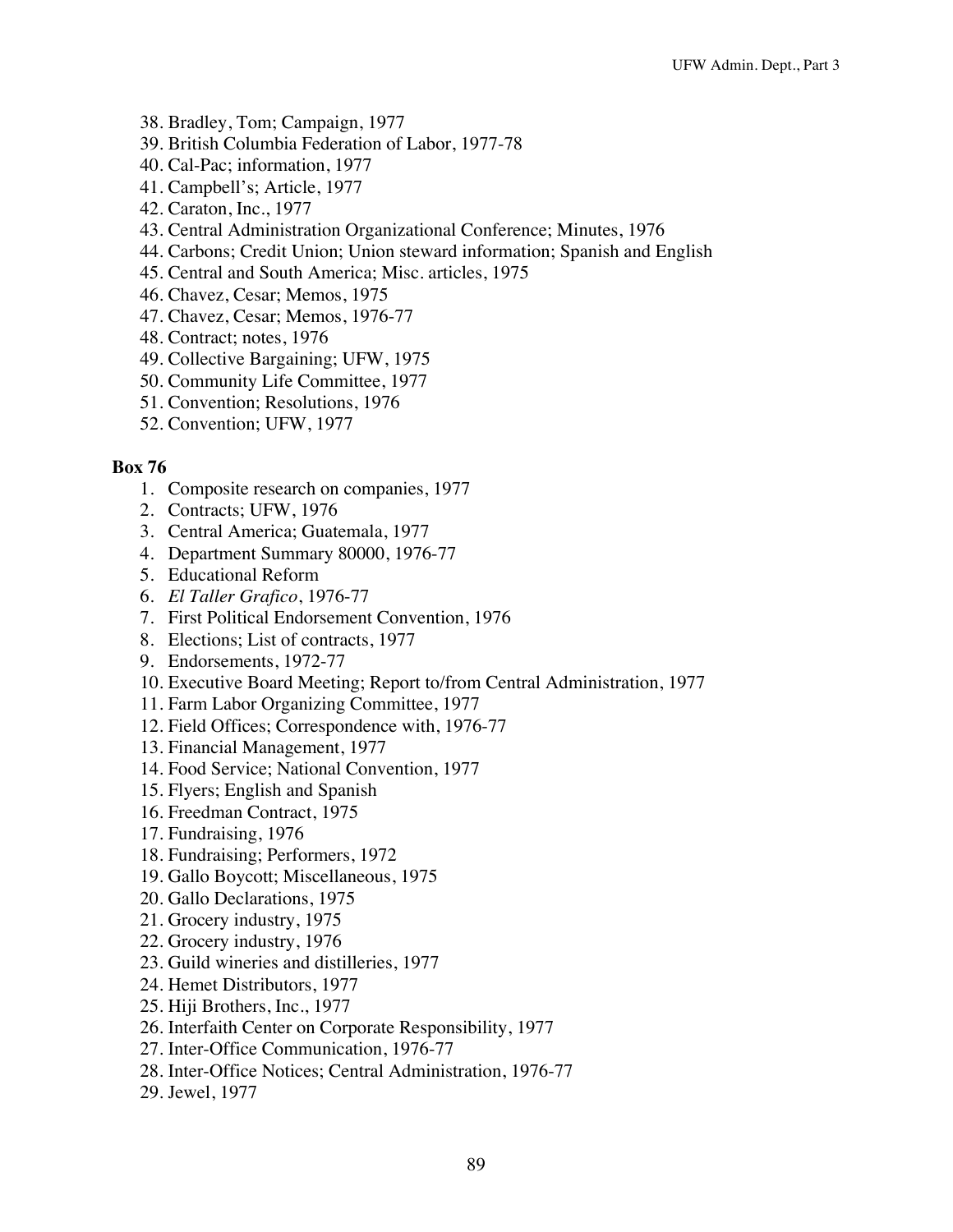38. Bradley, Tom; Campaign, 1977
39. British Columbia Federation of Labor, 1977-78
40. Cal-Pac; information, 1977
41. Campbell's; Article, 1977
42. Caraton, Inc., 1977
43. Central Administration Organizational Conference; Minutes, 1976
44. Carbons; Credit Union; Union steward information; Spanish and English
45. Central and South America; Misc. articles, 1975
46. Chavez, Cesar; Memos, 1975
47. Chavez, Cesar; Memos, 1976-77
48. Contract; notes, 1976
49. Collective Bargaining; UFW, 1975
50. Community Life Committee, 1977
51. Convention; Resolutions, 1976
52. Convention; UFW, 1977

**Box 76**

1. Composite research on companies, 1977
2. Contracts; UFW, 1976
3. Central America; Guatemala, 1977
4. Department Summary 80000, 1976-77
5. Educational Reform
6. *El Taller Grafico*, 1976-77
7. First Political Endorsement Convention, 1976
8. Elections; List of contracts, 1977
9. Endorsements, 1972-77
10. Executive Board Meeting; Report to/from Central Administration, 1977
11. Farm Labor Organizing Committee, 1977
12. Field Offices; Correspondence with, 1976-77
13. Financial Management, 1977
14. Food Service; National Convention, 1977
15. Flyers; English and Spanish
16. Freedman Contract, 1975
17. Fundraising, 1976
18. Fundraising; Performers, 1972
19. Gallo Boycott; Miscellaneous, 1975
20. Gallo Declarations, 1975
21. Grocery industry, 1975
22. Grocery industry, 1976
23. Guild wineries and distilleries, 1977
24. Hemet Distributors, 1977
25. Hiji Brothers, Inc., 1977
26. Interfaith Center on Corporate Responsibility, 1977
27. Inter-Office Communication, 1976-77
28. Inter-Office Notices; Central Administration, 1976-77
29. Jewel, 1977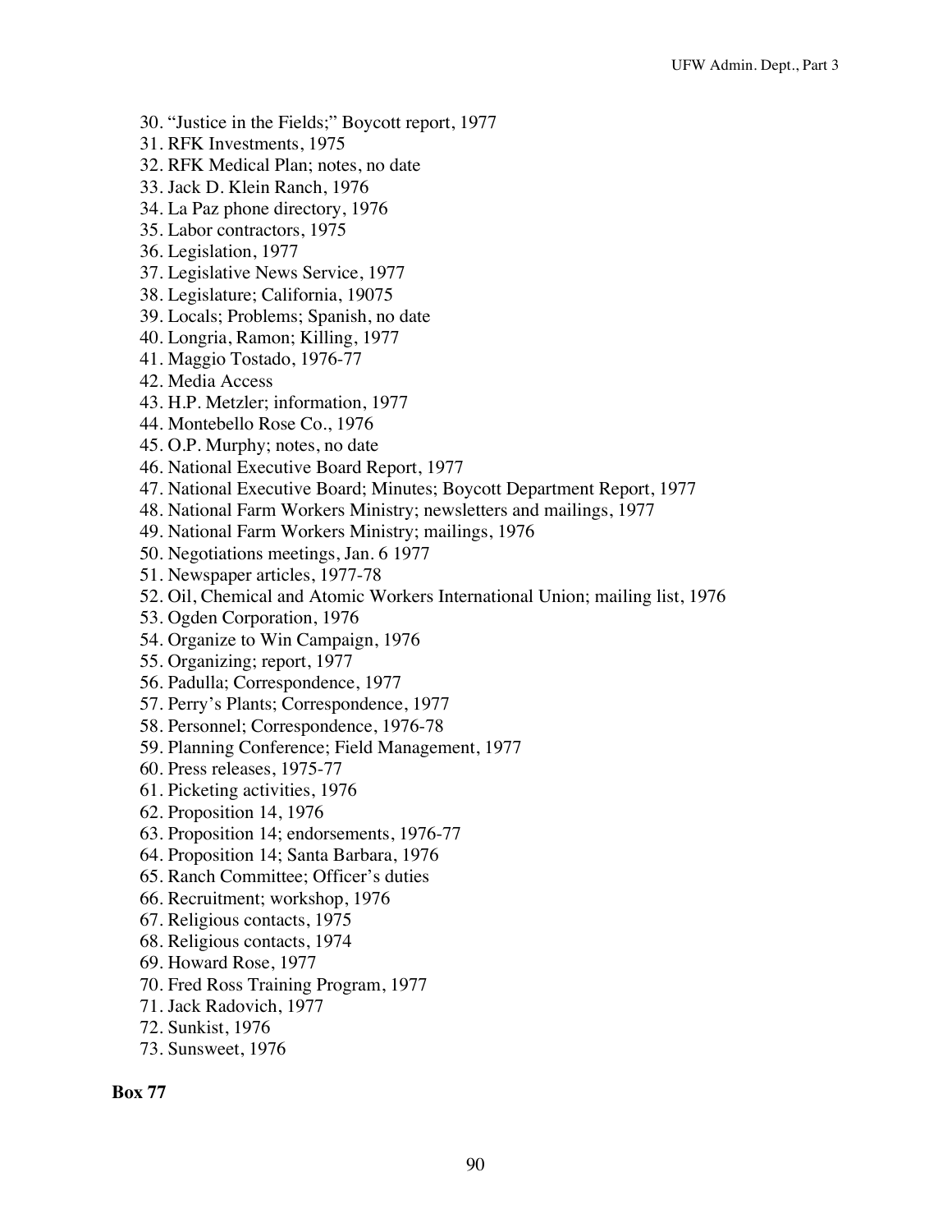30. "Justice in the Fields;" Boycott report, 1977
31. RFK Investments, 1975
32. RFK Medical Plan; notes, no date
33. Jack D. Klein Ranch, 1976
34. La Paz phone directory, 1976
35. Labor contractors, 1975
36. Legislation, 1977
37. Legislative News Service, 1977
38. Legislature; California, 19075
39. Locals; Problems; Spanish, no date
40. Longria, Ramon; Killing, 1977
41. Maggio Tostado, 1976-77
42. Media Access
43. H.P. Metzler; information, 1977
44. Montebello Rose Co., 1976
45. O.P. Murphy; notes, no date
46. National Executive Board Report, 1977
47. National Executive Board; Minutes; Boycott Department Report, 1977
48. National Farm Workers Ministry; newsletters and mailings, 1977
49. National Farm Workers Ministry; mailings, 1976
50. Negotiations meetings, Jan. 6 1977
51. Newspaper articles, 1977-78
52. Oil, Chemical and Atomic Workers International Union; mailing list, 1976
53. Ogden Corporation, 1976
54. Organize to Win Campaign, 1976
55. Organizing; report, 1977
56. Padulla; Correspondence, 1977
57. Perry's Plants; Correspondence, 1977
58. Personnel; Correspondence, 1976-78
59. Planning Conference; Field Management, 1977
60. Press releases, 1975-77
61. Picketing activities, 1976
62. Proposition 14, 1976
63. Proposition 14; endorsements, 1976-77
64. Proposition 14; Santa Barbara, 1976
65. Ranch Committee; Officer's duties
66. Recruitment; workshop, 1976
67. Religious contacts, 1975
68. Religious contacts, 1974
69. Howard Rose, 1977
70. Fred Ross Training Program, 1977
71. Jack Radovich, 1977
72. Sunkist, 1976
73. Sunsweet, 1976

**Box 77**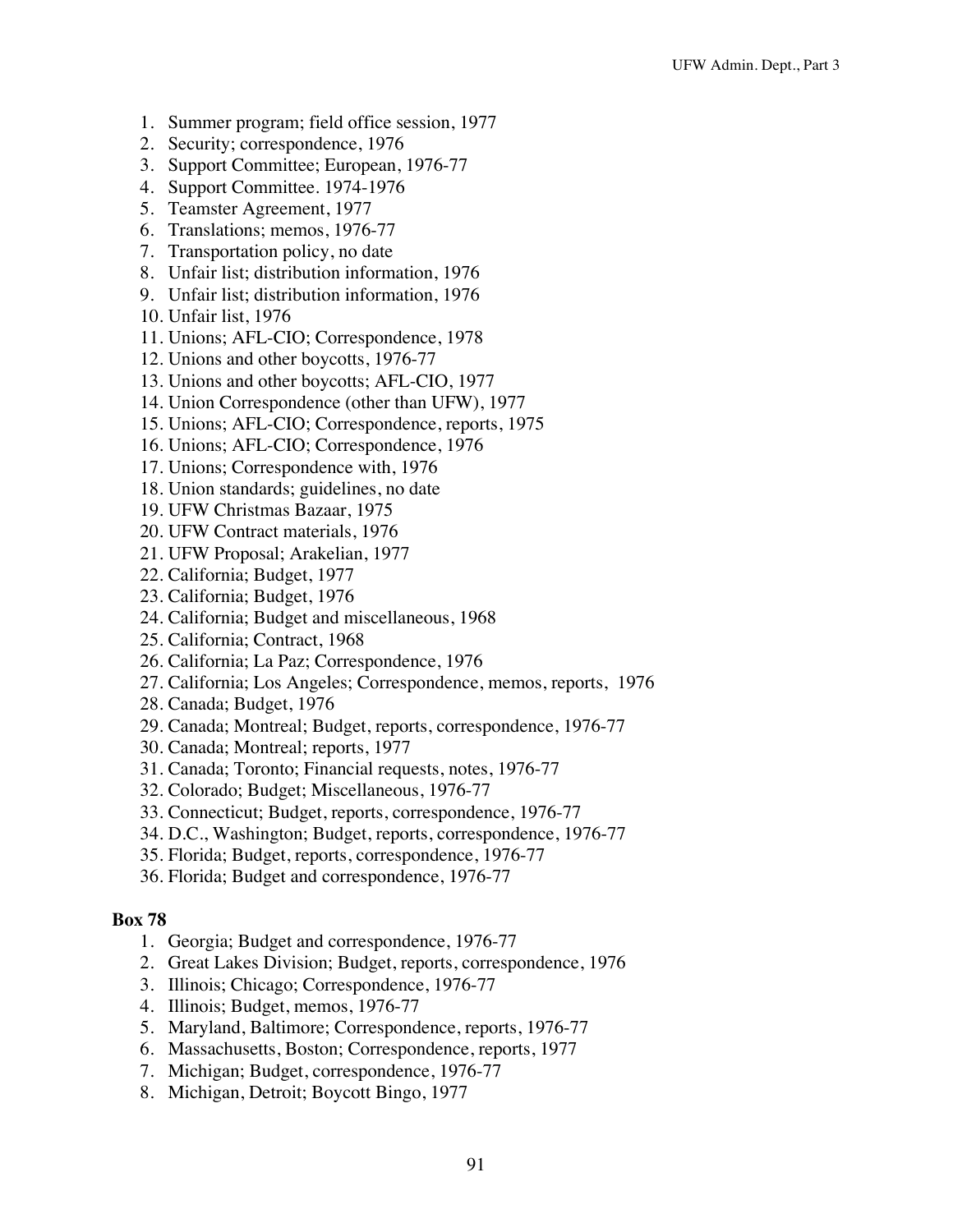1. Summer program; field office session, 1977
2. Security; correspondence, 1976
3. Support Committee; European, 1976-77
4. Support Committee. 1974-1976
5. Teamster Agreement, 1977
6. Translations; memos, 1976-77
7. Transportation policy, no date
8. Unfair list; distribution information, 1976
9. Unfair list; distribution information, 1976
10. Unfair list, 1976
11. Unions; AFL-CIO; Correspondence, 1978
12. Unions and other boycotts, 1976-77
13. Unions and other boycotts; AFL-CIO, 1977
14. Union Correspondence (other than UFW), 1977
15. Unions; AFL-CIO; Correspondence, reports, 1975
16. Unions; AFL-CIO; Correspondence, 1976
17. Unions; Correspondence with, 1976
18. Union standards; guidelines, no date
19. UFW Christmas Bazaar, 1975
20. UFW Contract materials, 1976
21. UFW Proposal; Arakelian, 1977
22. California; Budget, 1977
23. California; Budget, 1976
24. California; Budget and miscellaneous, 1968
25. California; Contract, 1968
26. California; La Paz; Correspondence, 1976
27. California; Los Angeles; Correspondence, memos, reports, 1976
28. Canada; Budget, 1976
29. Canada; Montreal; Budget, reports, correspondence, 1976-77
30. Canada; Montreal; reports, 1977
31. Canada; Toronto; Financial requests, notes, 1976-77
32. Colorado; Budget; Miscellaneous, 1976-77
33. Connecticut; Budget, reports, correspondence, 1976-77
34. D.C., Washington; Budget, reports, correspondence, 1976-77
35. Florida; Budget, reports, correspondence, 1976-77
36. Florida; Budget and correspondence, 1976-77

**Box 78**

1. Georgia; Budget and correspondence, 1976-77
2. Great Lakes Division; Budget, reports, correspondence, 1976
3. Illinois; Chicago; Correspondence, 1976-77
4. Illinois; Budget, memos, 1976-77
5. Maryland, Baltimore; Correspondence, reports, 1976-77
6. Massachusetts, Boston; Correspondence, reports, 1977
7. Michigan; Budget, correspondence, 1976-77
8. Michigan, Detroit; Boycott Bingo, 1977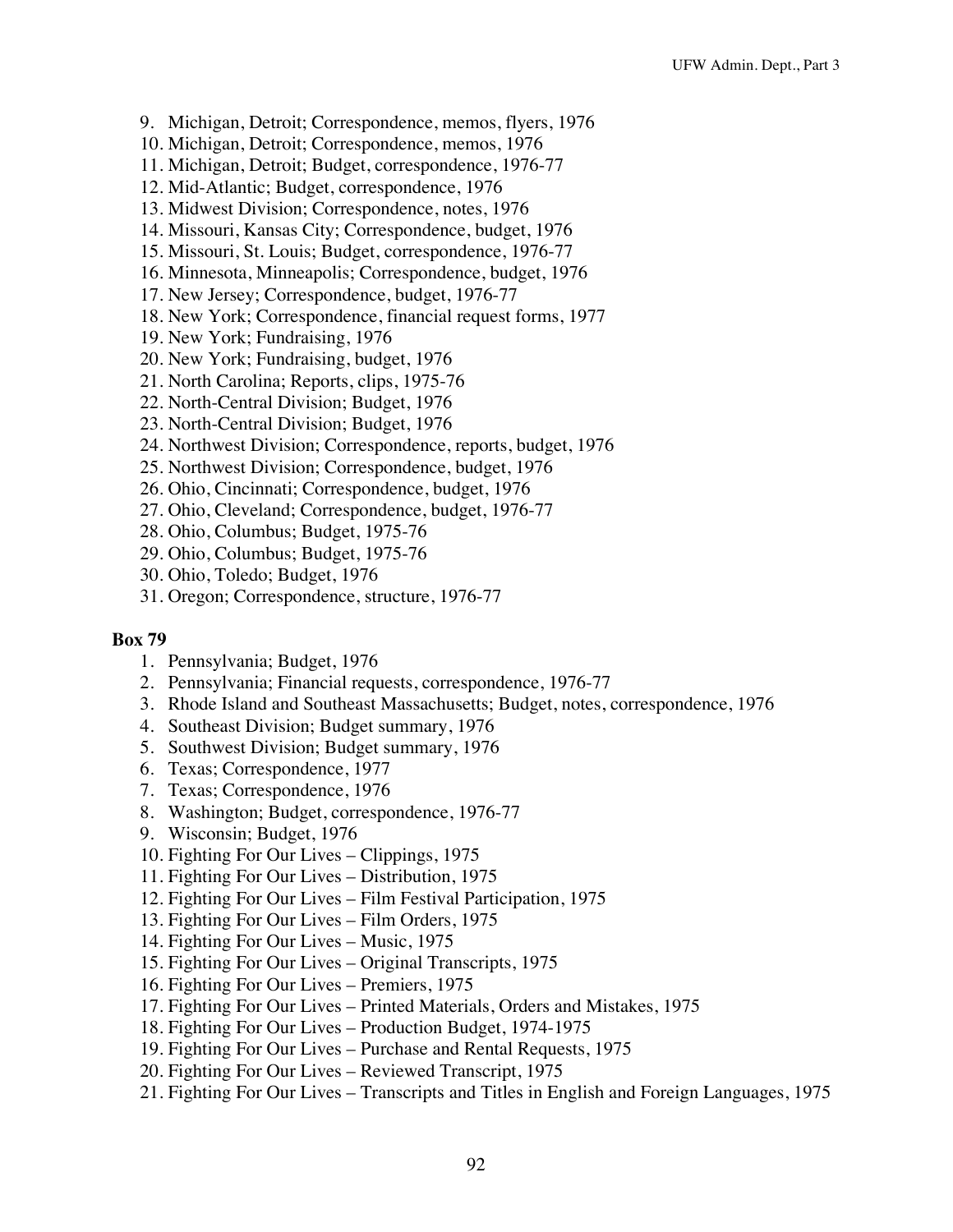9. Michigan, Detroit; Correspondence, memos, flyers, 1976
10. Michigan, Detroit; Correspondence, memos, 1976
11. Michigan, Detroit; Budget, correspondence, 1976-77
12. Mid-Atlantic; Budget, correspondence, 1976
13. Midwest Division; Correspondence, notes, 1976
14. Missouri, Kansas City; Correspondence, budget, 1976
15. Missouri, St. Louis; Budget, correspondence, 1976-77
16. Minnesota, Minneapolis; Correspondence, budget, 1976
17. New Jersey; Correspondence, budget, 1976-77
18. New York; Correspondence, financial request forms, 1977
19. New York; Fundraising, 1976
20. New York; Fundraising, budget, 1976
21. North Carolina; Reports, clips, 1975-76
22. North-Central Division; Budget, 1976
23. North-Central Division; Budget, 1976
24. Northwest Division; Correspondence, reports, budget, 1976
25. Northwest Division; Correspondence, budget, 1976
26. Ohio, Cincinnati; Correspondence, budget, 1976
27. Ohio, Cleveland; Correspondence, budget, 1976-77
28. Ohio, Columbus; Budget, 1975-76
29. Ohio, Columbus; Budget, 1975-76
30. Ohio, Toledo; Budget, 1976
31. Oregon; Correspondence, structure, 1976-77

**Box 79**

1. Pennsylvania; Budget, 1976
2. Pennsylvania; Financial requests, correspondence, 1976-77
3. Rhode Island and Southeast Massachusetts; Budget, notes, correspondence, 1976
4. Southeast Division; Budget summary, 1976
5. Southwest Division; Budget summary, 1976
6. Texas; Correspondence, 1977
7. Texas; Correspondence, 1976
8. Washington; Budget, correspondence, 1976-77
9. Wisconsin; Budget, 1976
10. Fighting For Our Lives – Clippings, 1975
11. Fighting For Our Lives – Distribution, 1975
12. Fighting For Our Lives – Film Festival Participation, 1975
13. Fighting For Our Lives – Film Orders, 1975
14. Fighting For Our Lives – Music, 1975
15. Fighting For Our Lives – Original Transcripts, 1975
16. Fighting For Our Lives – Premiers, 1975
17. Fighting For Our Lives – Printed Materials, Orders and Mistakes, 1975
18. Fighting For Our Lives – Production Budget, 1974-1975
19. Fighting For Our Lives – Purchase and Rental Requests, 1975
20. Fighting For Our Lives – Reviewed Transcript, 1975
21. Fighting For Our Lives – Transcripts and Titles in English and Foreign Languages, 1975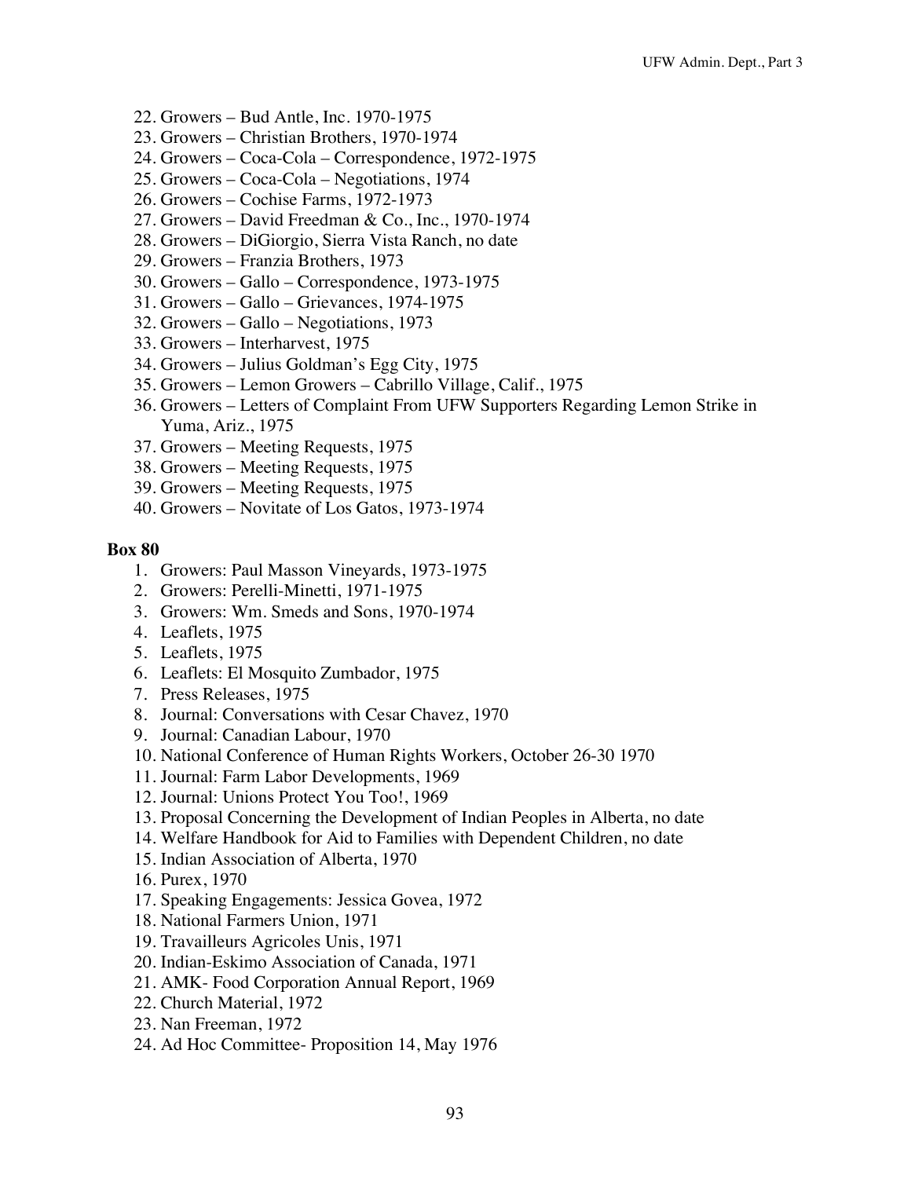22. Growers – Bud Antle, Inc. 1970-1975
23. Growers – Christian Brothers, 1970-1974
24. Growers – Coca-Cola – Correspondence, 1972-1975
25. Growers – Coca-Cola – Negotiations, 1974
26. Growers – Cochise Farms, 1972-1973
27. Growers – David Freedman & Co., Inc., 1970-1974
28. Growers – DiGiorgio, Sierra Vista Ranch, no date
29. Growers – Franzia Brothers, 1973
30. Growers – Gallo – Correspondence, 1973-1975
31. Growers – Gallo – Grievances, 1974-1975
32. Growers – Gallo – Negotiations, 1973
33. Growers – Interharvest, 1975
34. Growers – Julius Goldman's Egg City, 1975
35. Growers – Lemon Growers – Cabrillo Village, Calif., 1975
36. Growers – Letters of Complaint From UFW Supporters Regarding Lemon Strike in Yuma, Ariz., 1975
37. Growers – Meeting Requests, 1975
38. Growers – Meeting Requests, 1975
39. Growers – Meeting Requests, 1975
40. Growers – Novitate of Los Gatos, 1973-1974

**Box 80**

1. Growers: Paul Masson Vineyards, 1973-1975
2. Growers: Perelli-Minetti, 1971-1975
3. Growers: Wm. Smeds and Sons, 1970-1974
4. Leaflets, 1975
5. Leaflets, 1975
6. Leaflets: El Mosquito Zumbador, 1975
7. Press Releases, 1975
8. Journal: Conversations with Cesar Chavez, 1970
9. Journal: Canadian Labour, 1970
10. National Conference of Human Rights Workers, October 26-30 1970
11. Journal: Farm Labor Developments, 1969
12. Journal: Unions Protect You Too!, 1969
13. Proposal Concerning the Development of Indian Peoples in Alberta, no date
14. Welfare Handbook for Aid to Families with Dependent Children, no date
15. Indian Association of Alberta, 1970
16. Purex, 1970
17. Speaking Engagements: Jessica Govea, 1972
18. National Farmers Union, 1971
19. Travailleurs Agricoles Unis, 1971
20. Indian-Eskimo Association of Canada, 1971
21. AMK- Food Corporation Annual Report, 1969
22. Church Material, 1972
23. Nan Freeman, 1972
24. Ad Hoc Committee- Proposition 14, May 1976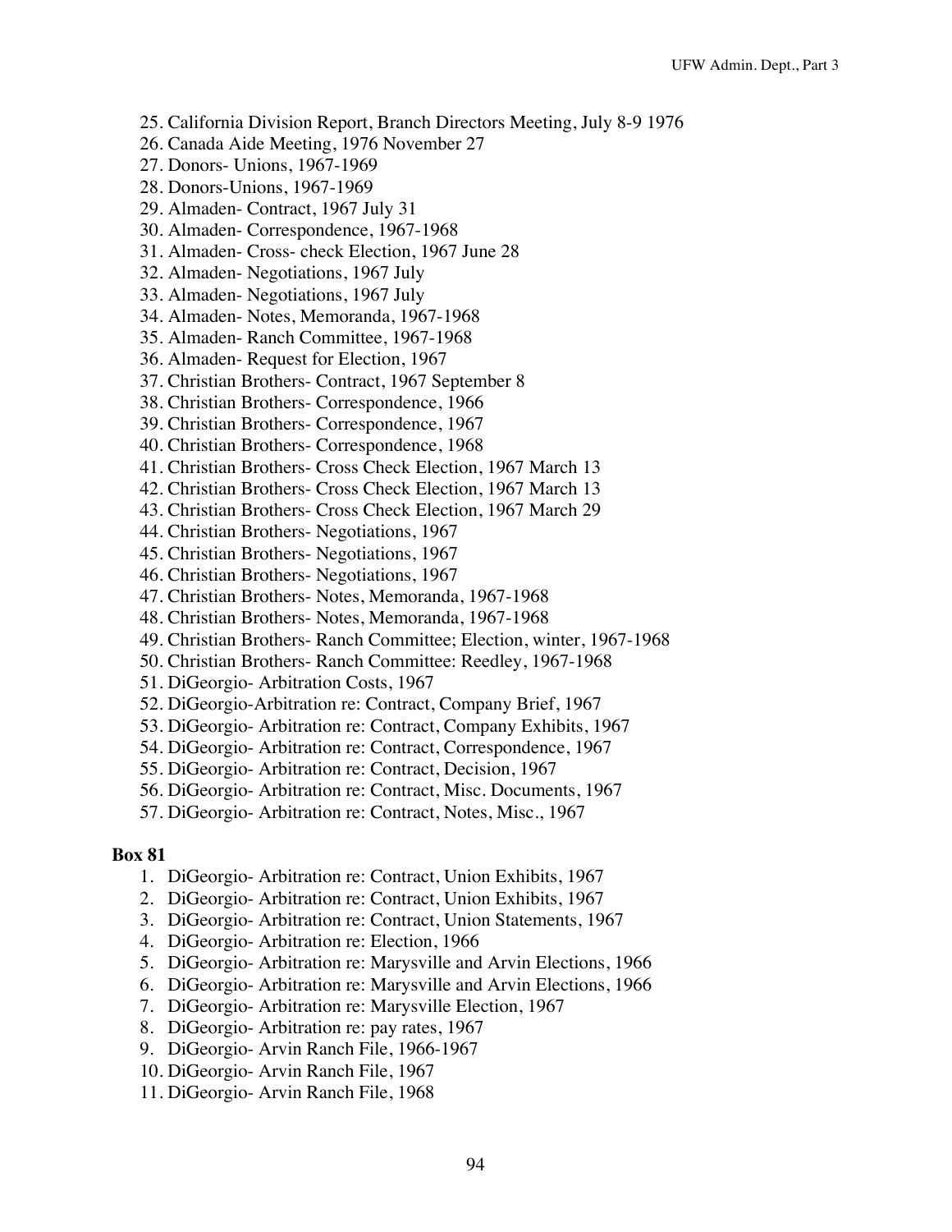25. California Division Report, Branch Directors Meeting, July 8-9 1976
26. Canada Aide Meeting, 1976 November 27
27. Donors- Unions, 1967-1969
28. Donors-Unions, 1967-1969
29. Almaden- Contract, 1967 July 31
30. Almaden- Correspondence, 1967-1968
31. Almaden- Cross- check Election, 1967 June 28
32. Almaden- Negotiations, 1967 July
33. Almaden- Negotiations, 1967 July
34. Almaden- Notes, Memoranda, 1967-1968
35. Almaden- Ranch Committee, 1967-1968
36. Almaden- Request for Election, 1967
37. Christian Brothers- Contract, 1967 September 8
38. Christian Brothers- Correspondence, 1966
39. Christian Brothers- Correspondence, 1967
40. Christian Brothers- Correspondence, 1968
41. Christian Brothers- Cross Check Election, 1967 March 13
42. Christian Brothers- Cross Check Election, 1967 March 13
43. Christian Brothers- Cross Check Election, 1967 March 29
44. Christian Brothers- Negotiations, 1967
45. Christian Brothers- Negotiations, 1967
46. Christian Brothers- Negotiations, 1967
47. Christian Brothers- Notes, Memoranda, 1967-1968
48. Christian Brothers- Notes, Memoranda, 1967-1968
49. Christian Brothers- Ranch Committee; Election, winter, 1967-1968
50. Christian Brothers- Ranch Committee: Reedley, 1967-1968
51. DiGeorgio- Arbitration Costs, 1967
52. DiGeorgio-Arbitration re: Contract, Company Brief, 1967
53. DiGeorgio- Arbitration re: Contract, Company Exhibits, 1967
54. DiGeorgio- Arbitration re: Contract, Correspondence, 1967
55. DiGeorgio- Arbitration re: Contract, Decision, 1967
56. DiGeorgio- Arbitration re: Contract, Misc. Documents, 1967
57. DiGeorgio- Arbitration re: Contract, Notes, Misc., 1967

**Box 81**

1. DiGeorgio- Arbitration re: Contract, Union Exhibits, 1967
2. DiGeorgio- Arbitration re: Contract, Union Exhibits, 1967
3. DiGeorgio- Arbitration re: Contract, Union Statements, 1967
4. DiGeorgio- Arbitration re: Election, 1966
5. DiGeorgio- Arbitration re: Marysville and Arvin Elections, 1966
6. DiGeorgio- Arbitration re: Marysville and Arvin Elections, 1966
7. DiGeorgio- Arbitration re: Marysville Election, 1967
8. DiGeorgio- Arbitration re: pay rates, 1967
9. DiGeorgio- Arvin Ranch File, 1966-1967
10. DiGeorgio- Arvin Ranch File, 1967
11. DiGeorgio- Arvin Ranch File, 1968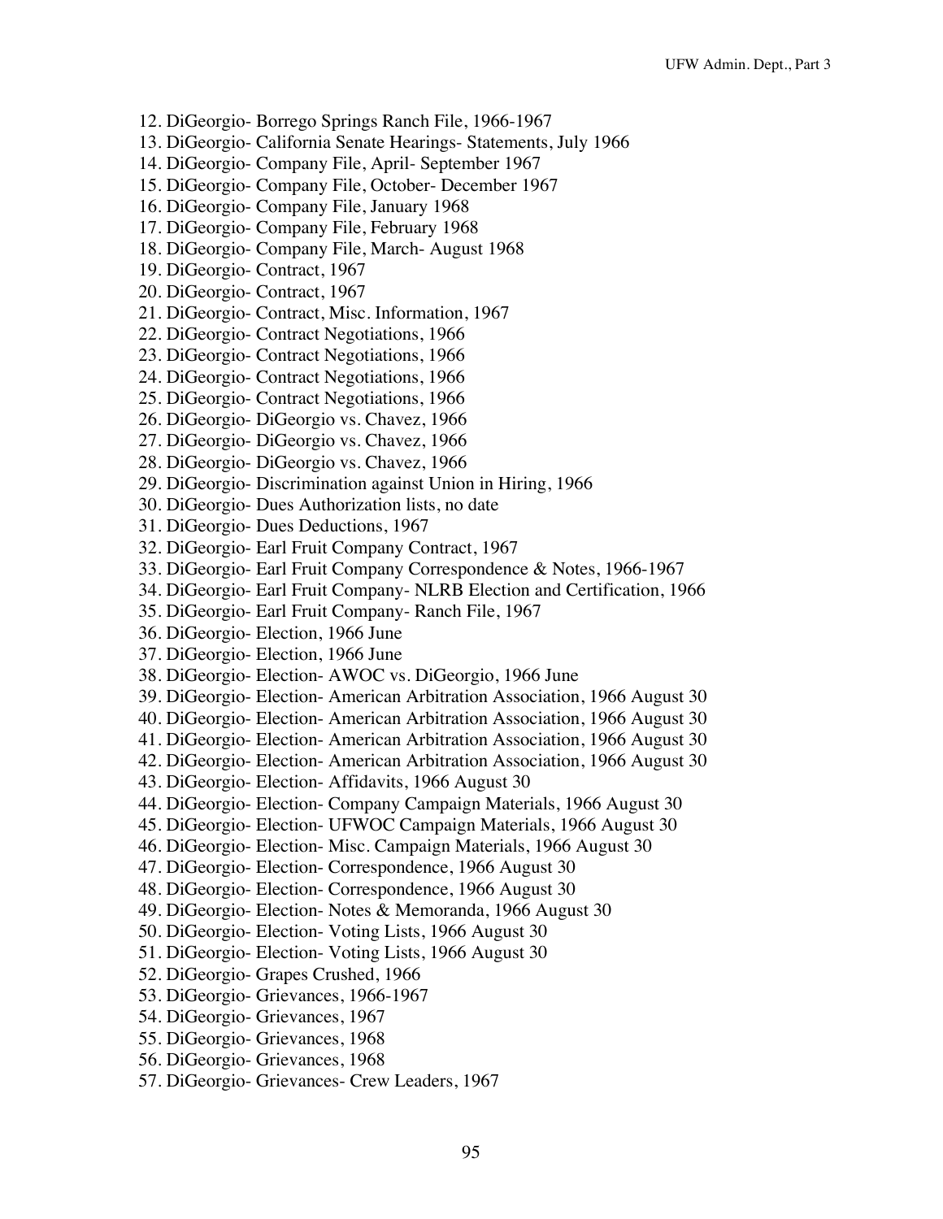12. DiGeorgio- Borrego Springs Ranch File, 1966-1967
13. DiGeorgio- California Senate Hearings- Statements, July 1966
14. DiGeorgio- Company File, April- September 1967
15. DiGeorgio- Company File, October- December 1967
16. DiGeorgio- Company File, January 1968
17. DiGeorgio- Company File, February 1968
18. DiGeorgio- Company File, March- August 1968
19. DiGeorgio- Contract, 1967
20. DiGeorgio- Contract, 1967
21. DiGeorgio- Contract, Misc. Information, 1967
22. DiGeorgio- Contract Negotiations, 1966
23. DiGeorgio- Contract Negotiations, 1966
24. DiGeorgio- Contract Negotiations, 1966
25. DiGeorgio- Contract Negotiations, 1966
26. DiGeorgio- DiGeorgio vs. Chavez, 1966
27. DiGeorgio- DiGeorgio vs. Chavez, 1966
28. DiGeorgio- DiGeorgio vs. Chavez, 1966
29. DiGeorgio- Discrimination against Union in Hiring, 1966
30. DiGeorgio- Dues Authorization lists, no date
31. DiGeorgio- Dues Deductions, 1967
32. DiGeorgio- Earl Fruit Company Contract, 1967
33. DiGeorgio- Earl Fruit Company Correspondence & Notes, 1966-1967
34. DiGeorgio- Earl Fruit Company- NLRB Election and Certification, 1966
35. DiGeorgio- Earl Fruit Company- Ranch File, 1967
36. DiGeorgio- Election, 1966 June
37. DiGeorgio- Election, 1966 June
38. DiGeorgio- Election- AWOC vs. DiGeorgio, 1966 June
39. DiGeorgio- Election- American Arbitration Association, 1966 August 30
40. DiGeorgio- Election- American Arbitration Association, 1966 August 30
41. DiGeorgio- Election- American Arbitration Association, 1966 August 30
42. DiGeorgio- Election- American Arbitration Association, 1966 August 30
43. DiGeorgio- Election- Affidavits, 1966 August 30
44. DiGeorgio- Election- Company Campaign Materials, 1966 August 30
45. DiGeorgio- Election- UFWOC Campaign Materials, 1966 August 30
46. DiGeorgio- Election- Misc. Campaign Materials, 1966 August 30
47. DiGeorgio- Election- Correspondence, 1966 August 30
48. DiGeorgio- Election- Correspondence, 1966 August 30
49. DiGeorgio- Election- Notes & Memoranda, 1966 August 30
50. DiGeorgio- Election- Voting Lists, 1966 August 30
51. DiGeorgio- Election- Voting Lists, 1966 August 30
52. DiGeorgio- Grapes Crushed, 1966
53. DiGeorgio- Grievances, 1966-1967
54. DiGeorgio- Grievances, 1967
55. DiGeorgio- Grievances, 1968
56. DiGeorgio- Grievances, 1968
57. DiGeorgio- Grievances- Crew Leaders, 1967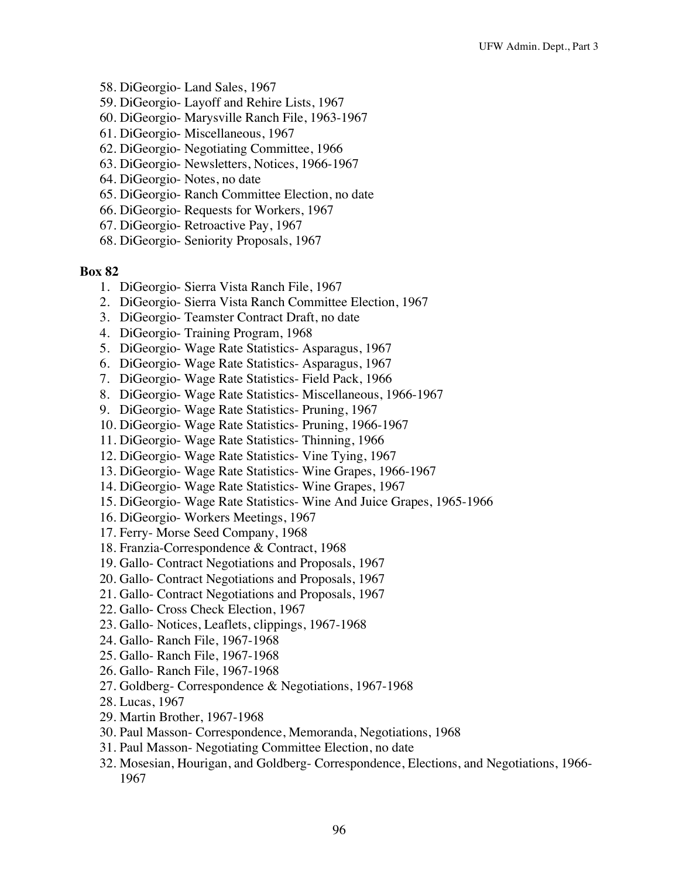58. DiGeorgio- Land Sales, 1967
59. DiGeorgio- Layoff and Rehire Lists, 1967
60. DiGeorgio- Marysville Ranch File, 1963-1967
61. DiGeorgio- Miscellaneous, 1967
62. DiGeorgio- Negotiating Committee, 1966
63. DiGeorgio- Newsletters, Notices, 1966-1967
64. DiGeorgio- Notes, no date
65. DiGeorgio- Ranch Committee Election, no date
66. DiGeorgio- Requests for Workers, 1967
67. DiGeorgio- Retroactive Pay, 1967
68. DiGeorgio- Seniority Proposals, 1967

**Box 82**

1. DiGeorgio- Sierra Vista Ranch File, 1967
2. DiGeorgio- Sierra Vista Ranch Committee Election, 1967
3. DiGeorgio- Teamster Contract Draft, no date
4. DiGeorgio- Training Program, 1968
5. DiGeorgio- Wage Rate Statistics- Asparagus, 1967
6. DiGeorgio- Wage Rate Statistics- Asparagus, 1967
7. DiGeorgio- Wage Rate Statistics- Field Pack, 1966
8. DiGeorgio- Wage Rate Statistics- Miscellaneous, 1966-1967
9. DiGeorgio- Wage Rate Statistics- Pruning, 1967
10. DiGeorgio- Wage Rate Statistics- Pruning, 1966-1967
11. DiGeorgio- Wage Rate Statistics- Thinning, 1966
12. DiGeorgio- Wage Rate Statistics- Vine Tying, 1967
13. DiGeorgio- Wage Rate Statistics- Wine Grapes, 1966-1967
14. DiGeorgio- Wage Rate Statistics- Wine Grapes, 1967
15. DiGeorgio- Wage Rate Statistics- Wine And Juice Grapes, 1965-1966
16. DiGeorgio- Workers Meetings, 1967
17. Ferry- Morse Seed Company, 1968
18. Franzia-Correspondence & Contract, 1968
19. Gallo- Contract Negotiations and Proposals, 1967
20. Gallo- Contract Negotiations and Proposals, 1967
21. Gallo- Contract Negotiations and Proposals, 1967
22. Gallo- Cross Check Election, 1967
23. Gallo- Notices, Leaflets, clippings, 1967-1968
24. Gallo- Ranch File, 1967-1968
25. Gallo- Ranch File, 1967-1968
26. Gallo- Ranch File, 1967-1968
27. Goldberg- Correspondence & Negotiations, 1967-1968
28. Lucas, 1967
29. Martin Brother, 1967-1968
30. Paul Masson- Correspondence, Memoranda, Negotiations, 1968
31. Paul Masson- Negotiating Committee Election, no date
32. Mosesian, Hourigan, and Goldberg- Correspondence, Elections, and Negotiations, 1966-1967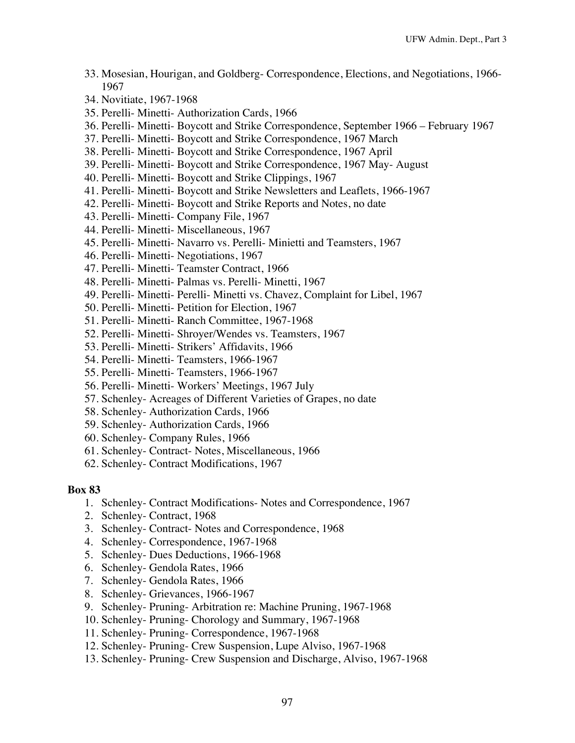33. Mosesian, Hourigan, and Goldberg- Correspondence, Elections, and Negotiations, 1966-1967
34. Novitiate, 1967-1968
35. Perelli- Minetti- Authorization Cards, 1966
36. Perelli- Minetti- Boycott and Strike Correspondence, September 1966 – February 1967
37. Perelli- Minetti- Boycott and Strike Correspondence, 1967 March
38. Perelli- Minetti- Boycott and Strike Correspondence, 1967 April
39. Perelli- Minetti- Boycott and Strike Correspondence, 1967 May- August
40. Perelli- Minetti- Boycott and Strike Clippings, 1967
41. Perelli- Minetti- Boycott and Strike Newsletters and Leaflets, 1966-1967
42. Perelli- Minetti- Boycott and Strike Reports and Notes, no date
43. Perelli- Minetti- Company File, 1967
44. Perelli- Minetti- Miscellaneous, 1967
45. Perelli- Minetti- Navarro vs. Perelli- Minietti and Teamsters, 1967
46. Perelli- Minetti- Negotiations, 1967
47. Perelli- Minetti- Teamster Contract, 1966
48. Perelli- Minetti- Palmas vs. Perelli- Minetti, 1967
49. Perelli- Minetti- Perelli- Minetti vs. Chavez, Complaint for Libel, 1967
50. Perelli- Minetti- Petition for Election, 1967
51. Perelli- Minetti- Ranch Committee, 1967-1968
52. Perelli- Minetti- Shroyer/Wendes vs. Teamsters, 1967
53. Perelli- Minetti- Strikers' Affidavits, 1966
54. Perelli- Minetti- Teamsters, 1966-1967
55. Perelli- Minetti- Teamsters, 1966-1967
56. Perelli- Minetti- Workers' Meetings, 1967 July
57. Schenley- Acreages of Different Varieties of Grapes, no date
58. Schenley- Authorization Cards, 1966
59. Schenley- Authorization Cards, 1966
60. Schenley- Company Rules, 1966
61. Schenley- Contract- Notes, Miscellaneous, 1966
62. Schenley- Contract Modifications, 1967

**Box 83**

1. Schenley- Contract Modifications- Notes and Correspondence, 1967
2. Schenley- Contract, 1968
3. Schenley- Contract- Notes and Correspondence, 1968
4. Schenley- Correspondence, 1967-1968
5. Schenley- Dues Deductions, 1966-1968
6. Schenley- Gendola Rates, 1966
7. Schenley- Gendola Rates, 1966
8. Schenley- Grievances, 1966-1967
9. Schenley- Pruning- Arbitration re: Machine Pruning, 1967-1968
10. Schenley- Pruning- Chorology and Summary, 1967-1968
11. Schenley- Pruning- Correspondence, 1967-1968
12. Schenley- Pruning- Crew Suspension, Lupe Alviso, 1967-1968
13. Schenley- Pruning- Crew Suspension and Discharge, Alviso, 1967-1968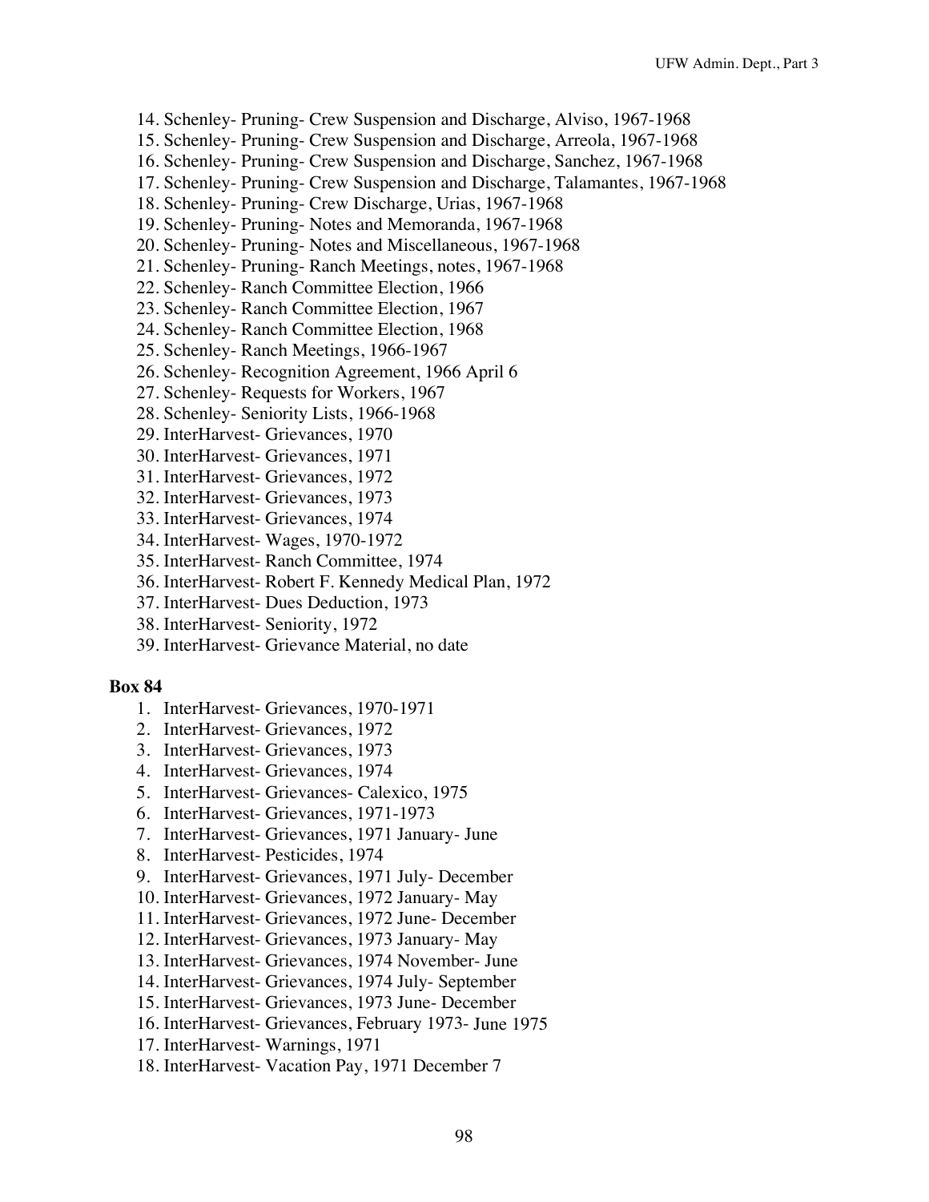14. Schenley- Pruning- Crew Suspension and Discharge, Alviso, 1967-1968
15. Schenley- Pruning- Crew Suspension and Discharge, Arreola, 1967-1968
16. Schenley- Pruning- Crew Suspension and Discharge, Sanchez, 1967-1968
17. Schenley- Pruning- Crew Suspension and Discharge, Talamantes, 1967-1968
18. Schenley- Pruning- Crew Discharge, Urias, 1967-1968
19. Schenley- Pruning- Notes and Memoranda, 1967-1968
20. Schenley- Pruning- Notes and Miscellaneous, 1967-1968
21. Schenley- Pruning- Ranch Meetings, notes, 1967-1968
22. Schenley- Ranch Committee Election, 1966
23. Schenley- Ranch Committee Election, 1967
24. Schenley- Ranch Committee Election, 1968
25. Schenley- Ranch Meetings, 1966-1967
26. Schenley- Recognition Agreement, 1966 April 6
27. Schenley- Requests for Workers, 1967
28. Schenley- Seniority Lists, 1966-1968
29. InterHarvest- Grievances, 1970
30. InterHarvest- Grievances, 1971
31. InterHarvest- Grievances, 1972
32. InterHarvest- Grievances, 1973
33. InterHarvest- Grievances, 1974
34. InterHarvest- Wages, 1970-1972
35. InterHarvest- Ranch Committee, 1974
36. InterHarvest- Robert F. Kennedy Medical Plan, 1972
37. InterHarvest- Dues Deduction, 1973
38. InterHarvest- Seniority, 1972
39. InterHarvest- Grievance Material, no date

**Box 84**

1. InterHarvest- Grievances, 1970-1971
2. InterHarvest- Grievances, 1972
3. InterHarvest- Grievances, 1973
4. InterHarvest- Grievances, 1974
5. InterHarvest- Grievances- Calexico, 1975
6. InterHarvest- Grievances, 1971-1973
7. InterHarvest- Grievances, 1971 January- June
8. InterHarvest- Pesticides, 1974
9. InterHarvest- Grievances, 1971 July- December
10. InterHarvest- Grievances, 1972 January- May
11. InterHarvest- Grievances, 1972 June- December
12. InterHarvest- Grievances, 1973 January- May
13. InterHarvest- Grievances, 1974 November- June
14. InterHarvest- Grievances, 1974 July- September
15. InterHarvest- Grievances, 1973 June- December
16. InterHarvest- Grievances, February 1973- June 1975
17. InterHarvest- Warnings, 1971
18. InterHarvest- Vacation Pay, 1971 December 7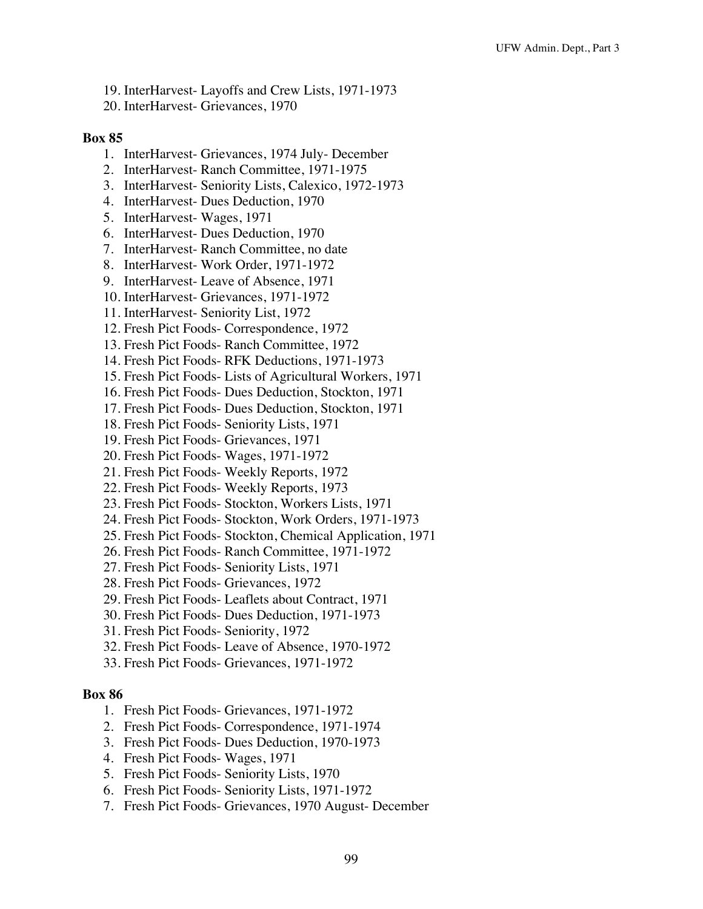19. InterHarvest- Layoffs and Crew Lists, 1971-1973
20. InterHarvest- Grievances, 1970

**Box 85**

1. InterHarvest- Grievances, 1974 July- December
2. InterHarvest- Ranch Committee, 1971-1975
3. InterHarvest- Seniority Lists, Calexico, 1972-1973
4. InterHarvest- Dues Deduction, 1970
5. InterHarvest- Wages, 1971
6. InterHarvest- Dues Deduction, 1970
7. InterHarvest- Ranch Committee, no date
8. InterHarvest- Work Order, 1971-1972
9. InterHarvest- Leave of Absence, 1971
10. InterHarvest- Grievances, 1971-1972
11. InterHarvest- Seniority List, 1972
12. Fresh Pict Foods- Correspondence, 1972
13. Fresh Pict Foods- Ranch Committee, 1972
14. Fresh Pict Foods- RFK Deductions, 1971-1973
15. Fresh Pict Foods- Lists of Agricultural Workers, 1971
16. Fresh Pict Foods- Dues Deduction, Stockton, 1971
17. Fresh Pict Foods- Dues Deduction, Stockton, 1971
18. Fresh Pict Foods- Seniority Lists, 1971
19. Fresh Pict Foods- Grievances, 1971
20. Fresh Pict Foods- Wages, 1971-1972
21. Fresh Pict Foods- Weekly Reports, 1972
22. Fresh Pict Foods- Weekly Reports, 1973
23. Fresh Pict Foods- Stockton, Workers Lists, 1971
24. Fresh Pict Foods- Stockton, Work Orders, 1971-1973
25. Fresh Pict Foods- Stockton, Chemical Application, 1971
26. Fresh Pict Foods- Ranch Committee, 1971-1972
27. Fresh Pict Foods- Seniority Lists, 1971
28. Fresh Pict Foods- Grievances, 1972
29. Fresh Pict Foods- Leaflets about Contract, 1971
30. Fresh Pict Foods- Dues Deduction, 1971-1973
31. Fresh Pict Foods- Seniority, 1972
32. Fresh Pict Foods- Leave of Absence, 1970-1972
33. Fresh Pict Foods- Grievances, 1971-1972

**Box 86**

1. Fresh Pict Foods- Grievances, 1971-1972
2. Fresh Pict Foods- Correspondence, 1971-1974
3. Fresh Pict Foods- Dues Deduction, 1970-1973
4. Fresh Pict Foods- Wages, 1971
5. Fresh Pict Foods- Seniority Lists, 1970
6. Fresh Pict Foods- Seniority Lists, 1971-1972
7. Fresh Pict Foods- Grievances, 1970 August- December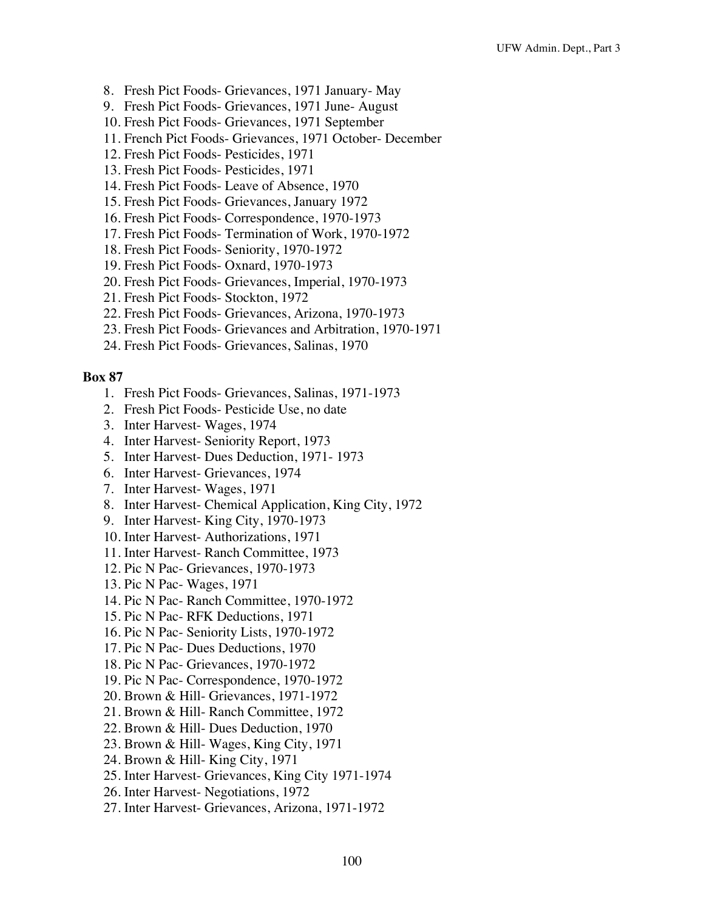8. Fresh Pict Foods- Grievances, 1971 January- May
9. Fresh Pict Foods- Grievances, 1971 June- August
10. Fresh Pict Foods- Grievances, 1971 September
11. French Pict Foods- Grievances, 1971 October- December
12. Fresh Pict Foods- Pesticides, 1971
13. Fresh Pict Foods- Pesticides, 1971
14. Fresh Pict Foods- Leave of Absence, 1970
15. Fresh Pict Foods- Grievances, January 1972
16. Fresh Pict Foods- Correspondence, 1970-1973
17. Fresh Pict Foods- Termination of Work, 1970-1972
18. Fresh Pict Foods- Seniority, 1970-1972
19. Fresh Pict Foods- Oxnard, 1970-1973
20. Fresh Pict Foods- Grievances, Imperial, 1970-1973
21. Fresh Pict Foods- Stockton, 1972
22. Fresh Pict Foods- Grievances, Arizona, 1970-1973
23. Fresh Pict Foods- Grievances and Arbitration, 1970-1971
24. Fresh Pict Foods- Grievances, Salinas, 1970

**Box 87**

1. Fresh Pict Foods- Grievances, Salinas, 1971-1973
2. Fresh Pict Foods- Pesticide Use, no date
3. Inter Harvest- Wages, 1974
4. Inter Harvest- Seniority Report, 1973
5. Inter Harvest- Dues Deduction, 1971- 1973
6. Inter Harvest- Grievances, 1974
7. Inter Harvest- Wages, 1971
8. Inter Harvest- Chemical Application, King City, 1972
9. Inter Harvest- King City, 1970-1973
10. Inter Harvest- Authorizations, 1971
11. Inter Harvest- Ranch Committee, 1973
12. Pic N Pac- Grievances, 1970-1973
13. Pic N Pac- Wages, 1971
14. Pic N Pac- Ranch Committee, 1970-1972
15. Pic N Pac- RFK Deductions, 1971
16. Pic N Pac- Seniority Lists, 1970-1972
17. Pic N Pac- Dues Deductions, 1970
18. Pic N Pac- Grievances, 1970-1972
19. Pic N Pac- Correspondence, 1970-1972
20. Brown & Hill- Grievances, 1971-1972
21. Brown & Hill- Ranch Committee, 1972
22. Brown & Hill- Dues Deduction, 1970
23. Brown & Hill- Wages, King City, 1971
24. Brown & Hill- King City, 1971
25. Inter Harvest- Grievances, King City 1971-1974
26. Inter Harvest- Negotiations, 1972
27. Inter Harvest- Grievances, Arizona, 1971-1972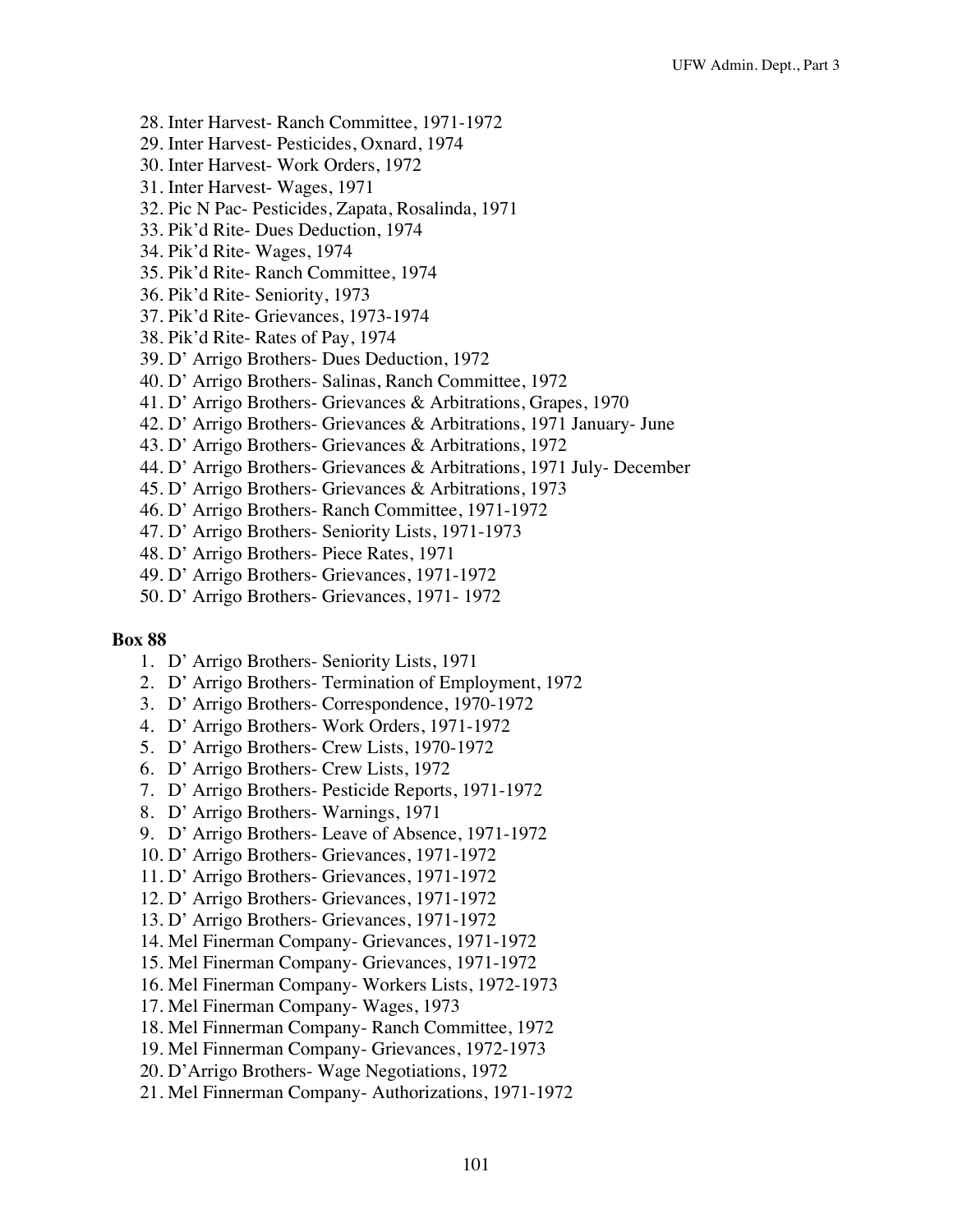28. Inter Harvest- Ranch Committee, 1971-1972
29. Inter Harvest- Pesticides, Oxnard, 1974
30. Inter Harvest- Work Orders, 1972
31. Inter Harvest- Wages, 1971
32. Pic N Pac- Pesticides, Zapata, Rosalinda, 1971
33. Pik'd Rite- Dues Deduction, 1974
34. Pik'd Rite- Wages, 1974
35. Pik'd Rite- Ranch Committee, 1974
36. Pik'd Rite- Seniority, 1973
37. Pik'd Rite- Grievances, 1973-1974
38. Pik'd Rite- Rates of Pay, 1974
39. D' Arrigo Brothers- Dues Deduction, 1972
40. D' Arrigo Brothers- Salinas, Ranch Committee, 1972
41. D' Arrigo Brothers- Grievances & Arbitrations, Grapes, 1970
42. D' Arrigo Brothers- Grievances & Arbitrations, 1971 January- June
43. D' Arrigo Brothers- Grievances & Arbitrations, 1972
44. D' Arrigo Brothers- Grievances & Arbitrations, 1971 July- December
45. D' Arrigo Brothers- Grievances & Arbitrations, 1973
46. D' Arrigo Brothers- Ranch Committee, 1971-1972
47. D' Arrigo Brothers- Seniority Lists, 1971-1973
48. D' Arrigo Brothers- Piece Rates, 1971
49. D' Arrigo Brothers- Grievances, 1971-1972
50. D' Arrigo Brothers- Grievances, 1971- 1972

**Box 88**

1. D' Arrigo Brothers- Seniority Lists, 1971
2. D' Arrigo Brothers- Termination of Employment, 1972
3. D' Arrigo Brothers- Correspondence, 1970-1972
4. D' Arrigo Brothers- Work Orders, 1971-1972
5. D' Arrigo Brothers- Crew Lists, 1970-1972
6. D' Arrigo Brothers- Crew Lists, 1972
7. D' Arrigo Brothers- Pesticide Reports, 1971-1972
8. D' Arrigo Brothers- Warnings, 1971
9. D' Arrigo Brothers- Leave of Absence, 1971-1972
10. D' Arrigo Brothers- Grievances, 1971-1972
11. D' Arrigo Brothers- Grievances, 1971-1972
12. D' Arrigo Brothers- Grievances, 1971-1972
13. D' Arrigo Brothers- Grievances, 1971-1972
14. Mel Finerman Company- Grievances, 1971-1972
15. Mel Finerman Company- Grievances, 1971-1972
16. Mel Finerman Company- Workers Lists, 1972-1973
17. Mel Finerman Company- Wages, 1973
18. Mel Finnerman Company- Ranch Committee, 1972
19. Mel Finnerman Company- Grievances, 1972-1973
20. D'Arrigo Brothers- Wage Negotiations, 1972
21. Mel Finnerman Company- Authorizations, 1971-1972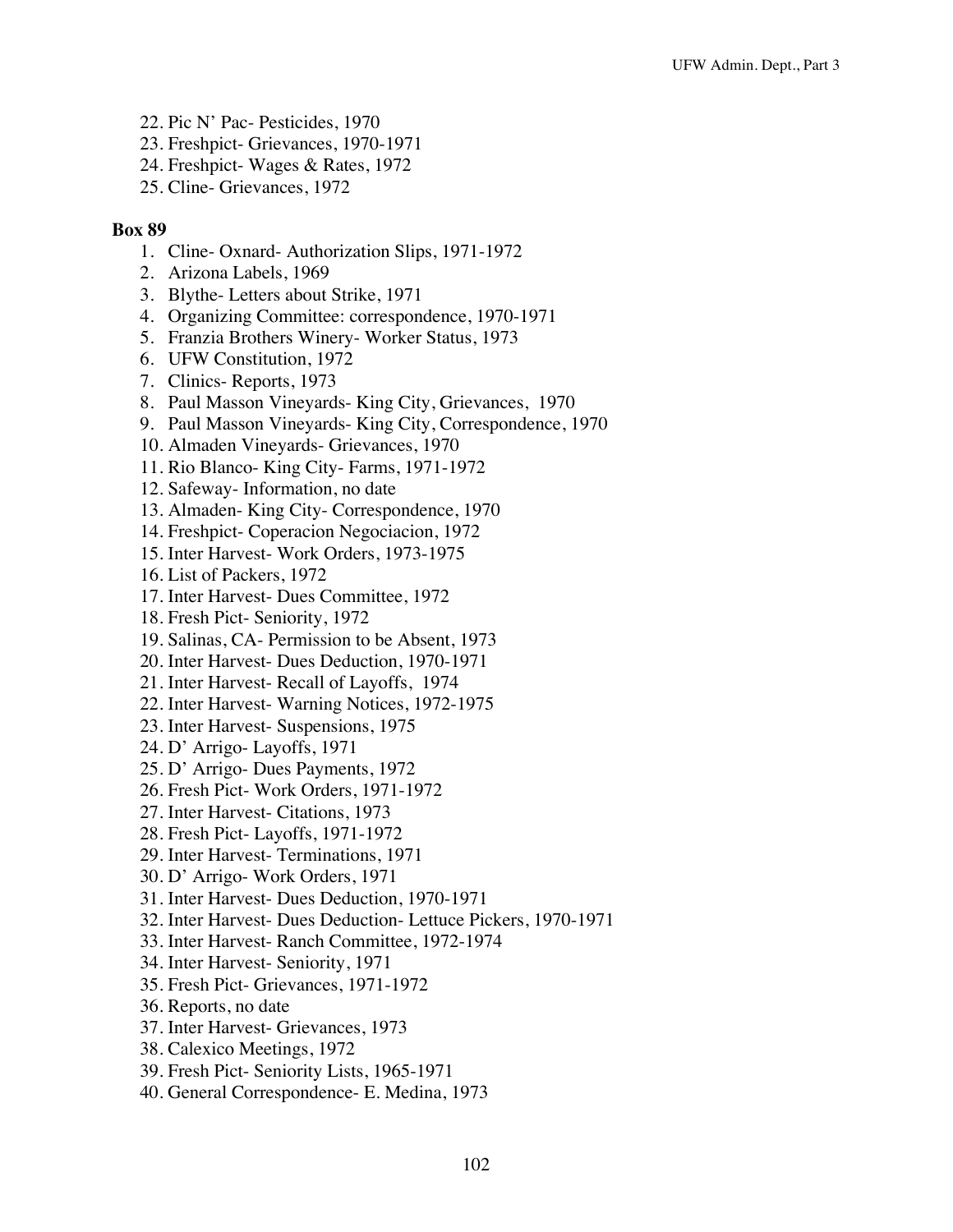22. Pic N' Pac- Pesticides, 1970
23. Freshpict- Grievances, 1970-1971
24. Freshpict- Wages & Rates, 1972
25. Cline- Grievances, 1972

**Box 89**

1. Cline- Oxnard- Authorization Slips, 1971-1972
2. Arizona Labels, 1969
3. Blythe- Letters about Strike, 1971
4. Organizing Committee: correspondence, 1970-1971
5. Franzia Brothers Winery- Worker Status, 1973
6. UFW Constitution, 1972
7. Clinics- Reports, 1973
8. Paul Masson Vineyards- King City, Grievances, 1970
9. Paul Masson Vineyards- King City, Correspondence, 1970
10. Almaden Vineyards- Grievances, 1970
11. Rio Blanco- King City- Farms, 1971-1972
12. Safeway- Information, no date
13. Almaden- King City- Correspondence, 1970
14. Freshpict- Coperacion Negociacion, 1972
15. Inter Harvest- Work Orders, 1973-1975
16. List of Packers, 1972
17. Inter Harvest- Dues Committee, 1972
18. Fresh Pict- Seniority, 1972
19. Salinas, CA- Permission to be Absent, 1973
20. Inter Harvest- Dues Deduction, 1970-1971
21. Inter Harvest- Recall of Layoffs, 1974
22. Inter Harvest- Warning Notices, 1972-1975
23. Inter Harvest- Suspensions, 1975
24. D' Arrigo- Layoffs, 1971
25. D' Arrigo- Dues Payments, 1972
26. Fresh Pict- Work Orders, 1971-1972
27. Inter Harvest- Citations, 1973
28. Fresh Pict- Layoffs, 1971-1972
29. Inter Harvest- Terminations, 1971
30. D' Arrigo- Work Orders, 1971
31. Inter Harvest- Dues Deduction, 1970-1971
32. Inter Harvest- Dues Deduction- Lettuce Pickers, 1970-1971
33. Inter Harvest- Ranch Committee, 1972-1974
34. Inter Harvest- Seniority, 1971
35. Fresh Pict- Grievances, 1971-1972
36. Reports, no date
37. Inter Harvest- Grievances, 1973
38. Calexico Meetings, 1972
39. Fresh Pict- Seniority Lists, 1965-1971
40. General Correspondence- E. Medina, 1973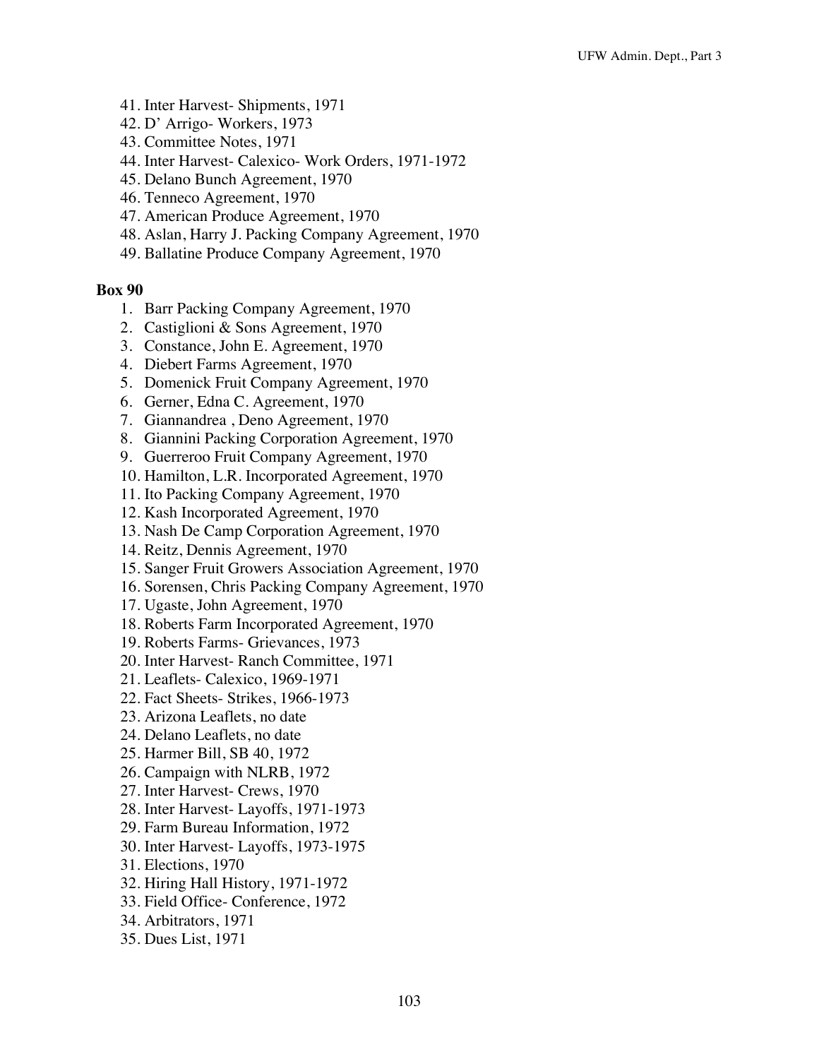41. Inter Harvest- Shipments, 1971
42. D' Arrigo- Workers, 1973
43. Committee Notes, 1971
44. Inter Harvest- Calexico- Work Orders, 1971-1972
45. Delano Bunch Agreement, 1970
46. Tenneco Agreement, 1970
47. American Produce Agreement, 1970
48. Aslan, Harry J. Packing Company Agreement, 1970
49. Ballatine Produce Company Agreement, 1970

**Box 90**

1. Barr Packing Company Agreement, 1970
2. Castiglioni & Sons Agreement, 1970
3. Constance, John E. Agreement, 1970
4. Diebert Farms Agreement, 1970
5. Domenick Fruit Company Agreement, 1970
6. Gerner, Edna C. Agreement, 1970
7. Giannandrea , Deno Agreement, 1970
8. Giannini Packing Corporation Agreement, 1970
9. Guerreroo Fruit Company Agreement, 1970
10. Hamilton, L.R. Incorporated Agreement, 1970
11. Ito Packing Company Agreement, 1970
12. Kash Incorporated Agreement, 1970
13. Nash De Camp Corporation Agreement, 1970
14. Reitz, Dennis Agreement, 1970
15. Sanger Fruit Growers Association Agreement, 1970
16. Sorensen, Chris Packing Company Agreement, 1970
17. Ugaste, John Agreement, 1970
18. Roberts Farm Incorporated Agreement, 1970
19. Roberts Farms- Grievances, 1973
20. Inter Harvest- Ranch Committee, 1971
21. Leaflets- Calexico, 1969-1971
22. Fact Sheets- Strikes, 1966-1973
23. Arizona Leaflets, no date
24. Delano Leaflets, no date
25. Harmer Bill, SB 40, 1972
26. Campaign with NLRB, 1972
27. Inter Harvest- Crews, 1970
28. Inter Harvest- Layoffs, 1971-1973
29. Farm Bureau Information, 1972
30. Inter Harvest- Layoffs, 1973-1975
31. Elections, 1970
32. Hiring Hall History, 1971-1972
33. Field Office- Conference, 1972
34. Arbitrators, 1971
35. Dues List, 1971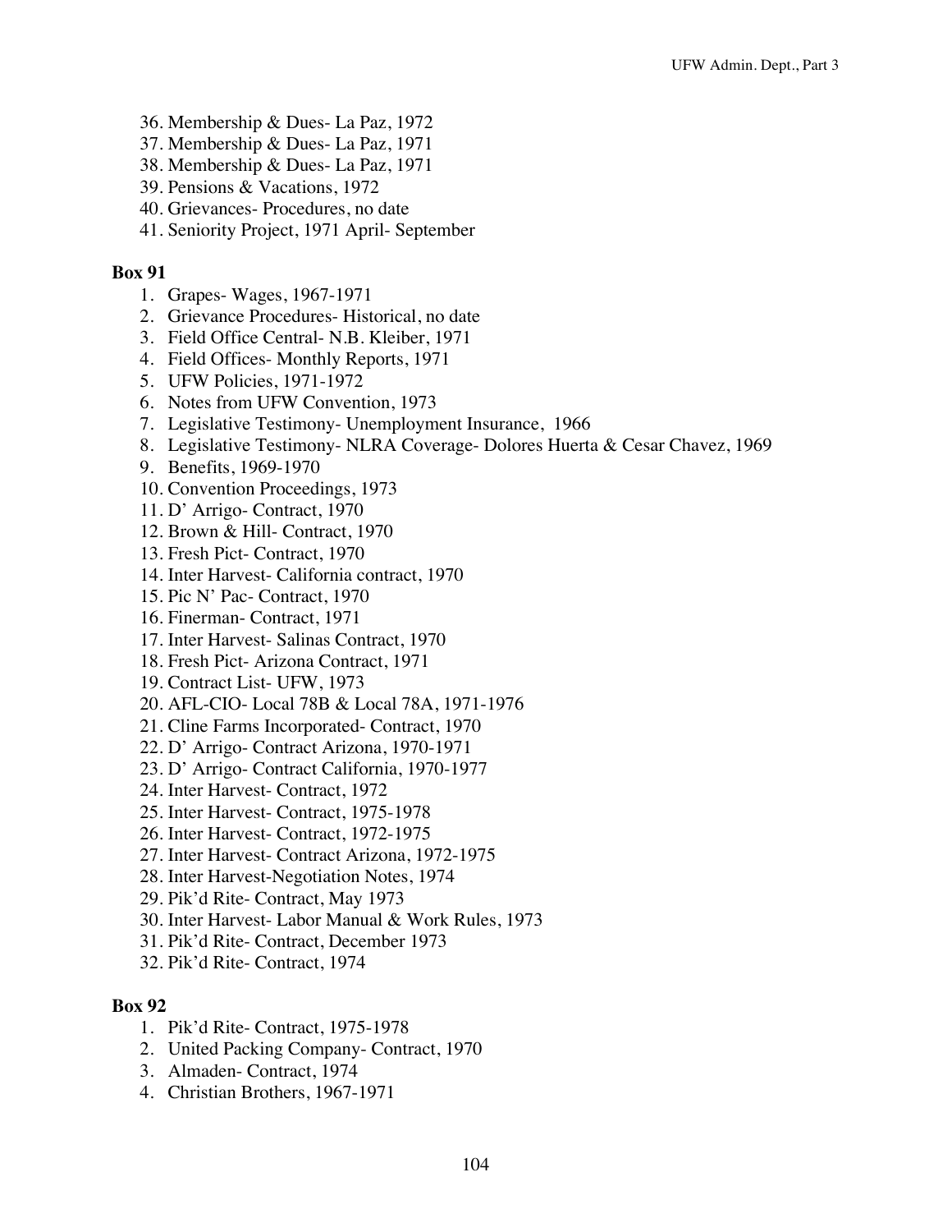36. Membership & Dues- La Paz, 1972
37. Membership & Dues- La Paz, 1971
38. Membership & Dues- La Paz, 1971
39. Pensions & Vacations, 1972
40. Grievances- Procedures, no date
41. Seniority Project, 1971 April- September

**Box 91**

1. Grapes- Wages, 1967-1971
2. Grievance Procedures- Historical, no date
3. Field Office Central- N.B. Kleiber, 1971
4. Field Offices- Monthly Reports, 1971
5. UFW Policies, 1971-1972
6. Notes from UFW Convention, 1973
7. Legislative Testimony- Unemployment Insurance, 1966
8. Legislative Testimony- NLRA Coverage- Dolores Huerta & Cesar Chavez, 1969
9. Benefits, 1969-1970
10. Convention Proceedings, 1973
11. D' Arrigo- Contract, 1970
12. Brown & Hill- Contract, 1970
13. Fresh Pict- Contract, 1970
14. Inter Harvest- California contract, 1970
15. Pic N' Pac- Contract, 1970
16. Finerman- Contract, 1971
17. Inter Harvest- Salinas Contract, 1970
18. Fresh Pict- Arizona Contract, 1971
19. Contract List- UFW, 1973
20. AFL-CIO- Local 78B & Local 78A, 1971-1976
21. Cline Farms Incorporated- Contract, 1970
22. D' Arrigo- Contract Arizona, 1970-1971
23. D' Arrigo- Contract California, 1970-1977
24. Inter Harvest- Contract, 1972
25. Inter Harvest- Contract, 1975-1978
26. Inter Harvest- Contract, 1972-1975
27. Inter Harvest- Contract Arizona, 1972-1975
28. Inter Harvest-Negotiation Notes, 1974
29. Pik'd Rite- Contract, May 1973
30. Inter Harvest- Labor Manual & Work Rules, 1973
31. Pik'd Rite- Contract, December 1973
32. Pik'd Rite- Contract, 1974

**Box 92**

1. Pik'd Rite- Contract, 1975-1978
2. United Packing Company- Contract, 1970
3. Almaden- Contract, 1974
4. Christian Brothers, 1967-1971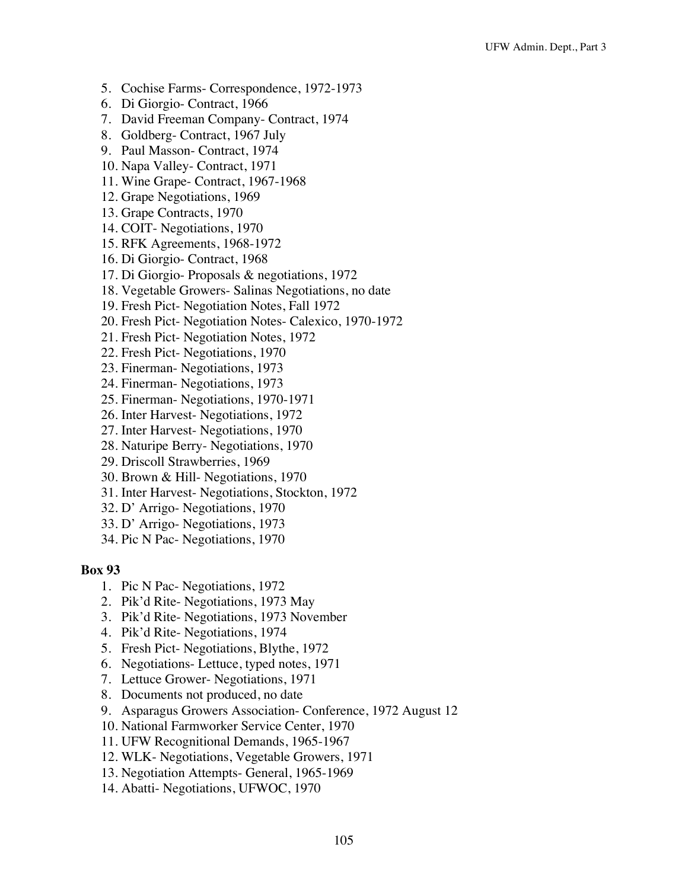5. Cochise Farms- Correspondence, 1972-1973
6. Di Giorgio- Contract, 1966
7. David Freeman Company- Contract, 1974
8. Goldberg- Contract, 1967 July
9. Paul Masson- Contract, 1974
10. Napa Valley- Contract, 1971
11. Wine Grape- Contract, 1967-1968
12. Grape Negotiations, 1969
13. Grape Contracts, 1970
14. COIT- Negotiations, 1970
15. RFK Agreements, 1968-1972
16. Di Giorgio- Contract, 1968
17. Di Giorgio- Proposals & negotiations, 1972
18. Vegetable Growers- Salinas Negotiations, no date
19. Fresh Pict- Negotiation Notes, Fall 1972
20. Fresh Pict- Negotiation Notes- Calexico, 1970-1972
21. Fresh Pict- Negotiation Notes, 1972
22. Fresh Pict- Negotiations, 1970
23. Finerman- Negotiations, 1973
24. Finerman- Negotiations, 1973
25. Finerman- Negotiations, 1970-1971
26. Inter Harvest- Negotiations, 1972
27. Inter Harvest- Negotiations, 1970
28. Naturipe Berry- Negotiations, 1970
29. Driscoll Strawberries, 1969
30. Brown & Hill- Negotiations, 1970
31. Inter Harvest- Negotiations, Stockton, 1972
32. D' Arrigo- Negotiations, 1970
33. D' Arrigo- Negotiations, 1973
34. Pic N Pac- Negotiations, 1970

**Box 93**

1. Pic N Pac- Negotiations, 1972
2. Pik'd Rite- Negotiations, 1973 May
3. Pik'd Rite- Negotiations, 1973 November
4. Pik'd Rite- Negotiations, 1974
5. Fresh Pict- Negotiations, Blythe, 1972
6. Negotiations- Lettuce, typed notes, 1971
7. Lettuce Grower- Negotiations, 1971
8. Documents not produced, no date
9. Asparagus Growers Association- Conference, 1972 August 12
10. National Farmworker Service Center, 1970
11. UFW Recognitional Demands, 1965-1967
12. WLK- Negotiations, Vegetable Growers, 1971
13. Negotiation Attempts- General, 1965-1969
14. Abatti- Negotiations, UFWOC, 1970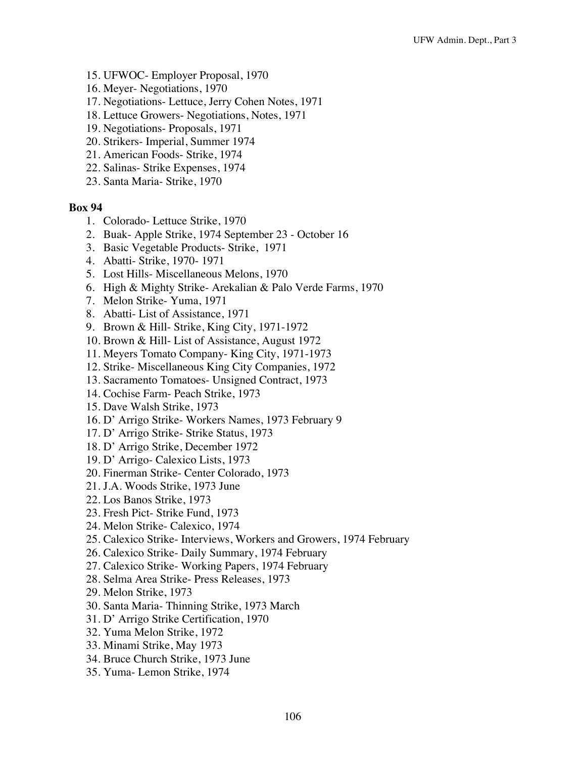15. UFWOC- Employer Proposal, 1970
16. Meyer- Negotiations, 1970
17. Negotiations- Lettuce, Jerry Cohen Notes, 1971
18. Lettuce Growers- Negotiations, Notes, 1971
19. Negotiations- Proposals, 1971
20. Strikers- Imperial, Summer 1974
21. American Foods- Strike, 1974
22. Salinas- Strike Expenses, 1974
23. Santa Maria- Strike, 1970

**Box 94**

1. Colorado- Lettuce Strike, 1970
2. Buak- Apple Strike, 1974 September 23 - October 16
3. Basic Vegetable Products- Strike, 1971
4. Abatti- Strike, 1970- 1971
5. Lost Hills- Miscellaneous Melons, 1970
6. High & Mighty Strike- Arekalian & Palo Verde Farms, 1970
7. Melon Strike- Yuma, 1971
8. Abatti- List of Assistance, 1971
9. Brown & Hill- Strike, King City, 1971-1972
10. Brown & Hill- List of Assistance, August 1972
11. Meyers Tomato Company- King City, 1971-1973
12. Strike- Miscellaneous King City Companies, 1972
13. Sacramento Tomatoes- Unsigned Contract, 1973
14. Cochise Farm- Peach Strike, 1973
15. Dave Walsh Strike, 1973
16. D' Arrigo Strike- Workers Names, 1973 February 9
17. D' Arrigo Strike- Strike Status, 1973
18. D' Arrigo Strike, December 1972
19. D' Arrigo- Calexico Lists, 1973
20. Finerman Strike- Center Colorado, 1973
21. J.A. Woods Strike, 1973 June
22. Los Banos Strike, 1973
23. Fresh Pict- Strike Fund, 1973
24. Melon Strike- Calexico, 1974
25. Calexico Strike- Interviews, Workers and Growers, 1974 February
26. Calexico Strike- Daily Summary, 1974 February
27. Calexico Strike- Working Papers, 1974 February
28. Selma Area Strike- Press Releases, 1973
29. Melon Strike, 1973
30. Santa Maria- Thinning Strike, 1973 March
31. D' Arrigo Strike Certification, 1970
32. Yuma Melon Strike, 1972
33. Minami Strike, May 1973
34. Bruce Church Strike, 1973 June
35. Yuma- Lemon Strike, 1974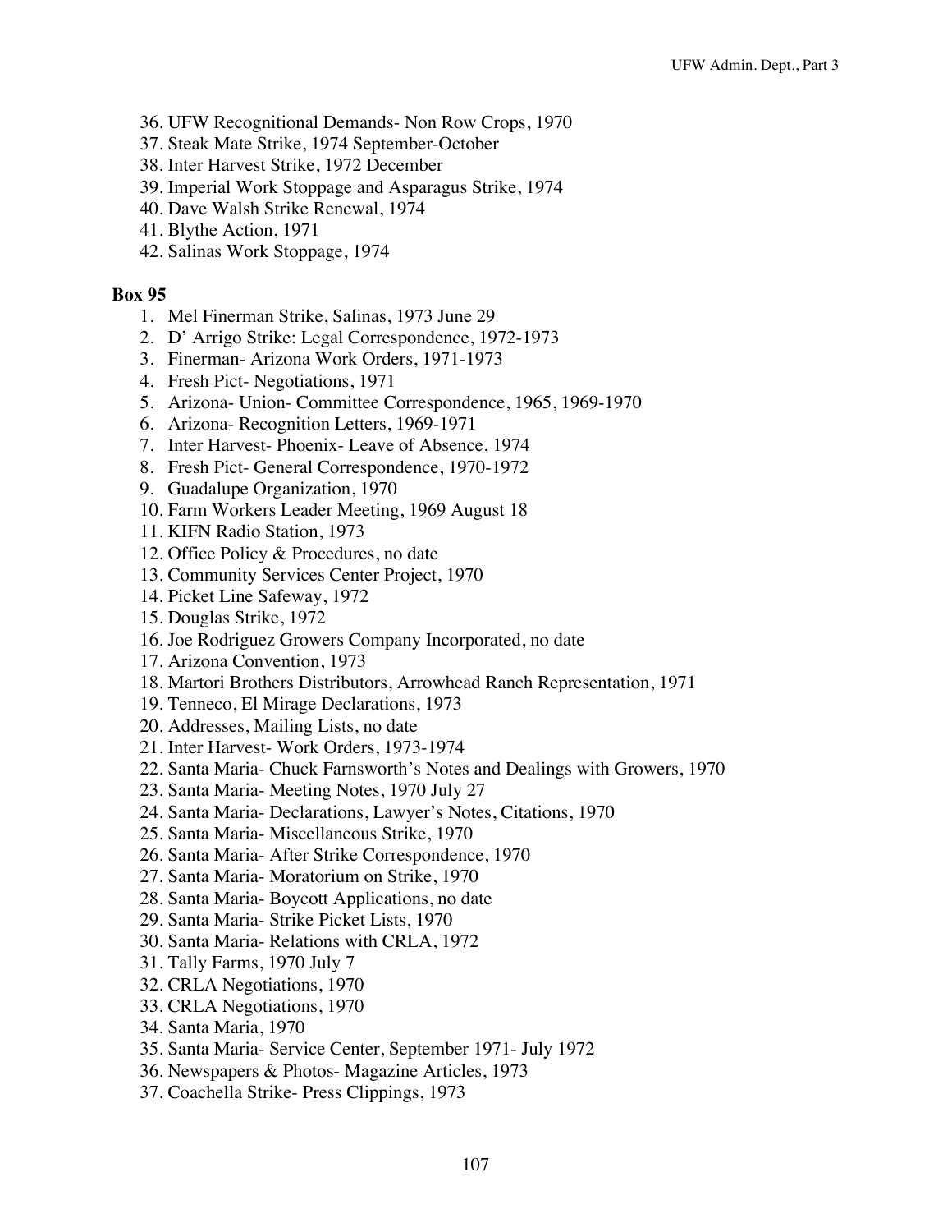36. UFW Recognitional Demands- Non Row Crops, 1970
37. Steak Mate Strike, 1974 September-October
38. Inter Harvest Strike, 1972 December
39. Imperial Work Stoppage and Asparagus Strike, 1974
40. Dave Walsh Strike Renewal, 1974
41. Blythe Action, 1971
42. Salinas Work Stoppage, 1974

**Box 95**

1. Mel Finerman Strike, Salinas, 1973 June 29
2. D' Arrigo Strike: Legal Correspondence, 1972-1973
3. Finerman- Arizona Work Orders, 1971-1973
4. Fresh Pict- Negotiations, 1971
5. Arizona- Union- Committee Correspondence, 1965, 1969-1970
6. Arizona- Recognition Letters, 1969-1971
7. Inter Harvest- Phoenix- Leave of Absence, 1974
8. Fresh Pict- General Correspondence, 1970-1972
9. Guadalupe Organization, 1970
10. Farm Workers Leader Meeting, 1969 August 18
11. KIFN Radio Station, 1973
12. Office Policy & Procedures, no date
13. Community Services Center Project, 1970
14. Picket Line Safeway, 1972
15. Douglas Strike, 1972
16. Joe Rodriguez Growers Company Incorporated, no date
17. Arizona Convention, 1973
18. Martori Brothers Distributors, Arrowhead Ranch Representation, 1971
19. Tenneco, El Mirage Declarations, 1973
20. Addresses, Mailing Lists, no date
21. Inter Harvest- Work Orders, 1973-1974
22. Santa Maria- Chuck Farnsworth's Notes and Dealings with Growers, 1970
23. Santa Maria- Meeting Notes, 1970 July 27
24. Santa Maria- Declarations, Lawyer's Notes, Citations, 1970
25. Santa Maria- Miscellaneous Strike, 1970
26. Santa Maria- After Strike Correspondence, 1970
27. Santa Maria- Moratorium on Strike, 1970
28. Santa Maria- Boycott Applications, no date
29. Santa Maria- Strike Picket Lists, 1970
30. Santa Maria- Relations with CRLA, 1972
31. Tally Farms, 1970 July 7
32. CRLA Negotiations, 1970
33. CRLA Negotiations, 1970
34. Santa Maria, 1970
35. Santa Maria- Service Center, September 1971- July 1972
36. Newspapers & Photos- Magazine Articles, 1973
37. Coachella Strike- Press Clippings, 1973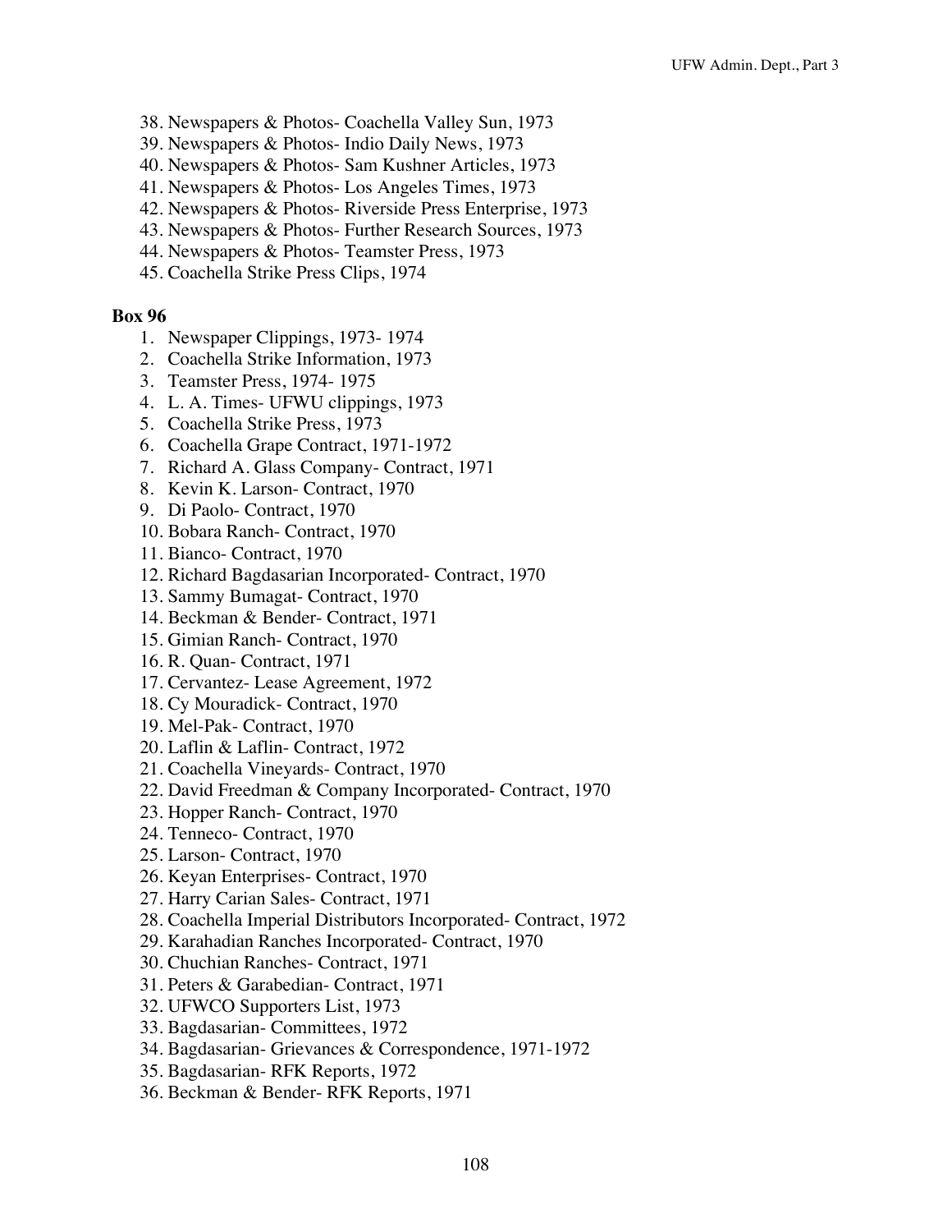38. Newspapers & Photos- Coachella Valley Sun, 1973
39. Newspapers & Photos- Indio Daily News, 1973
40. Newspapers & Photos- Sam Kushner Articles, 1973
41. Newspapers & Photos- Los Angeles Times, 1973
42. Newspapers & Photos- Riverside Press Enterprise, 1973
43. Newspapers & Photos- Further Research Sources, 1973
44. Newspapers & Photos- Teamster Press, 1973
45. Coachella Strike Press Clips, 1974

**Box 96**

1. Newspaper Clippings, 1973- 1974
2. Coachella Strike Information, 1973
3. Teamster Press, 1974- 1975
4. L. A. Times- UFWU clippings, 1973
5. Coachella Strike Press, 1973
6. Coachella Grape Contract, 1971-1972
7. Richard A. Glass Company- Contract, 1971
8. Kevin K. Larson- Contract, 1970
9. Di Paolo- Contract, 1970
10. Bobara Ranch- Contract, 1970
11. Bianco- Contract, 1970
12. Richard Bagdasarian Incorporated- Contract, 1970
13. Sammy Bumagat- Contract, 1970
14. Beckman & Bender- Contract, 1971
15. Gimian Ranch- Contract, 1970
16. R. Quan- Contract, 1971
17. Cervantez- Lease Agreement, 1972
18. Cy Mouradick- Contract, 1970
19. Mel-Pak- Contract, 1970
20. Laflin & Laflin- Contract, 1972
21. Coachella Vineyards- Contract, 1970
22. David Freedman & Company Incorporated- Contract, 1970
23. Hopper Ranch- Contract, 1970
24. Tenneco- Contract, 1970
25. Larson- Contract, 1970
26. Keyan Enterprises- Contract, 1970
27. Harry Carian Sales- Contract, 1971
28. Coachella Imperial Distributors Incorporated- Contract, 1972
29. Karahadian Ranches Incorporated- Contract, 1970
30. Chuchian Ranches- Contract, 1971
31. Peters & Garabedian- Contract, 1971
32. UFWCO Supporters List, 1973
33. Bagdasarian- Committees, 1972
34. Bagdasarian- Grievances & Correspondence, 1971-1972
35. Bagdasarian- RFK Reports, 1972
36. Beckman & Bender- RFK Reports, 1971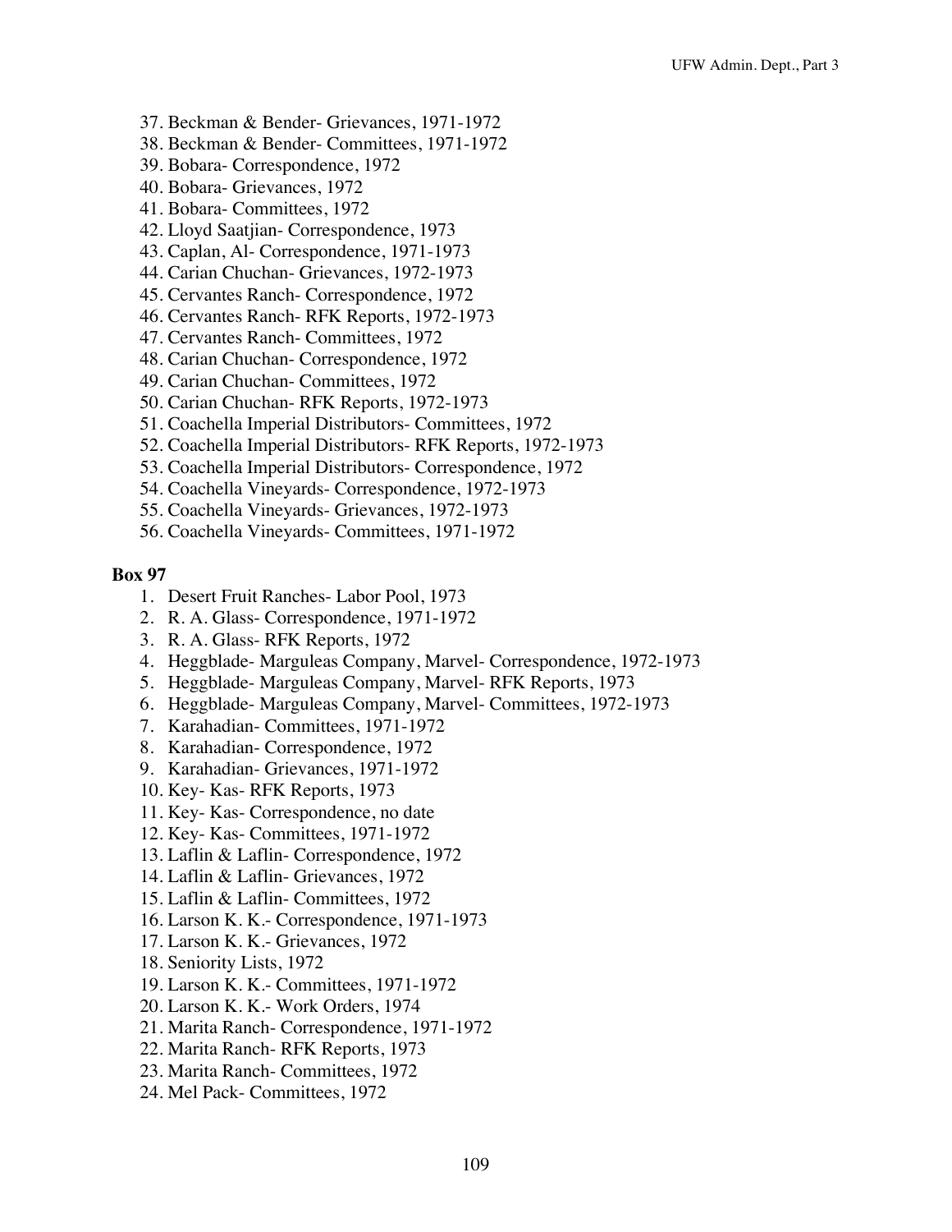37. Beckman & Bender- Grievances, 1971-1972
38. Beckman & Bender- Committees, 1971-1972
39. Bobara- Correspondence, 1972
40. Bobara- Grievances, 1972
41. Bobara- Committees, 1972
42. Lloyd Saatjian- Correspondence, 1973
43. Caplan, Al- Correspondence, 1971-1973
44. Carian Chuchan- Grievances, 1972-1973
45. Cervantes Ranch- Correspondence, 1972
46. Cervantes Ranch- RFK Reports, 1972-1973
47. Cervantes Ranch- Committees, 1972
48. Carian Chuchan- Correspondence, 1972
49. Carian Chuchan- Committees, 1972
50. Carian Chuchan- RFK Reports, 1972-1973
51. Coachella Imperial Distributors- Committees, 1972
52. Coachella Imperial Distributors- RFK Reports, 1972-1973
53. Coachella Imperial Distributors- Correspondence, 1972
54. Coachella Vineyards- Correspondence, 1972-1973
55. Coachella Vineyards- Grievances, 1972-1973
56. Coachella Vineyards- Committees, 1971-1972

**Box 97**

1. Desert Fruit Ranches- Labor Pool, 1973
2. R. A. Glass- Correspondence, 1971-1972
3. R. A. Glass- RFK Reports, 1972
4. Heggblade- Marguleas Company, Marvel- Correspondence, 1972-1973
5. Heggblade- Marguleas Company, Marvel- RFK Reports, 1973
6. Heggblade- Marguleas Company, Marvel- Committees, 1972-1973
7. Karahadian- Committees, 1971-1972
8. Karahadian- Correspondence, 1972
9. Karahadian- Grievances, 1971-1972
10. Key- Kas- RFK Reports, 1973
11. Key- Kas- Correspondence, no date
12. Key- Kas- Committees, 1971-1972
13. Laflin & Laflin- Correspondence, 1972
14. Laflin & Laflin- Grievances, 1972
15. Laflin & Laflin- Committees, 1972
16. Larson K. K.- Correspondence, 1971-1973
17. Larson K. K.- Grievances, 1972
18. Seniority Lists, 1972
19. Larson K. K.- Committees, 1971-1972
20. Larson K. K.- Work Orders, 1974
21. Marita Ranch- Correspondence, 1971-1972
22. Marita Ranch- RFK Reports, 1973
23. Marita Ranch- Committees, 1972
24. Mel Pack- Committees, 1972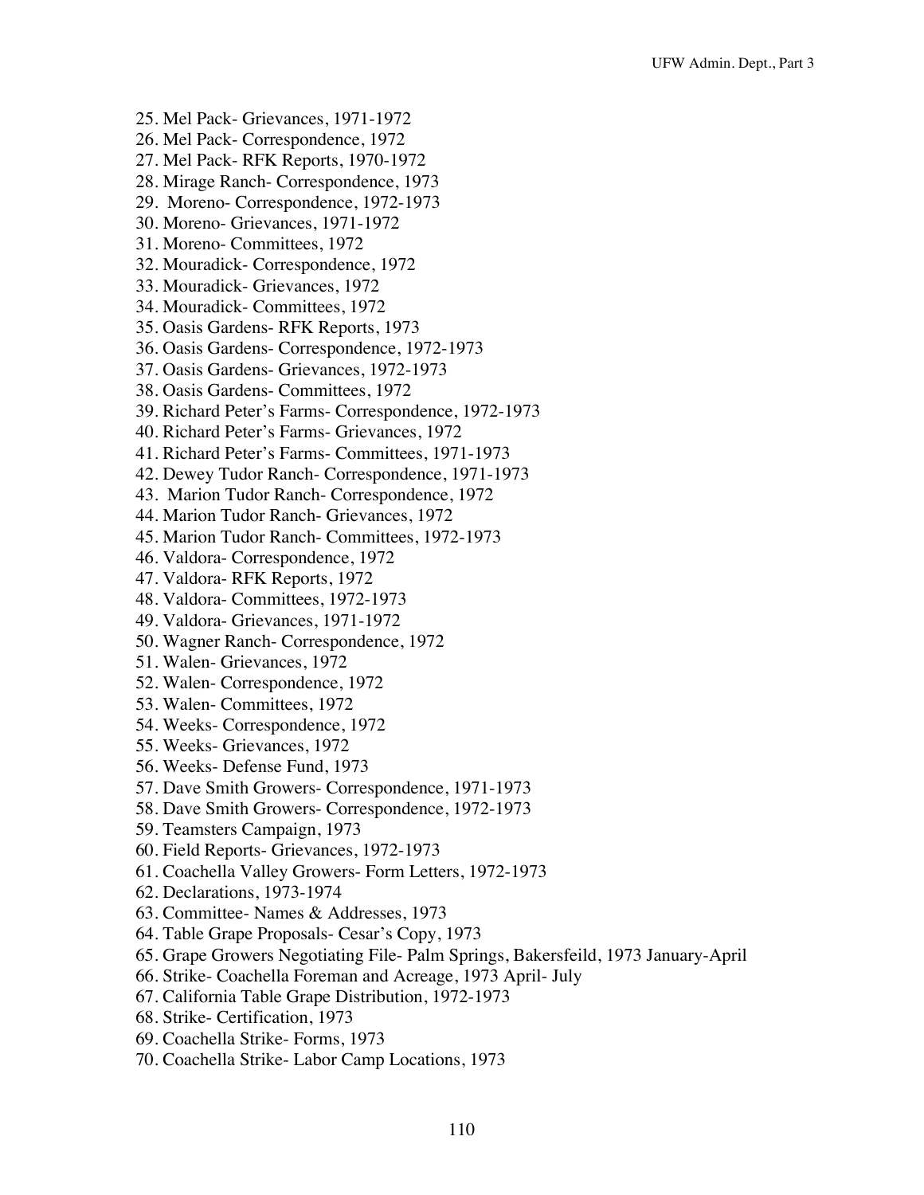25. Mel Pack- Grievances, 1971-1972
26. Mel Pack- Correspondence, 1972
27. Mel Pack- RFK Reports, 1970-1972
28. Mirage Ranch- Correspondence, 1973
29. Moreno- Correspondence, 1972-1973
30. Moreno- Grievances, 1971-1972
31. Moreno- Committees, 1972
32. Mouradick- Correspondence, 1972
33. Mouradick- Grievances, 1972
34. Mouradick- Committees, 1972
35. Oasis Gardens- RFK Reports, 1973
36. Oasis Gardens- Correspondence, 1972-1973
37. Oasis Gardens- Grievances, 1972-1973
38. Oasis Gardens- Committees, 1972
39. Richard Peter's Farms- Correspondence, 1972-1973
40. Richard Peter's Farms- Grievances, 1972
41. Richard Peter's Farms- Committees, 1971-1973
42. Dewey Tudor Ranch- Correspondence, 1971-1973
43. Marion Tudor Ranch- Correspondence, 1972
44. Marion Tudor Ranch- Grievances, 1972
45. Marion Tudor Ranch- Committees, 1972-1973
46. Valdora- Correspondence, 1972
47. Valdora- RFK Reports, 1972
48. Valdora- Committees, 1972-1973
49. Valdora- Grievances, 1971-1972
50. Wagner Ranch- Correspondence, 1972
51. Walen- Grievances, 1972
52. Walen- Correspondence, 1972
53. Walen- Committees, 1972
54. Weeks- Correspondence, 1972
55. Weeks- Grievances, 1972
56. Weeks- Defense Fund, 1973
57. Dave Smith Growers- Correspondence, 1971-1973
58. Dave Smith Growers- Correspondence, 1972-1973
59. Teamsters Campaign, 1973
60. Field Reports- Grievances, 1972-1973
61. Coachella Valley Growers- Form Letters, 1972-1973
62. Declarations, 1973-1974
63. Committee- Names & Addresses, 1973
64. Table Grape Proposals- Cesar's Copy, 1973
65. Grape Growers Negotiating File- Palm Springs, Bakersfeild, 1973 January-April
66. Strike- Coachella Foreman and Acreage, 1973 April- July
67. California Table Grape Distribution, 1972-1973
68. Strike- Certification, 1973
69. Coachella Strike- Forms, 1973
70. Coachella Strike- Labor Camp Locations, 1973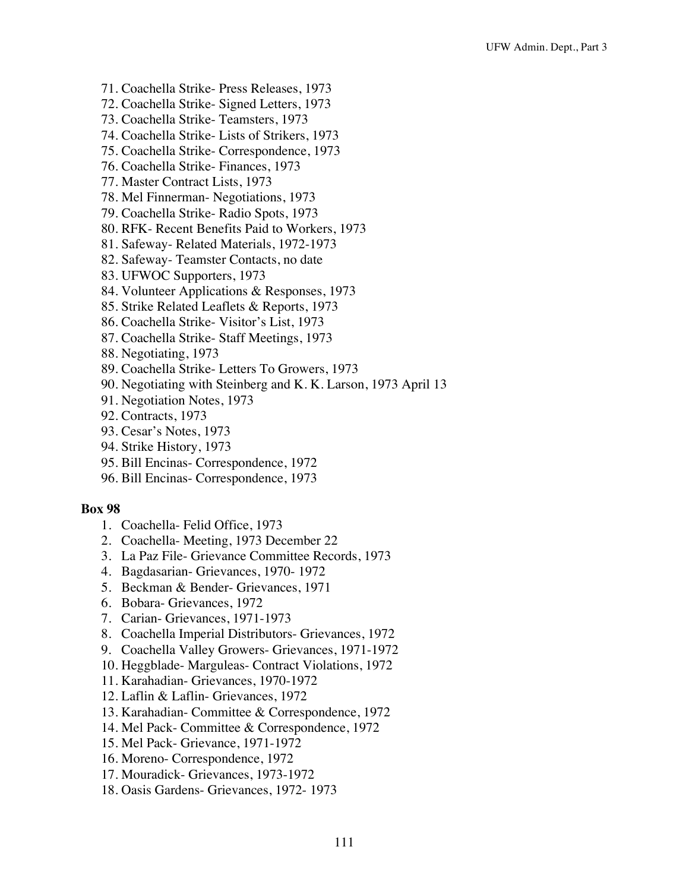71. Coachella Strike- Press Releases, 1973
72. Coachella Strike- Signed Letters, 1973
73. Coachella Strike- Teamsters, 1973
74. Coachella Strike- Lists of Strikers, 1973
75. Coachella Strike- Correspondence, 1973
76. Coachella Strike- Finances, 1973
77. Master Contract Lists, 1973
78. Mel Finnerman- Negotiations, 1973
79. Coachella Strike- Radio Spots, 1973
80. RFK- Recent Benefits Paid to Workers, 1973
81. Safeway- Related Materials, 1972-1973
82. Safeway- Teamster Contacts, no date
83. UFWOC Supporters, 1973
84. Volunteer Applications & Responses, 1973
85. Strike Related Leaflets & Reports, 1973
86. Coachella Strike- Visitor's List, 1973
87. Coachella Strike- Staff Meetings, 1973
88. Negotiating, 1973
89. Coachella Strike- Letters To Growers, 1973
90. Negotiating with Steinberg and K. K. Larson, 1973 April 13
91. Negotiation Notes, 1973
92. Contracts, 1973
93. Cesar's Notes, 1973
94. Strike History, 1973
95. Bill Encinas- Correspondence, 1972
96. Bill Encinas- Correspondence, 1973

**Box 98**

1. Coachella- Felid Office, 1973
2. Coachella- Meeting, 1973 December 22
3. La Paz File- Grievance Committee Records, 1973
4. Bagdasarian- Grievances, 1970- 1972
5. Beckman & Bender- Grievances, 1971
6. Bobara- Grievances, 1972
7. Carian- Grievances, 1971-1973
8. Coachella Imperial Distributors- Grievances, 1972
9. Coachella Valley Growers- Grievances, 1971-1972
10. Heggblade- Marguleas- Contract Violations, 1972
11. Karahadian- Grievances, 1970-1972
12. Laflin & Laflin- Grievances, 1972
13. Karahadian- Committee & Correspondence, 1972
14. Mel Pack- Committee & Correspondence, 1972
15. Mel Pack- Grievance, 1971-1972
16. Moreno- Correspondence, 1972
17. Mouradick- Grievances, 1973-1972
18. Oasis Gardens- Grievances, 1972- 1973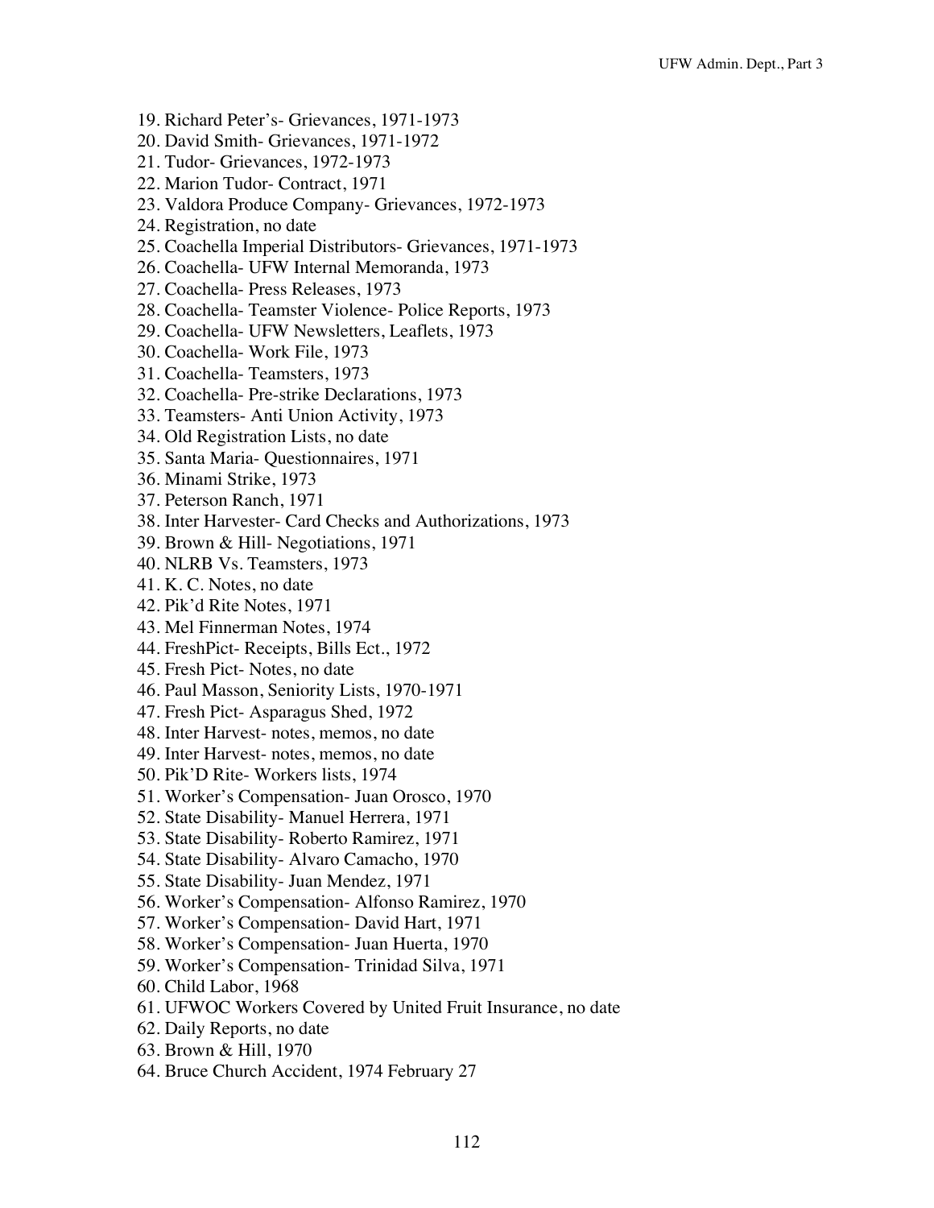19. Richard Peter's- Grievances, 1971-1973
20. David Smith- Grievances, 1971-1972
21. Tudor- Grievances, 1972-1973
22. Marion Tudor- Contract, 1971
23. Valdora Produce Company- Grievances, 1972-1973
24. Registration, no date
25. Coachella Imperial Distributors- Grievances, 1971-1973
26. Coachella- UFW Internal Memoranda, 1973
27. Coachella- Press Releases, 1973
28. Coachella- Teamster Violence- Police Reports, 1973
29. Coachella- UFW Newsletters, Leaflets, 1973
30. Coachella- Work File, 1973
31. Coachella- Teamsters, 1973
32. Coachella- Pre-strike Declarations, 1973
33. Teamsters- Anti Union Activity, 1973
34. Old Registration Lists, no date
35. Santa Maria- Questionnaires, 1971
36. Minami Strike, 1973
37. Peterson Ranch, 1971
38. Inter Harvester- Card Checks and Authorizations, 1973
39. Brown & Hill- Negotiations, 1971
40. NLRB Vs. Teamsters, 1973
41. K. C. Notes, no date
42. Pik'd Rite Notes, 1971
43. Mel Finnerman Notes, 1974
44. FreshPict- Receipts, Bills Ect., 1972
45. Fresh Pict- Notes, no date
46. Paul Masson, Seniority Lists, 1970-1971
47. Fresh Pict- Asparagus Shed, 1972
48. Inter Harvest- notes, memos, no date
49. Inter Harvest- notes, memos, no date
50. Pik'D Rite- Workers lists, 1974
51. Worker's Compensation- Juan Orosco, 1970
52. State Disability- Manuel Herrera, 1971
53. State Disability- Roberto Ramirez, 1971
54. State Disability- Alvaro Camacho, 1970
55. State Disability- Juan Mendez, 1971
56. Worker's Compensation- Alfonso Ramirez, 1970
57. Worker's Compensation- David Hart, 1971
58. Worker's Compensation- Juan Huerta, 1970
59. Worker's Compensation- Trinidad Silva, 1971
60. Child Labor, 1968
61. UFWOC Workers Covered by United Fruit Insurance, no date
62. Daily Reports, no date
63. Brown & Hill, 1970
64. Bruce Church Accident, 1974 February 27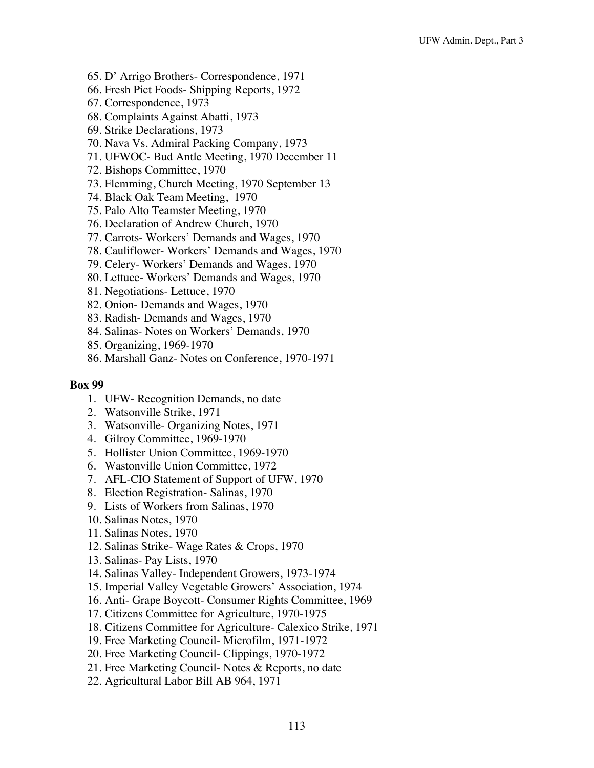65. D' Arrigo Brothers- Correspondence, 1971
66. Fresh Pict Foods- Shipping Reports, 1972
67. Correspondence, 1973
68. Complaints Against Abatti, 1973
69. Strike Declarations, 1973
70. Nava Vs. Admiral Packing Company, 1973
71. UFWOC- Bud Antle Meeting, 1970 December 11
72. Bishops Committee, 1970
73. Flemming, Church Meeting, 1970 September 13
74. Black Oak Team Meeting, 1970
75. Palo Alto Teamster Meeting, 1970
76. Declaration of Andrew Church, 1970
77. Carrots- Workers' Demands and Wages, 1970
78. Cauliflower- Workers' Demands and Wages, 1970
79. Celery- Workers' Demands and Wages, 1970
80. Lettuce- Workers' Demands and Wages, 1970
81. Negotiations- Lettuce, 1970
82. Onion- Demands and Wages, 1970
83. Radish- Demands and Wages, 1970
84. Salinas- Notes on Workers' Demands, 1970
85. Organizing, 1969-1970
86. Marshall Ganz- Notes on Conference, 1970-1971

**Box 99**

1. UFW- Recognition Demands, no date
2. Watsonville Strike, 1971
3. Watsonville- Organizing Notes, 1971
4. Gilroy Committee, 1969-1970
5. Hollister Union Committee, 1969-1970
6. Wastonville Union Committee, 1972
7. AFL-CIO Statement of Support of UFW, 1970
8. Election Registration- Salinas, 1970
9. Lists of Workers from Salinas, 1970
10. Salinas Notes, 1970
11. Salinas Notes, 1970
12. Salinas Strike- Wage Rates & Crops, 1970
13. Salinas- Pay Lists, 1970
14. Salinas Valley- Independent Growers, 1973-1974
15. Imperial Valley Vegetable Growers' Association, 1974
16. Anti- Grape Boycott- Consumer Rights Committee, 1969
17. Citizens Committee for Agriculture, 1970-1975
18. Citizens Committee for Agriculture- Calexico Strike, 1971
19. Free Marketing Council- Microfilm, 1971-1972
20. Free Marketing Council- Clippings, 1970-1972
21. Free Marketing Council- Notes & Reports, no date
22. Agricultural Labor Bill AB 964, 1971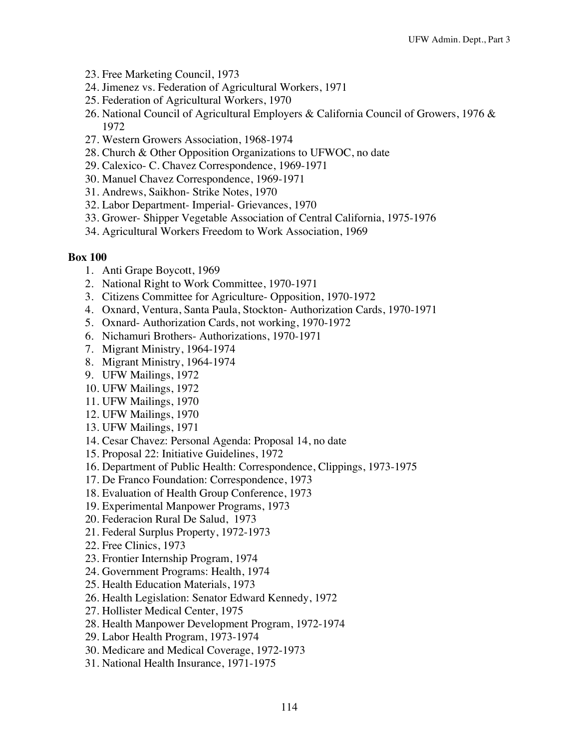23. Free Marketing Council, 1973
24. Jimenez vs. Federation of Agricultural Workers, 1971
25. Federation of Agricultural Workers, 1970
26. National Council of Agricultural Employers & California Council of Growers, 1976 & 1972
27. Western Growers Association, 1968-1974
28. Church & Other Opposition Organizations to UFWOC, no date
29. Calexico- C. Chavez Correspondence, 1969-1971
30. Manuel Chavez Correspondence, 1969-1971
31. Andrews, Saikhon- Strike Notes, 1970
32. Labor Department- Imperial- Grievances, 1970
33. Grower- Shipper Vegetable Association of Central California, 1975-1976
34. Agricultural Workers Freedom to Work Association, 1969

**Box 100**

1. Anti Grape Boycott, 1969
2. National Right to Work Committee, 1970-1971
3. Citizens Committee for Agriculture- Opposition, 1970-1972
4. Oxnard, Ventura, Santa Paula, Stockton- Authorization Cards, 1970-1971
5. Oxnard- Authorization Cards, not working, 1970-1972
6. Nichamuri Brothers- Authorizations, 1970-1971
7. Migrant Ministry, 1964-1974
8. Migrant Ministry, 1964-1974
9. UFW Mailings, 1972
10. UFW Mailings, 1972
11. UFW Mailings, 1970
12. UFW Mailings, 1970
13. UFW Mailings, 1971
14. Cesar Chavez: Personal Agenda: Proposal 14, no date
15. Proposal 22: Initiative Guidelines, 1972
16. Department of Public Health: Correspondence, Clippings, 1973-1975
17. De Franco Foundation: Correspondence, 1973
18. Evaluation of Health Group Conference, 1973
19. Experimental Manpower Programs, 1973
20. Federacion Rural De Salud, 1973
21. Federal Surplus Property, 1972-1973
22. Free Clinics, 1973
23. Frontier Internship Program, 1974
24. Government Programs: Health, 1974
25. Health Education Materials, 1973
26. Health Legislation: Senator Edward Kennedy, 1972
27. Hollister Medical Center, 1975
28. Health Manpower Development Program, 1972-1974
29. Labor Health Program, 1973-1974
30. Medicare and Medical Coverage, 1972-1973
31. National Health Insurance, 1971-1975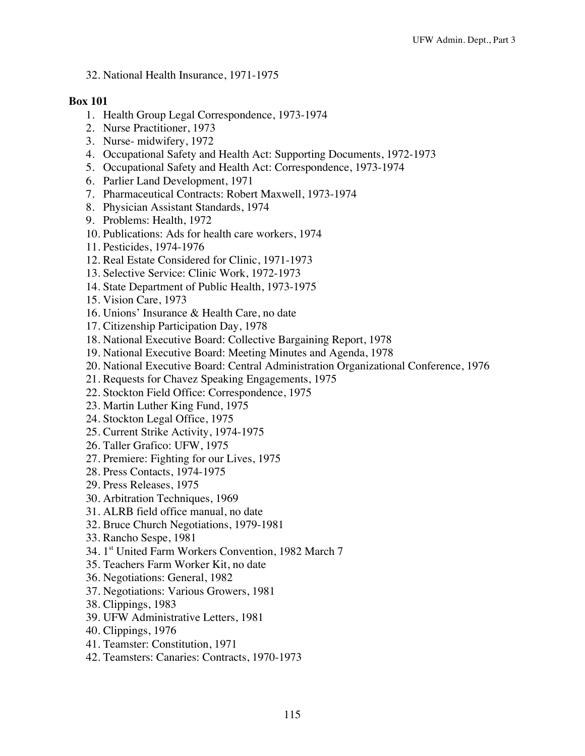32. National Health Insurance, 1971-1975

**Box 101**

1. Health Group Legal Correspondence, 1973-1974
2. Nurse Practitioner, 1973
3. Nurse- midwifery, 1972
4. Occupational Safety and Health Act: Supporting Documents, 1972-1973
5. Occupational Safety and Health Act: Correspondence, 1973-1974
6. Parlier Land Development, 1971
7. Pharmaceutical Contracts: Robert Maxwell, 1973-1974
8. Physician Assistant Standards, 1974
9. Problems: Health, 1972
10. Publications: Ads for health care workers, 1974
11. Pesticides, 1974-1976
12. Real Estate Considered for Clinic, 1971-1973
13. Selective Service: Clinic Work, 1972-1973
14. State Department of Public Health, 1973-1975
15. Vision Care, 1973
16. Unions' Insurance & Health Care, no date
17. Citizenship Participation Day, 1978
18. National Executive Board: Collective Bargaining Report, 1978
19. National Executive Board: Meeting Minutes and Agenda, 1978
20. National Executive Board: Central Administration Organizational Conference, 1976
21. Requests for Chavez Speaking Engagements, 1975
22. Stockton Field Office: Correspondence, 1975
23. Martin Luther King Fund, 1975
24. Stockton Legal Office, 1975
25. Current Strike Activity, 1974-1975
26. Taller Grafico: UFW, 1975
27. Premiere: Fighting for our Lives, 1975
28. Press Contacts, 1974-1975
29. Press Releases, 1975
30. Arbitration Techniques, 1969
31. ALRB field office manual, no date
32. Bruce Church Negotiations, 1979-1981
33. Rancho Sespe, 1981
34. 1st United Farm Workers Convention, 1982 March 7
35. Teachers Farm Worker Kit, no date
36. Negotiations: General, 1982
37. Negotiations: Various Growers, 1981
38. Clippings, 1983
39. UFW Administrative Letters, 1981
40. Clippings, 1976
41. Teamster: Constitution, 1971
42. Teamsters: Canaries: Contracts, 1970-1973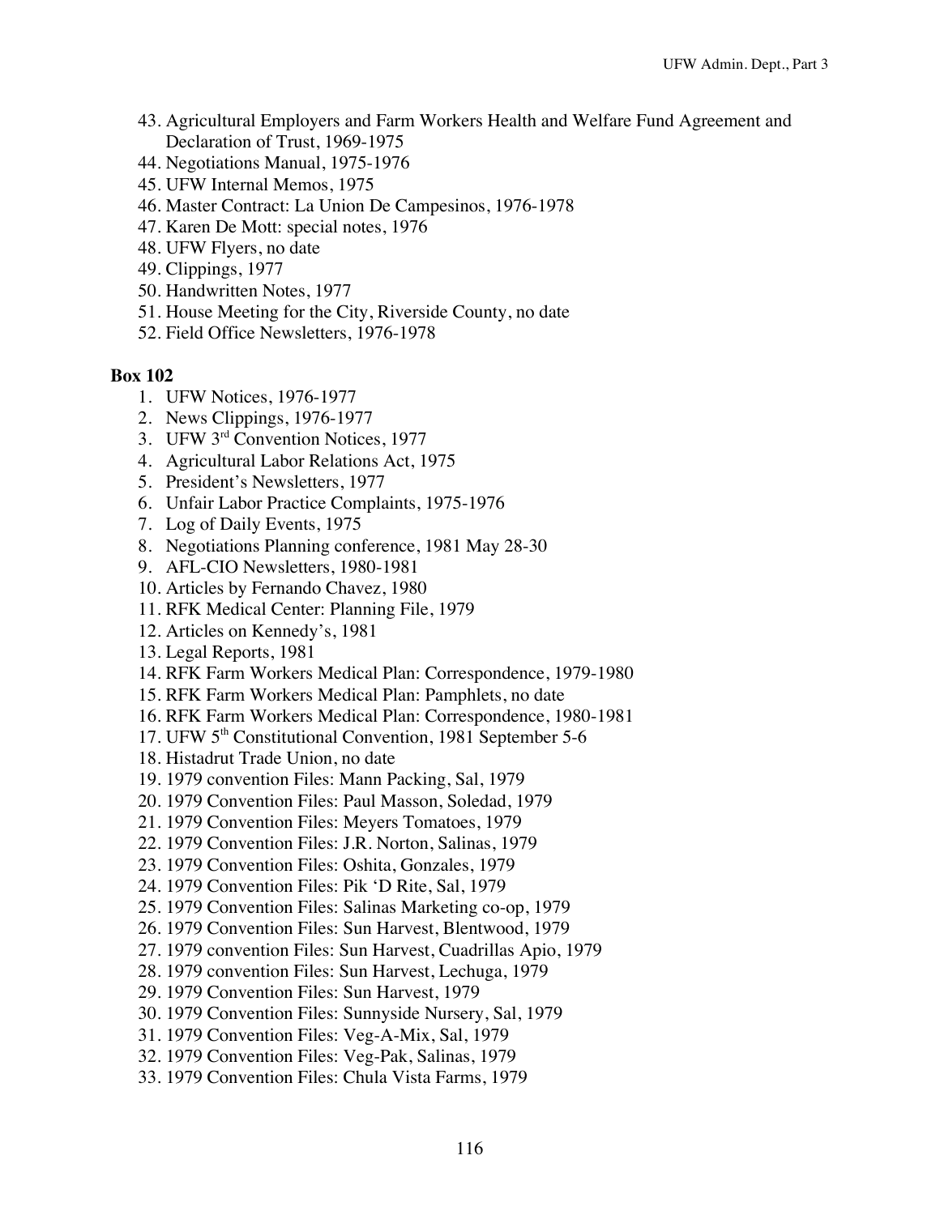43. Agricultural Employers and Farm Workers Health and Welfare Fund Agreement and Declaration of Trust, 1969-1975
44. Negotiations Manual, 1975-1976
45. UFW Internal Memos, 1975
46. Master Contract: La Union De Campesinos, 1976-1978
47. Karen De Mott: special notes, 1976
48. UFW Flyers, no date
49. Clippings, 1977
50. Handwritten Notes, 1977
51. House Meeting for the City, Riverside County, no date
52. Field Office Newsletters, 1976-1978

**Box 102**

1. UFW Notices, 1976-1977
2. News Clippings, 1976-1977
3. UFW 3rd Convention Notices, 1977
4. Agricultural Labor Relations Act, 1975
5. President's Newsletters, 1977
6. Unfair Labor Practice Complaints, 1975-1976
7. Log of Daily Events, 1975
8. Negotiations Planning conference, 1981 May 28-30
9. AFL-CIO Newsletters, 1980-1981
10. Articles by Fernando Chavez, 1980
11. RFK Medical Center: Planning File, 1979
12. Articles on Kennedy's, 1981
13. Legal Reports, 1981
14. RFK Farm Workers Medical Plan: Correspondence, 1979-1980
15. RFK Farm Workers Medical Plan: Pamphlets, no date
16. RFK Farm Workers Medical Plan: Correspondence, 1980-1981
17. UFW 5th Constitutional Convention, 1981 September 5-6
18. Histadrut Trade Union, no date
19. 1979 convention Files: Mann Packing, Sal, 1979
20. 1979 Convention Files: Paul Masson, Soledad, 1979
21. 1979 Convention Files: Meyers Tomatoes, 1979
22. 1979 Convention Files: J.R. Norton, Salinas, 1979
23. 1979 Convention Files: Oshita, Gonzales, 1979
24. 1979 Convention Files: Pik 'D Rite, Sal, 1979
25. 1979 Convention Files: Salinas Marketing co-op, 1979
26. 1979 Convention Files: Sun Harvest, Blentwood, 1979
27. 1979 convention Files: Sun Harvest, Cuadrillas Apio, 1979
28. 1979 convention Files: Sun Harvest, Lechuga, 1979
29. 1979 Convention Files: Sun Harvest, 1979
30. 1979 Convention Files: Sunnyside Nursery, Sal, 1979
31. 1979 Convention Files: Veg-A-Mix, Sal, 1979
32. 1979 Convention Files: Veg-Pak, Salinas, 1979
33. 1979 Convention Files: Chula Vista Farms, 1979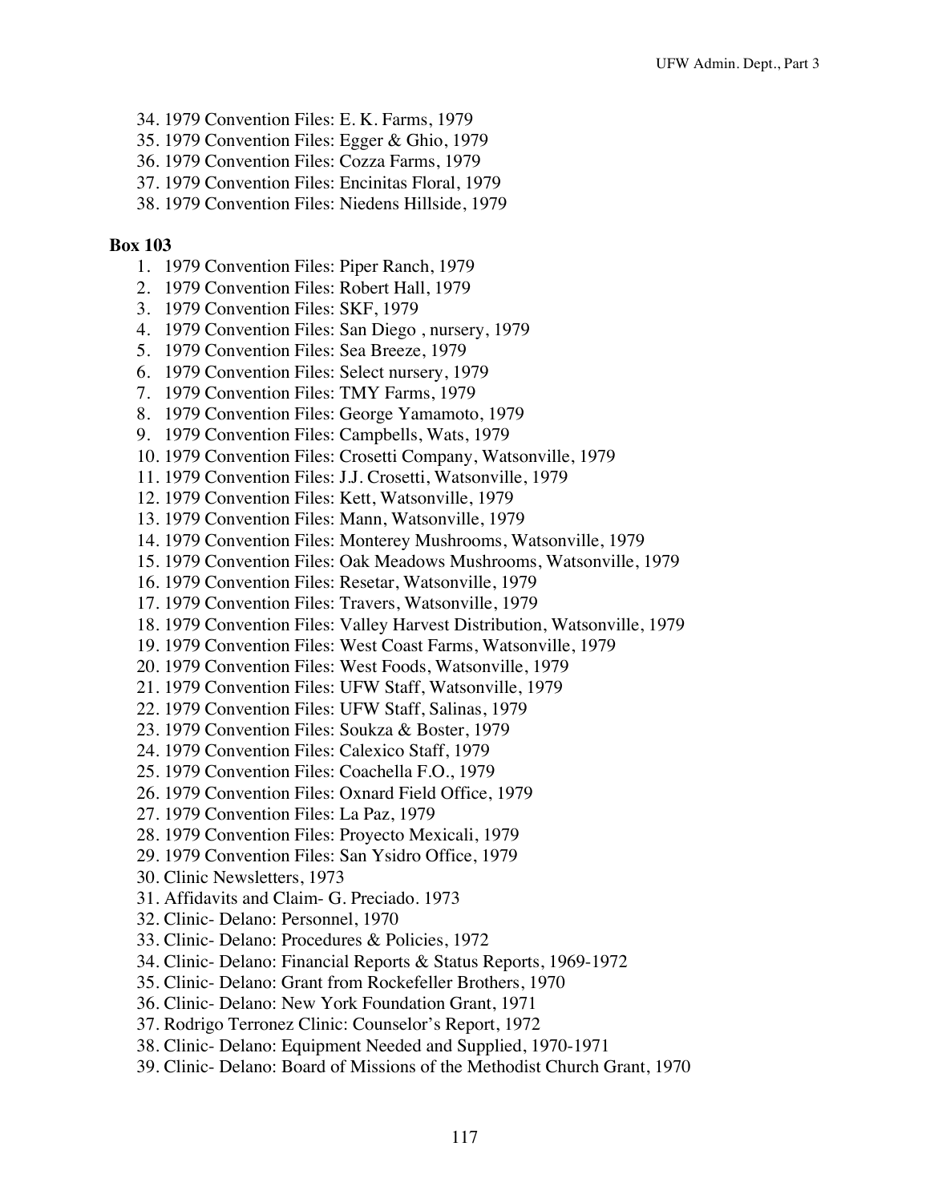34. 1979 Convention Files: E. K. Farms, 1979
35. 1979 Convention Files: Egger & Ghio, 1979
36. 1979 Convention Files: Cozza Farms, 1979
37. 1979 Convention Files: Encinitas Floral, 1979
38. 1979 Convention Files: Niedens Hillside, 1979

**Box 103**

1. 1979 Convention Files: Piper Ranch, 1979
2. 1979 Convention Files: Robert Hall, 1979
3. 1979 Convention Files: SKF, 1979
4. 1979 Convention Files: San Diego , nursery, 1979
5. 1979 Convention Files: Sea Breeze, 1979
6. 1979 Convention Files: Select nursery, 1979
7. 1979 Convention Files: TMY Farms, 1979
8. 1979 Convention Files: George Yamamoto, 1979
9. 1979 Convention Files: Campbells, Wats, 1979
10. 1979 Convention Files: Crosetti Company, Watsonville, 1979
11. 1979 Convention Files: J.J. Crosetti, Watsonville, 1979
12. 1979 Convention Files: Kett, Watsonville, 1979
13. 1979 Convention Files: Mann, Watsonville, 1979
14. 1979 Convention Files: Monterey Mushrooms, Watsonville, 1979
15. 1979 Convention Files: Oak Meadows Mushrooms, Watsonville, 1979
16. 1979 Convention Files: Resetar, Watsonville, 1979
17. 1979 Convention Files: Travers, Watsonville, 1979
18. 1979 Convention Files: Valley Harvest Distribution, Watsonville, 1979
19. 1979 Convention Files: West Coast Farms, Watsonville, 1979
20. 1979 Convention Files: West Foods, Watsonville, 1979
21. 1979 Convention Files: UFW Staff, Watsonville, 1979
22. 1979 Convention Files: UFW Staff, Salinas, 1979
23. 1979 Convention Files: Soukza & Boster, 1979
24. 1979 Convention Files: Calexico Staff, 1979
25. 1979 Convention Files: Coachella F.O., 1979
26. 1979 Convention Files: Oxnard Field Office, 1979
27. 1979 Convention Files: La Paz, 1979
28. 1979 Convention Files: Proyecto Mexicali, 1979
29. 1979 Convention Files: San Ysidro Office, 1979
30. Clinic Newsletters, 1973
31. Affidavits and Claim- G. Preciado. 1973
32. Clinic- Delano: Personnel, 1970
33. Clinic- Delano: Procedures & Policies, 1972
34. Clinic- Delano: Financial Reports & Status Reports, 1969-1972
35. Clinic- Delano: Grant from Rockefeller Brothers, 1970
36. Clinic- Delano: New York Foundation Grant, 1971
37. Rodrigo Terronez Clinic: Counselor's Report, 1972
38. Clinic- Delano: Equipment Needed and Supplied, 1970-1971
39. Clinic- Delano: Board of Missions of the Methodist Church Grant, 1970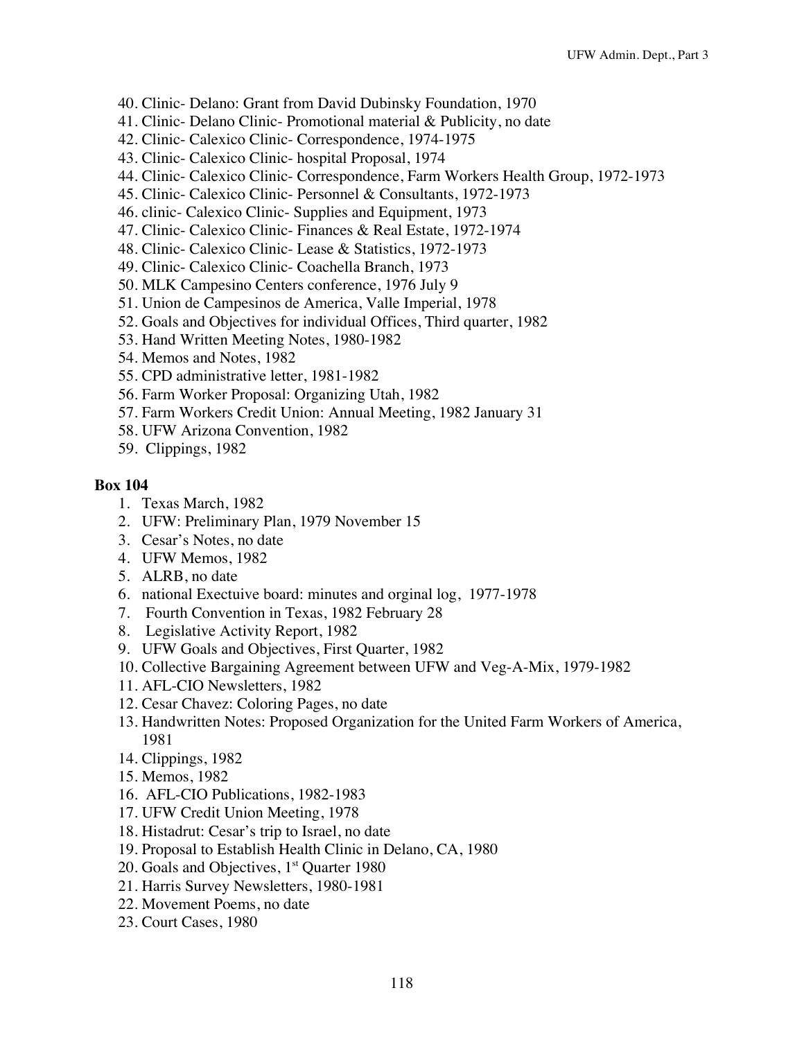40. Clinic- Delano: Grant from David Dubinsky Foundation, 1970
41. Clinic- Delano Clinic- Promotional material & Publicity, no date
42. Clinic- Calexico Clinic- Correspondence, 1974-1975
43. Clinic- Calexico Clinic- hospital Proposal, 1974
44. Clinic- Calexico Clinic- Correspondence, Farm Workers Health Group, 1972-1973
45. Clinic- Calexico Clinic- Personnel & Consultants, 1972-1973
46. clinic- Calexico Clinic- Supplies and Equipment, 1973
47. Clinic- Calexico Clinic- Finances & Real Estate, 1972-1974
48. Clinic- Calexico Clinic- Lease & Statistics, 1972-1973
49. Clinic- Calexico Clinic- Coachella Branch, 1973
50. MLK Campesino Centers conference, 1976 July 9
51. Union de Campesinos de America, Valle Imperial, 1978
52. Goals and Objectives for individual Offices, Third quarter, 1982
53. Hand Written Meeting Notes, 1980-1982
54. Memos and Notes, 1982
55. CPD administrative letter, 1981-1982
56. Farm Worker Proposal: Organizing Utah, 1982
57. Farm Workers Credit Union: Annual Meeting, 1982 January 31
58. UFW Arizona Convention, 1982
59. Clippings, 1982

**Box 104**

1. Texas March, 1982
2. UFW: Preliminary Plan, 1979 November 15
3. Cesar's Notes, no date
4. UFW Memos, 1982
5. ALRB, no date
6. national Exectuive board: minutes and orginal log, 1977-1978
7. Fourth Convention in Texas, 1982 February 28
8. Legislative Activity Report, 1982
9. UFW Goals and Objectives, First Quarter, 1982
10. Collective Bargaining Agreement between UFW and Veg-A-Mix, 1979-1982
11. AFL-CIO Newsletters, 1982
12. Cesar Chavez: Coloring Pages, no date
13. Handwritten Notes: Proposed Organization for the United Farm Workers of America, 1981
14. Clippings, 1982
15. Memos, 1982
16. AFL-CIO Publications, 1982-1983
17. UFW Credit Union Meeting, 1978
18. Histadrut: Cesar's trip to Israel, no date
19. Proposal to Establish Health Clinic in Delano, CA, 1980
20. Goals and Objectives, 1st Quarter 1980
21. Harris Survey Newsletters, 1980-1981
22. Movement Poems, no date
23. Court Cases, 1980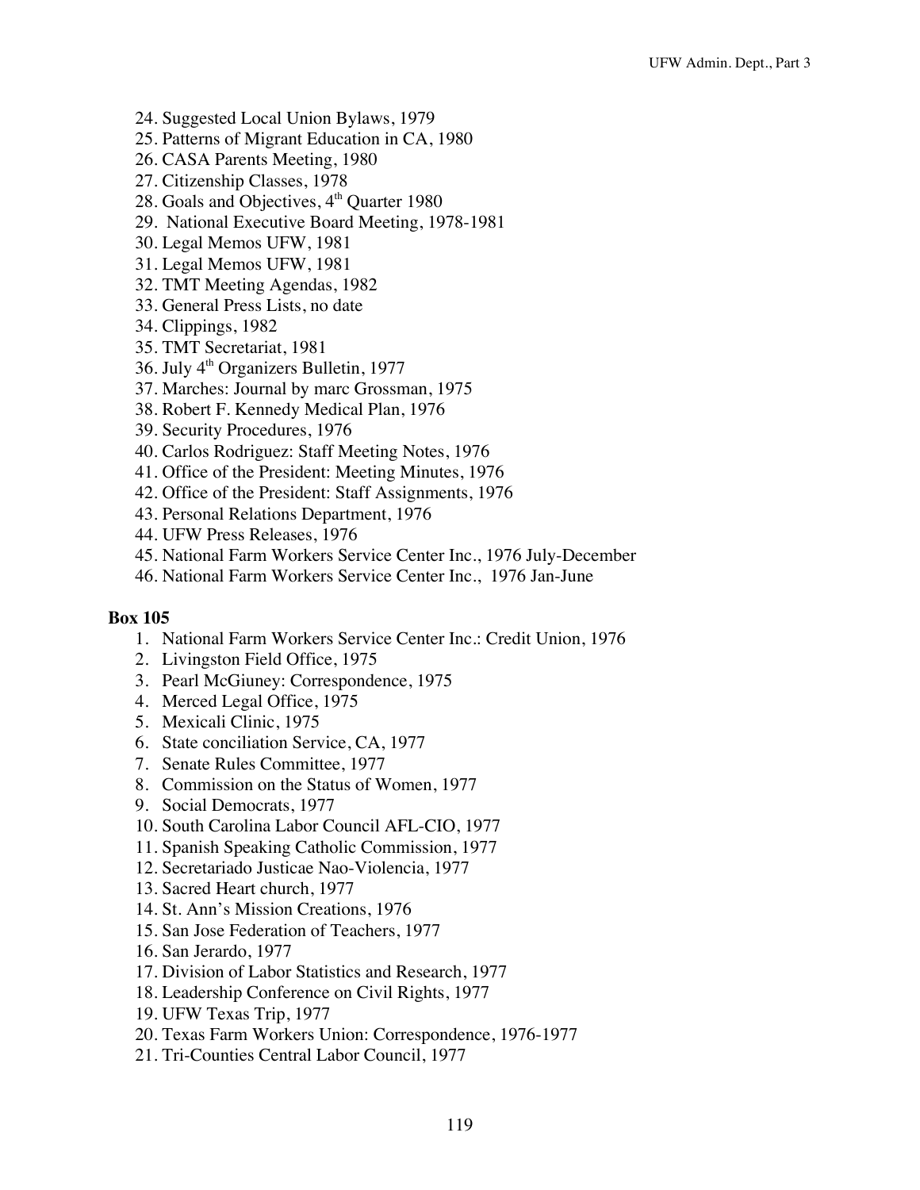24. Suggested Local Union Bylaws, 1979
25. Patterns of Migrant Education in CA, 1980
26. CASA Parents Meeting, 1980
27. Citizenship Classes, 1978
28. Goals and Objectives, 4th Quarter 1980
29. National Executive Board Meeting, 1978-1981
30. Legal Memos UFW, 1981
31. Legal Memos UFW, 1981
32. TMT Meeting Agendas, 1982
33. General Press Lists, no date
34. Clippings, 1982
35. TMT Secretariat, 1981
36. July 4th Organizers Bulletin, 1977
37. Marches: Journal by marc Grossman, 1975
38. Robert F. Kennedy Medical Plan, 1976
39. Security Procedures, 1976
40. Carlos Rodriguez: Staff Meeting Notes, 1976
41. Office of the President: Meeting Minutes, 1976
42. Office of the President: Staff Assignments, 1976
43. Personal Relations Department, 1976
44. UFW Press Releases, 1976
45. National Farm Workers Service Center Inc., 1976 July-December
46. National Farm Workers Service Center Inc., 1976 Jan-June

**Box 105**

1. National Farm Workers Service Center Inc.: Credit Union, 1976
2. Livingston Field Office, 1975
3. Pearl McGiuney: Correspondence, 1975
4. Merced Legal Office, 1975
5. Mexicali Clinic, 1975
6. State conciliation Service, CA, 1977
7. Senate Rules Committee, 1977
8. Commission on the Status of Women, 1977
9. Social Democrats, 1977
10. South Carolina Labor Council AFL-CIO, 1977
11. Spanish Speaking Catholic Commission, 1977
12. Secretariado Justicae Nao-Violencia, 1977
13. Sacred Heart church, 1977
14. St. Ann's Mission Creations, 1976
15. San Jose Federation of Teachers, 1977
16. San Jerardo, 1977
17. Division of Labor Statistics and Research, 1977
18. Leadership Conference on Civil Rights, 1977
19. UFW Texas Trip, 1977
20. Texas Farm Workers Union: Correspondence, 1976-1977
21. Tri-Counties Central Labor Council, 1977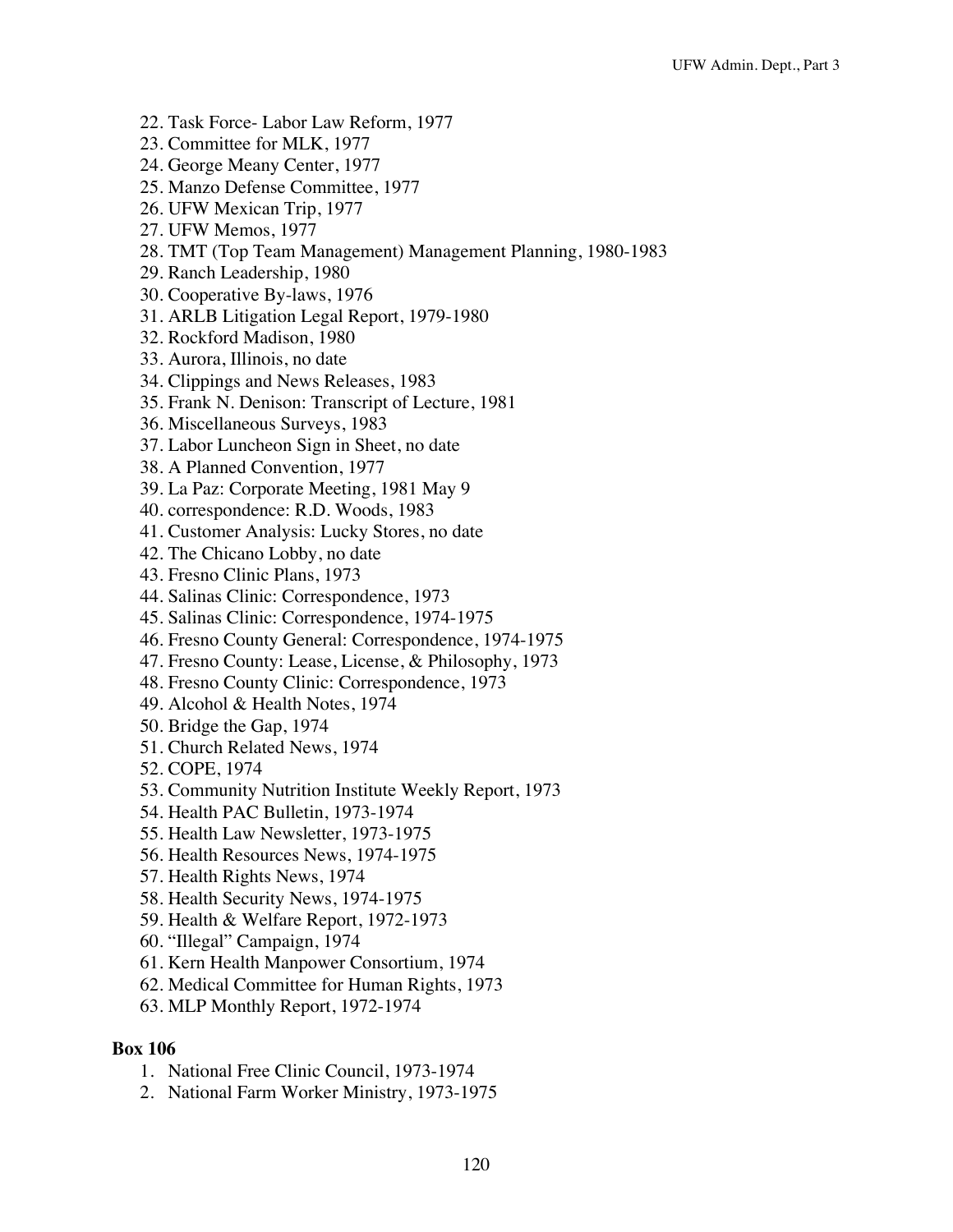22. Task Force- Labor Law Reform, 1977
23. Committee for MLK, 1977
24. George Meany Center, 1977
25. Manzo Defense Committee, 1977
26. UFW Mexican Trip, 1977
27. UFW Memos, 1977
28. TMT (Top Team Management) Management Planning, 1980-1983
29. Ranch Leadership, 1980
30. Cooperative By-laws, 1976
31. ARLB Litigation Legal Report, 1979-1980
32. Rockford Madison, 1980
33. Aurora, Illinois, no date
34. Clippings and News Releases, 1983
35. Frank N. Denison: Transcript of Lecture, 1981
36. Miscellaneous Surveys, 1983
37. Labor Luncheon Sign in Sheet, no date
38. A Planned Convention, 1977
39. La Paz: Corporate Meeting, 1981 May 9
40. correspondence: R.D. Woods, 1983
41. Customer Analysis: Lucky Stores, no date
42. The Chicano Lobby, no date
43. Fresno Clinic Plans, 1973
44. Salinas Clinic: Correspondence, 1973
45. Salinas Clinic: Correspondence, 1974-1975
46. Fresno County General: Correspondence, 1974-1975
47. Fresno County: Lease, License, & Philosophy, 1973
48. Fresno County Clinic: Correspondence, 1973
49. Alcohol & Health Notes, 1974
50. Bridge the Gap, 1974
51. Church Related News, 1974
52. COPE, 1974
53. Community Nutrition Institute Weekly Report, 1973
54. Health PAC Bulletin, 1973-1974
55. Health Law Newsletter, 1973-1975
56. Health Resources News, 1974-1975
57. Health Rights News, 1974
58. Health Security News, 1974-1975
59. Health & Welfare Report, 1972-1973
60. "Illegal" Campaign, 1974
61. Kern Health Manpower Consortium, 1974
62. Medical Committee for Human Rights, 1973
63. MLP Monthly Report, 1972-1974

**Box 106**

1. National Free Clinic Council, 1973-1974
2. National Farm Worker Ministry, 1973-1975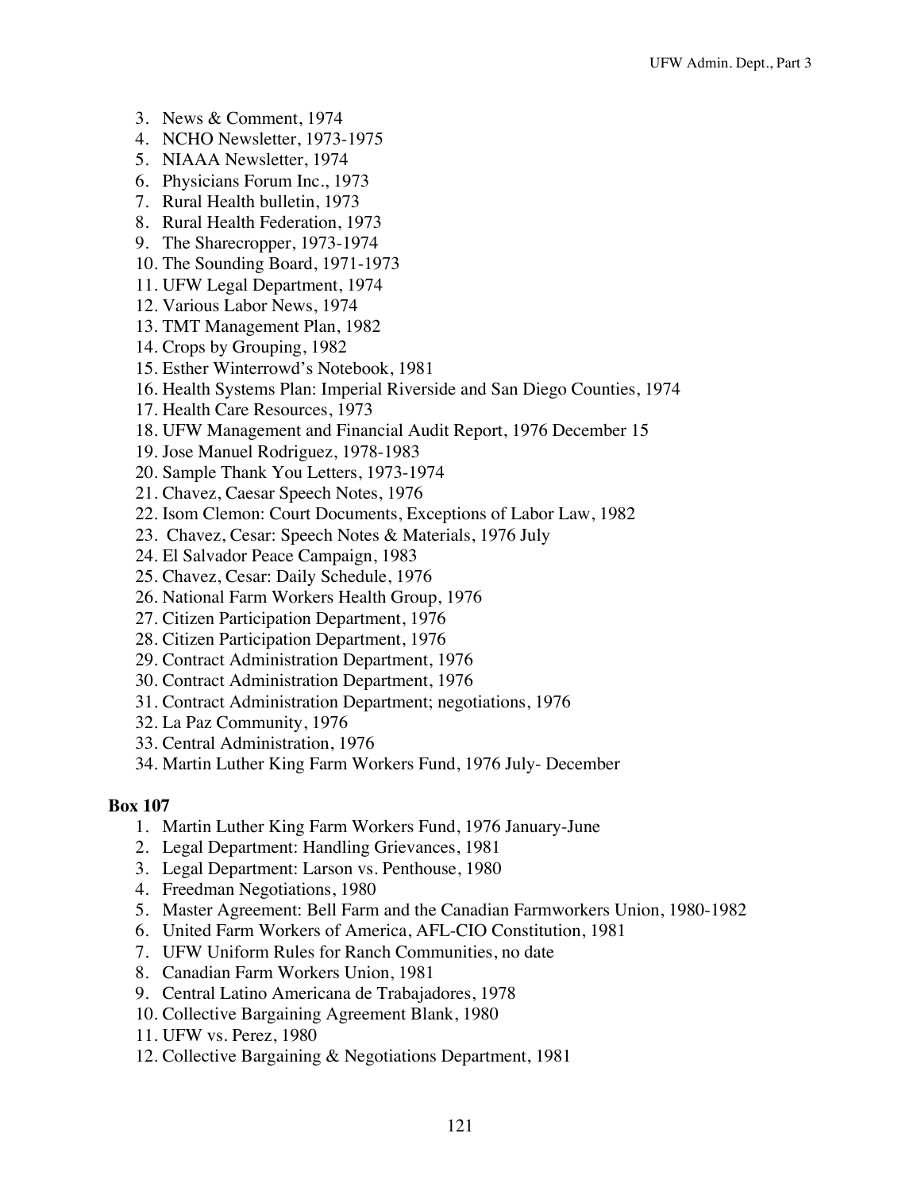3. News & Comment, 1974
4. NCHO Newsletter, 1973-1975
5. NIAAA Newsletter, 1974
6. Physicians Forum Inc., 1973
7. Rural Health bulletin, 1973
8. Rural Health Federation, 1973
9. The Sharecropper, 1973-1974
10. The Sounding Board, 1971-1973
11. UFW Legal Department, 1974
12. Various Labor News, 1974
13. TMT Management Plan, 1982
14. Crops by Grouping, 1982
15. Esther Winterrowd's Notebook, 1981
16. Health Systems Plan: Imperial Riverside and San Diego Counties, 1974
17. Health Care Resources, 1973
18. UFW Management and Financial Audit Report, 1976 December 15
19. Jose Manuel Rodriguez, 1978-1983
20. Sample Thank You Letters, 1973-1974
21. Chavez, Caesar Speech Notes, 1976
22. Isom Clemon: Court Documents, Exceptions of Labor Law, 1982
23. Chavez, Cesar: Speech Notes & Materials, 1976 July
24. El Salvador Peace Campaign, 1983
25. Chavez, Cesar: Daily Schedule, 1976
26. National Farm Workers Health Group, 1976
27. Citizen Participation Department, 1976
28. Citizen Participation Department, 1976
29. Contract Administration Department, 1976
30. Contract Administration Department, 1976
31. Contract Administration Department; negotiations, 1976
32. La Paz Community, 1976
33. Central Administration, 1976
34. Martin Luther King Farm Workers Fund, 1976 July- December

**Box 107**

1. Martin Luther King Farm Workers Fund, 1976 January-June
2. Legal Department: Handling Grievances, 1981
3. Legal Department: Larson vs. Penthouse, 1980
4. Freedman Negotiations, 1980
5. Master Agreement: Bell Farm and the Canadian Farmworkers Union, 1980-1982
6. United Farm Workers of America, AFL-CIO Constitution, 1981
7. UFW Uniform Rules for Ranch Communities, no date
8. Canadian Farm Workers Union, 1981
9. Central Latino Americana de Trabajadores, 1978
10. Collective Bargaining Agreement Blank, 1980
11. UFW vs. Perez, 1980
12. Collective Bargaining & Negotiations Department, 1981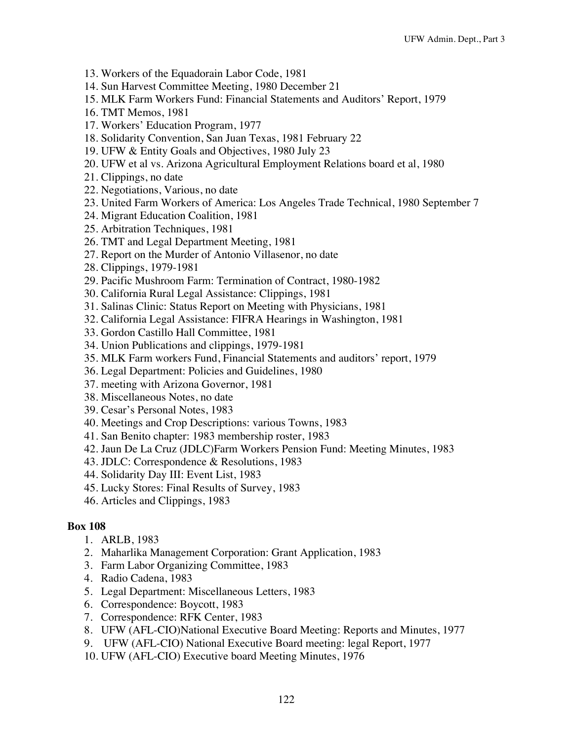13. Workers of the Equadorain Labor Code, 1981
14. Sun Harvest Committee Meeting, 1980 December 21
15. MLK Farm Workers Fund: Financial Statements and Auditors' Report, 1979
16. TMT Memos, 1981
17. Workers' Education Program, 1977
18. Solidarity Convention, San Juan Texas, 1981 February 22
19. UFW & Entity Goals and Objectives, 1980 July 23
20. UFW et al vs. Arizona Agricultural Employment Relations board et al, 1980
21. Clippings, no date
22. Negotiations, Various, no date
23. United Farm Workers of America: Los Angeles Trade Technical, 1980 September 7
24. Migrant Education Coalition, 1981
25. Arbitration Techniques, 1981
26. TMT and Legal Department Meeting, 1981
27. Report on the Murder of Antonio Villasenor, no date
28. Clippings, 1979-1981
29. Pacific Mushroom Farm: Termination of Contract, 1980-1982
30. California Rural Legal Assistance: Clippings, 1981
31. Salinas Clinic: Status Report on Meeting with Physicians, 1981
32. California Legal Assistance: FIFRA Hearings in Washington, 1981
33. Gordon Castillo Hall Committee, 1981
34. Union Publications and clippings, 1979-1981
35. MLK Farm workers Fund, Financial Statements and auditors' report, 1979
36. Legal Department: Policies and Guidelines, 1980
37. meeting with Arizona Governor, 1981
38. Miscellaneous Notes, no date
39. Cesar's Personal Notes, 1983
40. Meetings and Crop Descriptions: various Towns, 1983
41. San Benito chapter: 1983 membership roster, 1983
42. Jaun De La Cruz (JDLC)Farm Workers Pension Fund: Meeting Minutes, 1983
43. JDLC: Correspondence & Resolutions, 1983
44. Solidarity Day III: Event List, 1983
45. Lucky Stores: Final Results of Survey, 1983
46. Articles and Clippings, 1983

**Box 108**

1. ARLB, 1983
2. Maharlika Management Corporation: Grant Application, 1983
3. Farm Labor Organizing Committee, 1983
4. Radio Cadena, 1983
5. Legal Department: Miscellaneous Letters, 1983
6. Correspondence: Boycott, 1983
7. Correspondence: RFK Center, 1983
8. UFW (AFL-CIO)National Executive Board Meeting: Reports and Minutes, 1977
9. UFW (AFL-CIO) National Executive Board meeting: legal Report, 1977
10. UFW (AFL-CIO) Executive board Meeting Minutes, 1976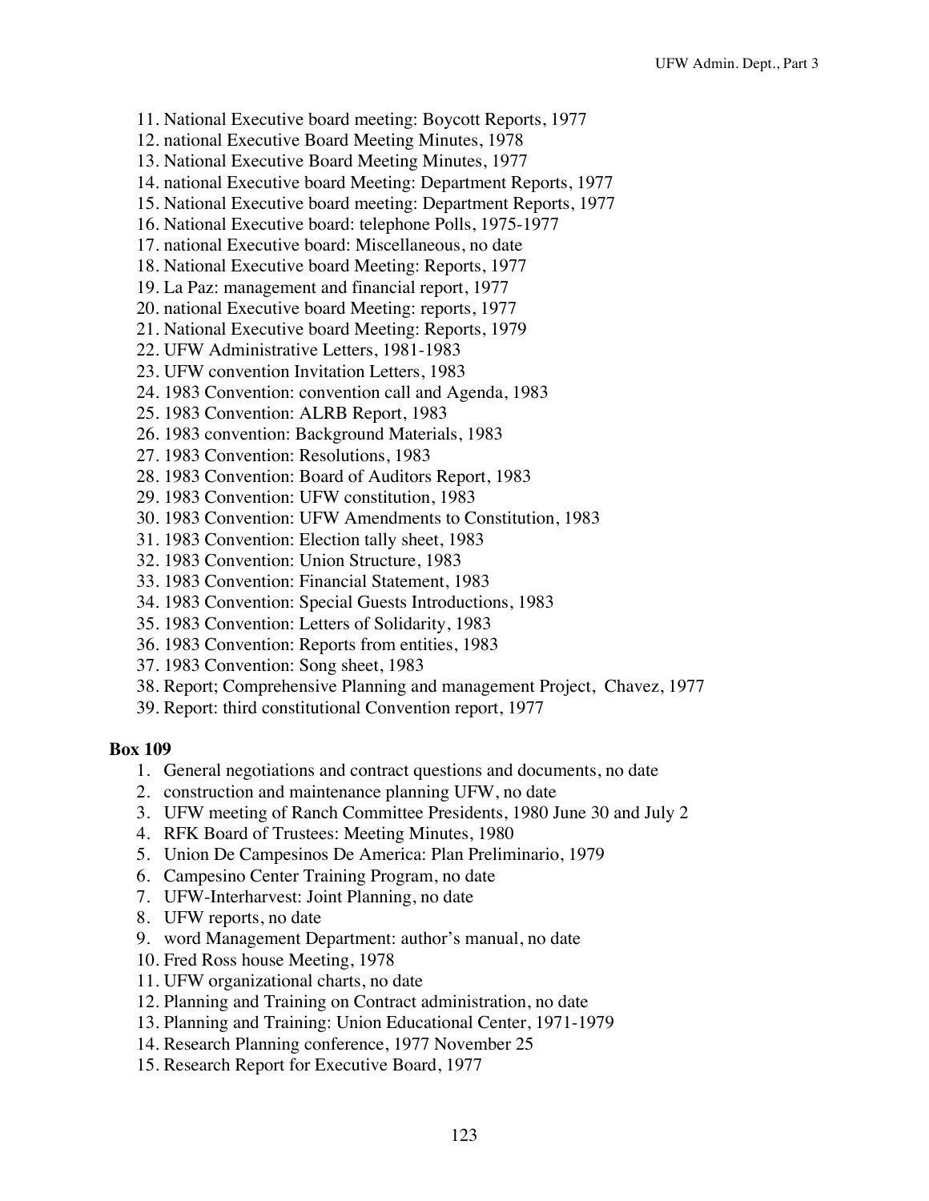11. National Executive board meeting: Boycott Reports, 1977
12. national Executive Board Meeting Minutes, 1978
13. National Executive Board Meeting Minutes, 1977
14. national Executive board Meeting: Department Reports, 1977
15. National Executive board meeting: Department Reports, 1977
16. National Executive board: telephone Polls, 1975-1977
17. national Executive board: Miscellaneous, no date
18. National Executive board Meeting: Reports, 1977
19. La Paz: management and financial report, 1977
20. national Executive board Meeting: reports, 1977
21. National Executive board Meeting: Reports, 1979
22. UFW Administrative Letters, 1981-1983
23. UFW convention Invitation Letters, 1983
24. 1983 Convention: convention call and Agenda, 1983
25. 1983 Convention: ALRB Report, 1983
26. 1983 convention: Background Materials, 1983
27. 1983 Convention: Resolutions, 1983
28. 1983 Convention: Board of Auditors Report, 1983
29. 1983 Convention: UFW constitution, 1983
30. 1983 Convention: UFW Amendments to Constitution, 1983
31. 1983 Convention: Election tally sheet, 1983
32. 1983 Convention: Union Structure, 1983
33. 1983 Convention: Financial Statement, 1983
34. 1983 Convention: Special Guests Introductions, 1983
35. 1983 Convention: Letters of Solidarity, 1983
36. 1983 Convention: Reports from entities, 1983
37. 1983 Convention: Song sheet, 1983
38. Report; Comprehensive Planning and management Project, Chavez, 1977
39. Report: third constitutional Convention report, 1977

**Box 109**

1. General negotiations and contract questions and documents, no date
2. construction and maintenance planning UFW, no date
3. UFW meeting of Ranch Committee Presidents, 1980 June 30 and July 2
4. RFK Board of Trustees: Meeting Minutes, 1980
5. Union De Campesinos De America: Plan Preliminario, 1979
6. Campesino Center Training Program, no date
7. UFW-Interharvest: Joint Planning, no date
8. UFW reports, no date
9. word Management Department: author's manual, no date
10. Fred Ross house Meeting, 1978
11. UFW organizational charts, no date
12. Planning and Training on Contract administration, no date
13. Planning and Training: Union Educational Center, 1971-1979
14. Research Planning conference, 1977 November 25
15. Research Report for Executive Board, 1977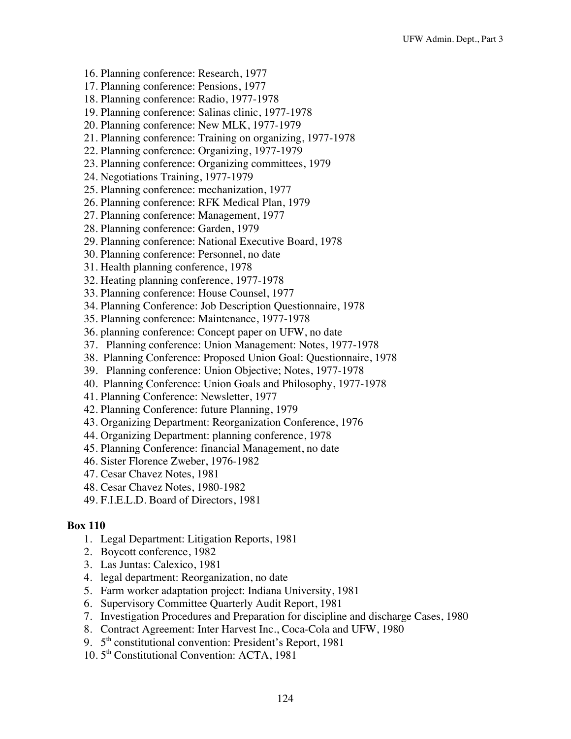16. Planning conference: Research, 1977
17. Planning conference: Pensions, 1977
18. Planning conference: Radio, 1977-1978
19. Planning conference: Salinas clinic, 1977-1978
20. Planning conference: New MLK, 1977-1979
21. Planning conference: Training on organizing, 1977-1978
22. Planning conference: Organizing, 1977-1979
23. Planning conference: Organizing committees, 1979
24. Negotiations Training, 1977-1979
25. Planning conference: mechanization, 1977
26. Planning conference: RFK Medical Plan, 1979
27. Planning conference: Management, 1977
28. Planning conference: Garden, 1979
29. Planning conference: National Executive Board, 1978
30. Planning conference: Personnel, no date
31. Health planning conference, 1978
32. Heating planning conference, 1977-1978
33. Planning conference: House Counsel, 1977
34. Planning Conference: Job Description Questionnaire, 1978
35. Planning conference: Maintenance, 1977-1978
36. planning conference: Concept paper on UFW, no date
37. Planning conference: Union Management: Notes, 1977-1978
38. Planning Conference: Proposed Union Goal: Questionnaire, 1978
39. Planning conference: Union Objective; Notes, 1977-1978
40. Planning Conference: Union Goals and Philosophy, 1977-1978
41. Planning Conference: Newsletter, 1977
42. Planning Conference: future Planning, 1979
43. Organizing Department: Reorganization Conference, 1976
44. Organizing Department: planning conference, 1978
45. Planning Conference: financial Management, no date
46. Sister Florence Zweber, 1976-1982
47. Cesar Chavez Notes, 1981
48. Cesar Chavez Notes, 1980-1982
49. F.I.E.L.D. Board of Directors, 1981

**Box 110**

1. Legal Department: Litigation Reports, 1981
2. Boycott conference, 1982
3. Las Juntas: Calexico, 1981
4. legal department: Reorganization, no date
5. Farm worker adaptation project: Indiana University, 1981
6. Supervisory Committee Quarterly Audit Report, 1981
7. Investigation Procedures and Preparation for discipline and discharge Cases, 1980
8. Contract Agreement: Inter Harvest Inc., Coca-Cola and UFW, 1980
9. 5th constitutional convention: President's Report, 1981
10. 5th Constitutional Convention: ACTA, 1981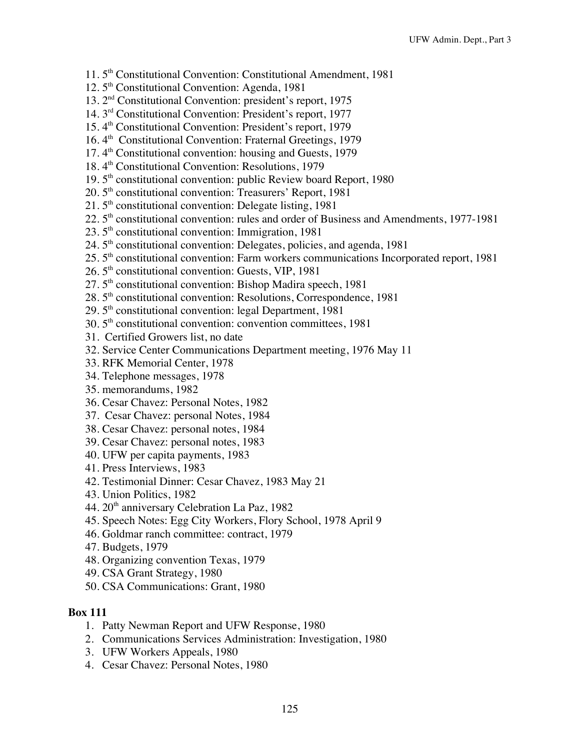11. 5th Constitutional Convention: Constitutional Amendment, 1981
12. 5th Constitutional Convention: Agenda, 1981
13. 2nd Constitutional Convention: president's report, 1975
14. 3rd Constitutional Convention: President's report, 1977
15. 4th Constitutional Convention: President's report, 1979
16. 4th Constitutional Convention: Fraternal Greetings, 1979
17. 4th Constitutional convention: housing and Guests, 1979
18. 4th Constitutional Convention: Resolutions, 1979
19. 5th constitutional convention: public Review board Report, 1980
20. 5th constitutional convention: Treasurers' Report, 1981
21. 5th constitutional convention: Delegate listing, 1981
22. 5th constitutional convention: rules and order of Business and Amendments, 1977-1981
23. 5th constitutional convention: Immigration, 1981
24. 5th constitutional convention: Delegates, policies, and agenda, 1981
25. 5th constitutional convention: Farm workers communications Incorporated report, 1981
26. 5th constitutional convention: Guests, VIP, 1981
27. 5th constitutional convention: Bishop Madira speech, 1981
28. 5th constitutional convention: Resolutions, Correspondence, 1981
29. 5th constitutional convention: legal Department, 1981
30. 5th constitutional convention: convention committees, 1981
31. Certified Growers list, no date
32. Service Center Communications Department meeting, 1976 May 11
33. RFK Memorial Center, 1978
34. Telephone messages, 1978
35. memorandums, 1982
36. Cesar Chavez: Personal Notes, 1982
37. Cesar Chavez: personal Notes, 1984
38. Cesar Chavez: personal notes, 1984
39. Cesar Chavez: personal notes, 1983
40. UFW per capita payments, 1983
41. Press Interviews, 1983
42. Testimonial Dinner: Cesar Chavez, 1983 May 21
43. Union Politics, 1982
44. 20th anniversary Celebration La Paz, 1982
45. Speech Notes: Egg City Workers, Flory School, 1978 April 9
46. Goldmar ranch committee: contract, 1979
47. Budgets, 1979
48. Organizing convention Texas, 1979
49. CSA Grant Strategy, 1980
50. CSA Communications: Grant, 1980

**Box 111**

1. Patty Newman Report and UFW Response, 1980
2. Communications Services Administration: Investigation, 1980
3. UFW Workers Appeals, 1980
4. Cesar Chavez: Personal Notes, 1980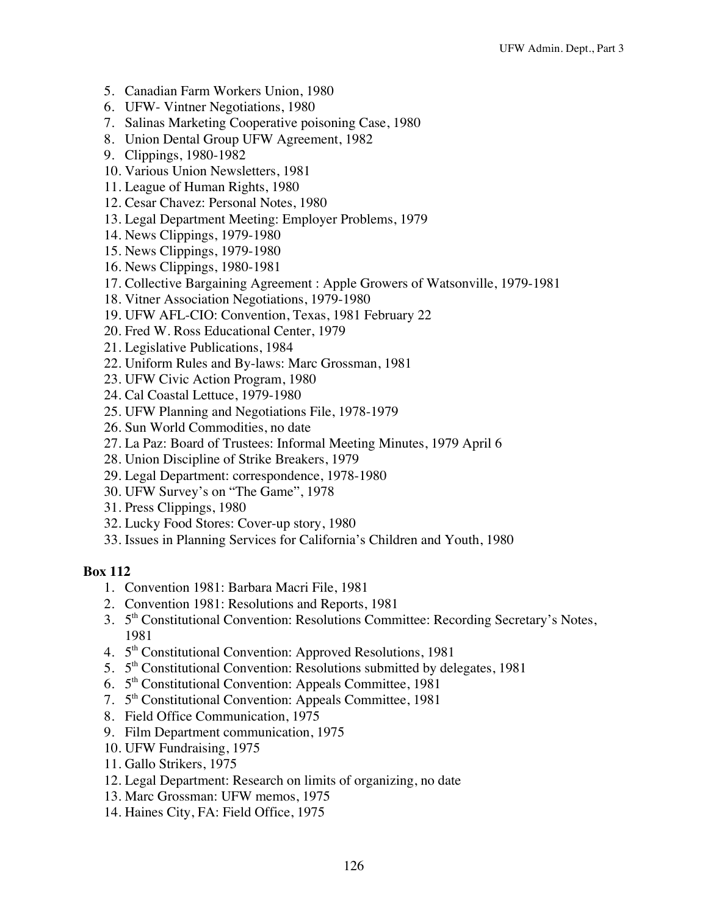5. Canadian Farm Workers Union, 1980
6. UFW- Vintner Negotiations, 1980
7. Salinas Marketing Cooperative poisoning Case, 1980
8. Union Dental Group UFW Agreement, 1982
9. Clippings, 1980-1982
10. Various Union Newsletters, 1981
11. League of Human Rights, 1980
12. Cesar Chavez: Personal Notes, 1980
13. Legal Department Meeting: Employer Problems, 1979
14. News Clippings, 1979-1980
15. News Clippings, 1979-1980
16. News Clippings, 1980-1981
17. Collective Bargaining Agreement : Apple Growers of Watsonville, 1979-1981
18. Vitner Association Negotiations, 1979-1980
19. UFW AFL-CIO: Convention, Texas, 1981 February 22
20. Fred W. Ross Educational Center, 1979
21. Legislative Publications, 1984
22. Uniform Rules and By-laws: Marc Grossman, 1981
23. UFW Civic Action Program, 1980
24. Cal Coastal Lettuce, 1979-1980
25. UFW Planning and Negotiations File, 1978-1979
26. Sun World Commodities, no date
27. La Paz: Board of Trustees: Informal Meeting Minutes, 1979 April 6
28. Union Discipline of Strike Breakers, 1979
29. Legal Department: correspondence, 1978-1980
30. UFW Survey's on "The Game", 1978
31. Press Clippings, 1980
32. Lucky Food Stores: Cover-up story, 1980
33. Issues in Planning Services for California's Children and Youth, 1980

**Box 112**

1. Convention 1981: Barbara Macri File, 1981
2. Convention 1981: Resolutions and Reports, 1981
3. 5th Constitutional Convention: Resolutions Committee: Recording Secretary's Notes, 1981
4. 5th Constitutional Convention: Approved Resolutions, 1981
5. 5th Constitutional Convention: Resolutions submitted by delegates, 1981
6. 5th Constitutional Convention: Appeals Committee, 1981
7. 5th Constitutional Convention: Appeals Committee, 1981
8. Field Office Communication, 1975
9. Film Department communication, 1975
10. UFW Fundraising, 1975
11. Gallo Strikers, 1975
12. Legal Department: Research on limits of organizing, no date
13. Marc Grossman: UFW memos, 1975
14. Haines City, FA: Field Office, 1975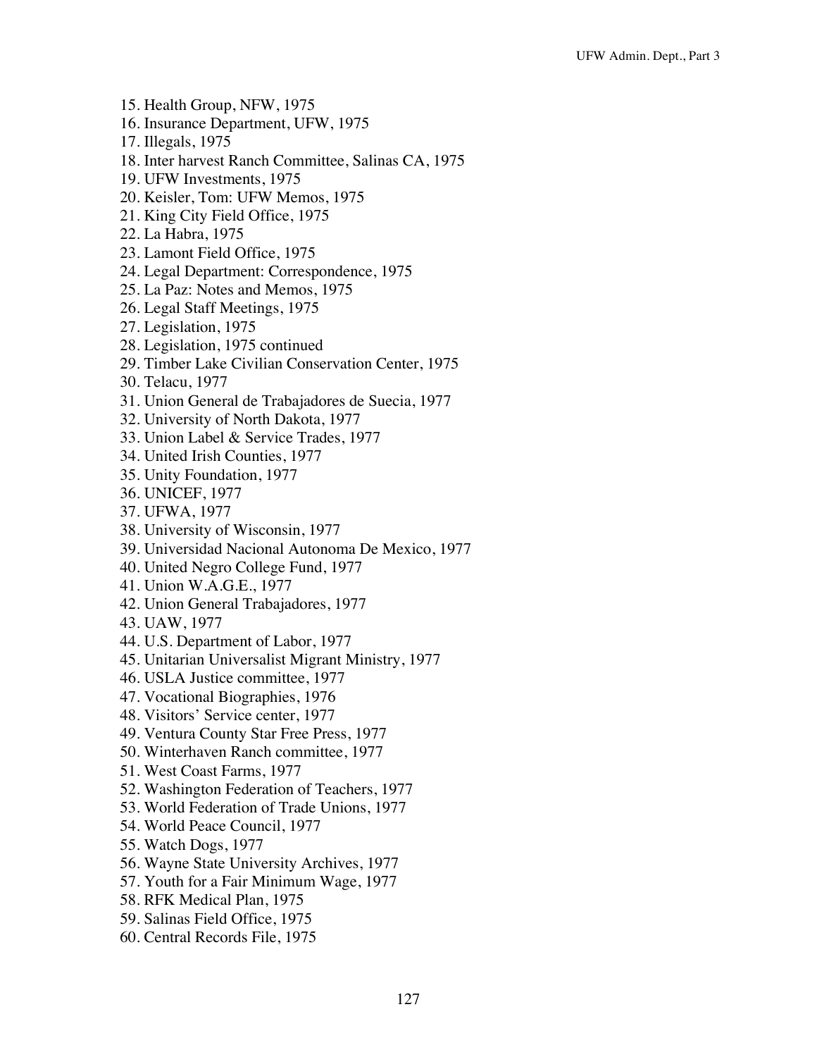15. Health Group, NFW, 1975
16. Insurance Department, UFW, 1975
17. Illegals, 1975
18. Inter harvest Ranch Committee, Salinas CA, 1975
19. UFW Investments, 1975
20. Keisler, Tom: UFW Memos, 1975
21. King City Field Office, 1975
22. La Habra, 1975
23. Lamont Field Office, 1975
24. Legal Department: Correspondence, 1975
25. La Paz: Notes and Memos, 1975
26. Legal Staff Meetings, 1975
27. Legislation, 1975
28. Legislation, 1975 continued
29. Timber Lake Civilian Conservation Center, 1975
30. Telacu, 1977
31. Union General de Trabajadores de Suecia, 1977
32. University of North Dakota, 1977
33. Union Label & Service Trades, 1977
34. United Irish Counties, 1977
35. Unity Foundation, 1977
36. UNICEF, 1977
37. UFWA, 1977
38. University of Wisconsin, 1977
39. Universidad Nacional Autonoma De Mexico, 1977
40. United Negro College Fund, 1977
41. Union W.A.G.E., 1977
42. Union General Trabajadores, 1977
43. UAW, 1977
44. U.S. Department of Labor, 1977
45. Unitarian Universalist Migrant Ministry, 1977
46. USLA Justice committee, 1977
47. Vocational Biographies, 1976
48. Visitors' Service center, 1977
49. Ventura County Star Free Press, 1977
50. Winterhaven Ranch committee, 1977
51. West Coast Farms, 1977
52. Washington Federation of Teachers, 1977
53. World Federation of Trade Unions, 1977
54. World Peace Council, 1977
55. Watch Dogs, 1977
56. Wayne State University Archives, 1977
57. Youth for a Fair Minimum Wage, 1977
58. RFK Medical Plan, 1975
59. Salinas Field Office, 1975
60. Central Records File, 1975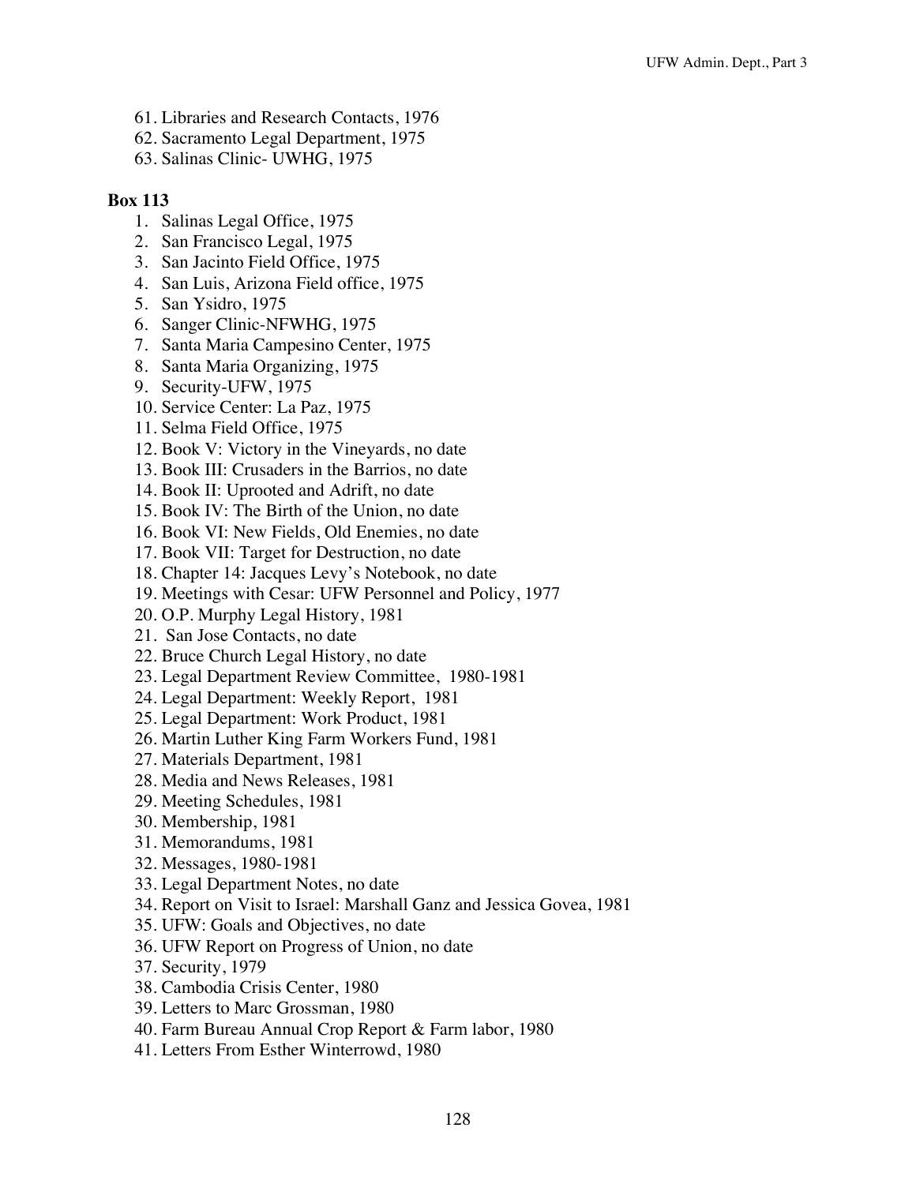61. Libraries and Research Contacts, 1976
62. Sacramento Legal Department, 1975
63. Salinas Clinic- UWHG, 1975

**Box 113**

1. Salinas Legal Office, 1975
2. San Francisco Legal, 1975
3. San Jacinto Field Office, 1975
4. San Luis, Arizona Field office, 1975
5. San Ysidro, 1975
6. Sanger Clinic-NFWHG, 1975
7. Santa Maria Campesino Center, 1975
8. Santa Maria Organizing, 1975
9. Security-UFW, 1975
10. Service Center: La Paz, 1975
11. Selma Field Office, 1975
12. Book V: Victory in the Vineyards, no date
13. Book III: Crusaders in the Barrios, no date
14. Book II: Uprooted and Adrift, no date
15. Book IV: The Birth of the Union, no date
16. Book VI: New Fields, Old Enemies, no date
17. Book VII: Target for Destruction, no date
18. Chapter 14: Jacques Levy's Notebook, no date
19. Meetings with Cesar: UFW Personnel and Policy, 1977
20. O.P. Murphy Legal History, 1981
21. San Jose Contacts, no date
22. Bruce Church Legal History, no date
23. Legal Department Review Committee, 1980-1981
24. Legal Department: Weekly Report, 1981
25. Legal Department: Work Product, 1981
26. Martin Luther King Farm Workers Fund, 1981
27. Materials Department, 1981
28. Media and News Releases, 1981
29. Meeting Schedules, 1981
30. Membership, 1981
31. Memorandums, 1981
32. Messages, 1980-1981
33. Legal Department Notes, no date
34. Report on Visit to Israel: Marshall Ganz and Jessica Govea, 1981
35. UFW: Goals and Objectives, no date
36. UFW Report on Progress of Union, no date
37. Security, 1979
38. Cambodia Crisis Center, 1980
39. Letters to Marc Grossman, 1980
40. Farm Bureau Annual Crop Report & Farm labor, 1980
41. Letters From Esther Winterrowd, 1980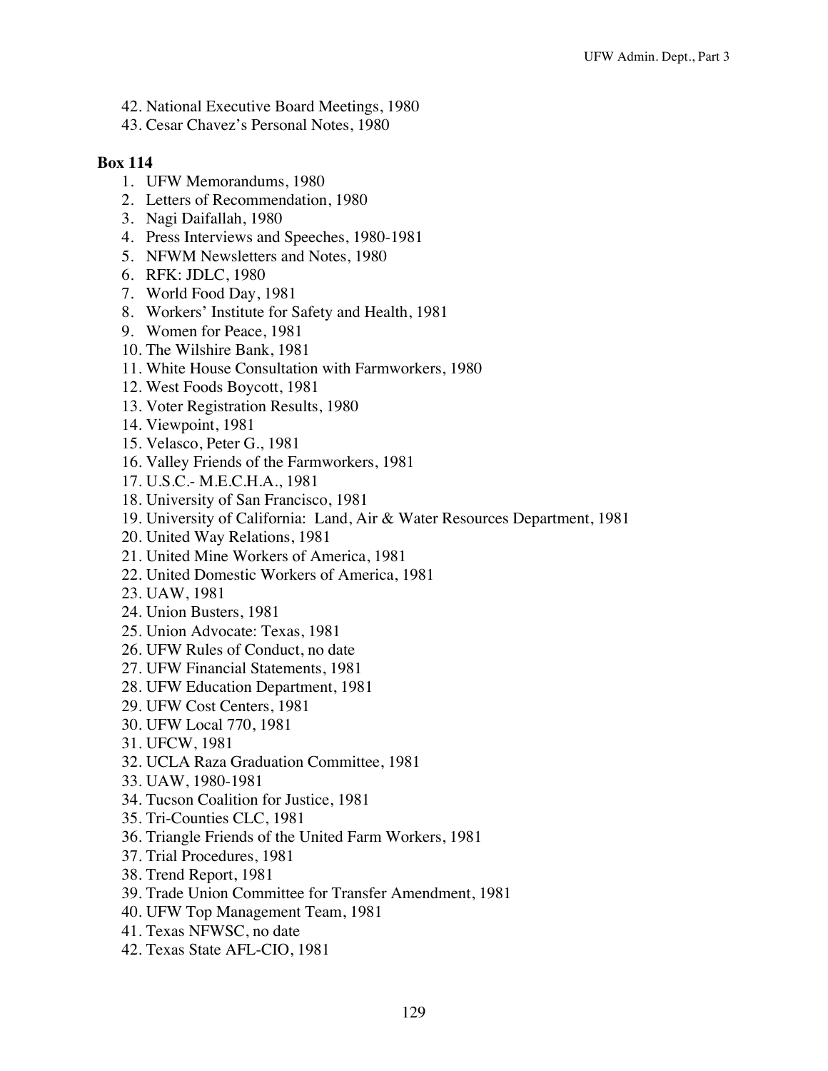42. National Executive Board Meetings, 1980
43. Cesar Chavez's Personal Notes, 1980

**Box 114**

1. UFW Memorandums, 1980
2. Letters of Recommendation, 1980
3. Nagi Daifallah, 1980
4. Press Interviews and Speeches, 1980-1981
5. NFWM Newsletters and Notes, 1980
6. RFK: JDLC, 1980
7. World Food Day, 1981
8. Workers' Institute for Safety and Health, 1981
9. Women for Peace, 1981
10. The Wilshire Bank, 1981
11. White House Consultation with Farmworkers, 1980
12. West Foods Boycott, 1981
13. Voter Registration Results, 1980
14. Viewpoint, 1981
15. Velasco, Peter G., 1981
16. Valley Friends of the Farmworkers, 1981
17. U.S.C.- M.E.C.H.A., 1981
18. University of San Francisco, 1981
19. University of California: Land, Air & Water Resources Department, 1981
20. United Way Relations, 1981
21. United Mine Workers of America, 1981
22. United Domestic Workers of America, 1981
23. UAW, 1981
24. Union Busters, 1981
25. Union Advocate: Texas, 1981
26. UFW Rules of Conduct, no date
27. UFW Financial Statements, 1981
28. UFW Education Department, 1981
29. UFW Cost Centers, 1981
30. UFW Local 770, 1981
31. UFCW, 1981
32. UCLA Raza Graduation Committee, 1981
33. UAW, 1980-1981
34. Tucson Coalition for Justice, 1981
35. Tri-Counties CLC, 1981
36. Triangle Friends of the United Farm Workers, 1981
37. Trial Procedures, 1981
38. Trend Report, 1981
39. Trade Union Committee for Transfer Amendment, 1981
40. UFW Top Management Team, 1981
41. Texas NFWSC, no date
42. Texas State AFL-CIO, 1981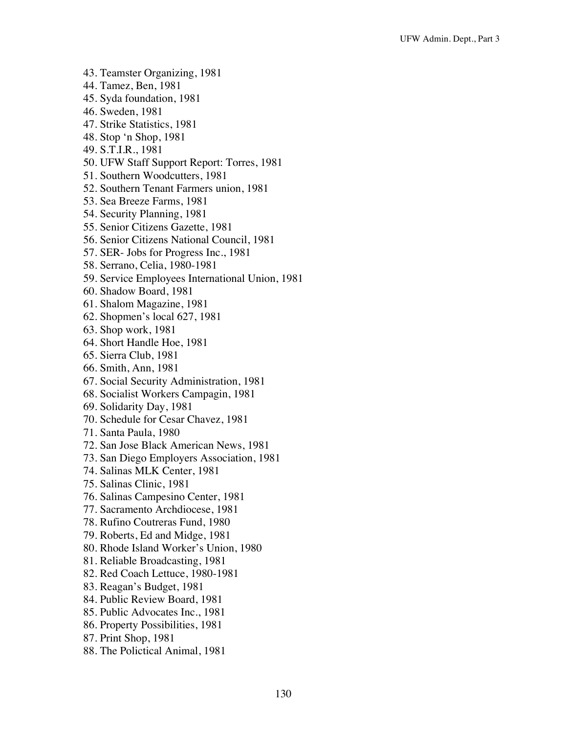43. Teamster Organizing, 1981
44. Tamez, Ben, 1981
45. Syda foundation, 1981
46. Sweden, 1981
47. Strike Statistics, 1981
48. Stop 'n Shop, 1981
49. S.T.I.R., 1981
50. UFW Staff Support Report: Torres, 1981
51. Southern Woodcutters, 1981
52. Southern Tenant Farmers union, 1981
53. Sea Breeze Farms, 1981
54. Security Planning, 1981
55. Senior Citizens Gazette, 1981
56. Senior Citizens National Council, 1981
57. SER- Jobs for Progress Inc., 1981
58. Serrano, Celia, 1980-1981
59. Service Employees International Union, 1981
60. Shadow Board, 1981
61. Shalom Magazine, 1981
62. Shopmen's local 627, 1981
63. Shop work, 1981
64. Short Handle Hoe, 1981
65. Sierra Club, 1981
66. Smith, Ann, 1981
67. Social Security Administration, 1981
68. Socialist Workers Campagin, 1981
69. Solidarity Day, 1981
70. Schedule for Cesar Chavez, 1981
71. Santa Paula, 1980
72. San Jose Black American News, 1981
73. San Diego Employers Association, 1981
74. Salinas MLK Center, 1981
75. Salinas Clinic, 1981
76. Salinas Campesino Center, 1981
77. Sacramento Archdiocese, 1981
78. Rufino Coutreras Fund, 1980
79. Roberts, Ed and Midge, 1981
80. Rhode Island Worker's Union, 1980
81. Reliable Broadcasting, 1981
82. Red Coach Lettuce, 1980-1981
83. Reagan's Budget, 1981
84. Public Review Board, 1981
85. Public Advocates Inc., 1981
86. Property Possibilities, 1981
87. Print Shop, 1981
88. The Polictical Animal, 1981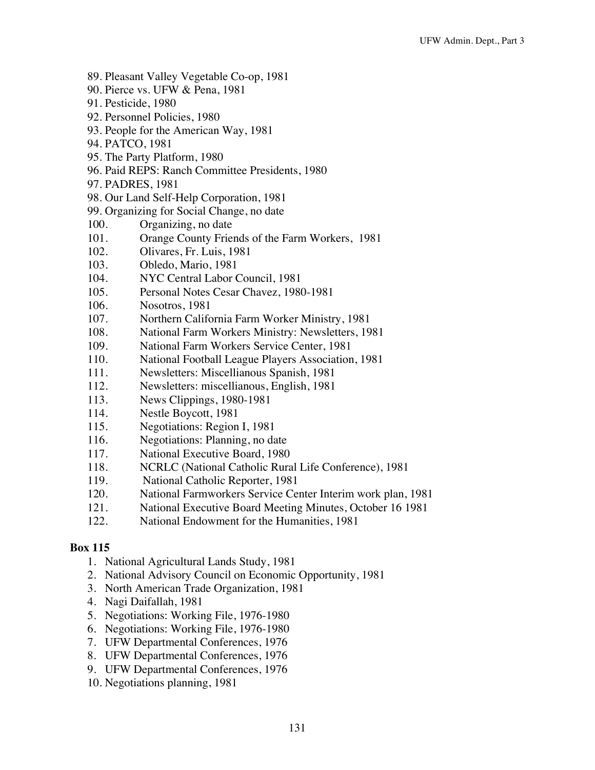89. Pleasant Valley Vegetable Co-op, 1981
90. Pierce vs. UFW & Pena, 1981
91. Pesticide, 1980
92. Personnel Policies, 1980
93. People for the American Way, 1981
94. PATCO, 1981
95. The Party Platform, 1980
96. Paid REPS: Ranch Committee Presidents, 1980
97. PADRES, 1981
98. Our Land Self-Help Corporation, 1981
99. Organizing for Social Change, no date
100. Organizing, no date
101. Orange County Friends of the Farm Workers, 1981
102. Olivares, Fr. Luis, 1981
103. Obledo, Mario, 1981
104. NYC Central Labor Council, 1981
105. Personal Notes Cesar Chavez, 1980-1981
106. Nosotros, 1981
107. Northern California Farm Worker Ministry, 1981
108. National Farm Workers Ministry: Newsletters, 1981
109. National Farm Workers Service Center, 1981
110. National Football League Players Association, 1981
111. Newsletters: Miscellianous Spanish, 1981
112. Newsletters: miscellianous, English, 1981
113. News Clippings, 1980-1981
114. Nestle Boycott, 1981
115. Negotiations: Region I, 1981
116. Negotiations: Planning, no date
117. National Executive Board, 1980
118. NCRLC (National Catholic Rural Life Conference), 1981
119. National Catholic Reporter, 1981
120. National Farmworkers Service Center Interim work plan, 1981
121. National Executive Board Meeting Minutes, October 16 1981
122. National Endowment for the Humanities, 1981

**Box 115**

1. National Agricultural Lands Study, 1981
2. National Advisory Council on Economic Opportunity, 1981
3. North American Trade Organization, 1981
4. Nagi Daifallah, 1981
5. Negotiations: Working File, 1976-1980
6. Negotiations: Working File, 1976-1980
7. UFW Departmental Conferences, 1976
8. UFW Departmental Conferences, 1976
9. UFW Departmental Conferences, 1976
10. Negotiations planning, 1981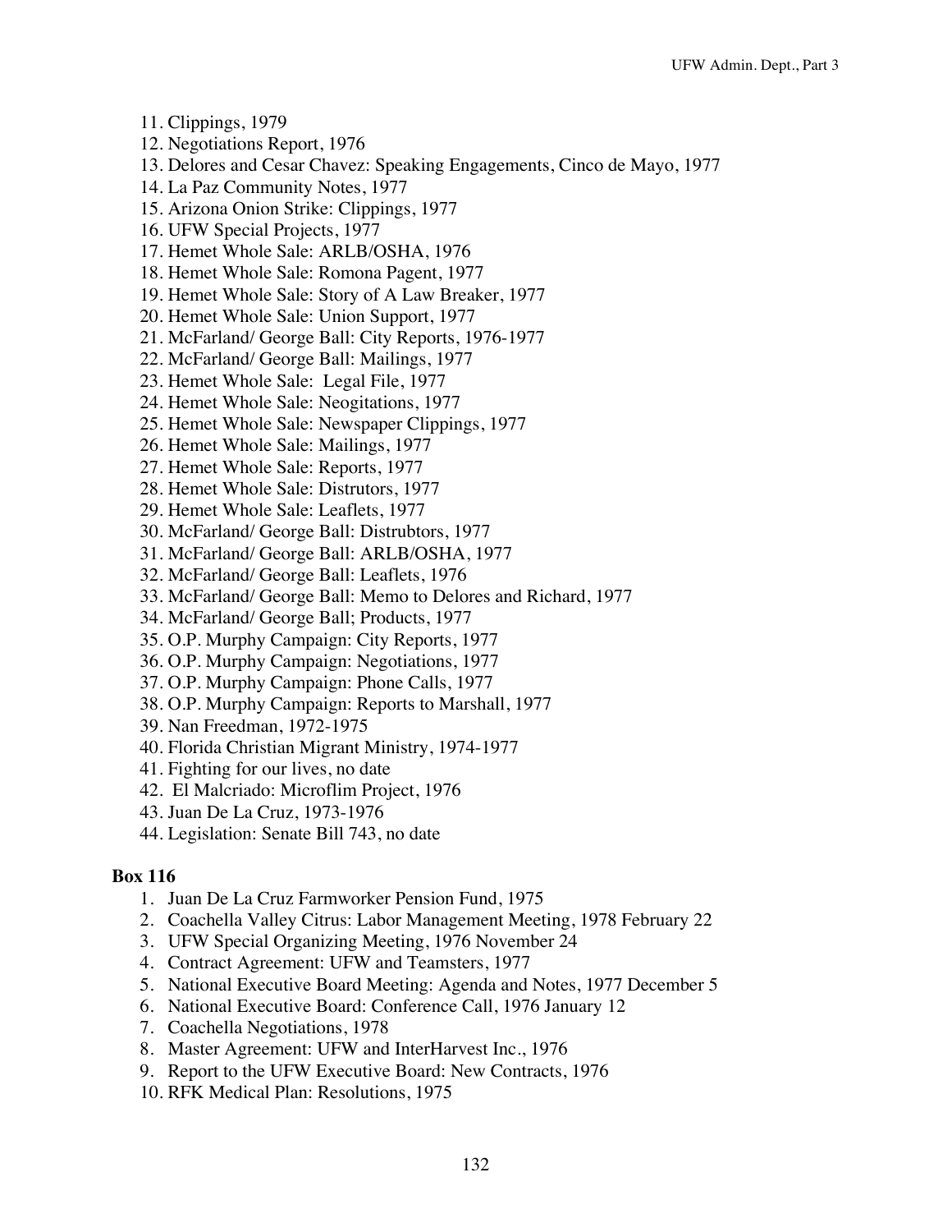11. Clippings, 1979
12. Negotiations Report, 1976
13. Delores and Cesar Chavez: Speaking Engagements, Cinco de Mayo, 1977
14. La Paz Community Notes, 1977
15. Arizona Onion Strike: Clippings, 1977
16. UFW Special Projects, 1977
17. Hemet Whole Sale: ARLB/OSHA, 1976
18. Hemet Whole Sale: Romona Pagent, 1977
19. Hemet Whole Sale: Story of A Law Breaker, 1977
20. Hemet Whole Sale: Union Support, 1977
21. McFarland/ George Ball: City Reports, 1976-1977
22. McFarland/ George Ball: Mailings, 1977
23. Hemet Whole Sale: Legal File, 1977
24. Hemet Whole Sale: Neogitations, 1977
25. Hemet Whole Sale: Newspaper Clippings, 1977
26. Hemet Whole Sale: Mailings, 1977
27. Hemet Whole Sale: Reports, 1977
28. Hemet Whole Sale: Distrutors, 1977
29. Hemet Whole Sale: Leaflets, 1977
30. McFarland/ George Ball: Distrubtors, 1977
31. McFarland/ George Ball: ARLB/OSHA, 1977
32. McFarland/ George Ball: Leaflets, 1976
33. McFarland/ George Ball: Memo to Delores and Richard, 1977
34. McFarland/ George Ball; Products, 1977
35. O.P. Murphy Campaign: City Reports, 1977
36. O.P. Murphy Campaign: Negotiations, 1977
37. O.P. Murphy Campaign: Phone Calls, 1977
38. O.P. Murphy Campaign: Reports to Marshall, 1977
39. Nan Freedman, 1972-1975
40. Florida Christian Migrant Ministry, 1974-1977
41. Fighting for our lives, no date
42. El Malcriado: Microflim Project, 1976
43. Juan De La Cruz, 1973-1976
44. Legislation: Senate Bill 743, no date

**Box 116**

1. Juan De La Cruz Farmworker Pension Fund, 1975
2. Coachella Valley Citrus: Labor Management Meeting, 1978 February 22
3. UFW Special Organizing Meeting, 1976 November 24
4. Contract Agreement: UFW and Teamsters, 1977
5. National Executive Board Meeting: Agenda and Notes, 1977 December 5
6. National Executive Board: Conference Call, 1976 January 12
7. Coachella Negotiations, 1978
8. Master Agreement: UFW and InterHarvest Inc., 1976
9. Report to the UFW Executive Board: New Contracts, 1976
10. RFK Medical Plan: Resolutions, 1975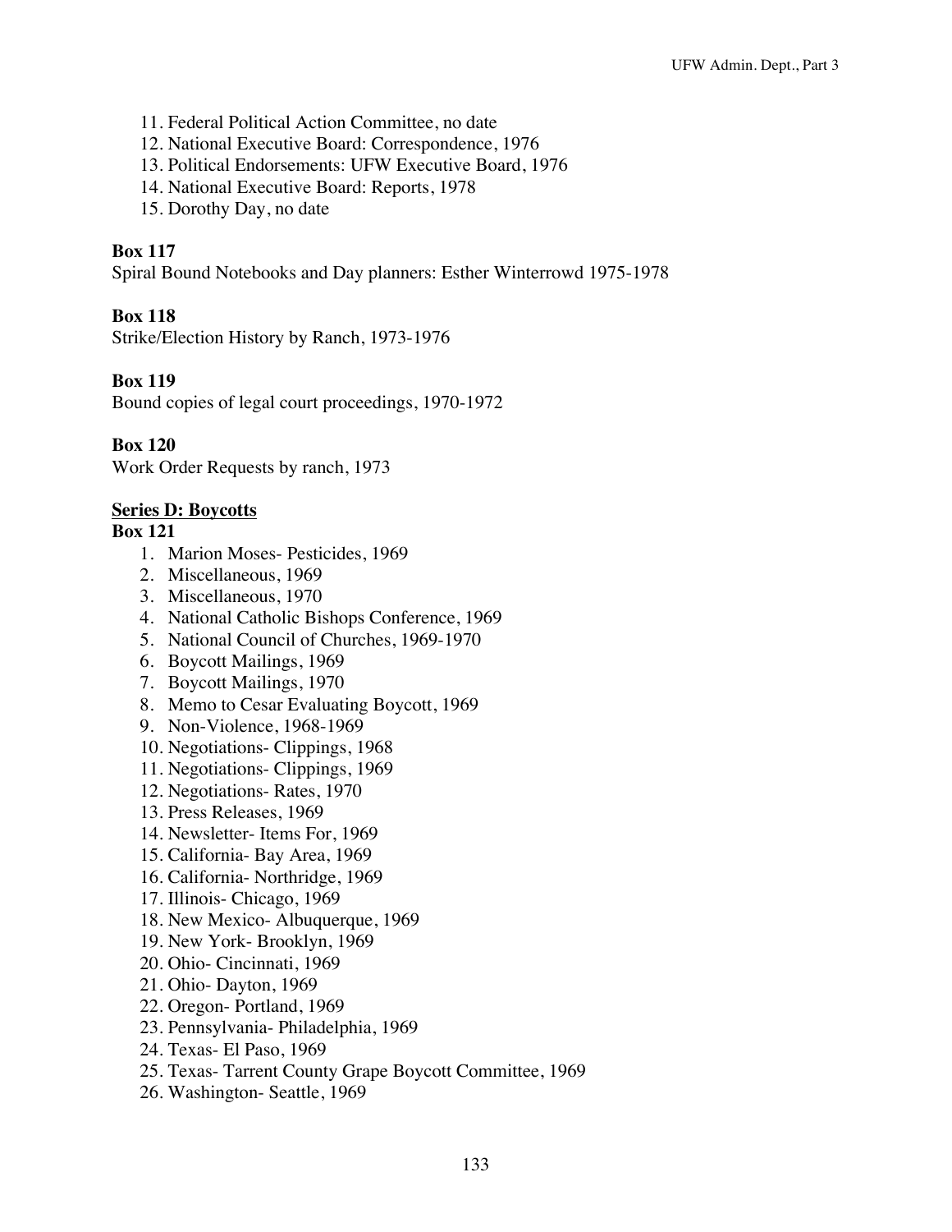11. Federal Political Action Committee, no date
12. National Executive Board: Correspondence, 1976
13. Political Endorsements: UFW Executive Board, 1976
14. National Executive Board: Reports, 1978
15. Dorothy Day, no date

**Box 117**
Spiral Bound Notebooks and Day planners: Esther Winterrowd 1975-1978

**Box 118**
Strike/Election History by Ranch, 1973-1976

**Box 119**
Bound copies of legal court proceedings, 1970-1972

**Box 120**
Work Order Requests by ranch, 1973

**<u>Series D: Boycotts</u>**

**Box 121**

1. Marion Moses- Pesticides, 1969
2. Miscellaneous, 1969
3. Miscellaneous, 1970
4. National Catholic Bishops Conference, 1969
5. National Council of Churches, 1969-1970
6. Boycott Mailings, 1969
7. Boycott Mailings, 1970
8. Memo to Cesar Evaluating Boycott, 1969
9. Non-Violence, 1968-1969
10. Negotiations- Clippings, 1968
11. Negotiations- Clippings, 1969
12. Negotiations- Rates, 1970
13. Press Releases, 1969
14. Newsletter- Items For, 1969
15. California- Bay Area, 1969
16. California- Northridge, 1969
17. Illinois- Chicago, 1969
18. New Mexico- Albuquerque, 1969
19. New York- Brooklyn, 1969
20. Ohio- Cincinnati, 1969
21. Ohio- Dayton, 1969
22. Oregon- Portland, 1969
23. Pennsylvania- Philadelphia, 1969
24. Texas- El Paso, 1969
25. Texas- Tarrent County Grape Boycott Committee, 1969
26. Washington- Seattle, 1969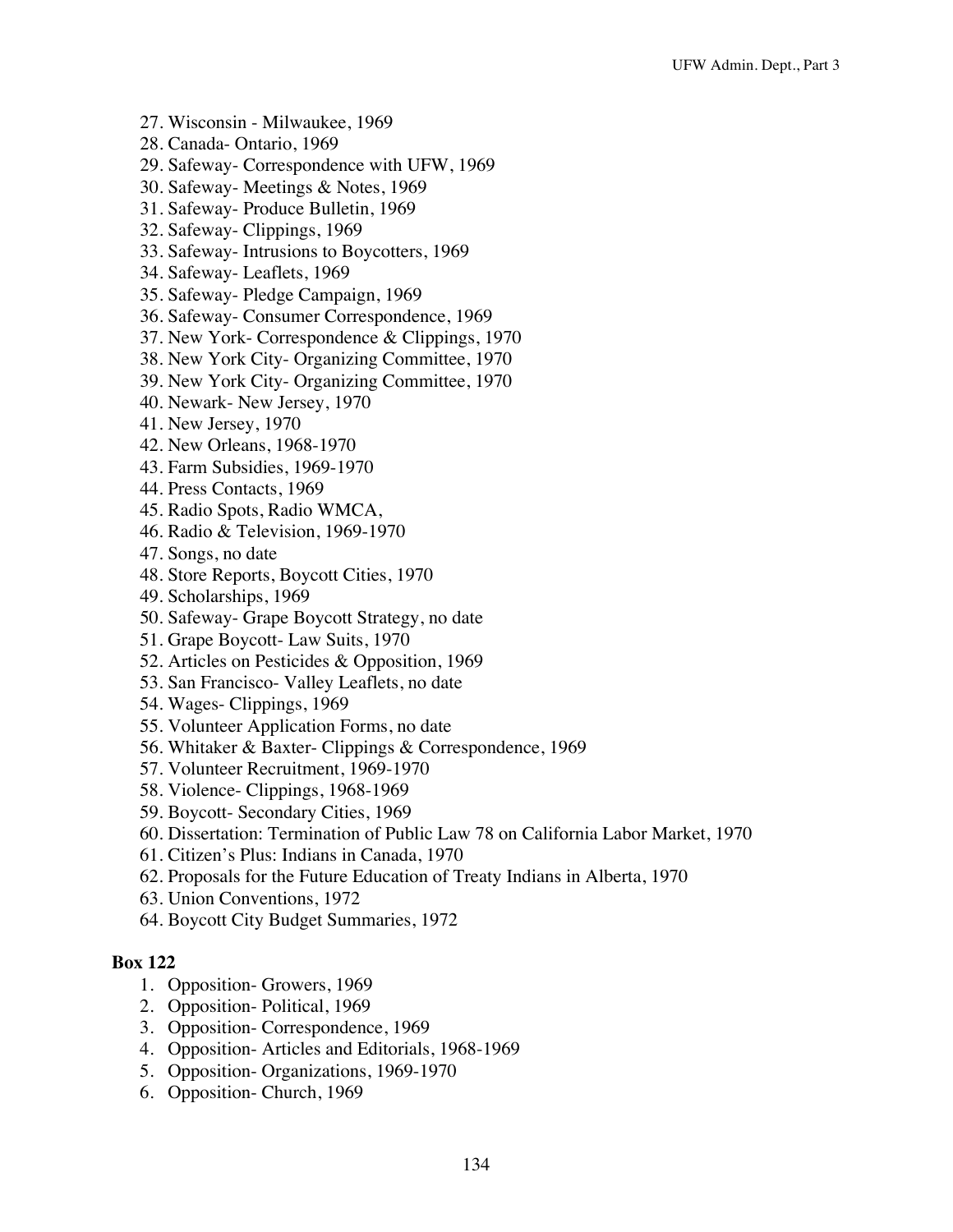27. Wisconsin - Milwaukee, 1969
28. Canada- Ontario, 1969
29. Safeway- Correspondence with UFW, 1969
30. Safeway- Meetings & Notes, 1969
31. Safeway- Produce Bulletin, 1969
32. Safeway- Clippings, 1969
33. Safeway- Intrusions to Boycotters, 1969
34. Safeway- Leaflets, 1969
35. Safeway- Pledge Campaign, 1969
36. Safeway- Consumer Correspondence, 1969
37. New York- Correspondence & Clippings, 1970
38. New York City- Organizing Committee, 1970
39. New York City- Organizing Committee, 1970
40. Newark- New Jersey, 1970
41. New Jersey, 1970
42. New Orleans, 1968-1970
43. Farm Subsidies, 1969-1970
44. Press Contacts, 1969
45. Radio Spots, Radio WMCA,
46. Radio & Television, 1969-1970
47. Songs, no date
48. Store Reports, Boycott Cities, 1970
49. Scholarships, 1969
50. Safeway- Grape Boycott Strategy, no date
51. Grape Boycott- Law Suits, 1970
52. Articles on Pesticides & Opposition, 1969
53. San Francisco- Valley Leaflets, no date
54. Wages- Clippings, 1969
55. Volunteer Application Forms, no date
56. Whitaker & Baxter- Clippings & Correspondence, 1969
57. Volunteer Recruitment, 1969-1970
58. Violence- Clippings, 1968-1969
59. Boycott- Secondary Cities, 1969
60. Dissertation: Termination of Public Law 78 on California Labor Market, 1970
61. Citizen's Plus: Indians in Canada, 1970
62. Proposals for the Future Education of Treaty Indians in Alberta, 1970
63. Union Conventions, 1972
64. Boycott City Budget Summaries, 1972

**Box 122**

1. Opposition- Growers, 1969
2. Opposition- Political, 1969
3. Opposition- Correspondence, 1969
4. Opposition- Articles and Editorials, 1968-1969
5. Opposition- Organizations, 1969-1970
6. Opposition- Church, 1969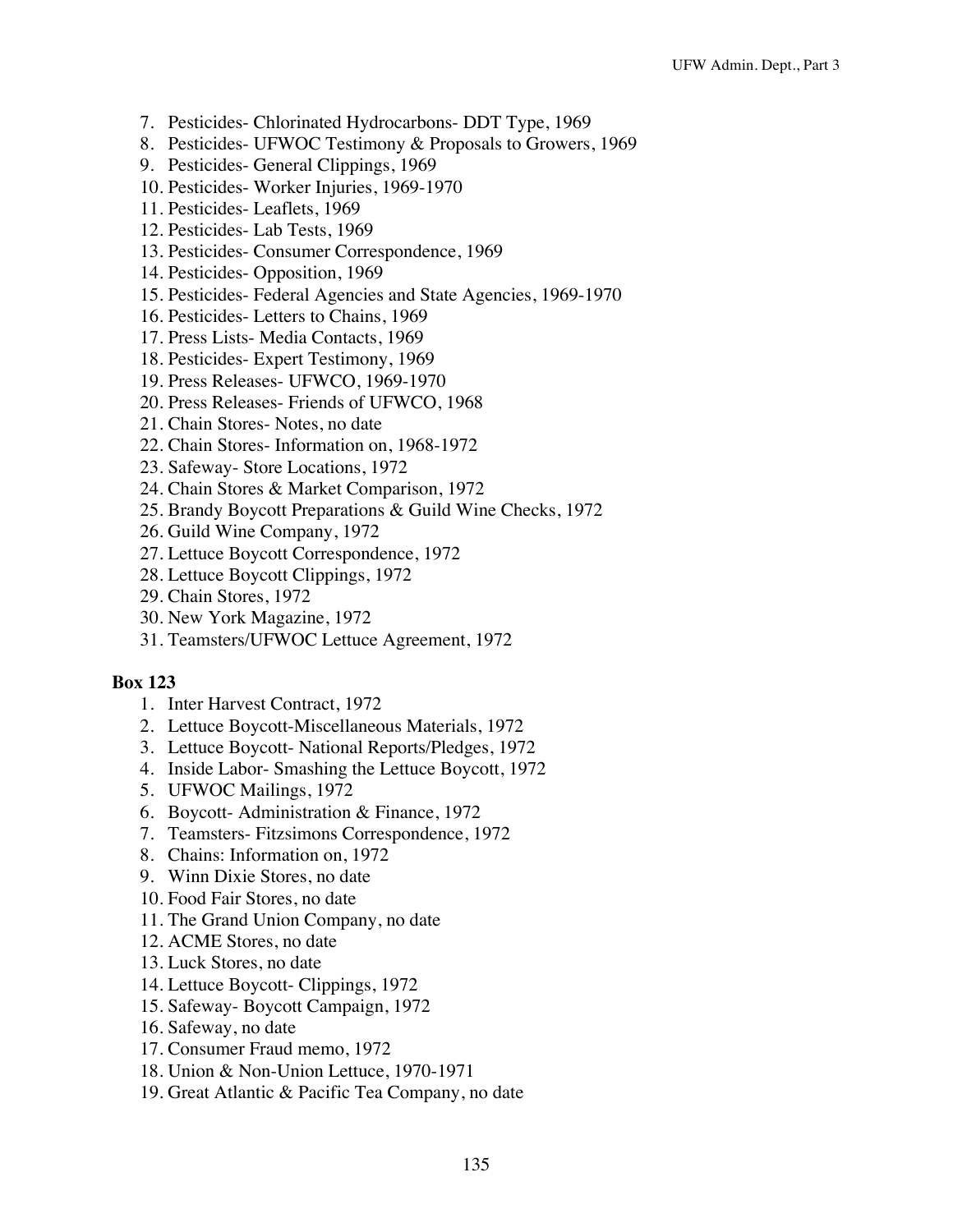7. Pesticides- Chlorinated Hydrocarbons- DDT Type, 1969
8. Pesticides- UFWOC Testimony & Proposals to Growers, 1969
9. Pesticides- General Clippings, 1969
10. Pesticides- Worker Injuries, 1969-1970
11. Pesticides- Leaflets, 1969
12. Pesticides- Lab Tests, 1969
13. Pesticides- Consumer Correspondence, 1969
14. Pesticides- Opposition, 1969
15. Pesticides- Federal Agencies and State Agencies, 1969-1970
16. Pesticides- Letters to Chains, 1969
17. Press Lists- Media Contacts, 1969
18. Pesticides- Expert Testimony, 1969
19. Press Releases- UFWCO, 1969-1970
20. Press Releases- Friends of UFWCO, 1968
21. Chain Stores- Notes, no date
22. Chain Stores- Information on, 1968-1972
23. Safeway- Store Locations, 1972
24. Chain Stores & Market Comparison, 1972
25. Brandy Boycott Preparations & Guild Wine Checks, 1972
26. Guild Wine Company, 1972
27. Lettuce Boycott Correspondence, 1972
28. Lettuce Boycott Clippings, 1972
29. Chain Stores, 1972
30. New York Magazine, 1972
31. Teamsters/UFWOC Lettuce Agreement, 1972

**Box 123**

1. Inter Harvest Contract, 1972
2. Lettuce Boycott-Miscellaneous Materials, 1972
3. Lettuce Boycott- National Reports/Pledges, 1972
4. Inside Labor- Smashing the Lettuce Boycott, 1972
5. UFWOC Mailings, 1972
6. Boycott- Administration & Finance, 1972
7. Teamsters- Fitzsimons Correspondence, 1972
8. Chains: Information on, 1972
9. Winn Dixie Stores, no date
10. Food Fair Stores, no date
11. The Grand Union Company, no date
12. ACME Stores, no date
13. Luck Stores, no date
14. Lettuce Boycott- Clippings, 1972
15. Safeway- Boycott Campaign, 1972
16. Safeway, no date
17. Consumer Fraud memo, 1972
18. Union & Non-Union Lettuce, 1970-1971
19. Great Atlantic & Pacific Tea Company, no date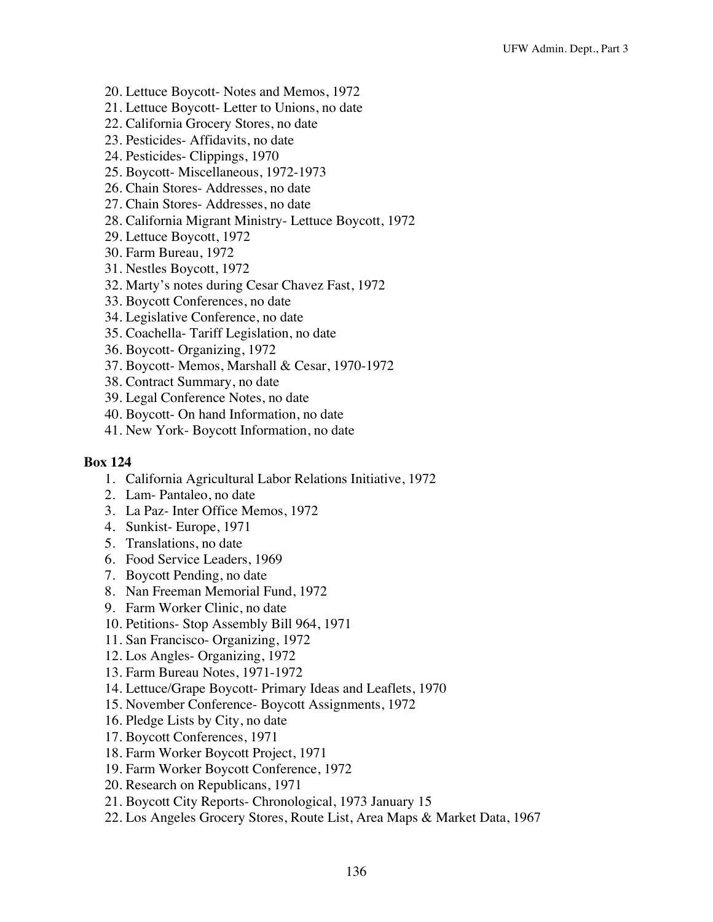20. Lettuce Boycott- Notes and Memos, 1972
21. Lettuce Boycott- Letter to Unions, no date
22. California Grocery Stores, no date
23. Pesticides- Affidavits, no date
24. Pesticides- Clippings, 1970
25. Boycott- Miscellaneous, 1972-1973
26. Chain Stores- Addresses, no date
27. Chain Stores- Addresses, no date
28. California Migrant Ministry- Lettuce Boycott, 1972
29. Lettuce Boycott, 1972
30. Farm Bureau, 1972
31. Nestles Boycott, 1972
32. Marty's notes during Cesar Chavez Fast, 1972
33. Boycott Conferences, no date
34. Legislative Conference, no date
35. Coachella- Tariff Legislation, no date
36. Boycott- Organizing, 1972
37. Boycott- Memos, Marshall & Cesar, 1970-1972
38. Contract Summary, no date
39. Legal Conference Notes, no date
40. Boycott- On hand Information, no date
41. New York- Boycott Information, no date

**Box 124**

1. California Agricultural Labor Relations Initiative, 1972
2. Lam- Pantaleo, no date
3. La Paz- Inter Office Memos, 1972
4. Sunkist- Europe, 1971
5. Translations, no date
6. Food Service Leaders, 1969
7. Boycott Pending, no date
8. Nan Freeman Memorial Fund, 1972
9. Farm Worker Clinic, no date
10. Petitions- Stop Assembly Bill 964, 1971
11. San Francisco- Organizing, 1972
12. Los Angles- Organizing, 1972
13. Farm Bureau Notes, 1971-1972
14. Lettuce/Grape Boycott- Primary Ideas and Leaflets, 1970
15. November Conference- Boycott Assignments, 1972
16. Pledge Lists by City, no date
17. Boycott Conferences, 1971
18. Farm Worker Boycott Project, 1971
19. Farm Worker Boycott Conference, 1972
20. Research on Republicans, 1971
21. Boycott City Reports- Chronological, 1973 January 15
22. Los Angeles Grocery Stores, Route List, Area Maps & Market Data, 1967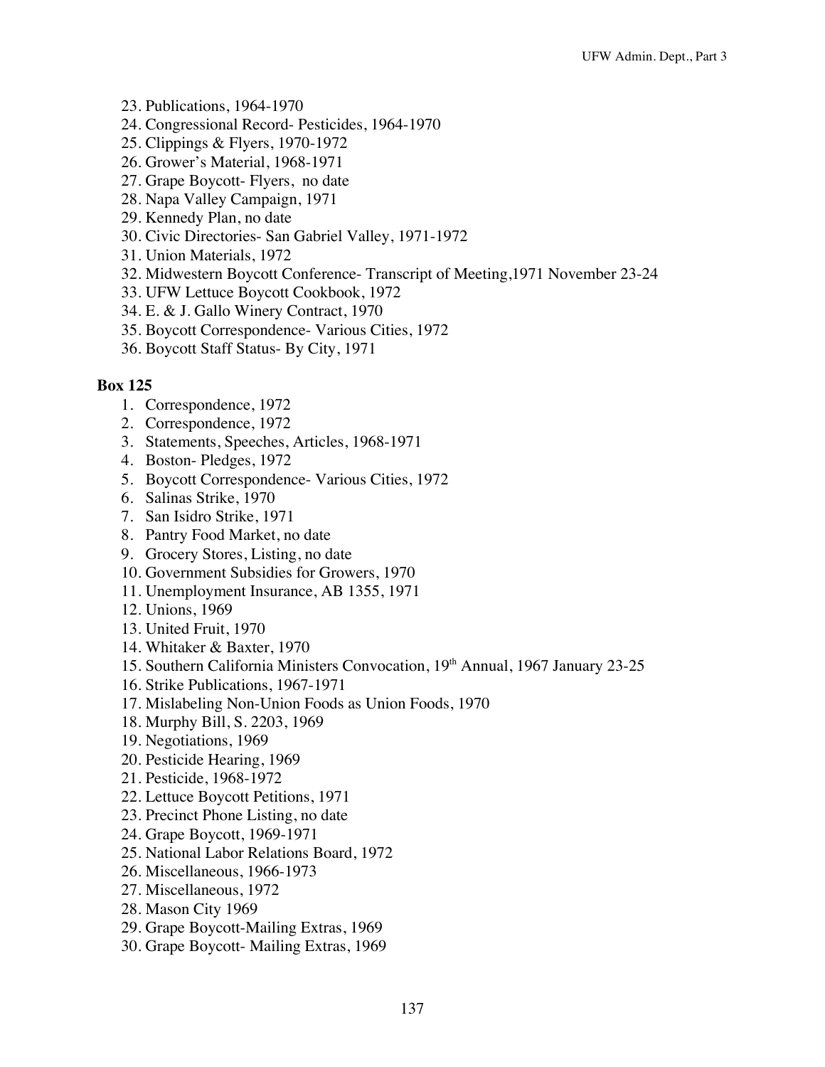23. Publications, 1964-1970
24. Congressional Record- Pesticides, 1964-1970
25. Clippings & Flyers, 1970-1972
26. Grower's Material, 1968-1971
27. Grape Boycott- Flyers, no date
28. Napa Valley Campaign, 1971
29. Kennedy Plan, no date
30. Civic Directories- San Gabriel Valley, 1971-1972
31. Union Materials, 1972
32. Midwestern Boycott Conference- Transcript of Meeting,1971 November 23-24
33. UFW Lettuce Boycott Cookbook, 1972
34. E. & J. Gallo Winery Contract, 1970
35. Boycott Correspondence- Various Cities, 1972
36. Boycott Staff Status- By City, 1971

**Box 125**

1. Correspondence, 1972
2. Correspondence, 1972
3. Statements, Speeches, Articles, 1968-1971
4. Boston- Pledges, 1972
5. Boycott Correspondence- Various Cities, 1972
6. Salinas Strike, 1970
7. San Isidro Strike, 1971
8. Pantry Food Market, no date
9. Grocery Stores, Listing, no date
10. Government Subsidies for Growers, 1970
11. Unemployment Insurance, AB 1355, 1971
12. Unions, 1969
13. United Fruit, 1970
14. Whitaker & Baxter, 1970
15. Southern California Ministers Convocation, 19th Annual, 1967 January 23-25
16. Strike Publications, 1967-1971
17. Mislabeling Non-Union Foods as Union Foods, 1970
18. Murphy Bill, S. 2203, 1969
19. Negotiations, 1969
20. Pesticide Hearing, 1969
21. Pesticide, 1968-1972
22. Lettuce Boycott Petitions, 1971
23. Precinct Phone Listing, no date
24. Grape Boycott, 1969-1971
25. National Labor Relations Board, 1972
26. Miscellaneous, 1966-1973
27. Miscellaneous, 1972
28. Mason City 1969
29. Grape Boycott-Mailing Extras, 1969
30. Grape Boycott- Mailing Extras, 1969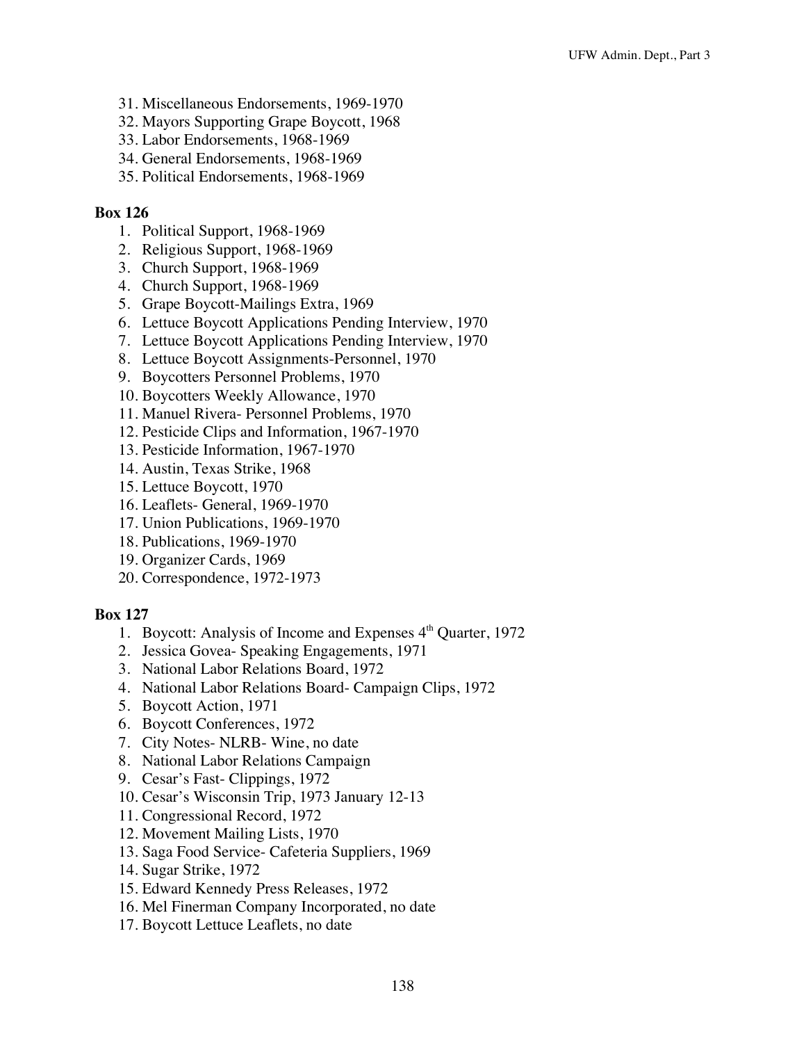31. Miscellaneous Endorsements, 1969-1970
32. Mayors Supporting Grape Boycott, 1968
33. Labor Endorsements, 1968-1969
34. General Endorsements, 1968-1969
35. Political Endorsements, 1968-1969

**Box 126**

1. Political Support, 1968-1969
2. Religious Support, 1968-1969
3. Church Support, 1968-1969
4. Church Support, 1968-1969
5. Grape Boycott-Mailings Extra, 1969
6. Lettuce Boycott Applications Pending Interview, 1970
7. Lettuce Boycott Applications Pending Interview, 1970
8. Lettuce Boycott Assignments-Personnel, 1970
9. Boycotters Personnel Problems, 1970
10. Boycotters Weekly Allowance, 1970
11. Manuel Rivera- Personnel Problems, 1970
12. Pesticide Clips and Information, 1967-1970
13. Pesticide Information, 1967-1970
14. Austin, Texas Strike, 1968
15. Lettuce Boycott, 1970
16. Leaflets- General, 1969-1970
17. Union Publications, 1969-1970
18. Publications, 1969-1970
19. Organizer Cards, 1969
20. Correspondence, 1972-1973

**Box 127**

1. Boycott: Analysis of Income and Expenses 4th Quarter, 1972
2. Jessica Govea- Speaking Engagements, 1971
3. National Labor Relations Board, 1972
4. National Labor Relations Board- Campaign Clips, 1972
5. Boycott Action, 1971
6. Boycott Conferences, 1972
7. City Notes- NLRB- Wine, no date
8. National Labor Relations Campaign
9. Cesar's Fast- Clippings, 1972
10. Cesar's Wisconsin Trip, 1973 January 12-13
11. Congressional Record, 1972
12. Movement Mailing Lists, 1970
13. Saga Food Service- Cafeteria Suppliers, 1969
14. Sugar Strike, 1972
15. Edward Kennedy Press Releases, 1972
16. Mel Finerman Company Incorporated, no date
17. Boycott Lettuce Leaflets, no date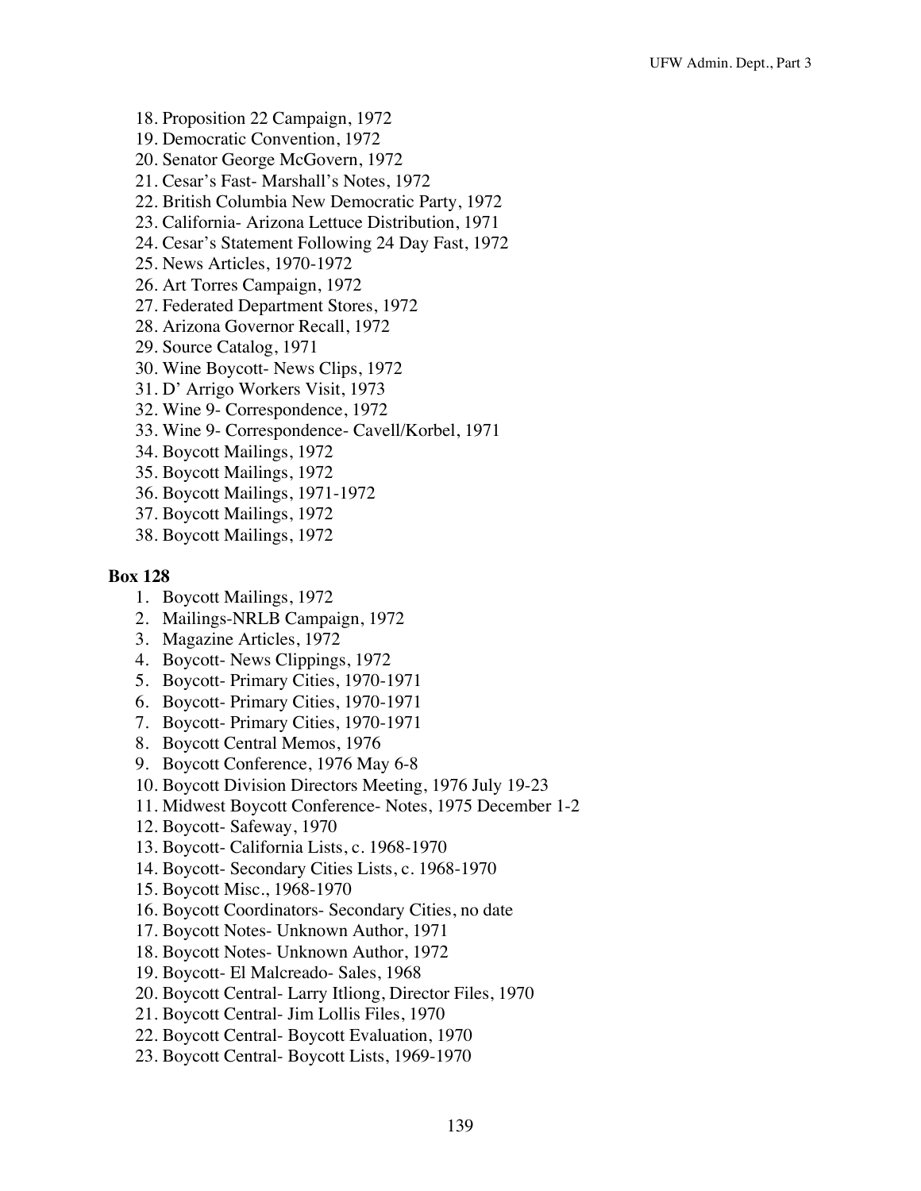18. Proposition 22 Campaign, 1972
19. Democratic Convention, 1972
20. Senator George McGovern, 1972
21. Cesar's Fast- Marshall's Notes, 1972
22. British Columbia New Democratic Party, 1972
23. California- Arizona Lettuce Distribution, 1971
24. Cesar's Statement Following 24 Day Fast, 1972
25. News Articles, 1970-1972
26. Art Torres Campaign, 1972
27. Federated Department Stores, 1972
28. Arizona Governor Recall, 1972
29. Source Catalog, 1971
30. Wine Boycott- News Clips, 1972
31. D' Arrigo Workers Visit, 1973
32. Wine 9- Correspondence, 1972
33. Wine 9- Correspondence- Cavell/Korbel, 1971
34. Boycott Mailings, 1972
35. Boycott Mailings, 1972
36. Boycott Mailings, 1971-1972
37. Boycott Mailings, 1972
38. Boycott Mailings, 1972

**Box 128**

1. Boycott Mailings, 1972
2. Mailings-NRLB Campaign, 1972
3. Magazine Articles, 1972
4. Boycott- News Clippings, 1972
5. Boycott- Primary Cities, 1970-1971
6. Boycott- Primary Cities, 1970-1971
7. Boycott- Primary Cities, 1970-1971
8. Boycott Central Memos, 1976
9. Boycott Conference, 1976 May 6-8
10. Boycott Division Directors Meeting, 1976 July 19-23
11. Midwest Boycott Conference- Notes, 1975 December 1-2
12. Boycott- Safeway, 1970
13. Boycott- California Lists, c. 1968-1970
14. Boycott- Secondary Cities Lists, c. 1968-1970
15. Boycott Misc., 1968-1970
16. Boycott Coordinators- Secondary Cities, no date
17. Boycott Notes- Unknown Author, 1971
18. Boycott Notes- Unknown Author, 1972
19. Boycott- El Malcreado- Sales, 1968
20. Boycott Central- Larry Itliong, Director Files, 1970
21. Boycott Central- Jim Lollis Files, 1970
22. Boycott Central- Boycott Evaluation, 1970
23. Boycott Central- Boycott Lists, 1969-1970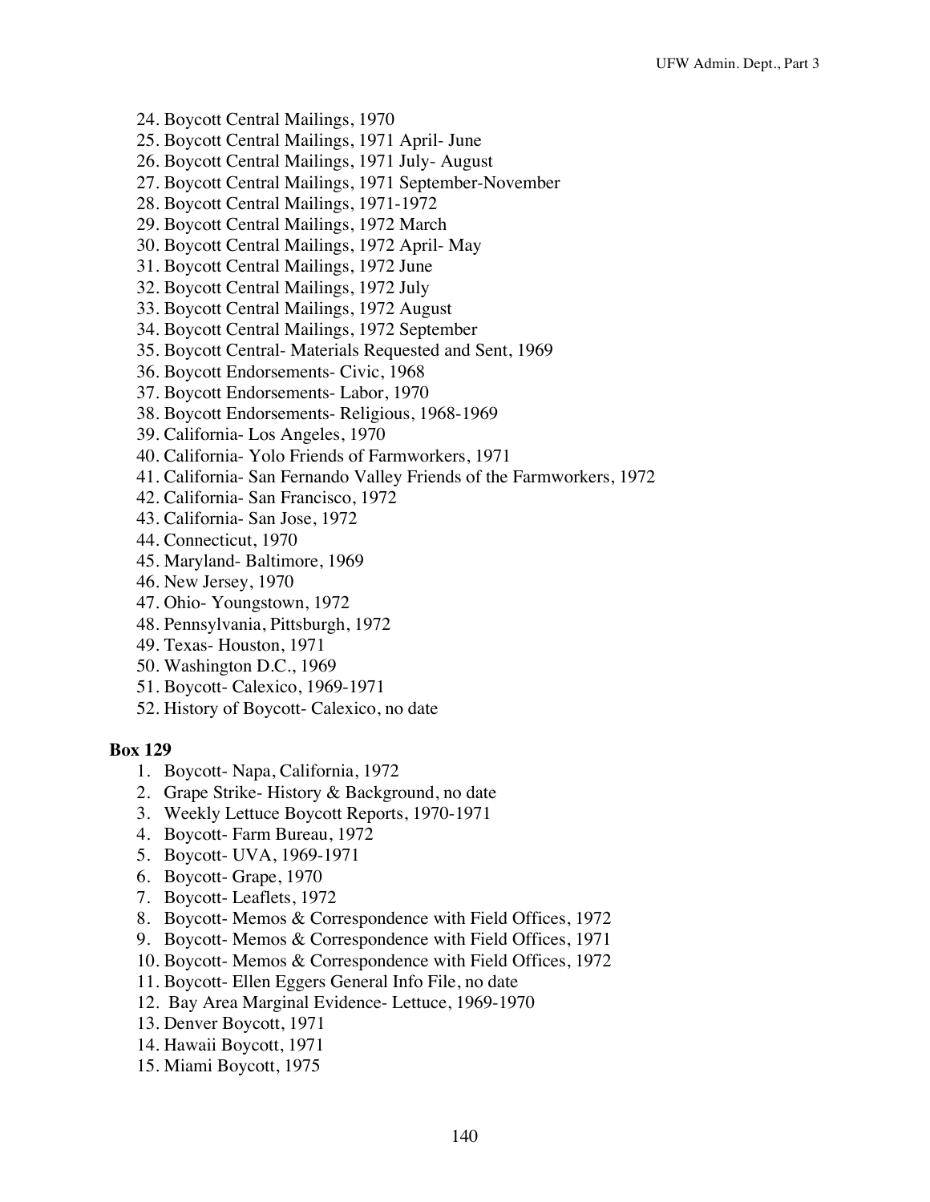24. Boycott Central Mailings, 1970
25. Boycott Central Mailings, 1971 April- June
26. Boycott Central Mailings, 1971 July- August
27. Boycott Central Mailings, 1971 September-November
28. Boycott Central Mailings, 1971-1972
29. Boycott Central Mailings, 1972 March
30. Boycott Central Mailings, 1972 April- May
31. Boycott Central Mailings, 1972 June
32. Boycott Central Mailings, 1972 July
33. Boycott Central Mailings, 1972 August
34. Boycott Central Mailings, 1972 September
35. Boycott Central- Materials Requested and Sent, 1969
36. Boycott Endorsements- Civic, 1968
37. Boycott Endorsements- Labor, 1970
38. Boycott Endorsements- Religious, 1968-1969
39. California- Los Angeles, 1970
40. California- Yolo Friends of Farmworkers, 1971
41. California- San Fernando Valley Friends of the Farmworkers, 1972
42. California- San Francisco, 1972
43. California- San Jose, 1972
44. Connecticut, 1970
45. Maryland- Baltimore, 1969
46. New Jersey, 1970
47. Ohio- Youngstown, 1972
48. Pennsylvania, Pittsburgh, 1972
49. Texas- Houston, 1971
50. Washington D.C., 1969
51. Boycott- Calexico, 1969-1971
52. History of Boycott- Calexico, no date

**Box 129**

1. Boycott- Napa, California, 1972
2. Grape Strike- History & Background, no date
3. Weekly Lettuce Boycott Reports, 1970-1971
4. Boycott- Farm Bureau, 1972
5. Boycott- UVA, 1969-1971
6. Boycott- Grape, 1970
7. Boycott- Leaflets, 1972
8. Boycott- Memos & Correspondence with Field Offices, 1972
9. Boycott- Memos & Correspondence with Field Offices, 1971
10. Boycott- Memos & Correspondence with Field Offices, 1972
11. Boycott- Ellen Eggers General Info File, no date
12. Bay Area Marginal Evidence- Lettuce, 1969-1970
13. Denver Boycott, 1971
14. Hawaii Boycott, 1971
15. Miami Boycott, 1975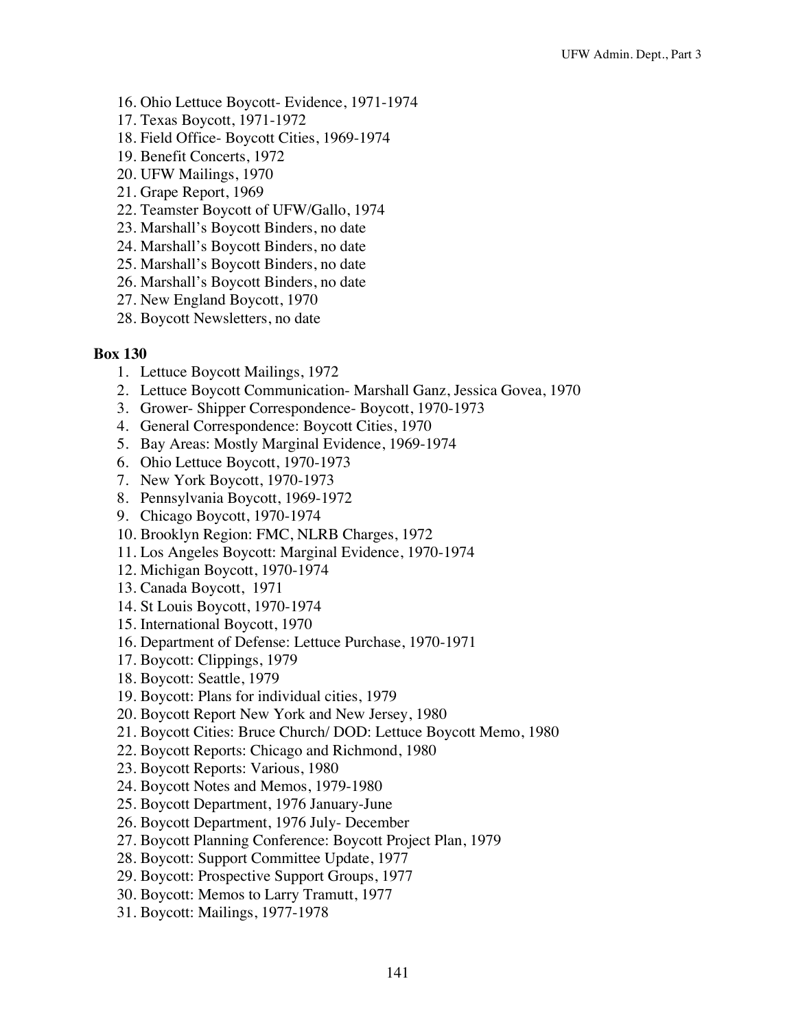16. Ohio Lettuce Boycott- Evidence, 1971-1974
17. Texas Boycott, 1971-1972
18. Field Office- Boycott Cities, 1969-1974
19. Benefit Concerts, 1972
20. UFW Mailings, 1970
21. Grape Report, 1969
22. Teamster Boycott of UFW/Gallo, 1974
23. Marshall's Boycott Binders, no date
24. Marshall's Boycott Binders, no date
25. Marshall's Boycott Binders, no date
26. Marshall's Boycott Binders, no date
27. New England Boycott, 1970
28. Boycott Newsletters, no date

**Box 130**

1. Lettuce Boycott Mailings, 1972
2. Lettuce Boycott Communication- Marshall Ganz, Jessica Govea, 1970
3. Grower- Shipper Correspondence- Boycott, 1970-1973
4. General Correspondence: Boycott Cities, 1970
5. Bay Areas: Mostly Marginal Evidence, 1969-1974
6. Ohio Lettuce Boycott, 1970-1973
7. New York Boycott, 1970-1973
8. Pennsylvania Boycott, 1969-1972
9. Chicago Boycott, 1970-1974
10. Brooklyn Region: FMC, NLRB Charges, 1972
11. Los Angeles Boycott: Marginal Evidence, 1970-1974
12. Michigan Boycott, 1970-1974
13. Canada Boycott, 1971
14. St Louis Boycott, 1970-1974
15. International Boycott, 1970
16. Department of Defense: Lettuce Purchase, 1970-1971
17. Boycott: Clippings, 1979
18. Boycott: Seattle, 1979
19. Boycott: Plans for individual cities, 1979
20. Boycott Report New York and New Jersey, 1980
21. Boycott Cities: Bruce Church/ DOD: Lettuce Boycott Memo, 1980
22. Boycott Reports: Chicago and Richmond, 1980
23. Boycott Reports: Various, 1980
24. Boycott Notes and Memos, 1979-1980
25. Boycott Department, 1976 January-June
26. Boycott Department, 1976 July- December
27. Boycott Planning Conference: Boycott Project Plan, 1979
28. Boycott: Support Committee Update, 1977
29. Boycott: Prospective Support Groups, 1977
30. Boycott: Memos to Larry Tramutt, 1977
31. Boycott: Mailings, 1977-1978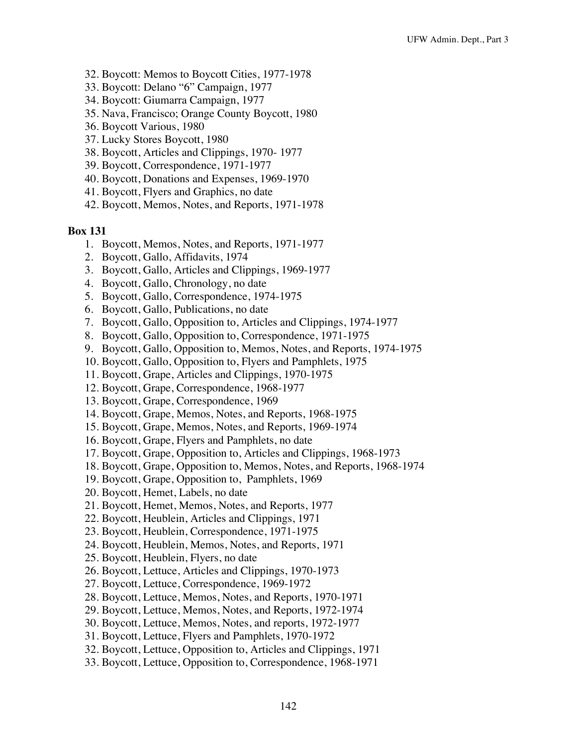32. Boycott: Memos to Boycott Cities, 1977-1978
33. Boycott: Delano “6” Campaign, 1977
34. Boycott: Giumarra Campaign, 1977
35. Nava, Francisco; Orange County Boycott, 1980
36. Boycott Various, 1980
37. Lucky Stores Boycott, 1980
38. Boycott, Articles and Clippings, 1970- 1977
39. Boycott, Correspondence, 1971-1977
40. Boycott, Donations and Expenses, 1969-1970
41. Boycott, Flyers and Graphics, no date
42. Boycott, Memos, Notes, and Reports, 1971-1978

**Box 131**

1. Boycott, Memos, Notes, and Reports, 1971-1977
2. Boycott, Gallo, Affidavits, 1974
3. Boycott, Gallo, Articles and Clippings, 1969-1977
4. Boycott, Gallo, Chronology, no date
5. Boycott, Gallo, Correspondence, 1974-1975
6. Boycott, Gallo, Publications, no date
7. Boycott, Gallo, Opposition to, Articles and Clippings, 1974-1977
8. Boycott, Gallo, Opposition to, Correspondence, 1971-1975
9. Boycott, Gallo, Opposition to, Memos, Notes, and Reports, 1974-1975
10. Boycott, Gallo, Opposition to, Flyers and Pamphlets, 1975
11. Boycott, Grape, Articles and Clippings, 1970-1975
12. Boycott, Grape, Correspondence, 1968-1977
13. Boycott, Grape, Correspondence, 1969
14. Boycott, Grape, Memos, Notes, and Reports, 1968-1975
15. Boycott, Grape, Memos, Notes, and Reports, 1969-1974
16. Boycott, Grape, Flyers and Pamphlets, no date
17. Boycott, Grape, Opposition to, Articles and Clippings, 1968-1973
18. Boycott, Grape, Opposition to, Memos, Notes, and Reports, 1968-1974
19. Boycott, Grape, Opposition to, Pamphlets, 1969
20. Boycott, Hemet, Labels, no date
21. Boycott, Hemet, Memos, Notes, and Reports, 1977
22. Boycott, Heublein, Articles and Clippings, 1971
23. Boycott, Heublein, Correspondence, 1971-1975
24. Boycott, Heublein, Memos, Notes, and Reports, 1971
25. Boycott, Heublein, Flyers, no date
26. Boycott, Lettuce, Articles and Clippings, 1970-1973
27. Boycott, Lettuce, Correspondence, 1969-1972
28. Boycott, Lettuce, Memos, Notes, and Reports, 1970-1971
29. Boycott, Lettuce, Memos, Notes, and Reports, 1972-1974
30. Boycott, Lettuce, Memos, Notes, and reports, 1972-1977
31. Boycott, Lettuce, Flyers and Pamphlets, 1970-1972
32. Boycott, Lettuce, Opposition to, Articles and Clippings, 1971
33. Boycott, Lettuce, Opposition to, Correspondence, 1968-1971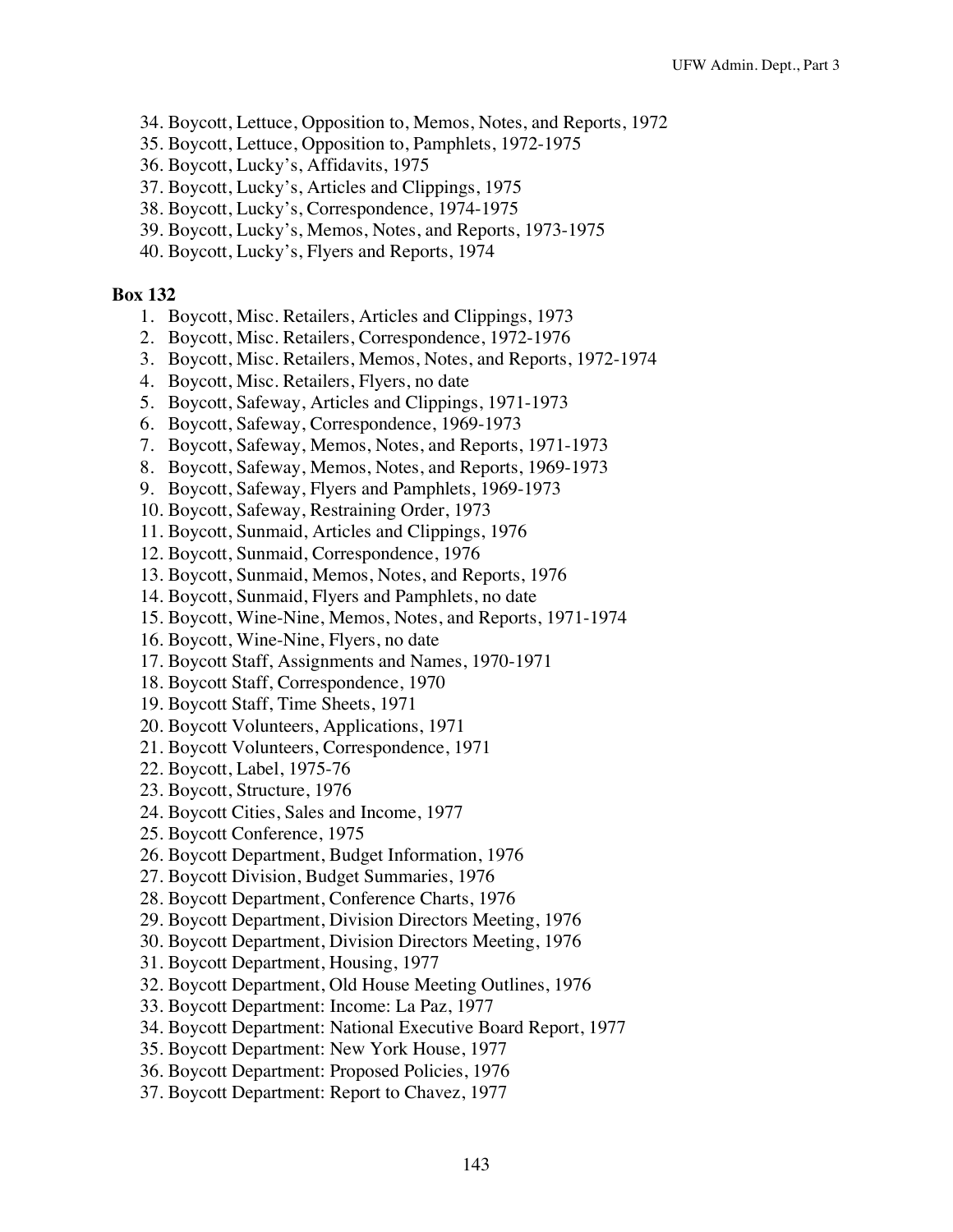34. Boycott, Lettuce, Opposition to, Memos, Notes, and Reports, 1972
35. Boycott, Lettuce, Opposition to, Pamphlets, 1972-1975
36. Boycott, Lucky's, Affidavits, 1975
37. Boycott, Lucky's, Articles and Clippings, 1975
38. Boycott, Lucky's, Correspondence, 1974-1975
39. Boycott, Lucky's, Memos, Notes, and Reports, 1973-1975
40. Boycott, Lucky's, Flyers and Reports, 1974

**Box 132**

1. Boycott, Misc. Retailers, Articles and Clippings, 1973
2. Boycott, Misc. Retailers, Correspondence, 1972-1976
3. Boycott, Misc. Retailers, Memos, Notes, and Reports, 1972-1974
4. Boycott, Misc. Retailers, Flyers, no date
5. Boycott, Safeway, Articles and Clippings, 1971-1973
6. Boycott, Safeway, Correspondence, 1969-1973
7. Boycott, Safeway, Memos, Notes, and Reports, 1971-1973
8. Boycott, Safeway, Memos, Notes, and Reports, 1969-1973
9. Boycott, Safeway, Flyers and Pamphlets, 1969-1973
10. Boycott, Safeway, Restraining Order, 1973
11. Boycott, Sunmaid, Articles and Clippings, 1976
12. Boycott, Sunmaid, Correspondence, 1976
13. Boycott, Sunmaid, Memos, Notes, and Reports, 1976
14. Boycott, Sunmaid, Flyers and Pamphlets, no date
15. Boycott, Wine-Nine, Memos, Notes, and Reports, 1971-1974
16. Boycott, Wine-Nine, Flyers, no date
17. Boycott Staff, Assignments and Names, 1970-1971
18. Boycott Staff, Correspondence, 1970
19. Boycott Staff, Time Sheets, 1971
20. Boycott Volunteers, Applications, 1971
21. Boycott Volunteers, Correspondence, 1971
22. Boycott, Label, 1975-76
23. Boycott, Structure, 1976
24. Boycott Cities, Sales and Income, 1977
25. Boycott Conference, 1975
26. Boycott Department, Budget Information, 1976
27. Boycott Division, Budget Summaries, 1976
28. Boycott Department, Conference Charts, 1976
29. Boycott Department, Division Directors Meeting, 1976
30. Boycott Department, Division Directors Meeting, 1976
31. Boycott Department, Housing, 1977
32. Boycott Department, Old House Meeting Outlines, 1976
33. Boycott Department: Income: La Paz, 1977
34. Boycott Department: National Executive Board Report, 1977
35. Boycott Department: New York House, 1977
36. Boycott Department: Proposed Policies, 1976
37. Boycott Department: Report to Chavez, 1977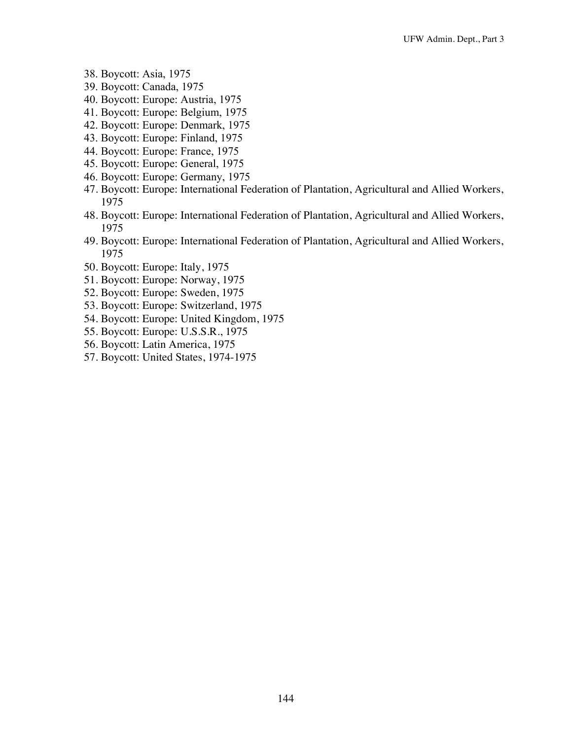38. Boycott: Asia, 1975
39. Boycott: Canada, 1975
40. Boycott: Europe: Austria, 1975
41. Boycott: Europe: Belgium, 1975
42. Boycott: Europe: Denmark, 1975
43. Boycott: Europe: Finland, 1975
44. Boycott: Europe: France, 1975
45. Boycott: Europe: General, 1975
46. Boycott: Europe: Germany, 1975
47. Boycott: Europe: International Federation of Plantation, Agricultural and Allied Workers, 1975
48. Boycott: Europe: International Federation of Plantation, Agricultural and Allied Workers, 1975
49. Boycott: Europe: International Federation of Plantation, Agricultural and Allied Workers, 1975
50. Boycott: Europe: Italy, 1975
51. Boycott: Europe: Norway, 1975
52. Boycott: Europe: Sweden, 1975
53. Boycott: Europe: Switzerland, 1975
54. Boycott: Europe: United Kingdom, 1975
55. Boycott: Europe: U.S.S.R., 1975
56. Boycott: Latin America, 1975
57. Boycott: United States, 1974-1975